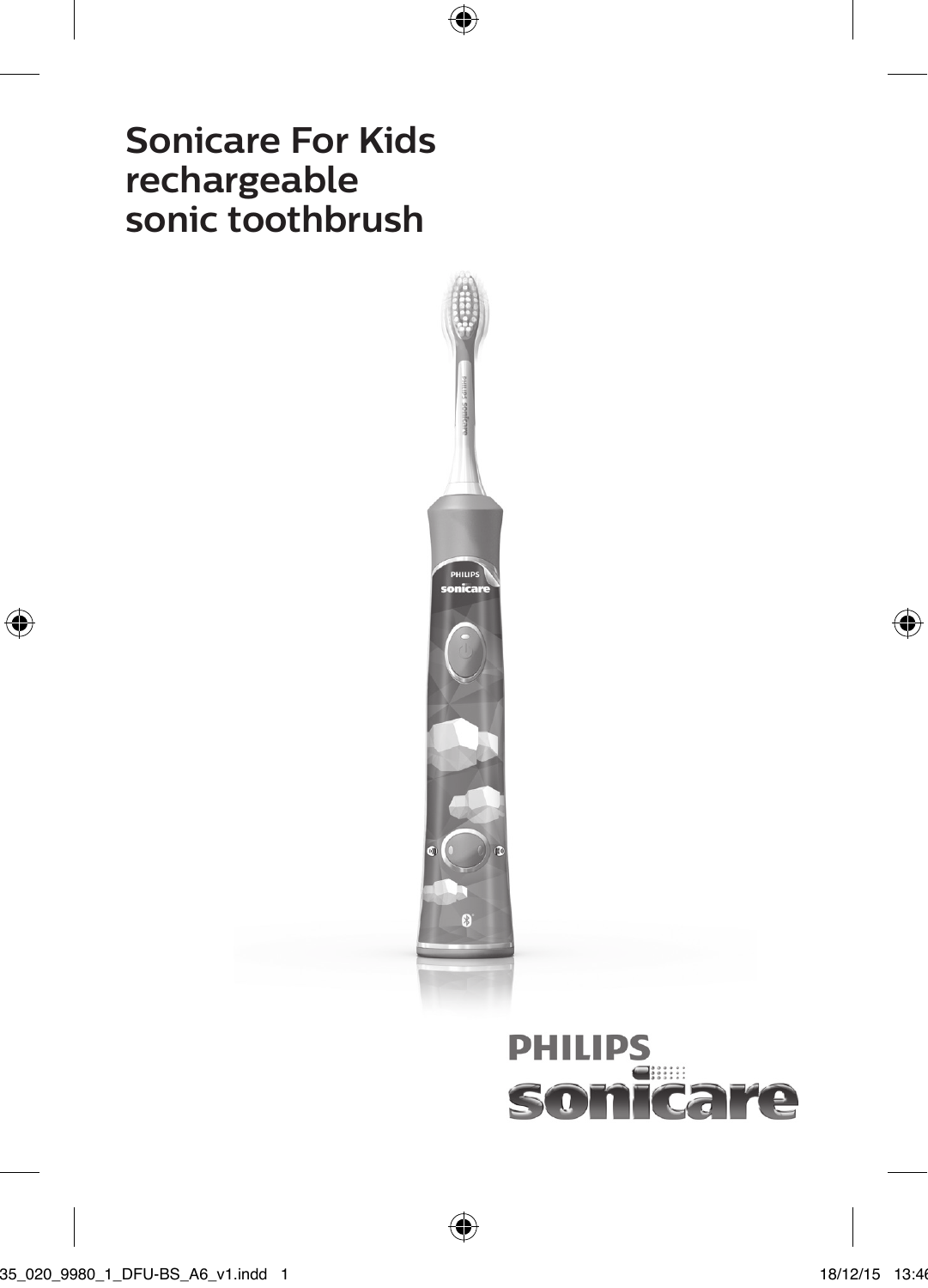# Sonicare For Kids rechargeable sonic toothbrush

PHILIPS sonicare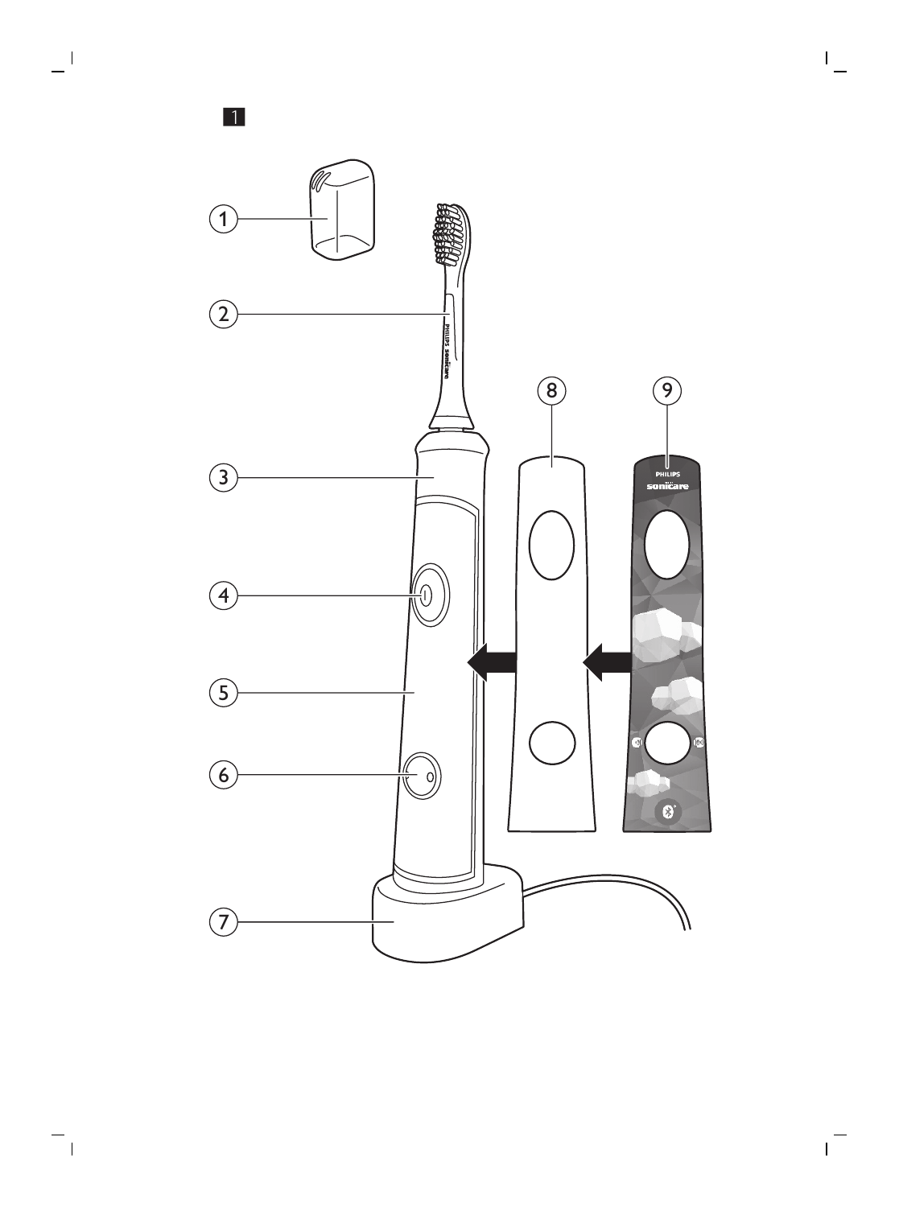1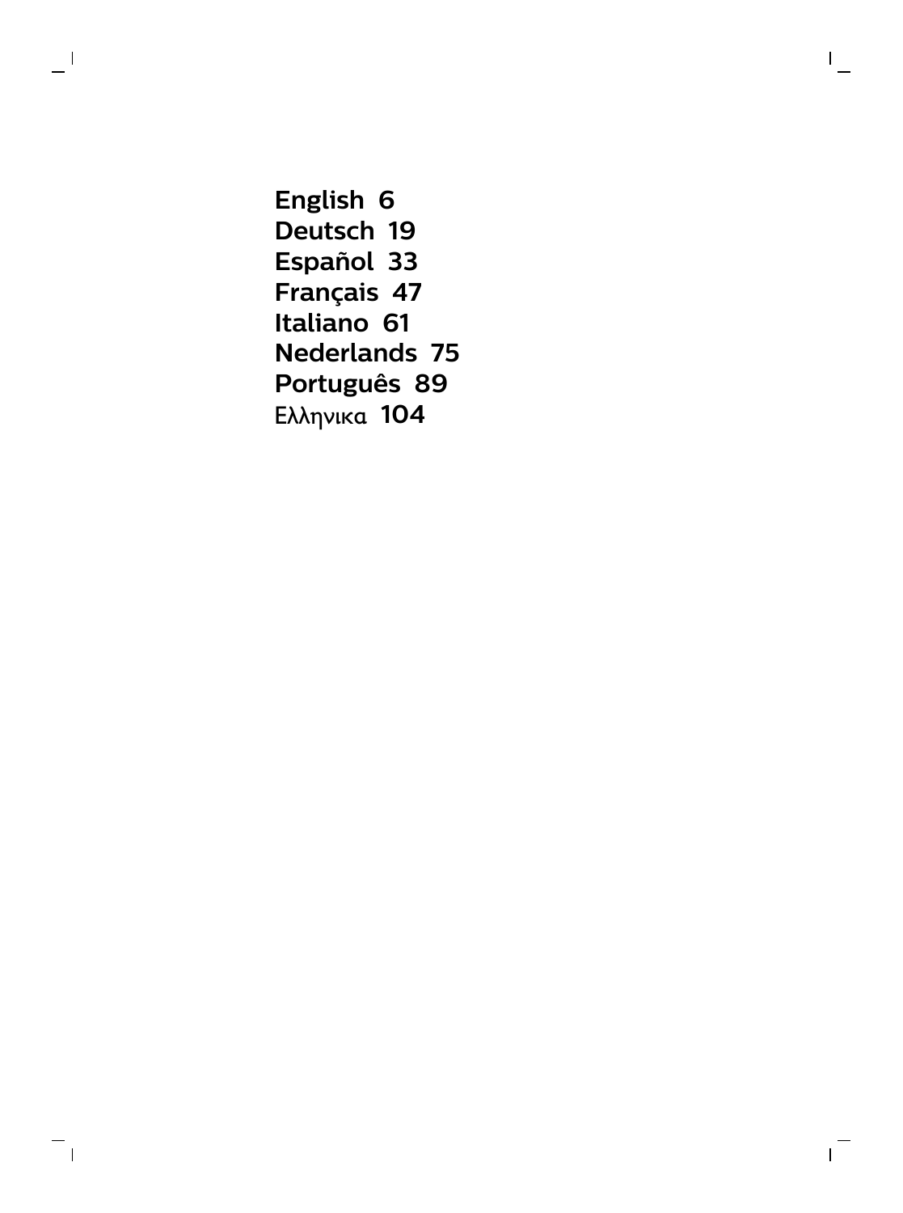English 6
Deutsch 19
Español 33
Français 47
Italiano 61
Nederlands 75
Português 89
Ελληνικα 104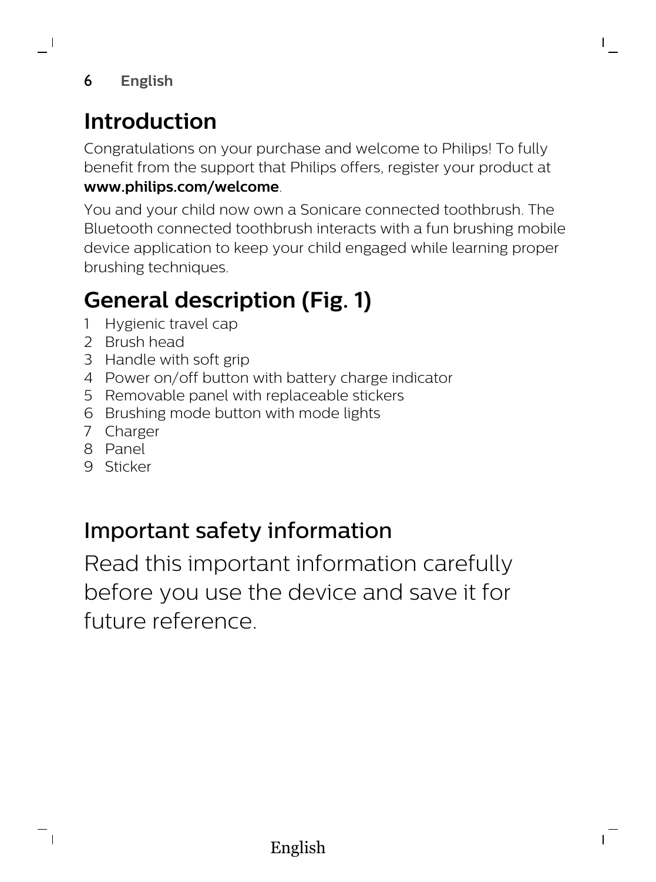# Introduction

Congratulations on your purchase and welcome to Philips! To fully benefit from the support that Philips offers, register your product at **www.philips.com/welcome**.

You and your child now own a Sonicare connected toothbrush. The Bluetooth connected toothbrush interacts with a fun brushing mobile device application to keep your child engaged while learning proper brushing techniques.

# General description (Fig. 1)

1. Hygienic travel cap
2. Brush head
3. Handle with soft grip
4. Power on/off button with battery charge indicator
5. Removable panel with replaceable stickers
6. Brushing mode button with mode lights
7. Charger
8. Panel
9. Sticker

## Important safety information

Read this important information carefully before you use the device and save it for future reference.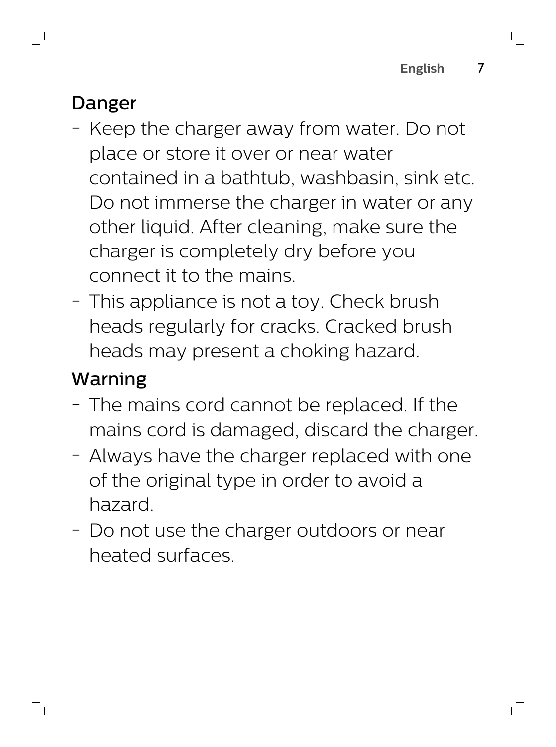## Danger

- Keep the charger away from water. Do not place or store it over or near water contained in a bathtub, washbasin, sink etc. Do not immerse the charger in water or any other liquid. After cleaning, make sure the charger is completely dry before you connect it to the mains.
- This appliance is not a toy. Check brush heads regularly for cracks. Cracked brush heads may present a choking hazard.

## Warning

- The mains cord cannot be replaced. If the mains cord is damaged, discard the charger.
- Always have the charger replaced with one of the original type in order to avoid a hazard.
- Do not use the charger outdoors or near heated surfaces.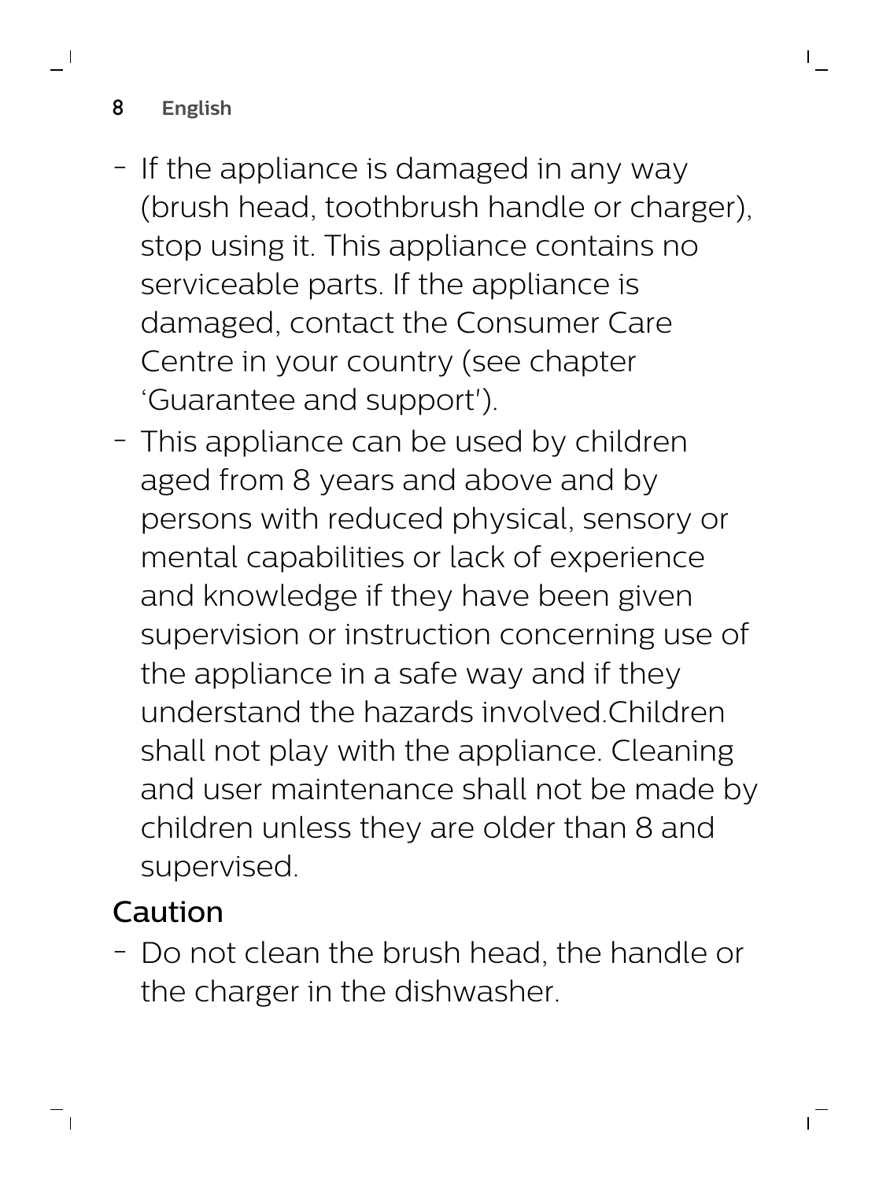- If the appliance is damaged in any way (brush head, toothbrush handle or charger), stop using it. This appliance contains no serviceable parts. If the appliance is damaged, contact the Consumer Care Centre in your country (see chapter 'Guarantee and support').
- This appliance can be used by children aged from 8 years and above and by persons with reduced physical, sensory or mental capabilities or lack of experience and knowledge if they have been given supervision or instruction concerning use of the appliance in a safe way and if they understand the hazards involved.Children shall not play with the appliance. Cleaning and user maintenance shall not be made by children unless they are older than 8 and supervised.

## Caution

- Do not clean the brush head, the handle or the charger in the dishwasher.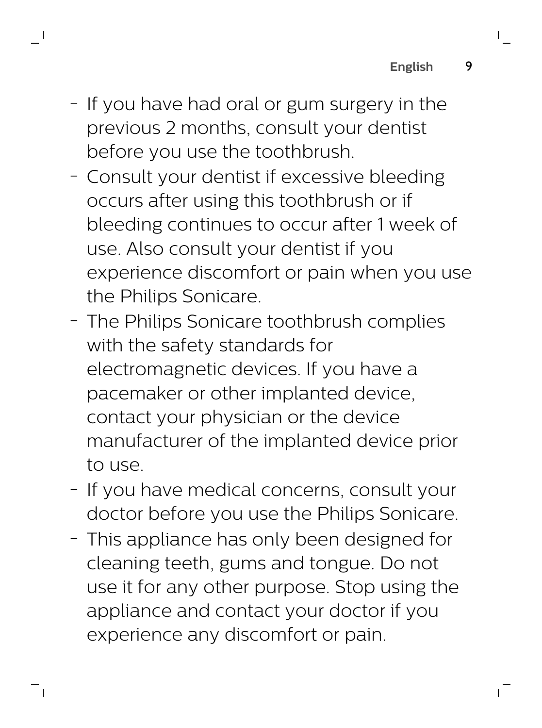- If you have had oral or gum surgery in the previous 2 months, consult your dentist before you use the toothbrush.
- Consult your dentist if excessive bleeding occurs after using this toothbrush or if bleeding continues to occur after 1 week of use. Also consult your dentist if you experience discomfort or pain when you use the Philips Sonicare.
- The Philips Sonicare toothbrush complies with the safety standards for electromagnetic devices. If you have a pacemaker or other implanted device, contact your physician or the device manufacturer of the implanted device prior to use.
- If you have medical concerns, consult your doctor before you use the Philips Sonicare.
- This appliance has only been designed for cleaning teeth, gums and tongue. Do not use it for any other purpose. Stop using the appliance and contact your doctor if you experience any discomfort or pain.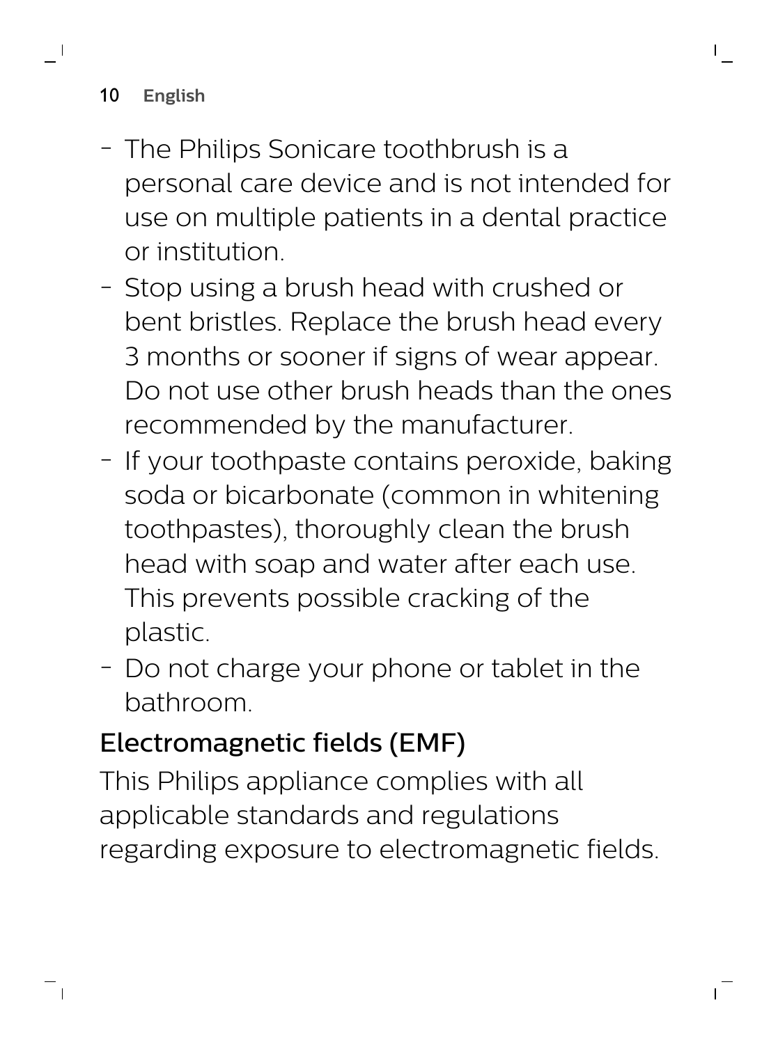- The Philips Sonicare toothbrush is a personal care device and is not intended for use on multiple patients in a dental practice or institution.
- Stop using a brush head with crushed or bent bristles. Replace the brush head every 3 months or sooner if signs of wear appear. Do not use other brush heads than the ones recommended by the manufacturer.
- If your toothpaste contains peroxide, baking soda or bicarbonate (common in whitening toothpastes), thoroughly clean the brush head with soap and water after each use. This prevents possible cracking of the plastic.
- Do not charge your phone or tablet in the bathroom.

## Electromagnetic fields (EMF)

This Philips appliance complies with all applicable standards and regulations regarding exposure to electromagnetic fields.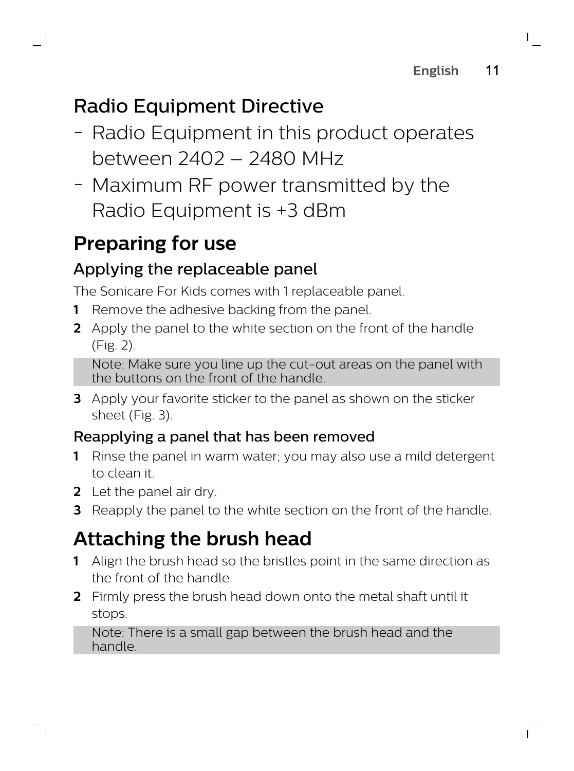## Radio Equipment Directive

- Radio Equipment in this product operates between 2402 – 2480 MHz
- Maximum RF power transmitted by the Radio Equipment is +3 dBm

# Preparing for use

## Applying the replaceable panel

The Sonicare For Kids comes with 1 replaceable panel.

1. Remove the adhesive backing from the panel.
2. Apply the panel to the white section on the front of the handle (Fig. 2).

   Note: Make sure you line up the cut-out areas on the panel with the buttons on the front of the handle.

3. Apply your favorite sticker to the panel as shown on the sticker sheet (Fig. 3).

### Reapplying a panel that has been removed

1. Rinse the panel in warm water; you may also use a mild detergent to clean it.
2. Let the panel air dry.
3. Reapply the panel to the white section on the front of the handle.

# Attaching the brush head

1. Align the brush head so the bristles point in the same direction as the front of the handle.
2. Firmly press the brush head down onto the metal shaft until it stops.

   Note: There is a small gap between the brush head and the handle.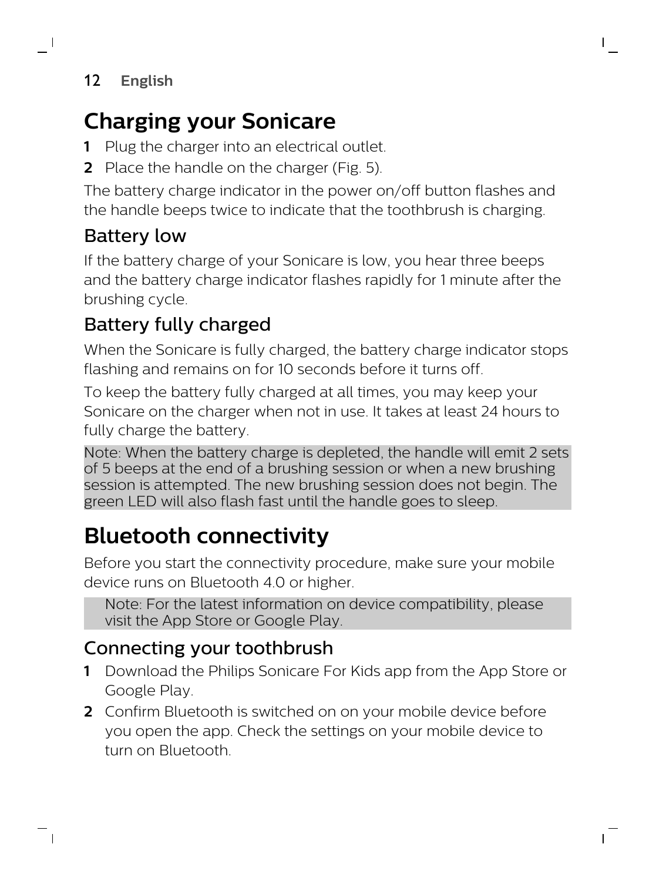# Charging your Sonicare

1. Plug the charger into an electrical outlet.
2. Place the handle on the charger (Fig. 5).

The battery charge indicator in the power on/off button flashes and the handle beeps twice to indicate that the toothbrush is charging.

## Battery low

If the battery charge of your Sonicare is low, you hear three beeps and the battery charge indicator flashes rapidly for 1 minute after the brushing cycle.

## Battery fully charged

When the Sonicare is fully charged, the battery charge indicator stops flashing and remains on for 10 seconds before it turns off.

To keep the battery fully charged at all times, you may keep your Sonicare on the charger when not in use. It takes at least 24 hours to fully charge the battery.

Note: When the battery charge is depleted, the handle will emit 2 sets of 5 beeps at the end of a brushing session or when a new brushing session is attempted. The new brushing session does not begin. The green LED will also flash fast until the handle goes to sleep.

# Bluetooth connectivity

Before you start the connectivity procedure, make sure your mobile device runs on Bluetooth 4.0 or higher.

Note: For the latest information on device compatibility, please visit the App Store or Google Play.

## Connecting your toothbrush

1. Download the Philips Sonicare For Kids app from the App Store or Google Play.
2. Confirm Bluetooth is switched on on your mobile device before you open the app. Check the settings on your mobile device to turn on Bluetooth.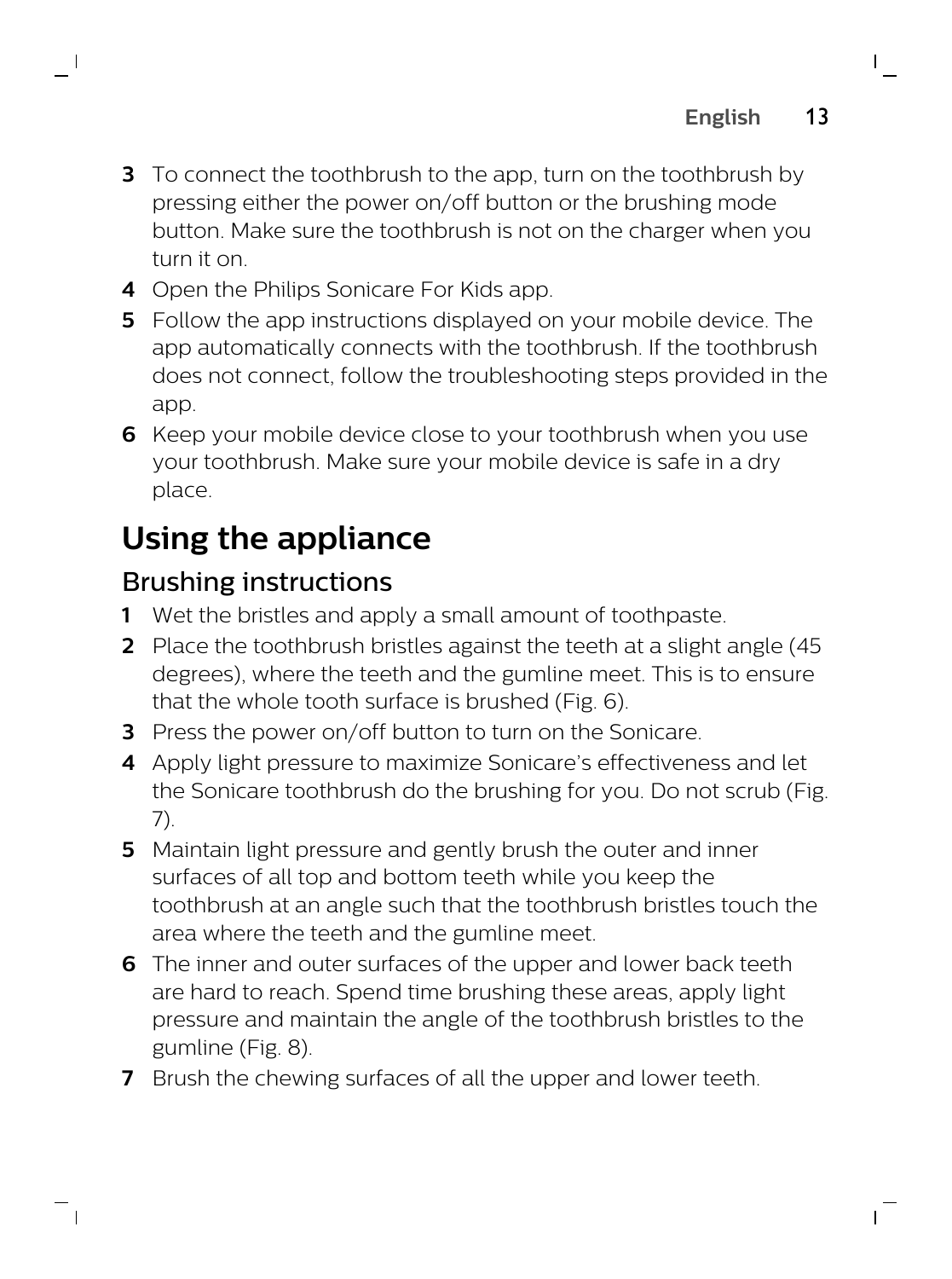3. To connect the toothbrush to the app, turn on the toothbrush by pressing either the power on/off button or the brushing mode button. Make sure the toothbrush is not on the charger when you turn it on.
4. Open the Philips Sonicare For Kids app.
5. Follow the app instructions displayed on your mobile device. The app automatically connects with the toothbrush. If the toothbrush does not connect, follow the troubleshooting steps provided in the app.
6. Keep your mobile device close to your toothbrush when you use your toothbrush. Make sure your mobile device is safe in a dry place.

# Using the appliance

## Brushing instructions

1. Wet the bristles and apply a small amount of toothpaste.
2. Place the toothbrush bristles against the teeth at a slight angle (45 degrees), where the teeth and the gumline meet. This is to ensure that the whole tooth surface is brushed (Fig. 6).
3. Press the power on/off button to turn on the Sonicare.
4. Apply light pressure to maximize Sonicare's effectiveness and let the Sonicare toothbrush do the brushing for you. Do not scrub (Fig. 7).
5. Maintain light pressure and gently brush the outer and inner surfaces of all top and bottom teeth while you keep the toothbrush at an angle such that the toothbrush bristles touch the area where the teeth and the gumline meet.
6. The inner and outer surfaces of the upper and lower back teeth are hard to reach. Spend time brushing these areas, apply light pressure and maintain the angle of the toothbrush bristles to the gumline (Fig. 8).
7. Brush the chewing surfaces of all the upper and lower teeth.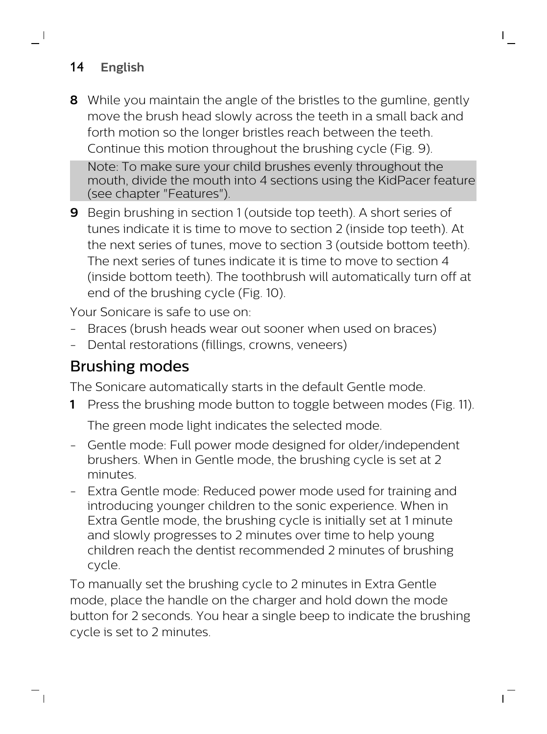8. While you maintain the angle of the bristles to the gumline, gently move the brush head slowly across the teeth in a small back and forth motion so the longer bristles reach between the teeth. Continue this motion throughout the brushing cycle (Fig. 9).

   Note: To make sure your child brushes evenly throughout the mouth, divide the mouth into 4 sections using the KidPacer feature (see chapter "Features").

9. Begin brushing in section 1 (outside top teeth). A short series of tunes indicate it is time to move to section 2 (inside top teeth). At the next series of tunes, move to section 3 (outside bottom teeth). The next series of tunes indicate it is time to move to section 4 (inside bottom teeth). The toothbrush will automatically turn off at end of the brushing cycle (Fig. 10).

Your Sonicare is safe to use on:

- Braces (brush heads wear out sooner when used on braces)
- Dental restorations (fillings, crowns, veneers)

## Brushing modes

The Sonicare automatically starts in the default Gentle mode.

1. Press the brushing mode button to toggle between modes (Fig. 11).

   The green mode light indicates the selected mode.

- Gentle mode: Full power mode designed for older/independent brushers. When in Gentle mode, the brushing cycle is set at 2 minutes.
- Extra Gentle mode: Reduced power mode used for training and introducing younger children to the sonic experience. When in Extra Gentle mode, the brushing cycle is initially set at 1 minute and slowly progresses to 2 minutes over time to help young children reach the dentist recommended 2 minutes of brushing cycle.

To manually set the brushing cycle to 2 minutes in Extra Gentle mode, place the handle on the charger and hold down the mode button for 2 seconds. You hear a single beep to indicate the brushing cycle is set to 2 minutes.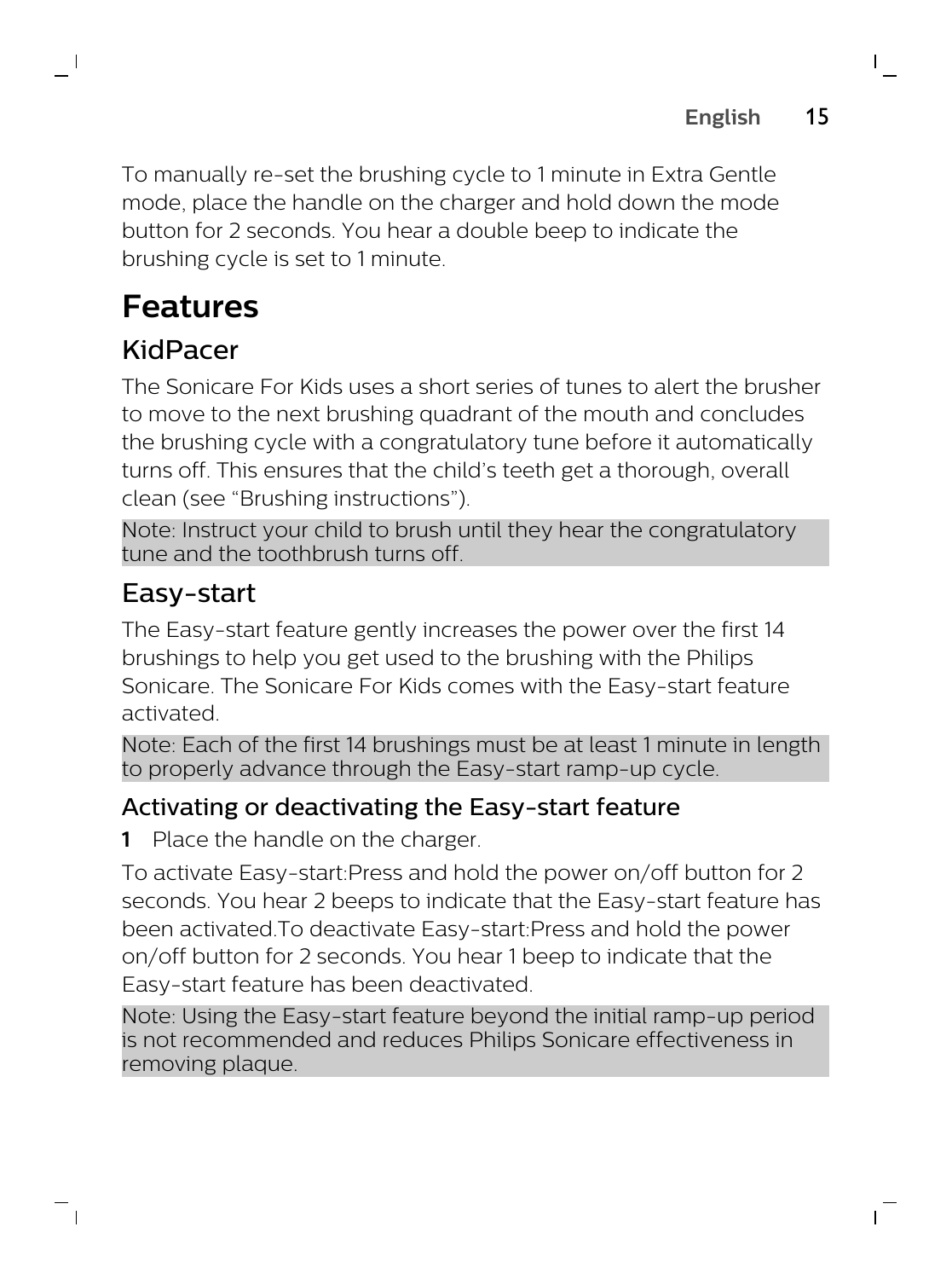To manually re-set the brushing cycle to 1 minute in Extra Gentle mode, place the handle on the charger and hold down the mode button for 2 seconds. You hear a double beep to indicate the brushing cycle is set to 1 minute.

# Features

## KidPacer

The Sonicare For Kids uses a short series of tunes to alert the brusher to move to the next brushing quadrant of the mouth and concludes the brushing cycle with a congratulatory tune before it automatically turns off. This ensures that the child's teeth get a thorough, overall clean (see "Brushing instructions").

Note: Instruct your child to brush until they hear the congratulatory tune and the toothbrush turns off.

## Easy-start

The Easy-start feature gently increases the power over the first 14 brushings to help you get used to the brushing with the Philips Sonicare. The Sonicare For Kids comes with the Easy-start feature activated.

Note: Each of the first 14 brushings must be at least 1 minute in length to properly advance through the Easy-start ramp-up cycle.

### Activating or deactivating the Easy-start feature

1 Place the handle on the charger.

To activate Easy-start:Press and hold the power on/off button for 2 seconds. You hear 2 beeps to indicate that the Easy-start feature has been activated.To deactivate Easy-start:Press and hold the power on/off button for 2 seconds. You hear 1 beep to indicate that the Easy-start feature has been deactivated.

Note: Using the Easy-start feature beyond the initial ramp-up period is not recommended and reduces Philips Sonicare effectiveness in removing plaque.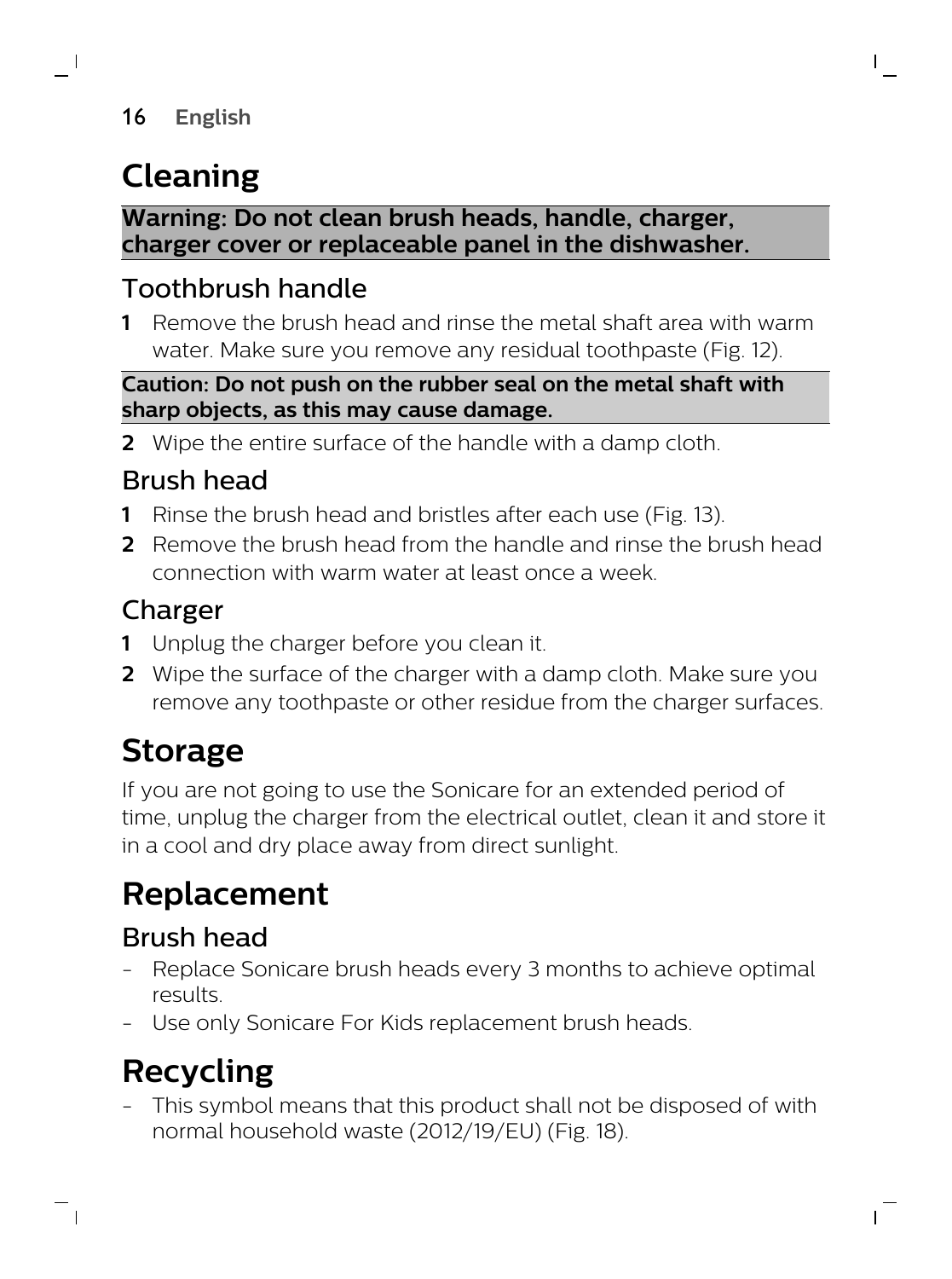# Cleaning

**Warning: Do not clean brush heads, handle, charger, charger cover or replaceable panel in the dishwasher.**

## Toothbrush handle

1. Remove the brush head and rinse the metal shaft area with warm water. Make sure you remove any residual toothpaste (Fig. 12).

**Caution: Do not push on the rubber seal on the metal shaft with sharp objects, as this may cause damage.**

2. Wipe the entire surface of the handle with a damp cloth.

## Brush head

1. Rinse the brush head and bristles after each use (Fig. 13).
2. Remove the brush head from the handle and rinse the brush head connection with warm water at least once a week.

## Charger

1. Unplug the charger before you clean it.
2. Wipe the surface of the charger with a damp cloth. Make sure you remove any toothpaste or other residue from the charger surfaces.

# Storage

If you are not going to use the Sonicare for an extended period of time, unplug the charger from the electrical outlet, clean it and store it in a cool and dry place away from direct sunlight.

# Replacement

## Brush head

- Replace Sonicare brush heads every 3 months to achieve optimal results.
- Use only Sonicare For Kids replacement brush heads.

# Recycling

- This symbol means that this product shall not be disposed of with normal household waste (2012/19/EU) (Fig. 18).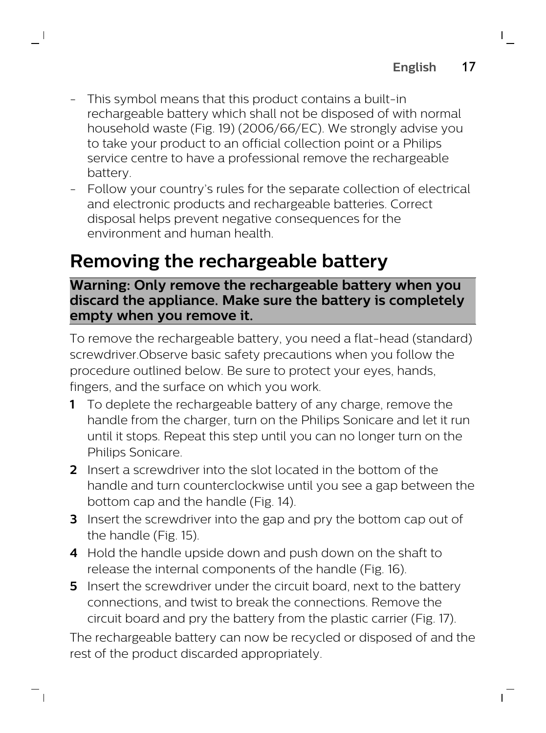- This symbol means that this product contains a built-in rechargeable battery which shall not be disposed of with normal household waste (Fig. 19) (2006/66/EC). We strongly advise you to take your product to an official collection point or a Philips service centre to have a professional remove the rechargeable battery.
- Follow your country's rules for the separate collection of electrical and electronic products and rechargeable batteries. Correct disposal helps prevent negative consequences for the environment and human health.

## Removing the rechargeable battery

**Warning: Only remove the rechargeable battery when you discard the appliance. Make sure the battery is completely empty when you remove it.**

To remove the rechargeable battery, you need a flat-head (standard) screwdriver.Observe basic safety precautions when you follow the procedure outlined below. Be sure to protect your eyes, hands, fingers, and the surface on which you work.

1. To deplete the rechargeable battery of any charge, remove the handle from the charger, turn on the Philips Sonicare and let it run until it stops. Repeat this step until you can no longer turn on the Philips Sonicare.
2. Insert a screwdriver into the slot located in the bottom of the handle and turn counterclockwise until you see a gap between the bottom cap and the handle (Fig. 14).
3. Insert the screwdriver into the gap and pry the bottom cap out of the handle (Fig. 15).
4. Hold the handle upside down and push down on the shaft to release the internal components of the handle (Fig. 16).
5. Insert the screwdriver under the circuit board, next to the battery connections, and twist to break the connections. Remove the circuit board and pry the battery from the plastic carrier (Fig. 17).

The rechargeable battery can now be recycled or disposed of and the rest of the product discarded appropriately.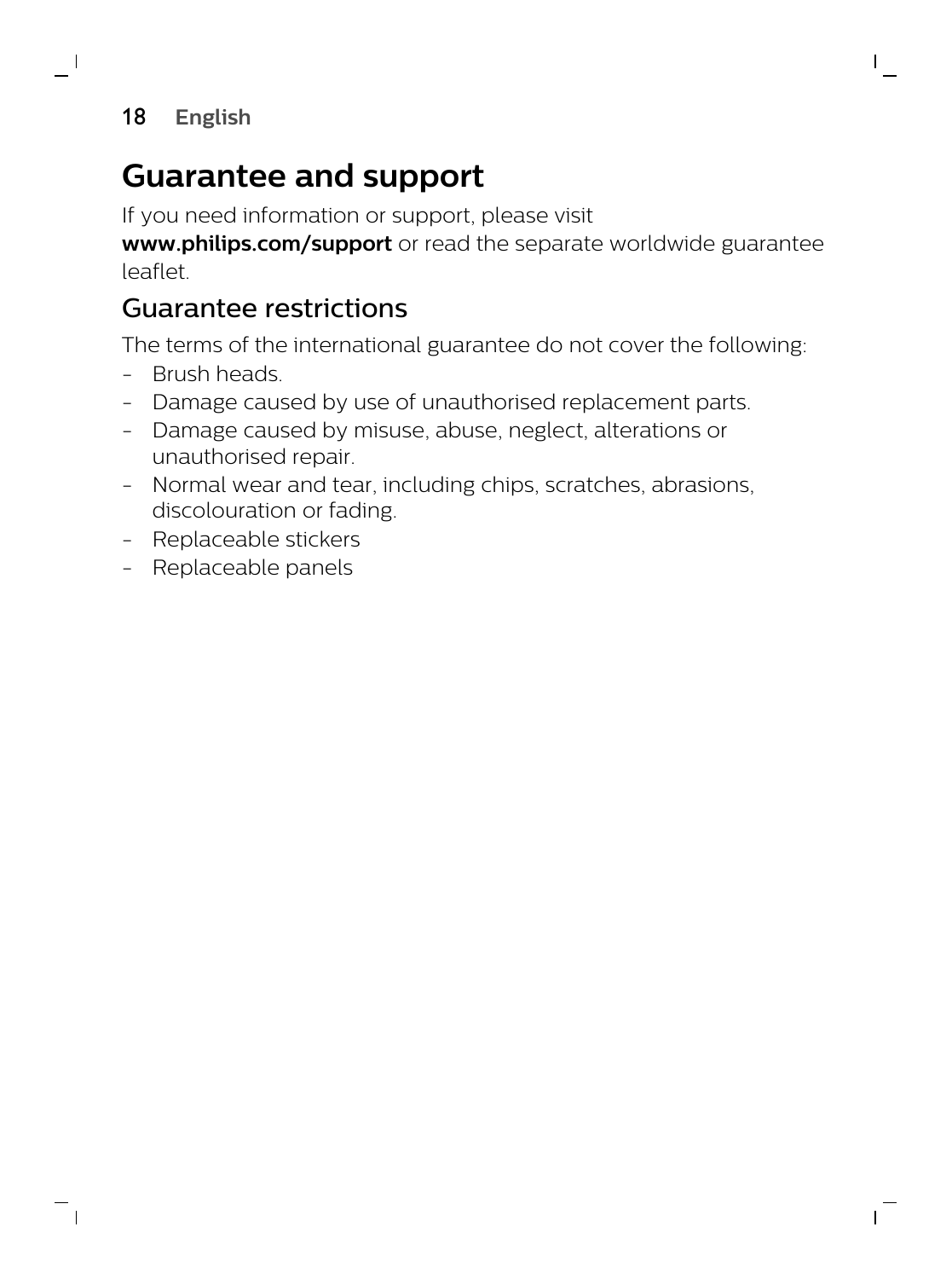# Guarantee and support

If you need information or support, please visit **www.philips.com/support** or read the separate worldwide guarantee leaflet.

## Guarantee restrictions

The terms of the international guarantee do not cover the following:

- Brush heads.
- Damage caused by use of unauthorised replacement parts.
- Damage caused by misuse, abuse, neglect, alterations or unauthorised repair.
- Normal wear and tear, including chips, scratches, abrasions, discolouration or fading.
- Replaceable stickers
- Replaceable panels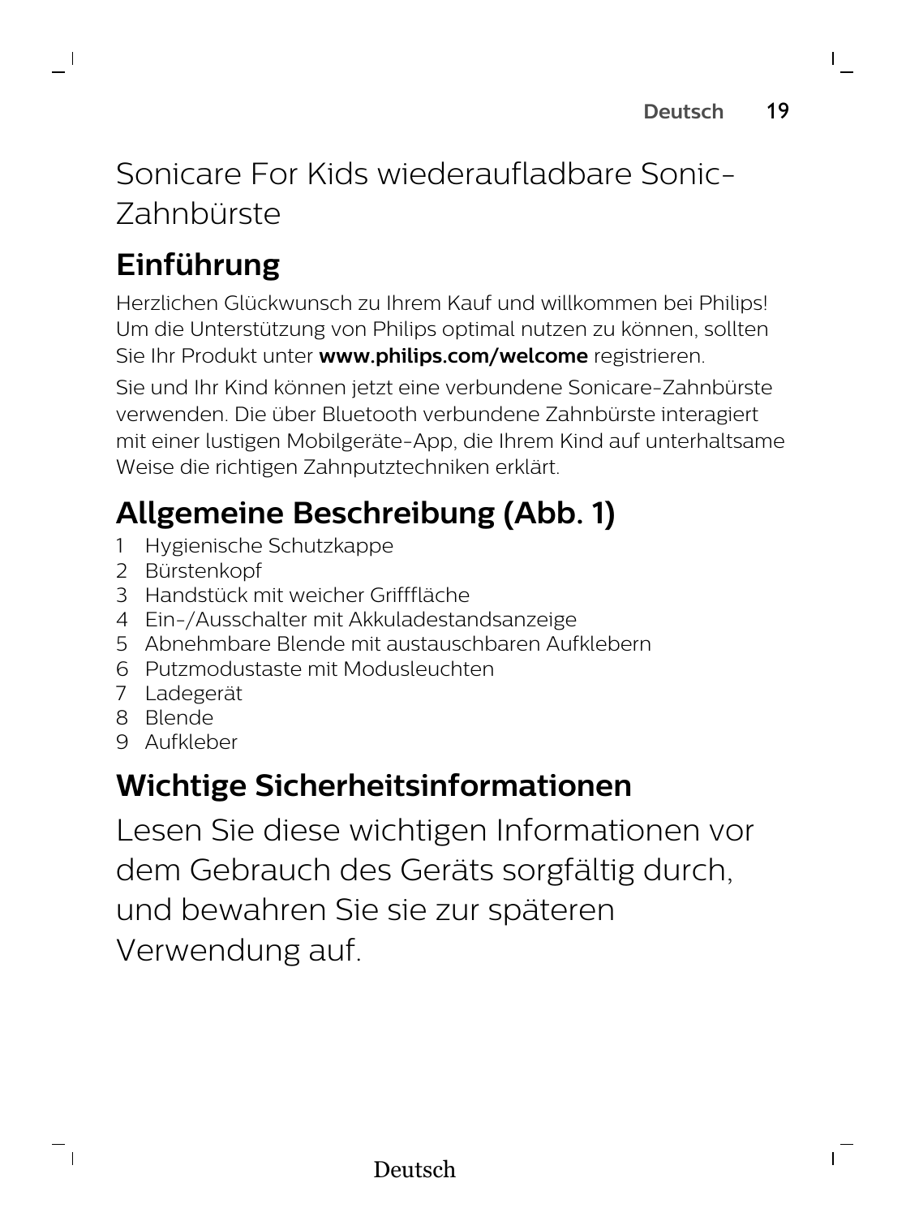# Sonicare For Kids wiederaufladbare Sonic-Zahnbürste

## Einführung

Herzlichen Glückwunsch zu Ihrem Kauf und willkommen bei Philips! Um die Unterstützung von Philips optimal nutzen zu können, sollten Sie Ihr Produkt unter **www.philips.com/welcome** registrieren.

Sie und Ihr Kind können jetzt eine verbundene Sonicare-Zahnbürste verwenden. Die über Bluetooth verbundene Zahnbürste interagiert mit einer lustigen Mobilgeräte-App, die Ihrem Kind auf unterhaltsame Weise die richtigen Zahnputztechniken erklärt.

## Allgemeine Beschreibung (Abb. 1)

1 Hygienische Schutzkappe
2 Bürstenkopf
3 Handstück mit weicher Grifffläche
4 Ein-/Ausschalter mit Akkuladestandsanzeige
5 Abnehmbare Blende mit austauschbaren Aufklebern
6 Putzmodustaste mit Modusleuchten
7 Ladegerät
8 Blende
9 Aufkleber

## Wichtige Sicherheitsinformationen

Lesen Sie diese wichtigen Informationen vor dem Gebrauch des Geräts sorgfältig durch, und bewahren Sie sie zur späteren Verwendung auf.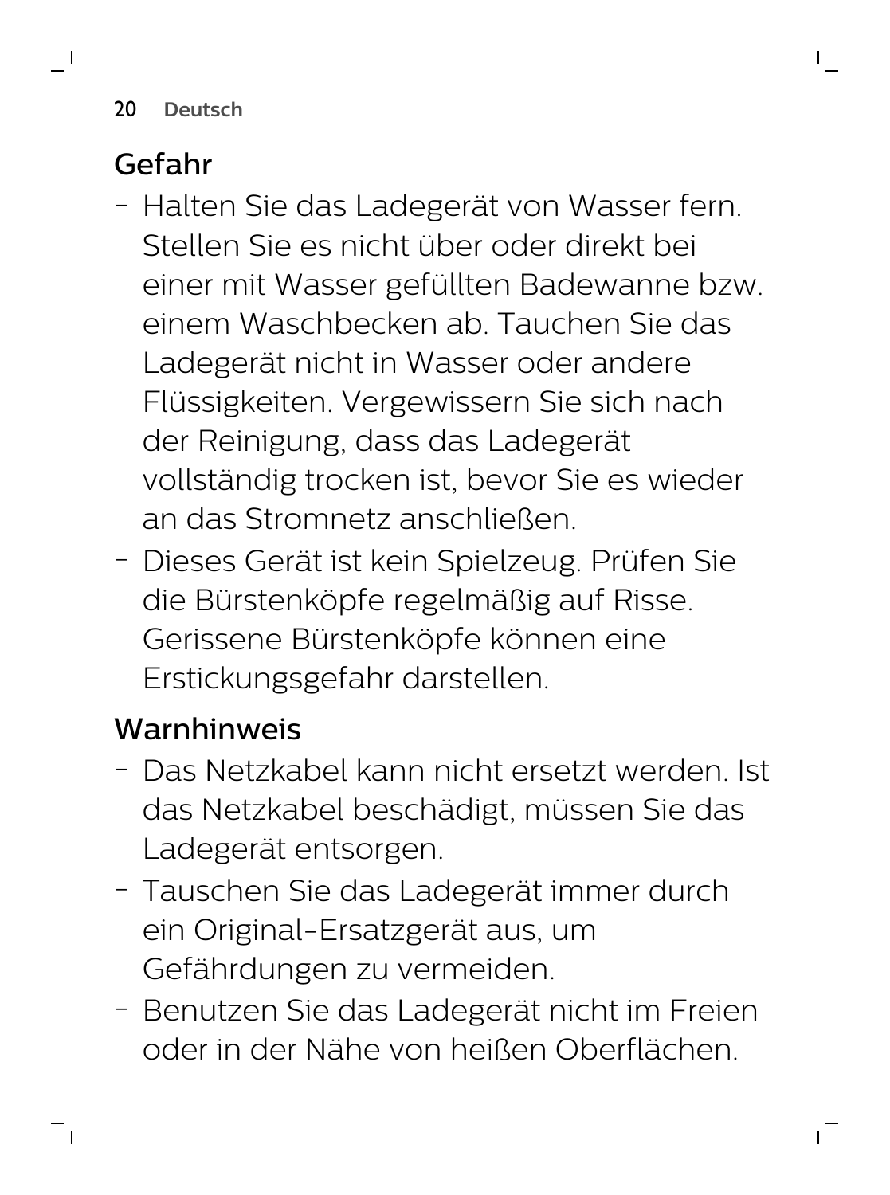## Gefahr

- Halten Sie das Ladegerät von Wasser fern. Stellen Sie es nicht über oder direkt bei einer mit Wasser gefüllten Badewanne bzw. einem Waschbecken ab. Tauchen Sie das Ladegerät nicht in Wasser oder andere Flüssigkeiten. Vergewissern Sie sich nach der Reinigung, dass das Ladegerät vollständig trocken ist, bevor Sie es wieder an das Stromnetz anschließen.
- Dieses Gerät ist kein Spielzeug. Prüfen Sie die Bürstenköpfe regelmäßig auf Risse. Gerissene Bürstenköpfe können eine Erstickungsgefahr darstellen.

## Warnhinweis

- Das Netzkabel kann nicht ersetzt werden. Ist das Netzkabel beschädigt, müssen Sie das Ladegerät entsorgen.
- Tauschen Sie das Ladegerät immer durch ein Original-Ersatzgerät aus, um Gefährdungen zu vermeiden.
- Benutzen Sie das Ladegerät nicht im Freien oder in der Nähe von heißen Oberflächen.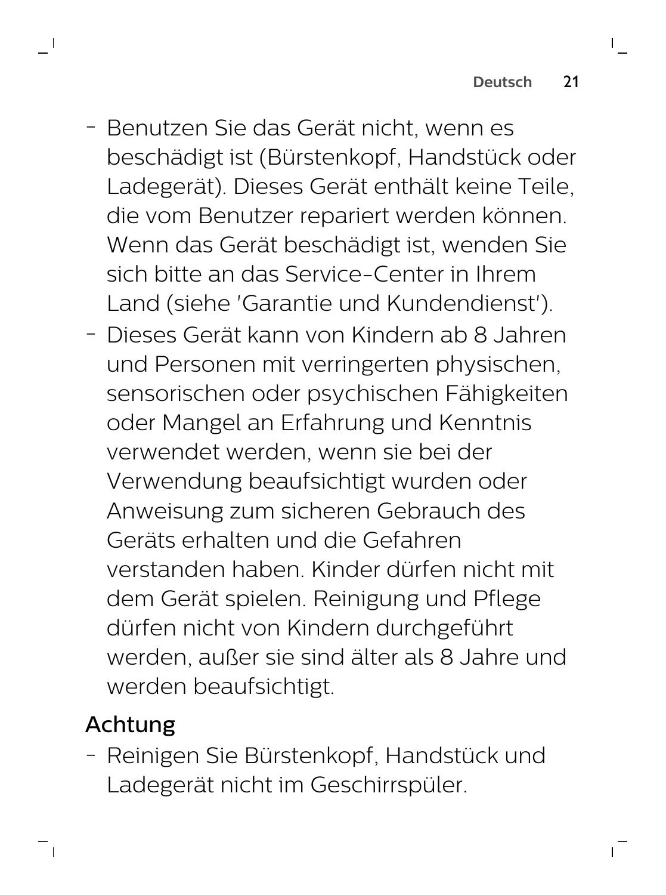- Benutzen Sie das Gerät nicht, wenn es beschädigt ist (Bürstenkopf, Handstück oder Ladegerät). Dieses Gerät enthält keine Teile, die vom Benutzer repariert werden können. Wenn das Gerät beschädigt ist, wenden Sie sich bitte an das Service-Center in Ihrem Land (siehe 'Garantie und Kundendienst').
- Dieses Gerät kann von Kindern ab 8 Jahren und Personen mit verringerten physischen, sensorischen oder psychischen Fähigkeiten oder Mangel an Erfahrung und Kenntnis verwendet werden, wenn sie bei der Verwendung beaufsichtigt wurden oder Anweisung zum sicheren Gebrauch des Geräts erhalten und die Gefahren verstanden haben. Kinder dürfen nicht mit dem Gerät spielen. Reinigung und Pflege dürfen nicht von Kindern durchgeführt werden, außer sie sind älter als 8 Jahre und werden beaufsichtigt.

## Achtung

- Reinigen Sie Bürstenkopf, Handstück und Ladegerät nicht im Geschirrspüler.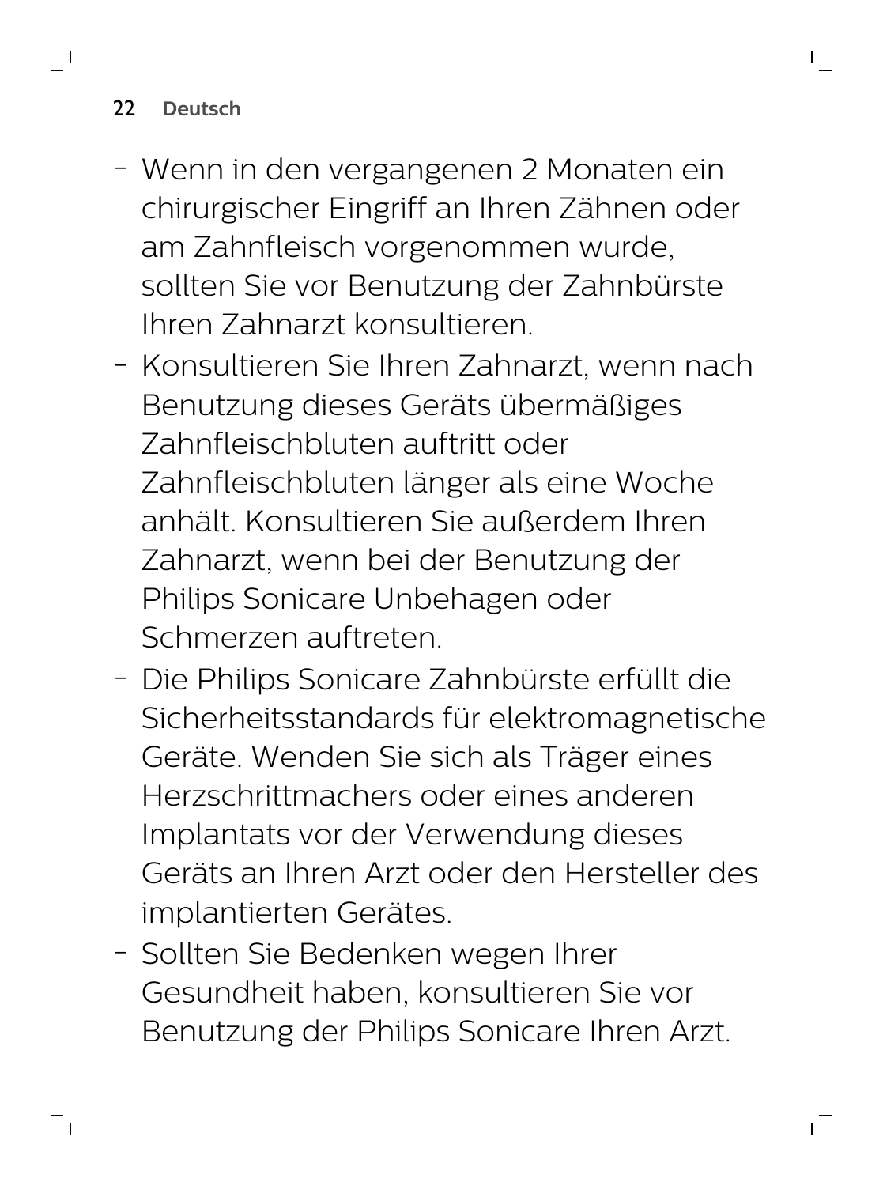- Wenn in den vergangenen 2 Monaten ein chirurgischer Eingriff an Ihren Zähnen oder am Zahnfleisch vorgenommen wurde, sollten Sie vor Benutzung der Zahnbürste Ihren Zahnarzt konsultieren.
- Konsultieren Sie Ihren Zahnarzt, wenn nach Benutzung dieses Geräts übermäßiges Zahnfleischbluten auftritt oder Zahnfleischbluten länger als eine Woche anhält. Konsultieren Sie außerdem Ihren Zahnarzt, wenn bei der Benutzung der Philips Sonicare Unbehagen oder Schmerzen auftreten.
- Die Philips Sonicare Zahnbürste erfüllt die Sicherheitsstandards für elektromagnetische Geräte. Wenden Sie sich als Träger eines Herzschrittmachers oder eines anderen Implantats vor der Verwendung dieses Geräts an Ihren Arzt oder den Hersteller des implantierten Gerätes.
- Sollten Sie Bedenken wegen Ihrer Gesundheit haben, konsultieren Sie vor Benutzung der Philips Sonicare Ihren Arzt.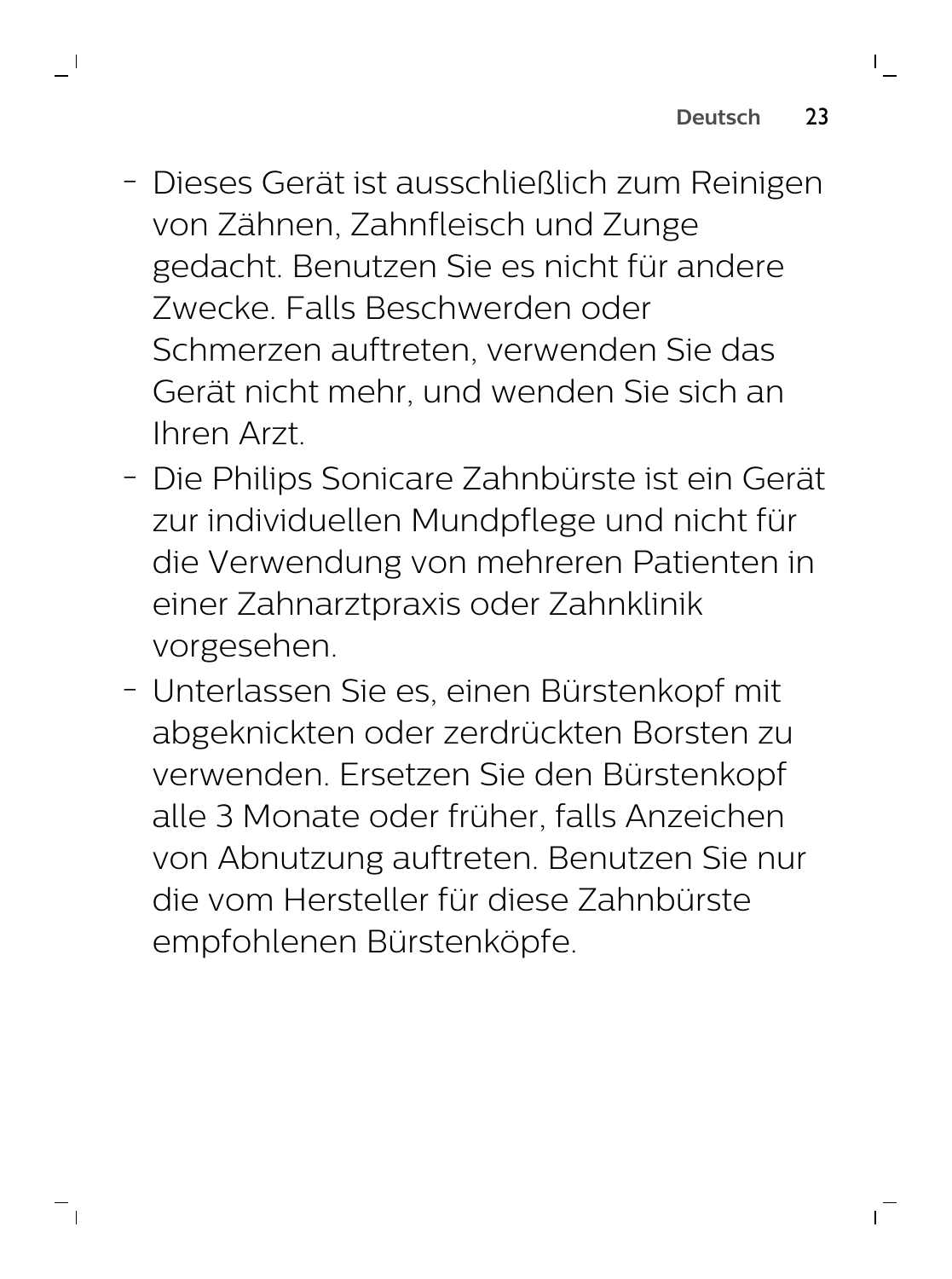- Dieses Gerät ist ausschließlich zum Reinigen von Zähnen, Zahnfleisch und Zunge gedacht. Benutzen Sie es nicht für andere Zwecke. Falls Beschwerden oder Schmerzen auftreten, verwenden Sie das Gerät nicht mehr, und wenden Sie sich an Ihren Arzt.
- Die Philips Sonicare Zahnbürste ist ein Gerät zur individuellen Mundpflege und nicht für die Verwendung von mehreren Patienten in einer Zahnarztpraxis oder Zahnklinik vorgesehen.
- Unterlassen Sie es, einen Bürstenkopf mit abgeknickten oder zerdrückten Borsten zu verwenden. Ersetzen Sie den Bürstenkopf alle 3 Monate oder früher, falls Anzeichen von Abnutzung auftreten. Benutzen Sie nur die vom Hersteller für diese Zahnbürste empfohlenen Bürstenköpfe.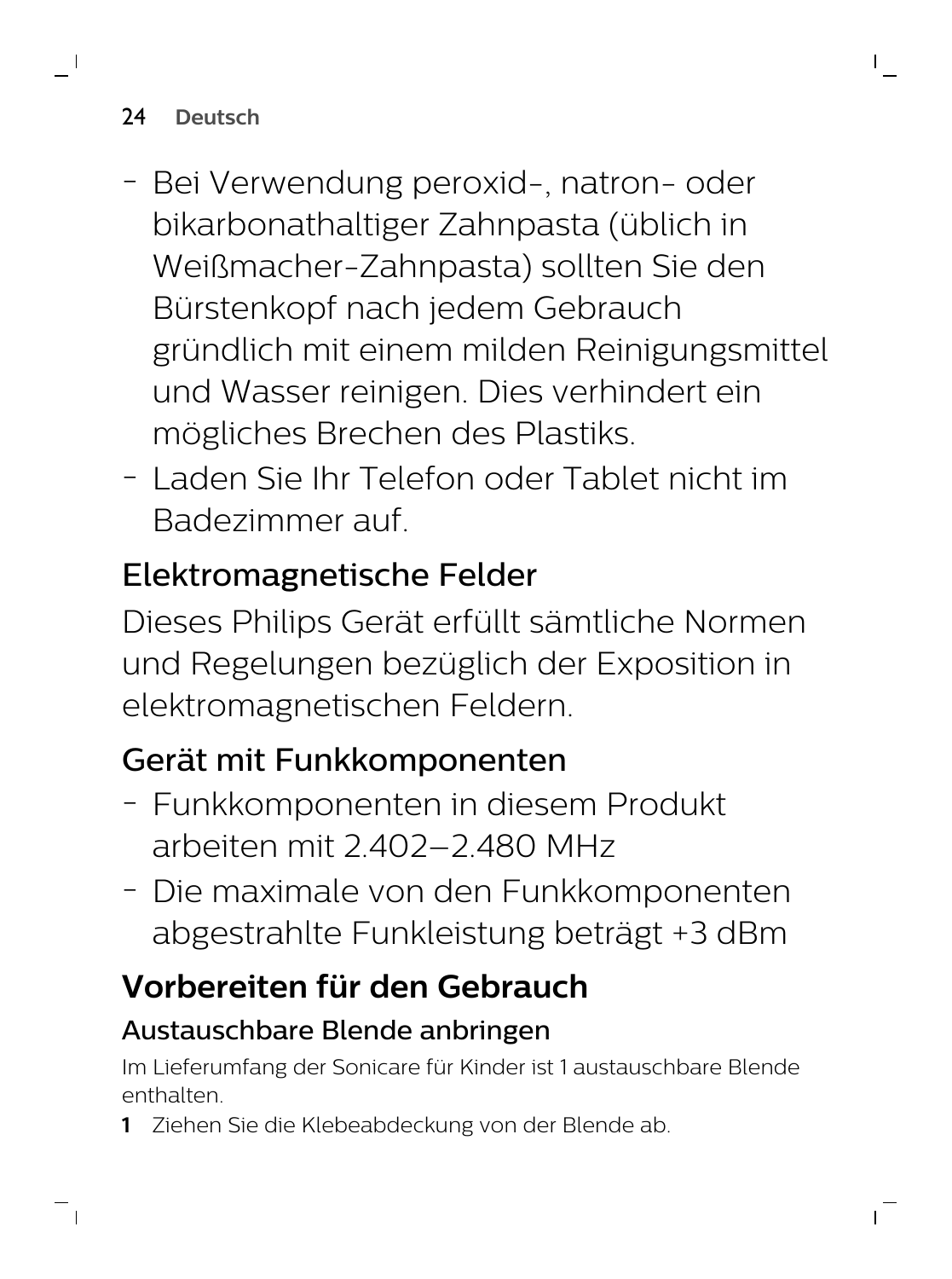- Bei Verwendung peroxid-, natron- oder bikarbonathaltiger Zahnpasta (üblich in Weißmacher-Zahnpasta) sollten Sie den Bürstenkopf nach jedem Gebrauch gründlich mit einem milden Reinigungsmittel und Wasser reinigen. Dies verhindert ein mögliches Brechen des Plastiks.
- Laden Sie Ihr Telefon oder Tablet nicht im Badezimmer auf.

## Elektromagnetische Felder

Dieses Philips Gerät erfüllt sämtliche Normen und Regelungen bezüglich der Exposition in elektromagnetischen Feldern.

## Gerät mit Funkkomponenten

- Funkkomponenten in diesem Produkt arbeiten mit 2.402–2.480 MHz
- Die maximale von den Funkkomponenten abgestrahlte Funkleistung beträgt +3 dBm

# Vorbereiten für den Gebrauch

### Austauschbare Blende anbringen

Im Lieferumfang der Sonicare für Kinder ist 1 austauschbare Blende enthalten.

1 Ziehen Sie die Klebeabdeckung von der Blende ab.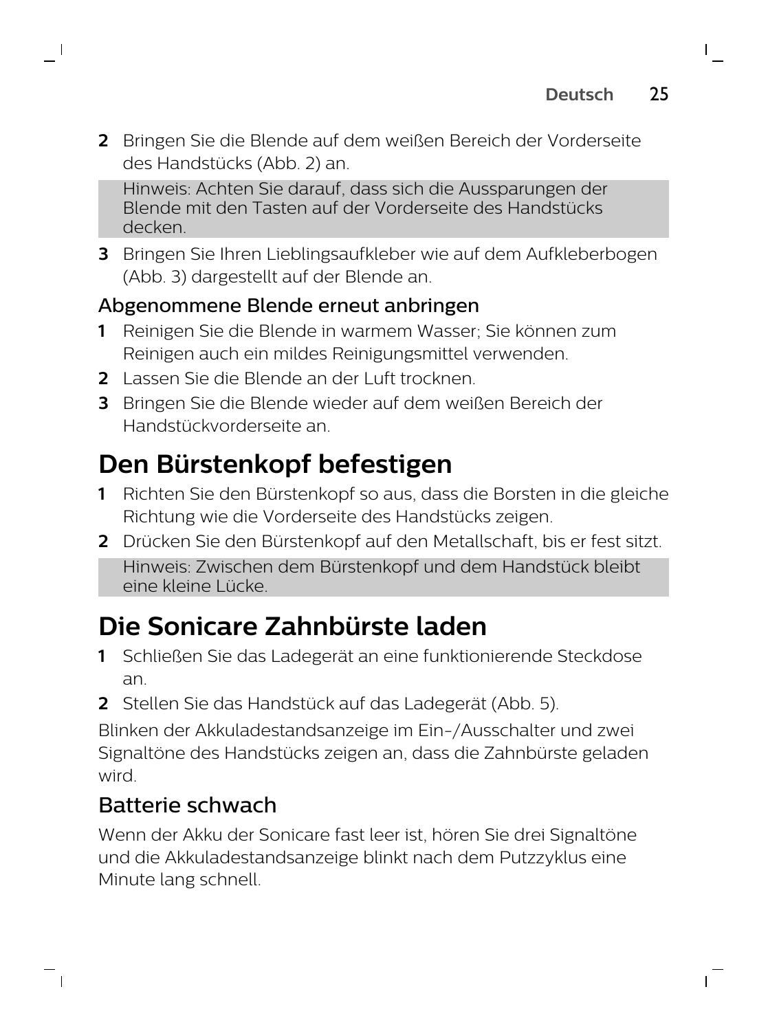2 Bringen Sie die Blende auf dem weißen Bereich der Vorderseite des Handstücks (Abb. 2) an.

Hinweis: Achten Sie darauf, dass sich die Aussparungen der Blende mit den Tasten auf der Vorderseite des Handstücks decken.

3 Bringen Sie Ihren Lieblingsaufkleber wie auf dem Aufkleberbogen (Abb. 3) dargestellt auf der Blende an.

### Abgenommene Blende erneut anbringen

1 Reinigen Sie die Blende in warmem Wasser; Sie können zum Reinigen auch ein mildes Reinigungsmittel verwenden.
2 Lassen Sie die Blende an der Luft trocknen.
3 Bringen Sie die Blende wieder auf dem weißen Bereich der Handstückvorderseite an.

## Den Bürstenkopf befestigen

1 Richten Sie den Bürstenkopf so aus, dass die Borsten in die gleiche Richtung wie die Vorderseite des Handstücks zeigen.
2 Drücken Sie den Bürstenkopf auf den Metallschaft, bis er fest sitzt.

Hinweis: Zwischen dem Bürstenkopf und dem Handstück bleibt eine kleine Lücke.

## Die Sonicare Zahnbürste laden

1 Schließen Sie das Ladegerät an eine funktionierende Steckdose an.
2 Stellen Sie das Handstück auf das Ladegerät (Abb. 5).

Blinken der Akkuladestandsanzeige im Ein-/Ausschalter und zwei Signaltöne des Handstücks zeigen an, dass die Zahnbürste geladen wird.

### Batterie schwach

Wenn der Akku der Sonicare fast leer ist, hören Sie drei Signaltöne und die Akkuladestandsanzeige blinkt nach dem Putzzyklus eine Minute lang schnell.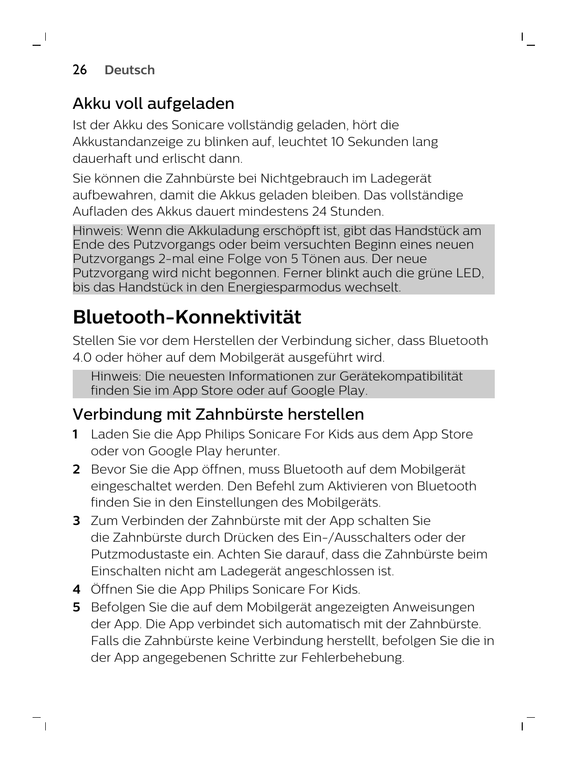## Akku voll aufgeladen

Ist der Akku des Sonicare vollständig geladen, hört die Akkustandanzeige zu blinken auf, leuchtet 10 Sekunden lang dauerhaft und erlischt dann.

Sie können die Zahnbürste bei Nichtgebrauch im Ladegerät aufbewahren, damit die Akkus geladen bleiben. Das vollständige Aufladen des Akkus dauert mindestens 24 Stunden.

Hinweis: Wenn die Akkuladung erschöpft ist, gibt das Handstück am Ende des Putzvorgangs oder beim versuchten Beginn eines neuen Putzvorgangs 2-mal eine Folge von 5 Tönen aus. Der neue Putzvorgang wird nicht begonnen. Ferner blinkt auch die grüne LED, bis das Handstück in den Energiesparmodus wechselt.

# Bluetooth-Konnektivität

Stellen Sie vor dem Herstellen der Verbindung sicher, dass Bluetooth 4.0 oder höher auf dem Mobilgerät ausgeführt wird.

Hinweis: Die neuesten Informationen zur Gerätekompatibilität finden Sie im App Store oder auf Google Play.

## Verbindung mit Zahnbürste herstellen

1. Laden Sie die App Philips Sonicare For Kids aus dem App Store oder von Google Play herunter.
2. Bevor Sie die App öffnen, muss Bluetooth auf dem Mobilgerät eingeschaltet werden. Den Befehl zum Aktivieren von Bluetooth finden Sie in den Einstellungen des Mobilgeräts.
3. Zum Verbinden der Zahnbürste mit der App schalten Sie die Zahnbürste durch Drücken des Ein-/Ausschalters oder der Putzmodustaste ein. Achten Sie darauf, dass die Zahnbürste beim Einschalten nicht am Ladegerät angeschlossen ist.
4. Öffnen Sie die App Philips Sonicare For Kids.
5. Befolgen Sie die auf dem Mobilgerät angezeigten Anweisungen der App. Die App verbindet sich automatisch mit der Zahnbürste. Falls die Zahnbürste keine Verbindung herstellt, befolgen Sie die in der App angegebenen Schritte zur Fehlerbehebung.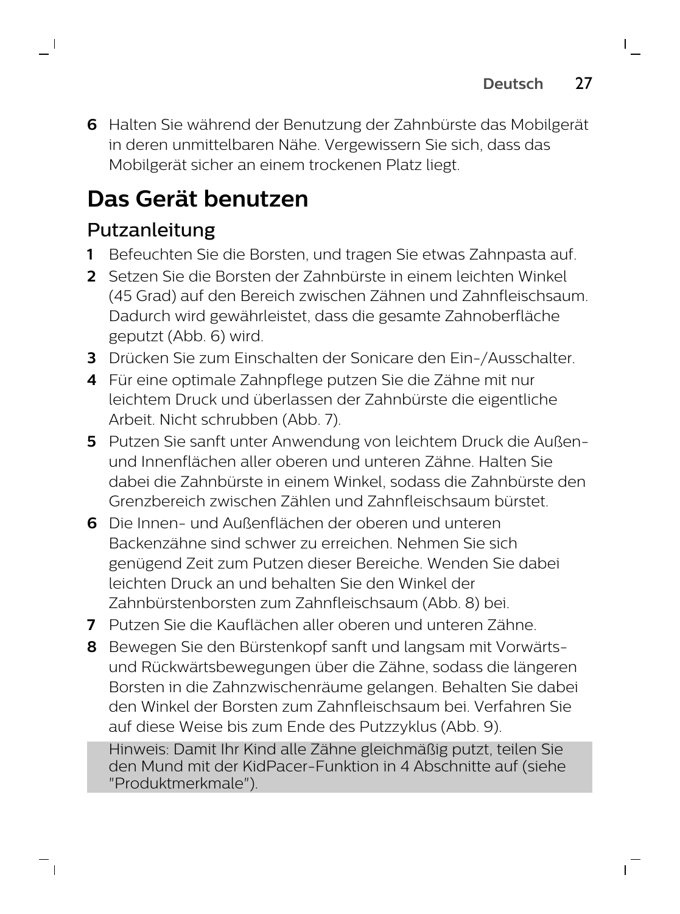6 Halten Sie während der Benutzung der Zahnbürste das Mobilgerät in deren unmittelbaren Nähe. Vergewissern Sie sich, dass das Mobilgerät sicher an einem trockenen Platz liegt.

# Das Gerät benutzen

## Putzanleitung

1. Befeuchten Sie die Borsten, und tragen Sie etwas Zahnpasta auf.
2. Setzen Sie die Borsten der Zahnbürste in einem leichten Winkel (45 Grad) auf den Bereich zwischen Zähnen und Zahnfleischsaum. Dadurch wird gewährleistet, dass die gesamte Zahnoberfläche geputzt (Abb. 6) wird.
3. Drücken Sie zum Einschalten der Sonicare den Ein-/Ausschalter.
4. Für eine optimale Zahnpflege putzen Sie die Zähne mit nur leichtem Druck und überlassen der Zahnbürste die eigentliche Arbeit. Nicht schrubben (Abb. 7).
5. Putzen Sie sanft unter Anwendung von leichtem Druck die Außen- und Innenflächen aller oberen und unteren Zähne. Halten Sie dabei die Zahnbürste in einem Winkel, sodass die Zahnbürste den Grenzbereich zwischen Zählen und Zahnfleischsaum bürstet.
6. Die Innen- und Außenflächen der oberen und unteren Backenzähne sind schwer zu erreichen. Nehmen Sie sich genügend Zeit zum Putzen dieser Bereiche. Wenden Sie dabei leichten Druck an und behalten Sie den Winkel der Zahnbürstenborsten zum Zahnfleischsaum (Abb. 8) bei.
7. Putzen Sie die Kauflächen aller oberen und unteren Zähne.
8. Bewegen Sie den Bürstenkopf sanft und langsam mit Vorwärts- und Rückwärtsbewegungen über die Zähne, sodass die längeren Borsten in die Zahnzwischenräume gelangen. Behalten Sie dabei den Winkel der Borsten zum Zahnfleischsaum bei. Verfahren Sie auf diese Weise bis zum Ende des Putzzyklus (Abb. 9).

Hinweis: Damit Ihr Kind alle Zähne gleichmäßig putzt, teilen Sie den Mund mit der KidPacer-Funktion in 4 Abschnitte auf (siehe "Produktmerkmale").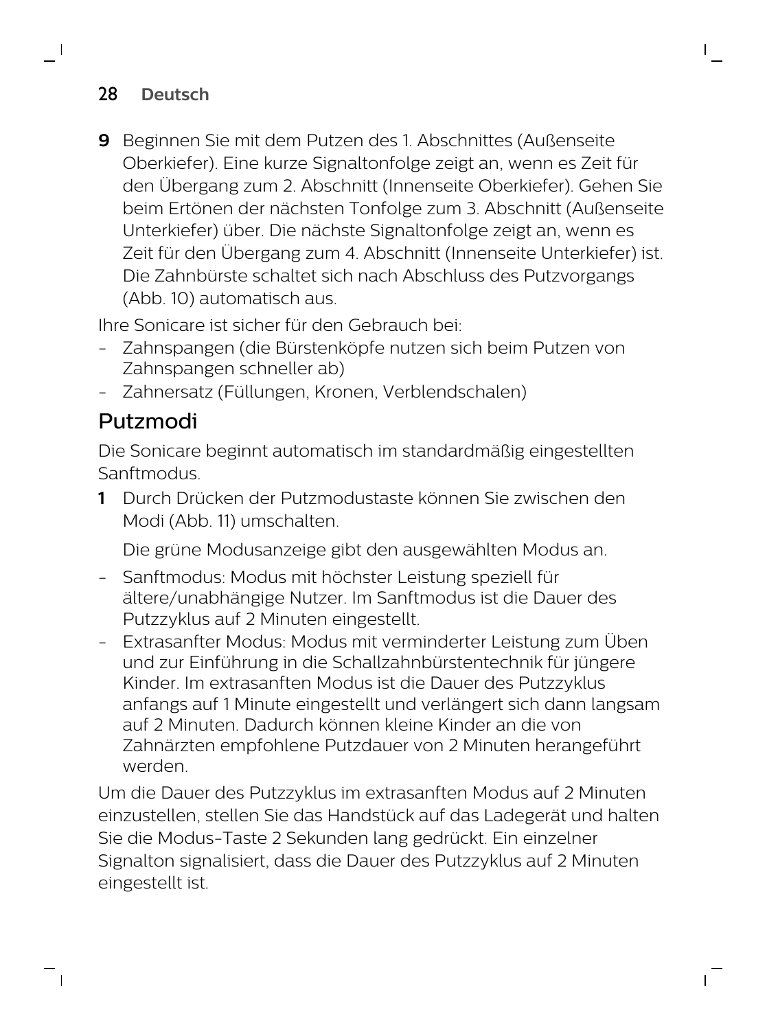9 Beginnen Sie mit dem Putzen des 1. Abschnittes (Außenseite Oberkiefer). Eine kurze Signaltonfolge zeigt an, wenn es Zeit für den Übergang zum 2. Abschnitt (Innenseite Oberkiefer). Gehen Sie beim Ertönen der nächsten Tonfolge zum 3. Abschnitt (Außenseite Unterkiefer) über. Die nächste Signaltonfolge zeigt an, wenn es Zeit für den Übergang zum 4. Abschnitt (Innenseite Unterkiefer) ist. Die Zahnbürste schaltet sich nach Abschluss des Putzvorgangs (Abb. 10) automatisch aus.

Ihre Sonicare ist sicher für den Gebrauch bei:

- Zahnspangen (die Bürstenköpfe nutzen sich beim Putzen von Zahnspangen schneller ab)
- Zahnersatz (Füllungen, Kronen, Verblendschalen)

## Putzmodi

Die Sonicare beginnt automatisch im standardmäßig eingestellten Sanftmodus.

1 Durch Drücken der Putzmodustaste können Sie zwischen den Modi (Abb. 11) umschalten.

   Die grüne Modusanzeige gibt den ausgewählten Modus an.

- Sanftmodus: Modus mit höchster Leistung speziell für ältere/unabhängige Nutzer. Im Sanftmodus ist die Dauer des Putzzyklus auf 2 Minuten eingestellt.
- Extrasanfter Modus: Modus mit verminderter Leistung zum Üben und zur Einführung in die Schallzahnbürstentechnik für jüngere Kinder. Im extrasanften Modus ist die Dauer des Putzzyklus anfangs auf 1 Minute eingestellt und verlängert sich dann langsam auf 2 Minuten. Dadurch können kleine Kinder an die von Zahnärzten empfohlene Putzdauer von 2 Minuten herangeführt werden.

Um die Dauer des Putzzyklus im extrasanften Modus auf 2 Minuten einzustellen, stellen Sie das Handstück auf das Ladegerät und halten Sie die Modus-Taste 2 Sekunden lang gedrückt. Ein einzelner Signalton signalisiert, dass die Dauer des Putzzyklus auf 2 Minuten eingestellt ist.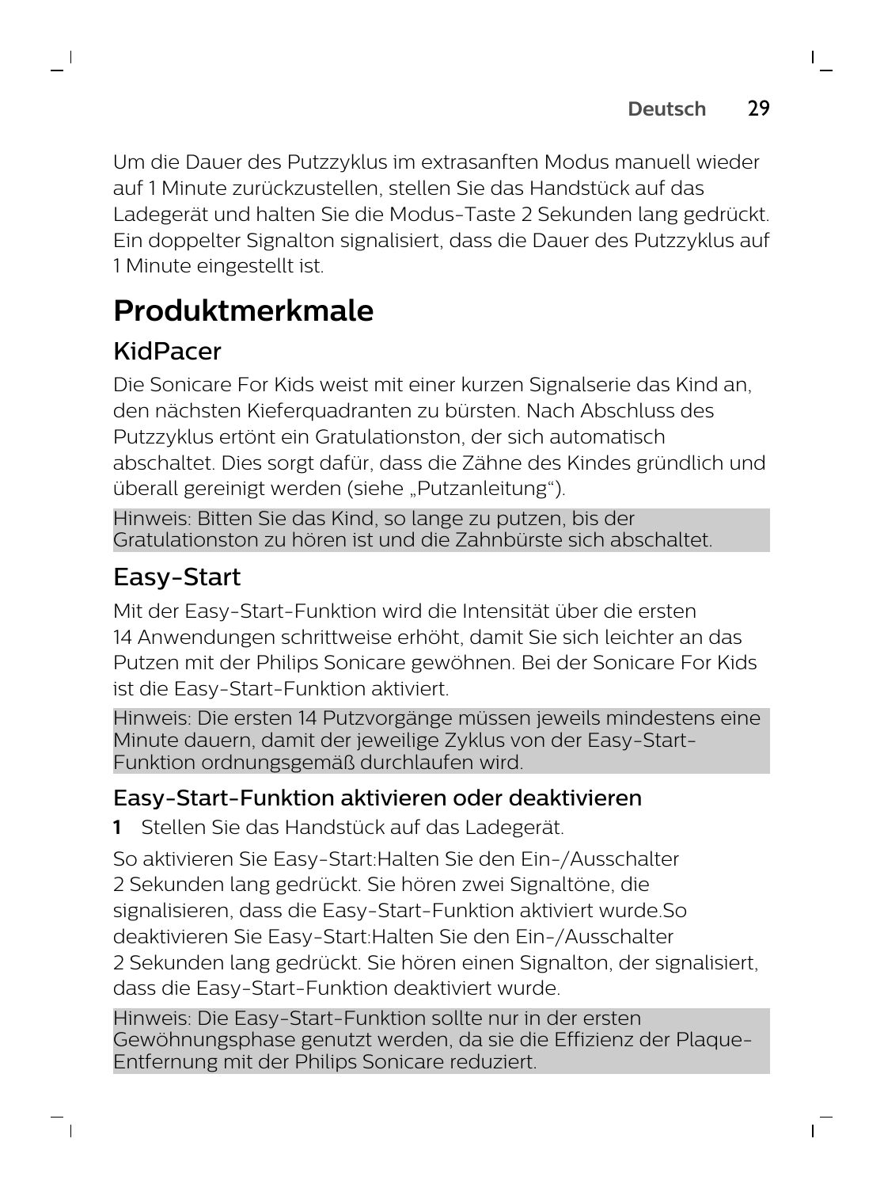Um die Dauer des Putzzyklus im extrasanften Modus manuell wieder auf 1 Minute zurückzustellen, stellen Sie das Handstück auf das Ladegerät und halten Sie die Modus-Taste 2 Sekunden lang gedrückt. Ein doppelter Signalton signalisiert, dass die Dauer des Putzzyklus auf 1 Minute eingestellt ist.

# Produktmerkmale

## KidPacer

Die Sonicare For Kids weist mit einer kurzen Signalserie das Kind an, den nächsten Kieferquadranten zu bürsten. Nach Abschluss des Putzzyklus ertönt ein Gratulationston, der sich automatisch abschaltet. Dies sorgt dafür, dass die Zähne des Kindes gründlich und überall gereinigt werden (siehe „Putzanleitung").

Hinweis: Bitten Sie das Kind, so lange zu putzen, bis der Gratulationston zu hören ist und die Zahnbürste sich abschaltet.

## Easy-Start

Mit der Easy-Start-Funktion wird die Intensität über die ersten 14 Anwendungen schrittweise erhöht, damit Sie sich leichter an das Putzen mit der Philips Sonicare gewöhnen. Bei der Sonicare For Kids ist die Easy-Start-Funktion aktiviert.

Hinweis: Die ersten 14 Putzvorgänge müssen jeweils mindestens eine Minute dauern, damit der jeweilige Zyklus von der Easy-Start-Funktion ordnungsgemäß durchlaufen wird.

### Easy-Start-Funktion aktivieren oder deaktivieren

1 Stellen Sie das Handstück auf das Ladegerät.

So aktivieren Sie Easy-Start:Halten Sie den Ein-/Ausschalter 2 Sekunden lang gedrückt. Sie hören zwei Signaltöne, die signalisieren, dass die Easy-Start-Funktion aktiviert wurde.So deaktivieren Sie Easy-Start:Halten Sie den Ein-/Ausschalter 2 Sekunden lang gedrückt. Sie hören einen Signalton, der signalisiert, dass die Easy-Start-Funktion deaktiviert wurde.

Hinweis: Die Easy-Start-Funktion sollte nur in der ersten Gewöhnungsphase genutzt werden, da sie die Effizienz der Plaque-Entfernung mit der Philips Sonicare reduziert.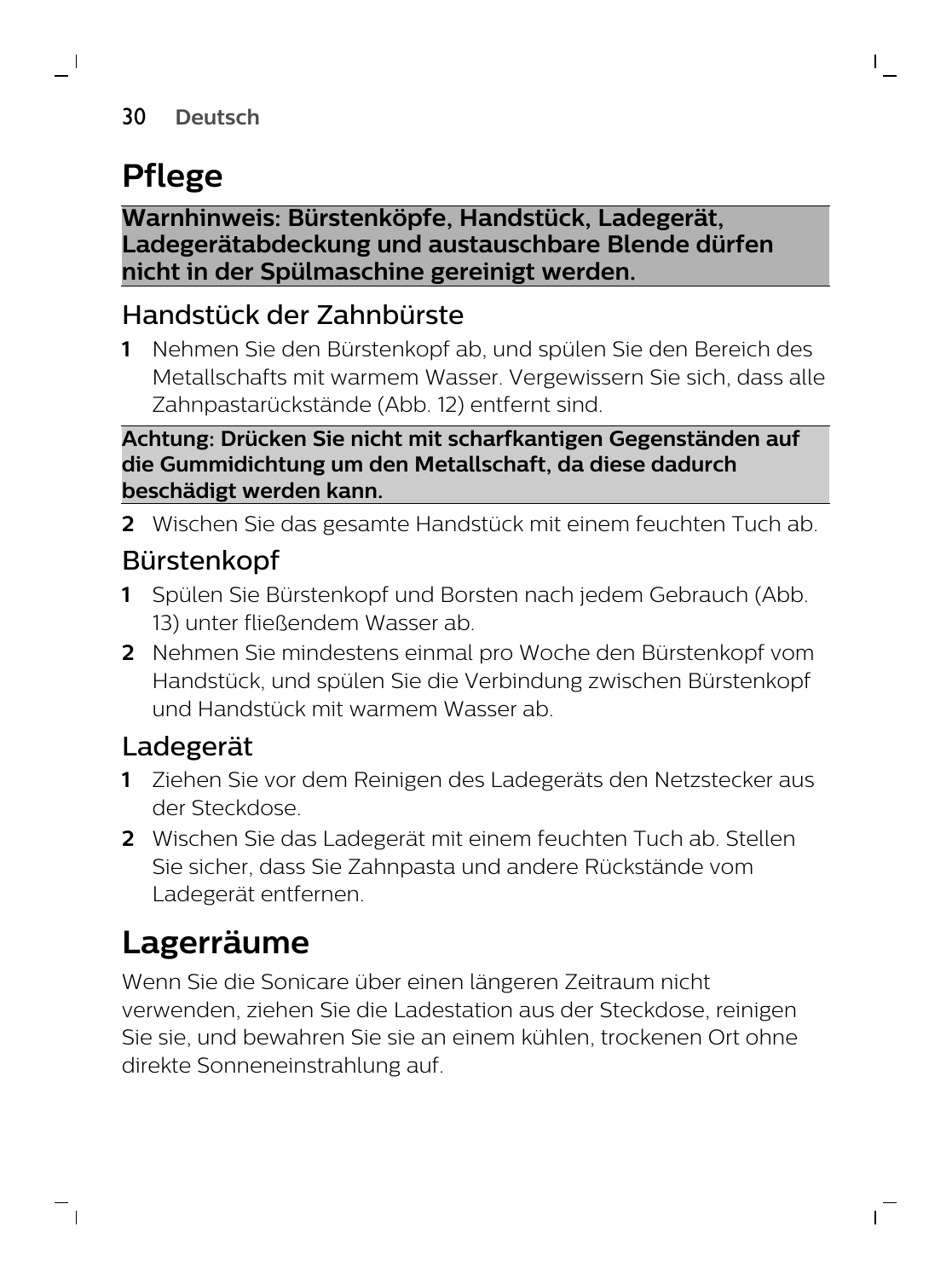# Pflege

**Warnhinweis: Bürstenköpfe, Handstück, Ladegerät, Ladegerätabdeckung und austauschbare Blende dürfen nicht in der Spülmaschine gereinigt werden.**

## Handstück der Zahnbürste

1. Nehmen Sie den Bürstenkopf ab, und spülen Sie den Bereich des Metallschafts mit warmem Wasser. Vergewissern Sie sich, dass alle Zahnpastarückstände (Abb. 12) entfernt sind.

**Achtung: Drücken Sie nicht mit scharfkantigen Gegenständen auf die Gummidichtung um den Metallschaft, da diese dadurch beschädigt werden kann.**

2. Wischen Sie das gesamte Handstück mit einem feuchten Tuch ab.

## Bürstenkopf

1. Spülen Sie Bürstenkopf und Borsten nach jedem Gebrauch (Abb. 13) unter fließendem Wasser ab.
2. Nehmen Sie mindestens einmal pro Woche den Bürstenkopf vom Handstück, und spülen Sie die Verbindung zwischen Bürstenkopf und Handstück mit warmem Wasser ab.

## Ladegerät

1. Ziehen Sie vor dem Reinigen des Ladegeräts den Netzstecker aus der Steckdose.
2. Wischen Sie das Ladegerät mit einem feuchten Tuch ab. Stellen Sie sicher, dass Sie Zahnpasta und andere Rückstände vom Ladegerät entfernen.

# Lagerräume

Wenn Sie die Sonicare über einen längeren Zeitraum nicht verwenden, ziehen Sie die Ladestation aus der Steckdose, reinigen Sie sie, und bewahren Sie sie an einem kühlen, trockenen Ort ohne direkte Sonneneinstrahlung auf.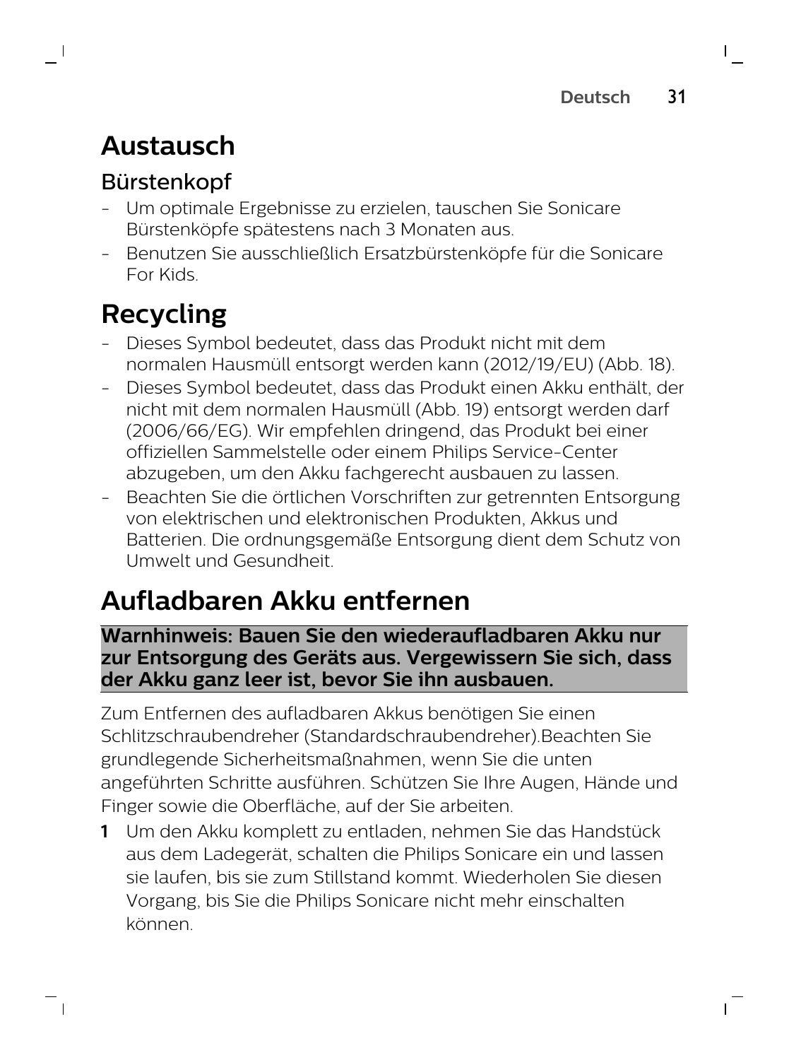# Austausch

## Bürstenkopf

- Um optimale Ergebnisse zu erzielen, tauschen Sie Sonicare Bürstenköpfe spätestens nach 3 Monaten aus.
- Benutzen Sie ausschließlich Ersatzbürstenköpfe für die Sonicare For Kids.

# Recycling

- Dieses Symbol bedeutet, dass das Produkt nicht mit dem normalen Hausmüll entsorgt werden kann (2012/19/EU) (Abb. 18).
- Dieses Symbol bedeutet, dass das Produkt einen Akku enthält, der nicht mit dem normalen Hausmüll (Abb. 19) entsorgt werden darf (2006/66/EG). Wir empfehlen dringend, das Produkt bei einer offiziellen Sammelstelle oder einem Philips Service-Center abzugeben, um den Akku fachgerecht ausbauen zu lassen.
- Beachten Sie die örtlichen Vorschriften zur getrennten Entsorgung von elektrischen und elektronischen Produkten, Akkus und Batterien. Die ordnungsgemäße Entsorgung dient dem Schutz von Umwelt und Gesundheit.

# Aufladbaren Akku entfernen

**Warnhinweis: Bauen Sie den wiederaufladbaren Akku nur zur Entsorgung des Geräts aus. Vergewissern Sie sich, dass der Akku ganz leer ist, bevor Sie ihn ausbauen.**

Zum Entfernen des aufladbaren Akkus benötigen Sie einen Schlitzschraubendreher (Standardschraubendreher).Beachten Sie grundlegende Sicherheitsmaßnahmen, wenn Sie die unten angeführten Schritte ausführen. Schützen Sie Ihre Augen, Hände und Finger sowie die Oberfläche, auf der Sie arbeiten.

1. Um den Akku komplett zu entladen, nehmen Sie das Handstück aus dem Ladegerät, schalten die Philips Sonicare ein und lassen sie laufen, bis sie zum Stillstand kommt. Wiederholen Sie diesen Vorgang, bis Sie die Philips Sonicare nicht mehr einschalten können.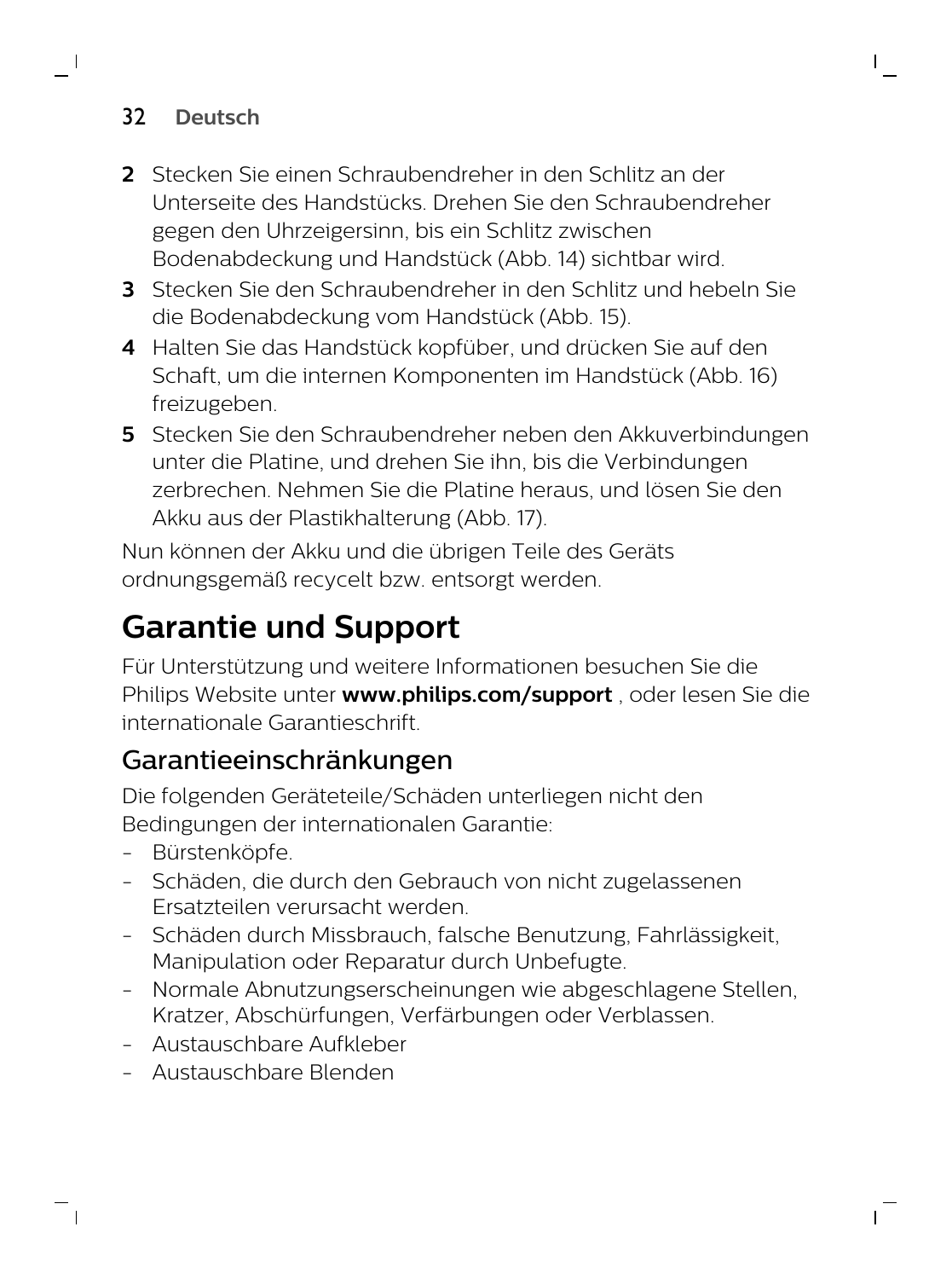2. Stecken Sie einen Schraubendreher in den Schlitz an der Unterseite des Handstücks. Drehen Sie den Schraubendreher gegen den Uhrzeigersinn, bis ein Schlitz zwischen Bodenabdeckung und Handstück (Abb. 14) sichtbar wird.
3. Stecken Sie den Schraubendreher in den Schlitz und hebeln Sie die Bodenabdeckung vom Handstück (Abb. 15).
4. Halten Sie das Handstück kopfüber, und drücken Sie auf den Schaft, um die internen Komponenten im Handstück (Abb. 16) freizugeben.
5. Stecken Sie den Schraubendreher neben den Akkuverbindungen unter die Platine, und drehen Sie ihn, bis die Verbindungen zerbrechen. Nehmen Sie die Platine heraus, und lösen Sie den Akku aus der Plastikhalterung (Abb. 17).

Nun können der Akku und die übrigen Teile des Geräts ordnungsgemäß recycelt bzw. entsorgt werden.

# Garantie und Support

Für Unterstützung und weitere Informationen besuchen Sie die Philips Website unter **www.philips.com/support** , oder lesen Sie die internationale Garantieschrift.

## Garantieeinschränkungen

Die folgenden Geräteteile/Schäden unterliegen nicht den Bedingungen der internationalen Garantie:

- Bürstenköpfe.
- Schäden, die durch den Gebrauch von nicht zugelassenen Ersatzteilen verursacht werden.
- Schäden durch Missbrauch, falsche Benutzung, Fahrlässigkeit, Manipulation oder Reparatur durch Unbefugte.
- Normale Abnutzungserscheinungen wie abgeschlagene Stellen, Kratzer, Abschürfungen, Verfärbungen oder Verblassen.
- Austauschbare Aufkleber
- Austauschbare Blenden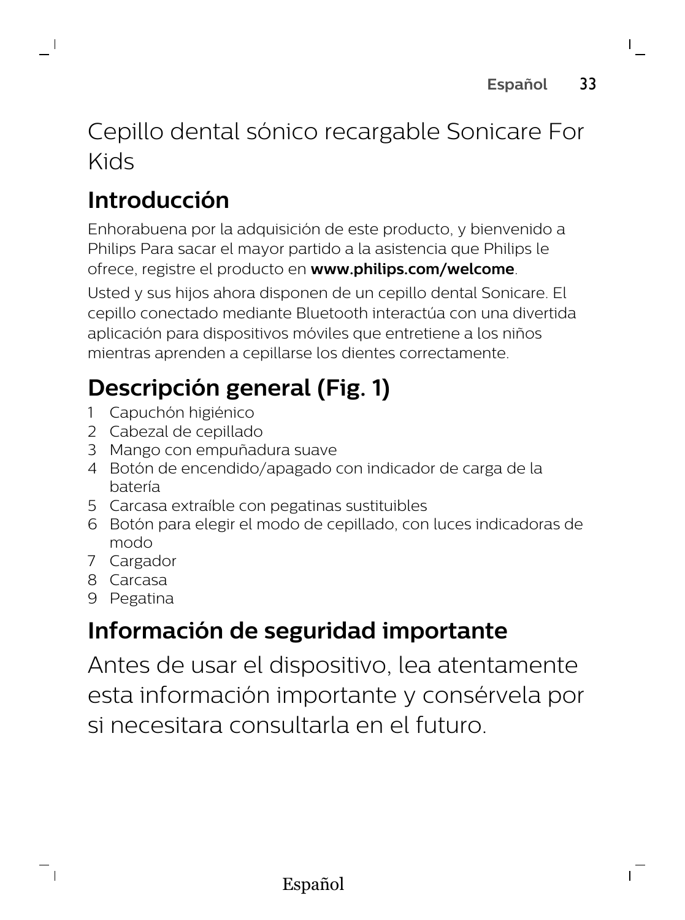# Cepillo dental sónico recargable Sonicare For Kids

## Introducción

Enhorabuena por la adquisición de este producto, y bienvenido a Philips Para sacar el mayor partido a la asistencia que Philips le ofrece, registre el producto en **www.philips.com/welcome**.

Usted y sus hijos ahora disponen de un cepillo dental Sonicare. El cepillo conectado mediante Bluetooth interactúa con una divertida aplicación para dispositivos móviles que entretiene a los niños mientras aprenden a cepillarse los dientes correctamente.

## Descripción general (Fig. 1)

1 Capuchón higiénico
2 Cabezal de cepillado
3 Mango con empuñadura suave
4 Botón de encendido/apagado con indicador de carga de la batería
5 Carcasa extraíble con pegatinas sustituibles
6 Botón para elegir el modo de cepillado, con luces indicadoras de modo
7 Cargador
8 Carcasa
9 Pegatina

## Información de seguridad importante

Antes de usar el dispositivo, lea atentamente esta información importante y consérvela por si necesitara consultarla en el futuro.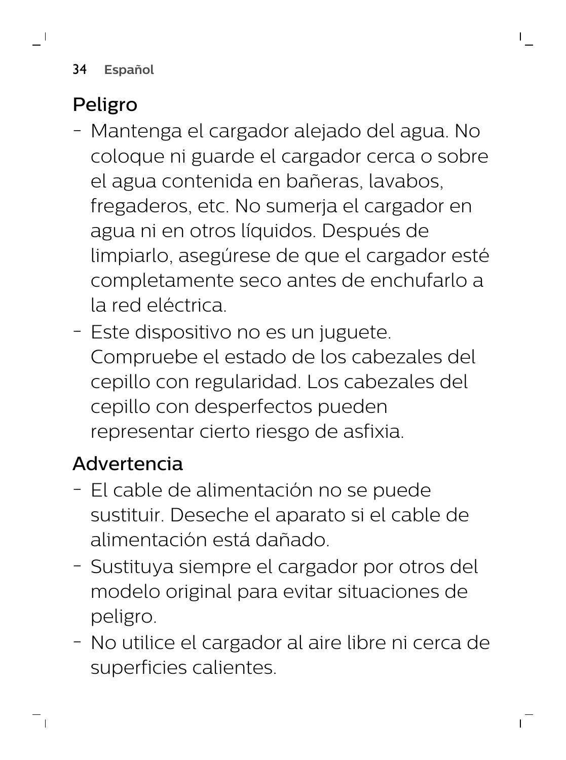## Peligro

- Mantenga el cargador alejado del agua. No coloque ni guarde el cargador cerca o sobre el agua contenida en bañeras, lavabos, fregaderos, etc. No sumerja el cargador en agua ni en otros líquidos. Después de limpiarlo, asegúrese de que el cargador esté completamente seco antes de enchufarlo a la red eléctrica.
- Este dispositivo no es un juguete. Compruebe el estado de los cabezales del cepillo con regularidad. Los cabezales del cepillo con desperfectos pueden representar cierto riesgo de asfixia.

## Advertencia

- El cable de alimentación no se puede sustituir. Deseche el aparato si el cable de alimentación está dañado.
- Sustituya siempre el cargador por otros del modelo original para evitar situaciones de peligro.
- No utilice el cargador al aire libre ni cerca de superficies calientes.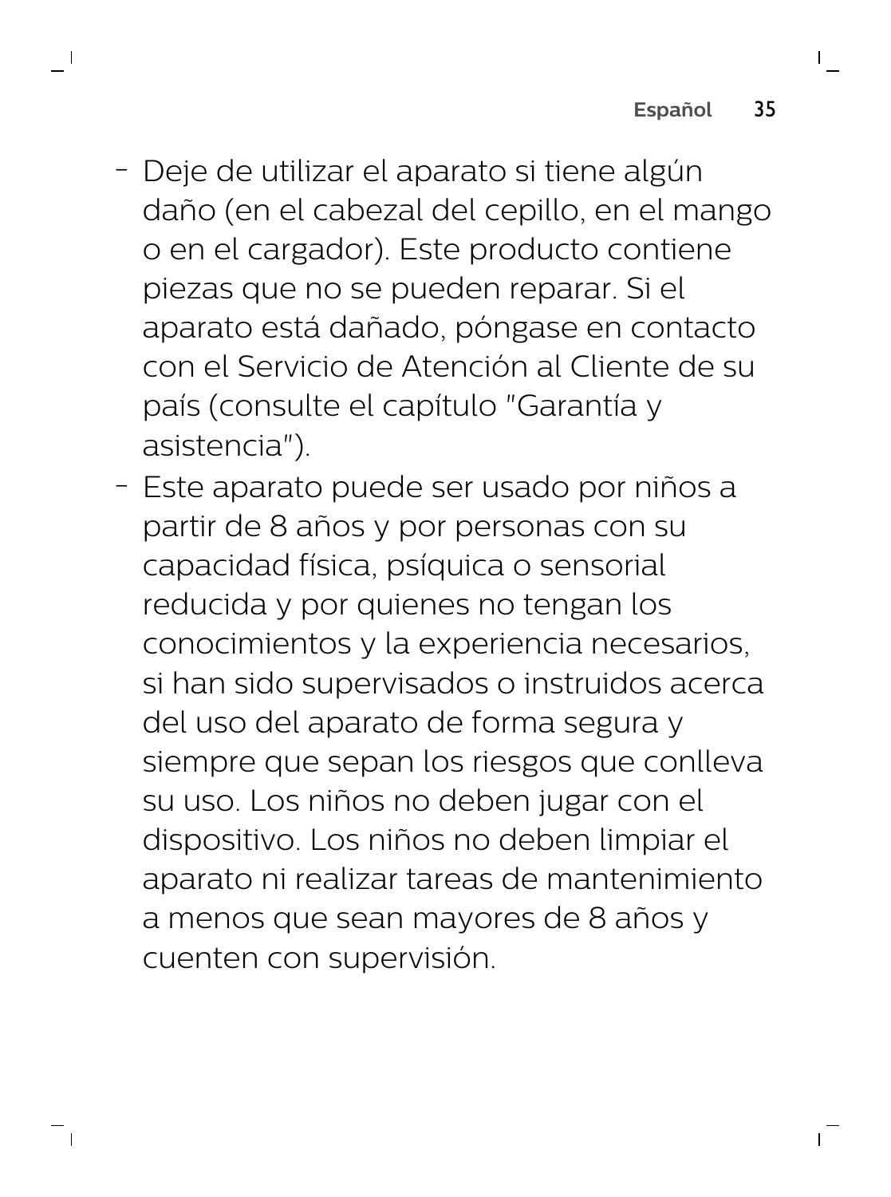- Deje de utilizar el aparato si tiene algún daño (en el cabezal del cepillo, en el mango o en el cargador). Este producto contiene piezas que no se pueden reparar. Si el aparato está dañado, póngase en contacto con el Servicio de Atención al Cliente de su país (consulte el capítulo "Garantía y asistencia").
- Este aparato puede ser usado por niños a partir de 8 años y por personas con su capacidad física, psíquica o sensorial reducida y por quienes no tengan los conocimientos y la experiencia necesarios, si han sido supervisados o instruidos acerca del uso del aparato de forma segura y siempre que sepan los riesgos que conlleva su uso. Los niños no deben jugar con el dispositivo. Los niños no deben limpiar el aparato ni realizar tareas de mantenimiento a menos que sean mayores de 8 años y cuenten con supervisión.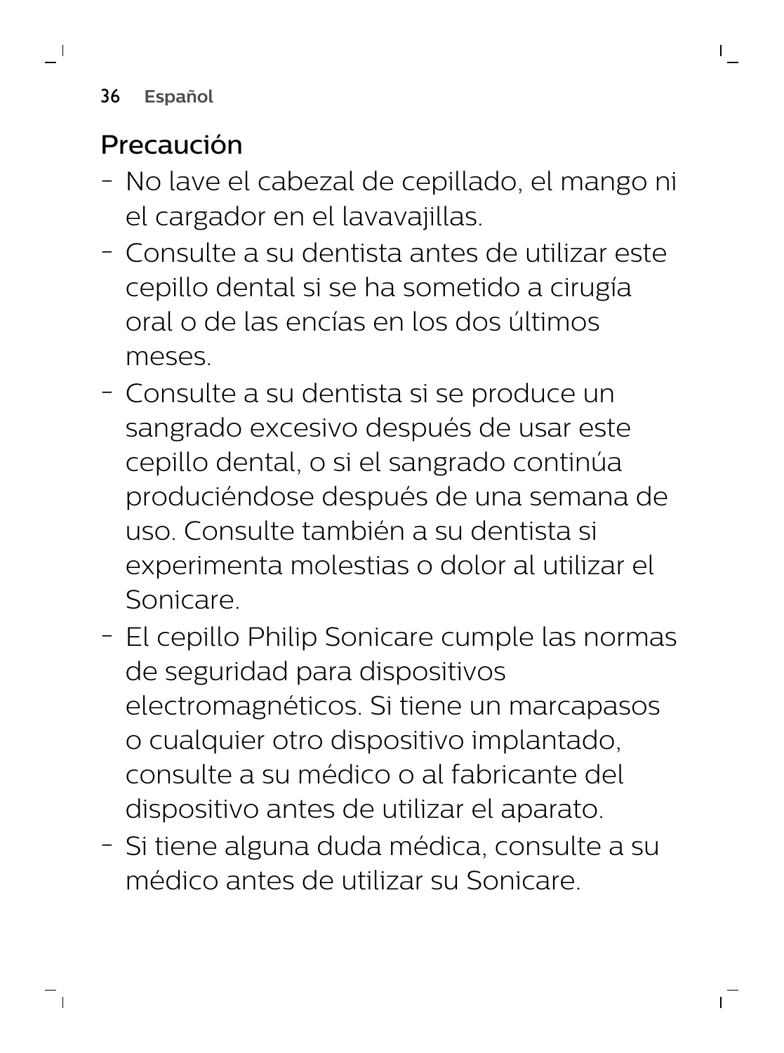## Precaución

- No lave el cabezal de cepillado, el mango ni el cargador en el lavavajillas.
- Consulte a su dentista antes de utilizar este cepillo dental si se ha sometido a cirugía oral o de las encías en los dos últimos meses.
- Consulte a su dentista si se produce un sangrado excesivo después de usar este cepillo dental, o si el sangrado continúa produciéndose después de una semana de uso. Consulte también a su dentista si experimenta molestias o dolor al utilizar el Sonicare.
- El cepillo Philip Sonicare cumple las normas de seguridad para dispositivos electromagnéticos. Si tiene un marcapasos o cualquier otro dispositivo implantado, consulte a su médico o al fabricante del dispositivo antes de utilizar el aparato.
- Si tiene alguna duda médica, consulte a su médico antes de utilizar su Sonicare.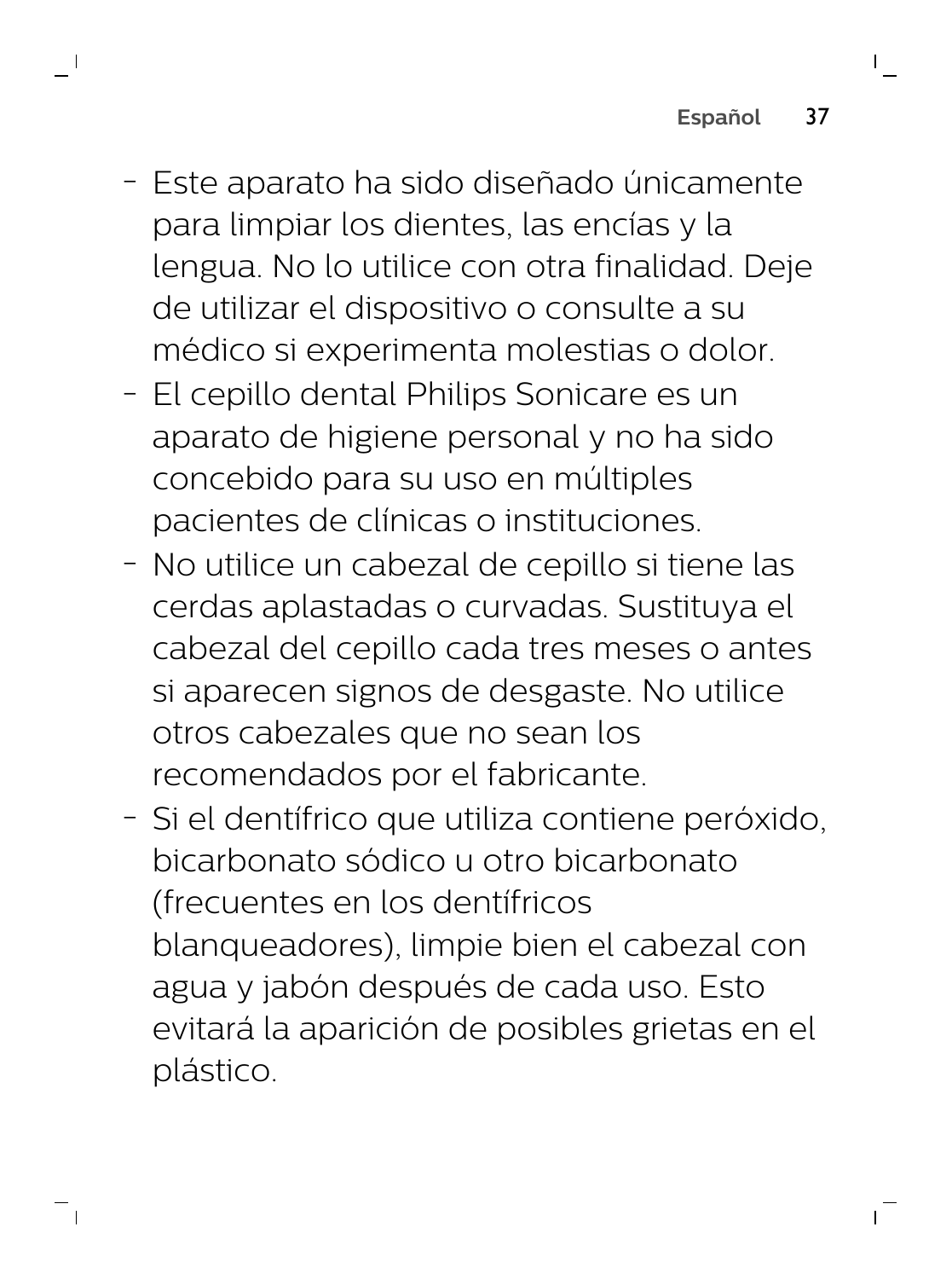- Este aparato ha sido diseñado únicamente para limpiar los dientes, las encías y la lengua. No lo utilice con otra finalidad. Deje de utilizar el dispositivo o consulte a su médico si experimenta molestias o dolor.
- El cepillo dental Philips Sonicare es un aparato de higiene personal y no ha sido concebido para su uso en múltiples pacientes de clínicas o instituciones.
- No utilice un cabezal de cepillo si tiene las cerdas aplastadas o curvadas. Sustituya el cabezal del cepillo cada tres meses o antes si aparecen signos de desgaste. No utilice otros cabezales que no sean los recomendados por el fabricante.
- Si el dentífrico que utiliza contiene peróxido, bicarbonato sódico u otro bicarbonato (frecuentes en los dentífricos blanqueadores), limpie bien el cabezal con agua y jabón después de cada uso. Esto evitará la aparición de posibles grietas en el plástico.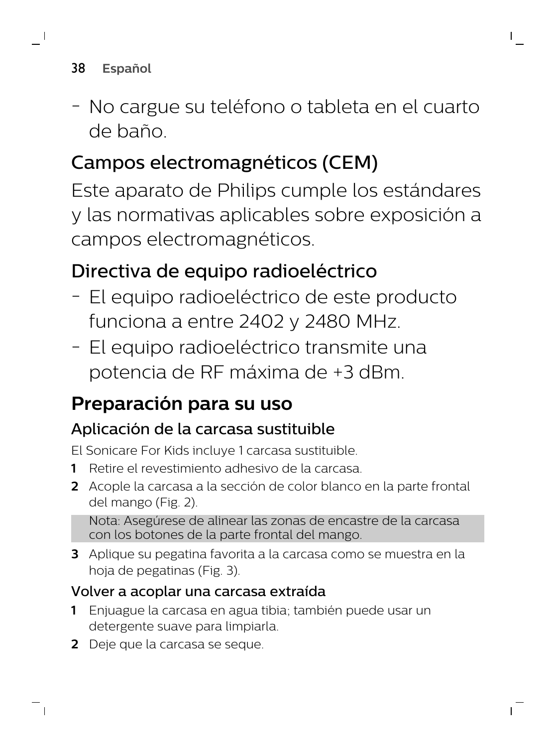- No cargue su teléfono o tableta en el cuarto de baño.

## Campos electromagnéticos (CEM)

Este aparato de Philips cumple los estándares y las normativas aplicables sobre exposición a campos electromagnéticos.

## Directiva de equipo radioeléctrico

- El equipo radioeléctrico de este producto funciona a entre 2402 y 2480 MHz.
- El equipo radioeléctrico transmite una potencia de RF máxima de +3 dBm.

# Preparación para su uso

## Aplicación de la carcasa sustituible

El Sonicare For Kids incluye 1 carcasa sustituible.

1. Retire el revestimiento adhesivo de la carcasa.
2. Acople la carcasa a la sección de color blanco en la parte frontal del mango (Fig. 2).

   Nota: Asegúrese de alinear las zonas de encastre de la carcasa con los botones de la parte frontal del mango.

3. Aplique su pegatina favorita a la carcasa como se muestra en la hoja de pegatinas (Fig. 3).

## Volver a acoplar una carcasa extraída

1. Enjuague la carcasa en agua tibia; también puede usar un detergente suave para limpiarla.
2. Deje que la carcasa se seque.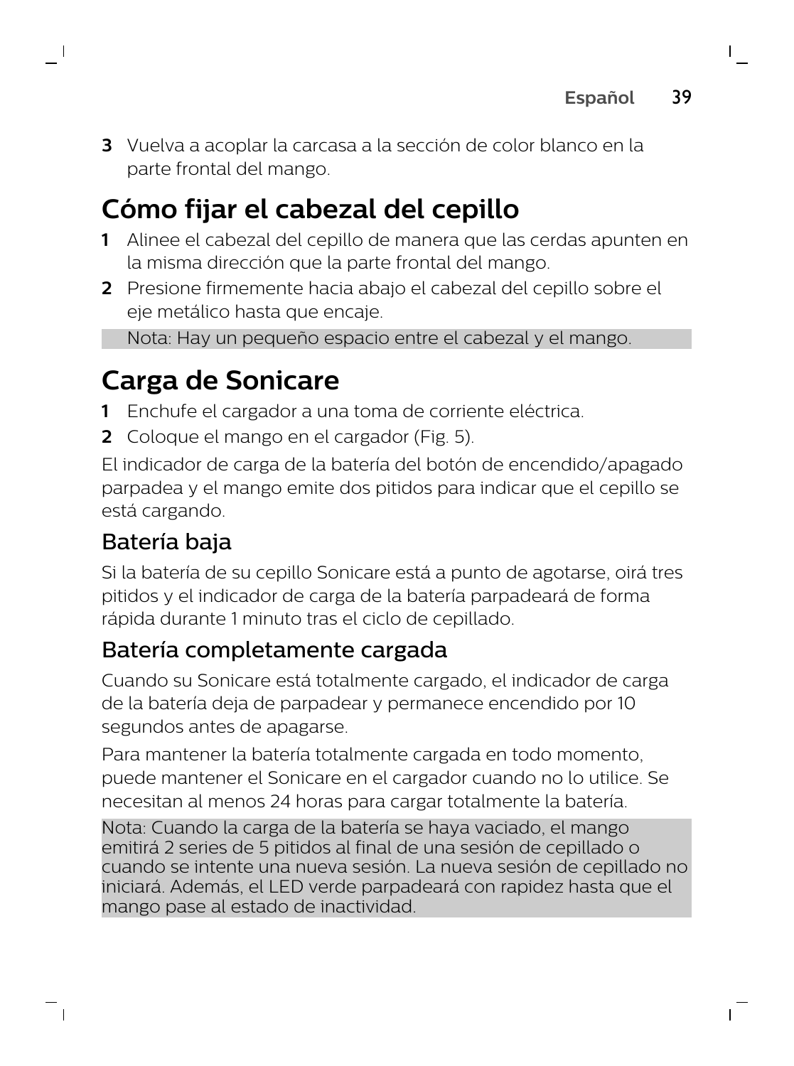3 Vuelva a acoplar la carcasa a la sección de color blanco en la parte frontal del mango.

## Cómo fijar el cabezal del cepillo

1 Alinee el cabezal del cepillo de manera que las cerdas apunten en la misma dirección que la parte frontal del mango.
2 Presione firmemente hacia abajo el cabezal del cepillo sobre el eje metálico hasta que encaje.

Nota: Hay un pequeño espacio entre el cabezal y el mango.

## Carga de Sonicare

1 Enchufe el cargador a una toma de corriente eléctrica.
2 Coloque el mango en el cargador (Fig. 5).

El indicador de carga de la batería del botón de encendido/apagado parpadea y el mango emite dos pitidos para indicar que el cepillo se está cargando.

### Batería baja

Si la batería de su cepillo Sonicare está a punto de agotarse, oirá tres pitidos y el indicador de carga de la batería parpadeará de forma rápida durante 1 minuto tras el ciclo de cepillado.

### Batería completamente cargada

Cuando su Sonicare está totalmente cargado, el indicador de carga de la batería deja de parpadear y permanece encendido por 10 segundos antes de apagarse.

Para mantener la batería totalmente cargada en todo momento, puede mantener el Sonicare en el cargador cuando no lo utilice. Se necesitan al menos 24 horas para cargar totalmente la batería.

Nota: Cuando la carga de la batería se haya vaciado, el mango emitirá 2 series de 5 pitidos al final de una sesión de cepillado o cuando se intente una nueva sesión. La nueva sesión de cepillado no iniciará. Además, el LED verde parpadeará con rapidez hasta que el mango pase al estado de inactividad.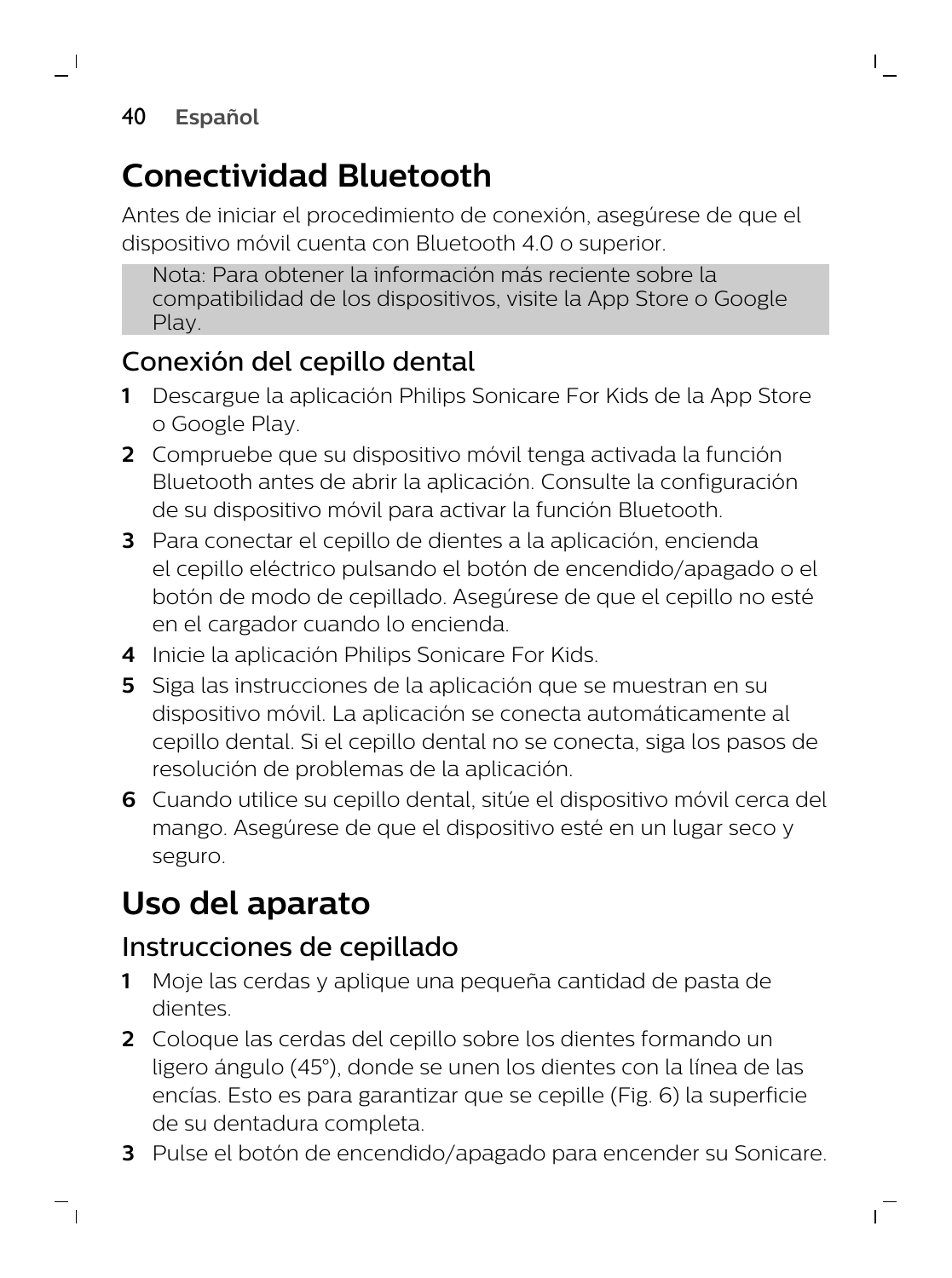# Conectividad Bluetooth

Antes de iniciar el procedimiento de conexión, asegúrese de que el dispositivo móvil cuenta con Bluetooth 4.0 o superior.

> Nota: Para obtener la información más reciente sobre la compatibilidad de los dispositivos, visite la App Store o Google Play.

## Conexión del cepillo dental

1. Descargue la aplicación Philips Sonicare For Kids de la App Store o Google Play.
2. Compruebe que su dispositivo móvil tenga activada la función Bluetooth antes de abrir la aplicación. Consulte la configuración de su dispositivo móvil para activar la función Bluetooth.
3. Para conectar el cepillo de dientes a la aplicación, encienda el cepillo eléctrico pulsando el botón de encendido/apagado o el botón de modo de cepillado. Asegúrese de que el cepillo no esté en el cargador cuando lo encienda.
4. Inicie la aplicación Philips Sonicare For Kids.
5. Siga las instrucciones de la aplicación que se muestran en su dispositivo móvil. La aplicación se conecta automáticamente al cepillo dental. Si el cepillo dental no se conecta, siga los pasos de resolución de problemas de la aplicación.
6. Cuando utilice su cepillo dental, sitúe el dispositivo móvil cerca del mango. Asegúrese de que el dispositivo esté en un lugar seco y seguro.

# Uso del aparato

## Instrucciones de cepillado

1. Moje las cerdas y aplique una pequeña cantidad de pasta de dientes.
2. Coloque las cerdas del cepillo sobre los dientes formando un ligero ángulo (45°), donde se unen los dientes con la línea de las encías. Esto es para garantizar que se cepille (Fig. 6) la superficie de su dentadura completa.
3. Pulse el botón de encendido/apagado para encender su Sonicare.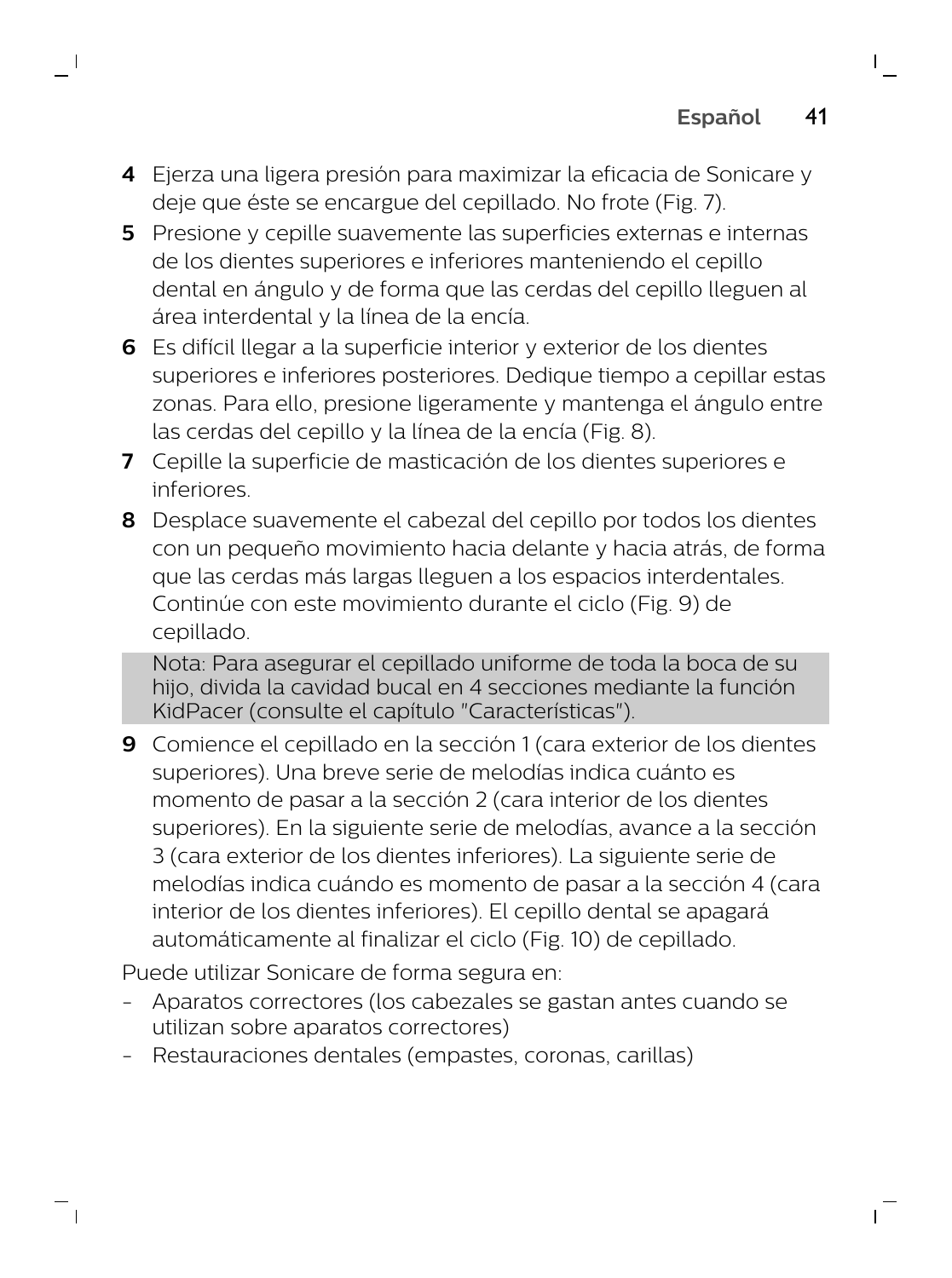4 Ejerza una ligera presión para maximizar la eficacia de Sonicare y deje que éste se encargue del cepillado. No frote (Fig. 7).

5 Presione y cepille suavemente las superficies externas e internas de los dientes superiores e inferiores manteniendo el cepillo dental en ángulo y de forma que las cerdas del cepillo lleguen al área interdental y la línea de la encía.

6 Es difícil llegar a la superficie interior y exterior de los dientes superiores e inferiores posteriores. Dedique tiempo a cepillar estas zonas. Para ello, presione ligeramente y mantenga el ángulo entre las cerdas del cepillo y la línea de la encía (Fig. 8).

7 Cepille la superficie de masticación de los dientes superiores e inferiores.

8 Desplace suavemente el cabezal del cepillo por todos los dientes con un pequeño movimiento hacia delante y hacia atrás, de forma que las cerdas más largas lleguen a los espacios interdentales. Continúe con este movimiento durante el ciclo (Fig. 9) de cepillado.

Nota: Para asegurar el cepillado uniforme de toda la boca de su hijo, divida la cavidad bucal en 4 secciones mediante la función KidPacer (consulte el capítulo "Características").

9 Comience el cepillado en la sección 1 (cara exterior de los dientes superiores). Una breve serie de melodías indica cuánto es momento de pasar a la sección 2 (cara interior de los dientes superiores). En la siguiente serie de melodías, avance a la sección 3 (cara exterior de los dientes inferiores). La siguiente serie de melodías indica cuándo es momento de pasar a la sección 4 (cara interior de los dientes inferiores). El cepillo dental se apagará automáticamente al finalizar el ciclo (Fig. 10) de cepillado.

Puede utilizar Sonicare de forma segura en:

- Aparatos correctores (los cabezales se gastan antes cuando se utilizan sobre aparatos correctores)
- Restauraciones dentales (empastes, coronas, carillas)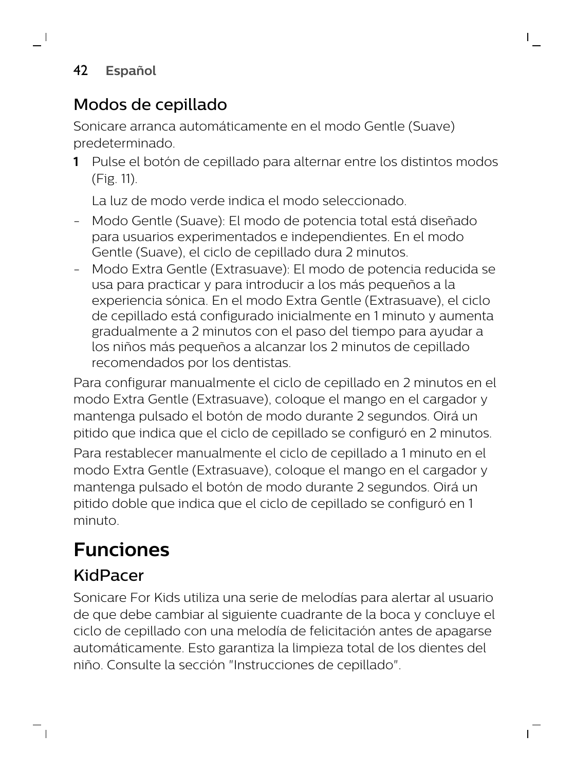## Modos de cepillado

Sonicare arranca automáticamente en el modo Gentle (Suave) predeterminado.

1 Pulse el botón de cepillado para alternar entre los distintos modos (Fig. 11).

   La luz de modo verde indica el modo seleccionado.

- Modo Gentle (Suave): El modo de potencia total está diseñado para usuarios experimentados e independientes. En el modo Gentle (Suave), el ciclo de cepillado dura 2 minutos.
- Modo Extra Gentle (Extrasuave): El modo de potencia reducida se usa para practicar y para introducir a los más pequeños a la experiencia sónica. En el modo Extra Gentle (Extrasuave), el ciclo de cepillado está configurado inicialmente en 1 minuto y aumenta gradualmente a 2 minutos con el paso del tiempo para ayudar a los niños más pequeños a alcanzar los 2 minutos de cepillado recomendados por los dentistas.

Para configurar manualmente el ciclo de cepillado en 2 minutos en el modo Extra Gentle (Extrasuave), coloque el mango en el cargador y mantenga pulsado el botón de modo durante 2 segundos. Oirá un pitido que indica que el ciclo de cepillado se configuró en 2 minutos.

Para restablecer manualmente el ciclo de cepillado a 1 minuto en el modo Extra Gentle (Extrasuave), coloque el mango en el cargador y mantenga pulsado el botón de modo durante 2 segundos. Oirá un pitido doble que indica que el ciclo de cepillado se configuró en 1 minuto.

# Funciones

## KidPacer

Sonicare For Kids utiliza una serie de melodías para alertar al usuario de que debe cambiar al siguiente cuadrante de la boca y concluye el ciclo de cepillado con una melodía de felicitación antes de apagarse automáticamente. Esto garantiza la limpieza total de los dientes del niño. Consulte la sección "Instrucciones de cepillado".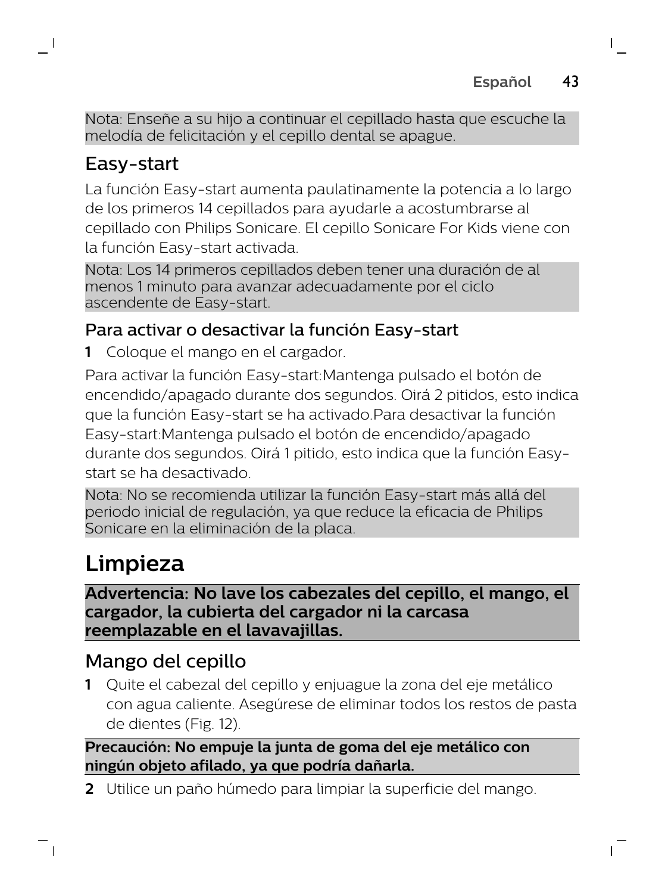Nota: Enseñe a su hijo a continuar el cepillado hasta que escuche la melodía de felicitación y el cepillo dental se apague.

## Easy-start

La función Easy-start aumenta paulatinamente la potencia a lo largo de los primeros 14 cepillados para ayudarle a acostumbrarse al cepillado con Philips Sonicare. El cepillo Sonicare For Kids viene con la función Easy-start activada.

Nota: Los 14 primeros cepillados deben tener una duración de al menos 1 minuto para avanzar adecuadamente por el ciclo ascendente de Easy-start.

### Para activar o desactivar la función Easy-start

1 Coloque el mango en el cargador.

Para activar la función Easy-start:Mantenga pulsado el botón de encendido/apagado durante dos segundos. Oirá 2 pitidos, esto indica que la función Easy-start se ha activado.Para desactivar la función Easy-start:Mantenga pulsado el botón de encendido/apagado durante dos segundos. Oirá 1 pitido, esto indica que la función Easy-start se ha desactivado.

Nota: No se recomienda utilizar la función Easy-start más allá del periodo inicial de regulación, ya que reduce la eficacia de Philips Sonicare en la eliminación de la placa.

# Limpieza

**Advertencia: No lave los cabezales del cepillo, el mango, el cargador, la cubierta del cargador ni la carcasa reemplazable en el lavavajillas.**

## Mango del cepillo

1 Quite el cabezal del cepillo y enjuague la zona del eje metálico con agua caliente. Asegúrese de eliminar todos los restos de pasta de dientes (Fig. 12).

**Precaución: No empuje la junta de goma del eje metálico con ningún objeto afilado, ya que podría dañarla.**

2 Utilice un paño húmedo para limpiar la superficie del mango.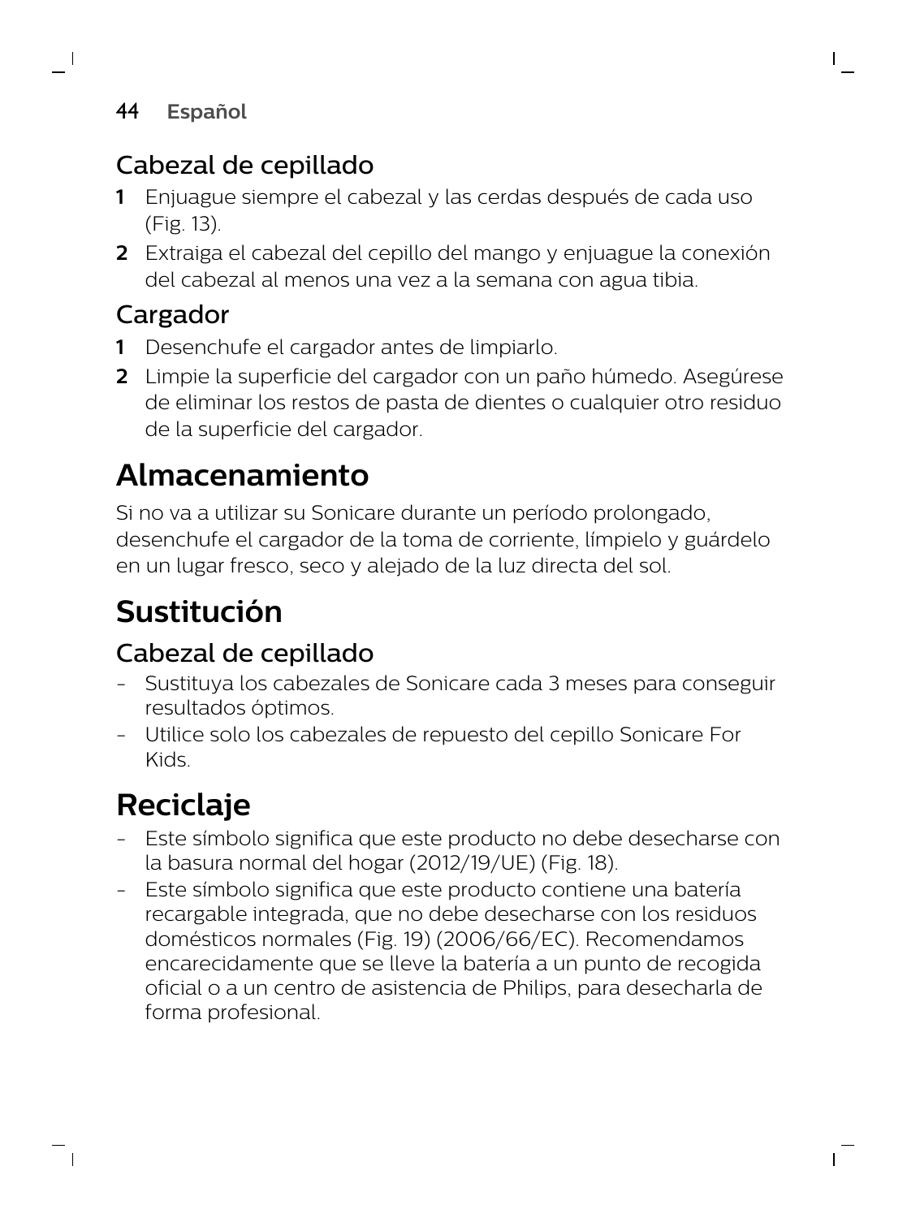### Cabezal de cepillado

1. Enjuague siempre el cabezal y las cerdas después de cada uso (Fig. 13).
2. Extraiga el cabezal del cepillo del mango y enjuague la conexión del cabezal al menos una vez a la semana con agua tibia.

### Cargador

1. Desenchufe el cargador antes de limpiarlo.
2. Limpie la superficie del cargador con un paño húmedo. Asegúrese de eliminar los restos de pasta de dientes o cualquier otro residuo de la superficie del cargador.

## Almacenamiento

Si no va a utilizar su Sonicare durante un período prolongado, desenchufe el cargador de la toma de corriente, límpielo y guárdelo en un lugar fresco, seco y alejado de la luz directa del sol.

## Sustitución

### Cabezal de cepillado

- Sustituya los cabezales de Sonicare cada 3 meses para conseguir resultados óptimos.
- Utilice solo los cabezales de repuesto del cepillo Sonicare For Kids.

## Reciclaje

- Este símbolo significa que este producto no debe desecharse con la basura normal del hogar (2012/19/UE) (Fig. 18).
- Este símbolo significa que este producto contiene una batería recargable integrada, que no debe desecharse con los residuos domésticos normales (Fig. 19) (2006/66/EC). Recomendamos encarecidamente que se lleve la batería a un punto de recogida oficial o a un centro de asistencia de Philips, para desecharla de forma profesional.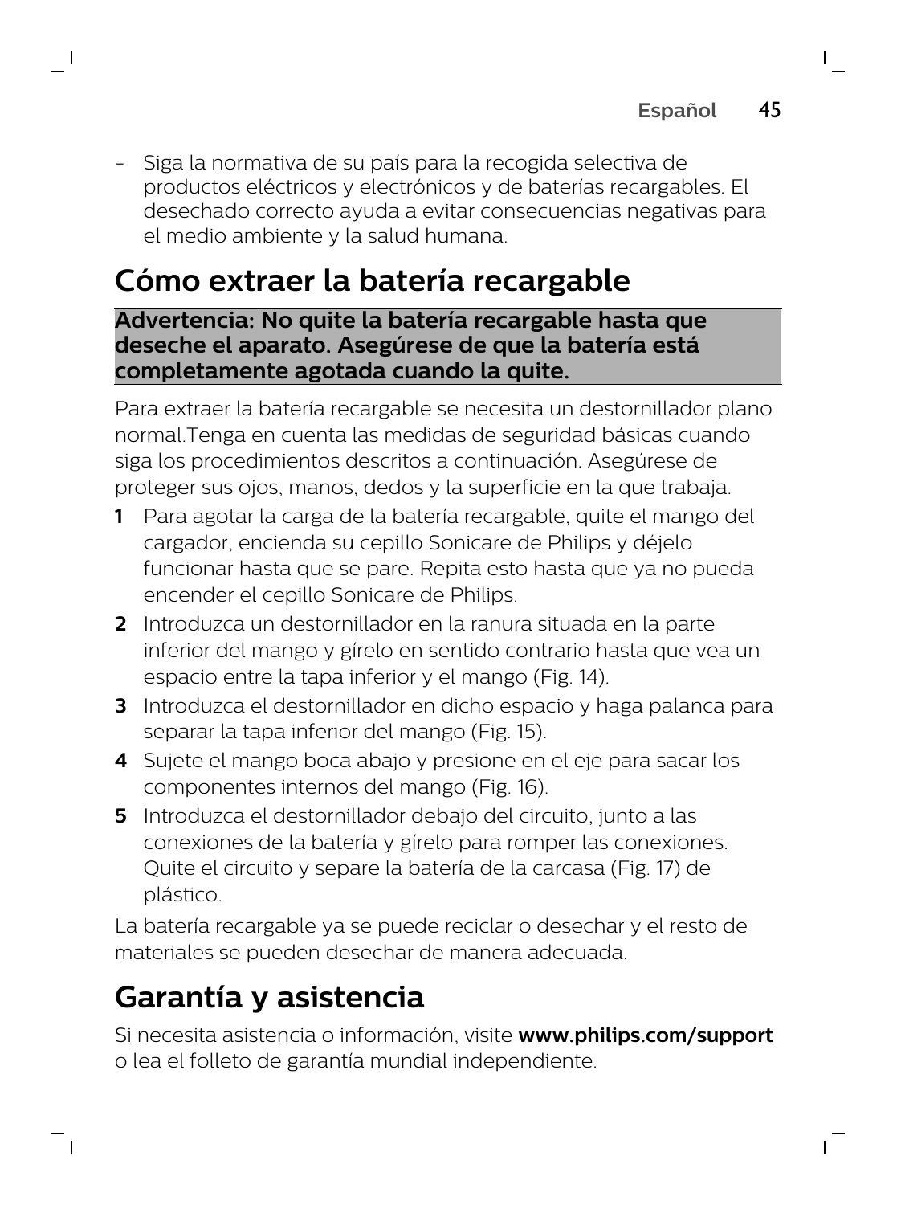- Siga la normativa de su país para la recogida selectiva de productos eléctricos y electrónicos y de baterías recargables. El desechado correcto ayuda a evitar consecuencias negativas para el medio ambiente y la salud humana.

## Cómo extraer la batería recargable

**Advertencia: No quite la batería recargable hasta que deseche el aparato. Asegúrese de que la batería está completamente agotada cuando la quite.**

Para extraer la batería recargable se necesita un destornillador plano normal.Tenga en cuenta las medidas de seguridad básicas cuando siga los procedimientos descritos a continuación. Asegúrese de proteger sus ojos, manos, dedos y la superficie en la que trabaja.

1. Para agotar la carga de la batería recargable, quite el mango del cargador, encienda su cepillo Sonicare de Philips y déjelo funcionar hasta que se pare. Repita esto hasta que ya no pueda encender el cepillo Sonicare de Philips.
2. Introduzca un destornillador en la ranura situada en la parte inferior del mango y gírelo en sentido contrario hasta que vea un espacio entre la tapa inferior y el mango (Fig. 14).
3. Introduzca el destornillador en dicho espacio y haga palanca para separar la tapa inferior del mango (Fig. 15).
4. Sujete el mango boca abajo y presione en el eje para sacar los componentes internos del mango (Fig. 16).
5. Introduzca el destornillador debajo del circuito, junto a las conexiones de la batería y gírelo para romper las conexiones. Quite el circuito y separe la batería de la carcasa (Fig. 17) de plástico.

La batería recargable ya se puede reciclar o desechar y el resto de materiales se pueden desechar de manera adecuada.

## Garantía y asistencia

Si necesita asistencia o información, visite **www.philips.com/support** o lea el folleto de garantía mundial independiente.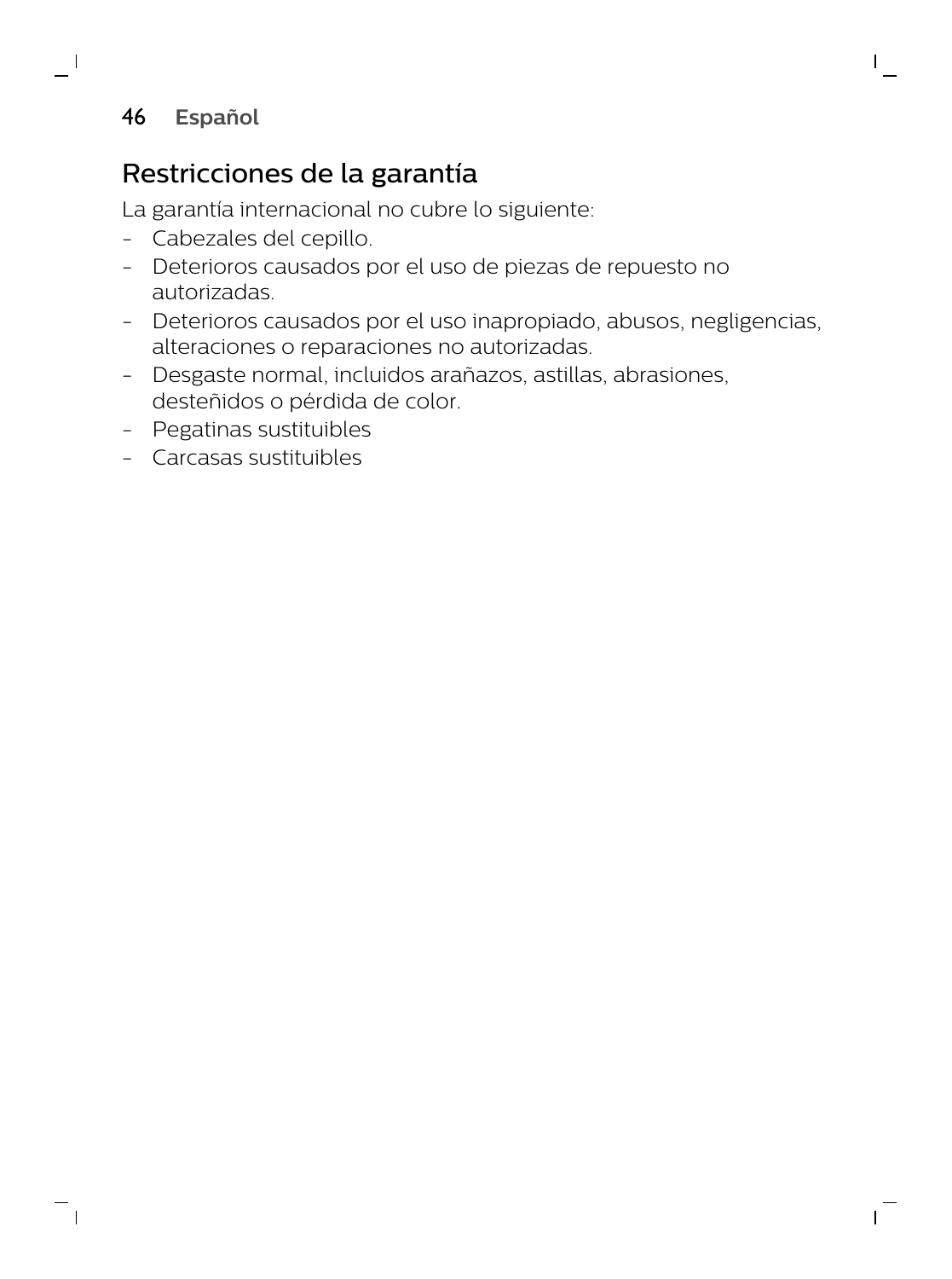## Restricciones de la garantía

La garantía internacional no cubre lo siguiente:

- Cabezales del cepillo.
- Deterioros causados por el uso de piezas de repuesto no autorizadas.
- Deterioros causados por el uso inapropiado, abusos, negligencias, alteraciones o reparaciones no autorizadas.
- Desgaste normal, incluidos arañazos, astillas, abrasiones, desteñidos o pérdida de color.
- Pegatinas sustituibles
- Carcasas sustituibles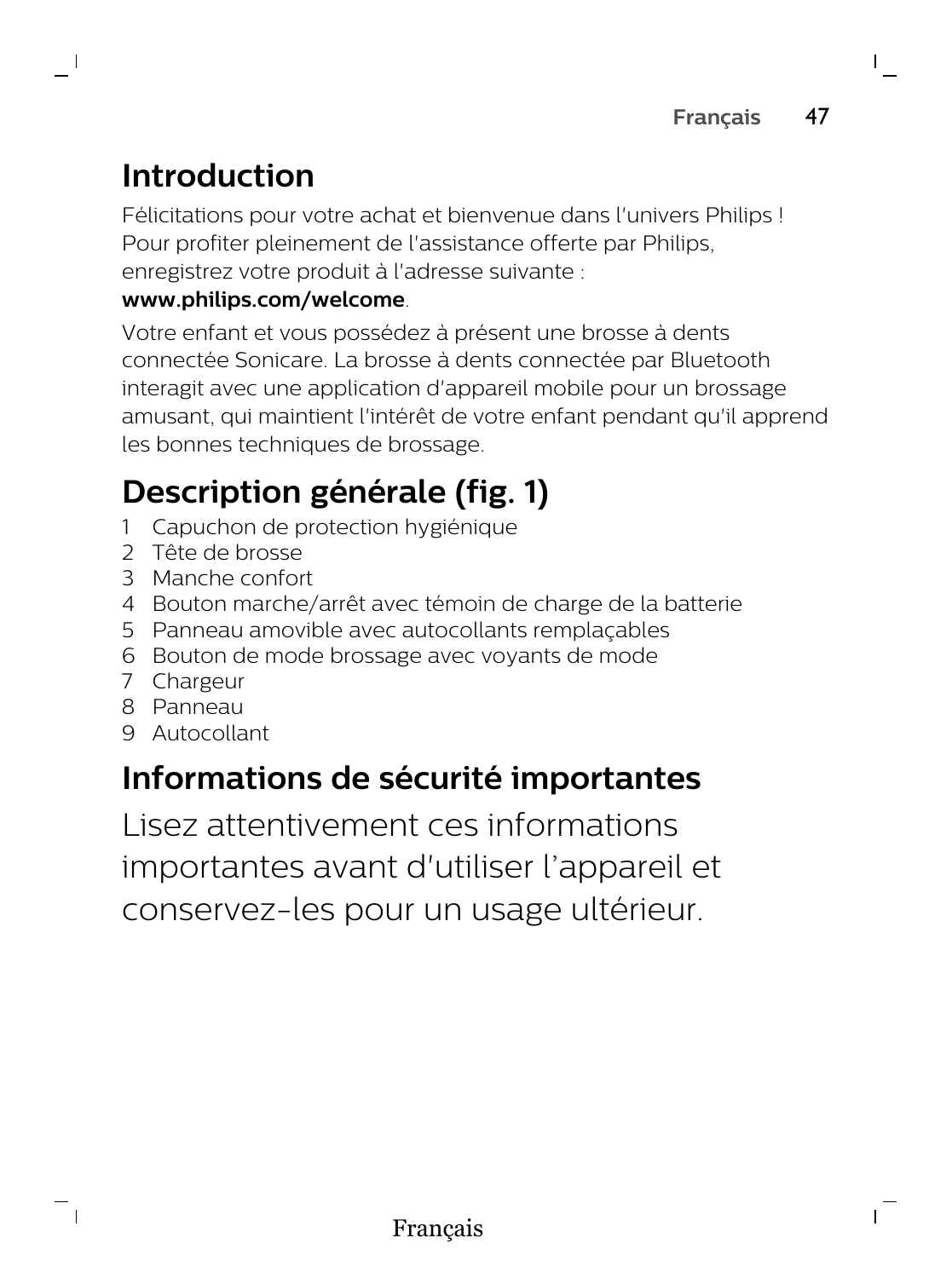## Introduction

Félicitations pour votre achat et bienvenue dans l'univers Philips ! Pour profiter pleinement de l'assistance offerte par Philips, enregistrez votre produit à l'adresse suivante : **www.philips.com/welcome**.

Votre enfant et vous possédez à présent une brosse à dents connectée Sonicare. La brosse à dents connectée par Bluetooth interagit avec une application d'appareil mobile pour un brossage amusant, qui maintient l'intérêt de votre enfant pendant qu'il apprend les bonnes techniques de brossage.

## Description générale (fig. 1)

1. Capuchon de protection hygiénique
2. Tête de brosse
3. Manche confort
4. Bouton marche/arrêt avec témoin de charge de la batterie
5. Panneau amovible avec autocollants remplaçables
6. Bouton de mode brossage avec voyants de mode
7. Chargeur
8. Panneau
9. Autocollant

## Informations de sécurité importantes

Lisez attentivement ces informations importantes avant d'utiliser l'appareil et conservez-les pour un usage ultérieur.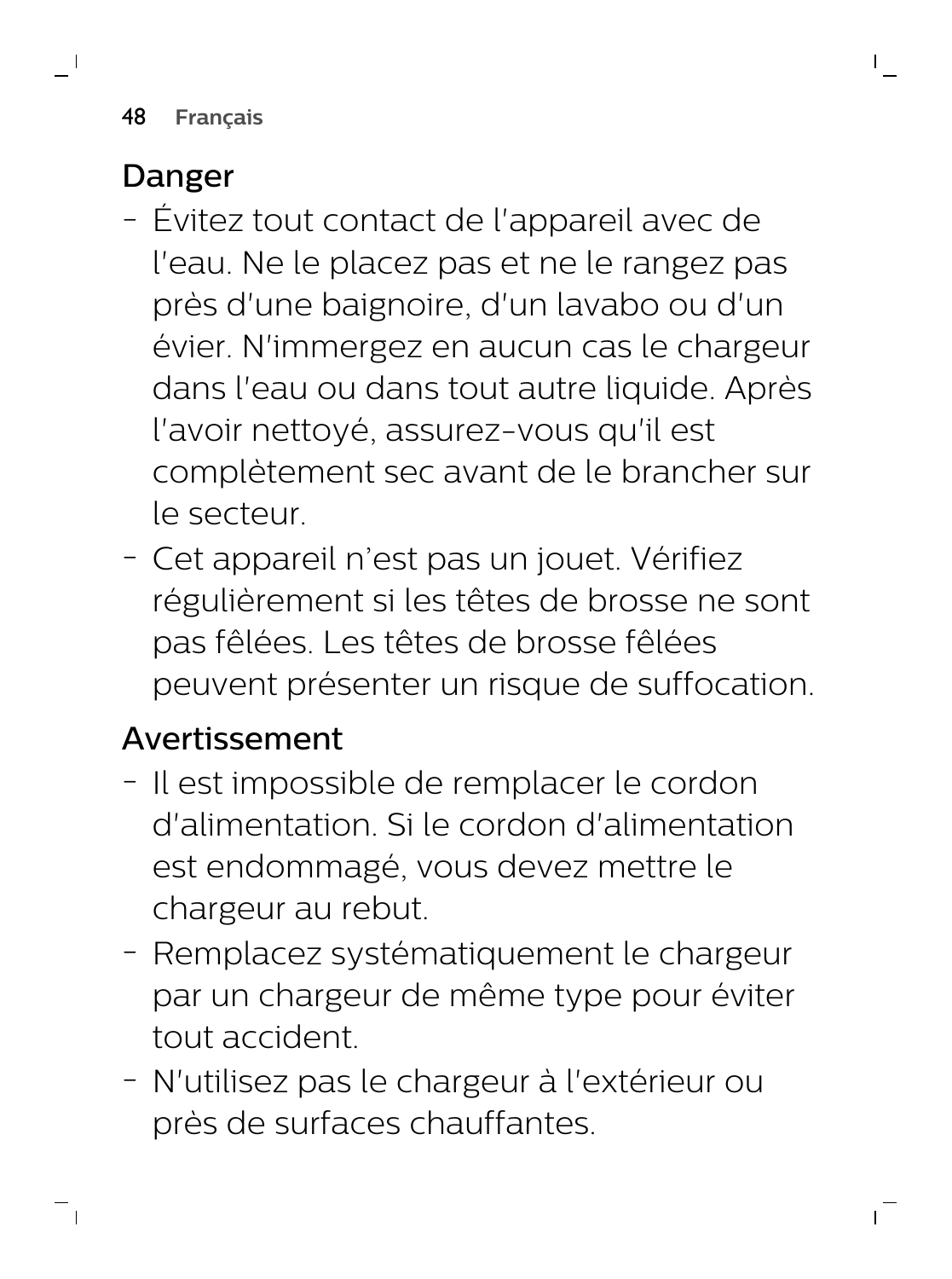## Danger

- Évitez tout contact de l'appareil avec de l'eau. Ne le placez pas et ne le rangez pas près d'une baignoire, d'un lavabo ou d'un évier. N'immergez en aucun cas le chargeur dans l'eau ou dans tout autre liquide. Après l'avoir nettoyé, assurez-vous qu'il est complètement sec avant de le brancher sur le secteur.
- Cet appareil n’est pas un jouet. Vérifiez régulièrement si les têtes de brosse ne sont pas fêlées. Les têtes de brosse fêlées peuvent présenter un risque de suffocation.

## Avertissement

- Il est impossible de remplacer le cordon d'alimentation. Si le cordon d'alimentation est endommagé, vous devez mettre le chargeur au rebut.
- Remplacez systématiquement le chargeur par un chargeur de même type pour éviter tout accident.
- N'utilisez pas le chargeur à l'extérieur ou près de surfaces chauffantes.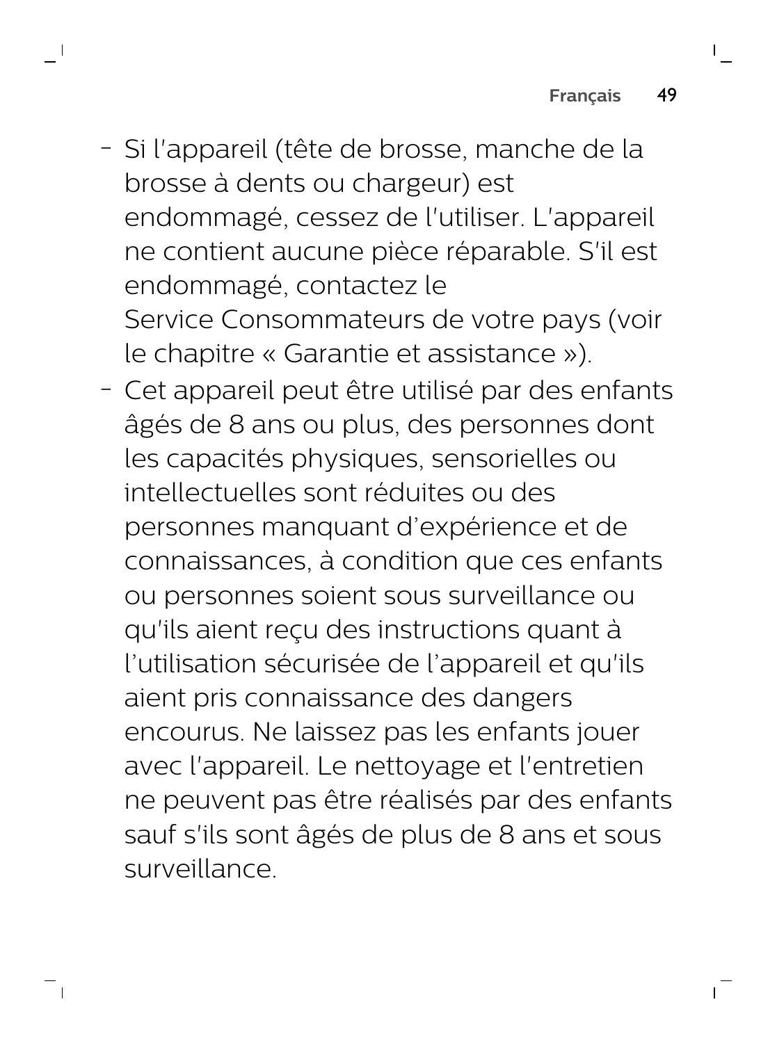- Si l'appareil (tête de brosse, manche de la brosse à dents ou chargeur) est endommagé, cessez de l'utiliser. L'appareil ne contient aucune pièce réparable. S'il est endommagé, contactez le Service Consommateurs de votre pays (voir le chapitre « Garantie et assistance »).
- Cet appareil peut être utilisé par des enfants âgés de 8 ans ou plus, des personnes dont les capacités physiques, sensorielles ou intellectuelles sont réduites ou des personnes manquant d’expérience et de connaissances, à condition que ces enfants ou personnes soient sous surveillance ou qu'ils aient reçu des instructions quant à l’utilisation sécurisée de l’appareil et qu'ils aient pris connaissance des dangers encourus. Ne laissez pas les enfants jouer avec l'appareil. Le nettoyage et l'entretien ne peuvent pas être réalisés par des enfants sauf s'ils sont âgés de plus de 8 ans et sous surveillance.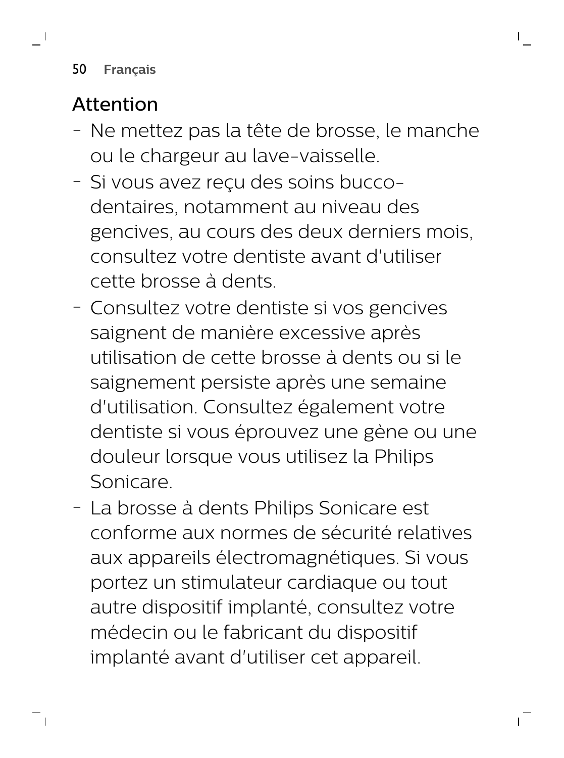## Attention

- Ne mettez pas la tête de brosse, le manche ou le chargeur au lave-vaisselle.
- Si vous avez reçu des soins bucco-dentaires, notamment au niveau des gencives, au cours des deux derniers mois, consultez votre dentiste avant d'utiliser cette brosse à dents.
- Consultez votre dentiste si vos gencives saignent de manière excessive après utilisation de cette brosse à dents ou si le saignement persiste après une semaine d'utilisation. Consultez également votre dentiste si vous éprouvez une gène ou une douleur lorsque vous utilisez la Philips Sonicare.
- La brosse à dents Philips Sonicare est conforme aux normes de sécurité relatives aux appareils électromagnétiques. Si vous portez un stimulateur cardiaque ou tout autre dispositif implanté, consultez votre médecin ou le fabricant du dispositif implanté avant d'utiliser cet appareil.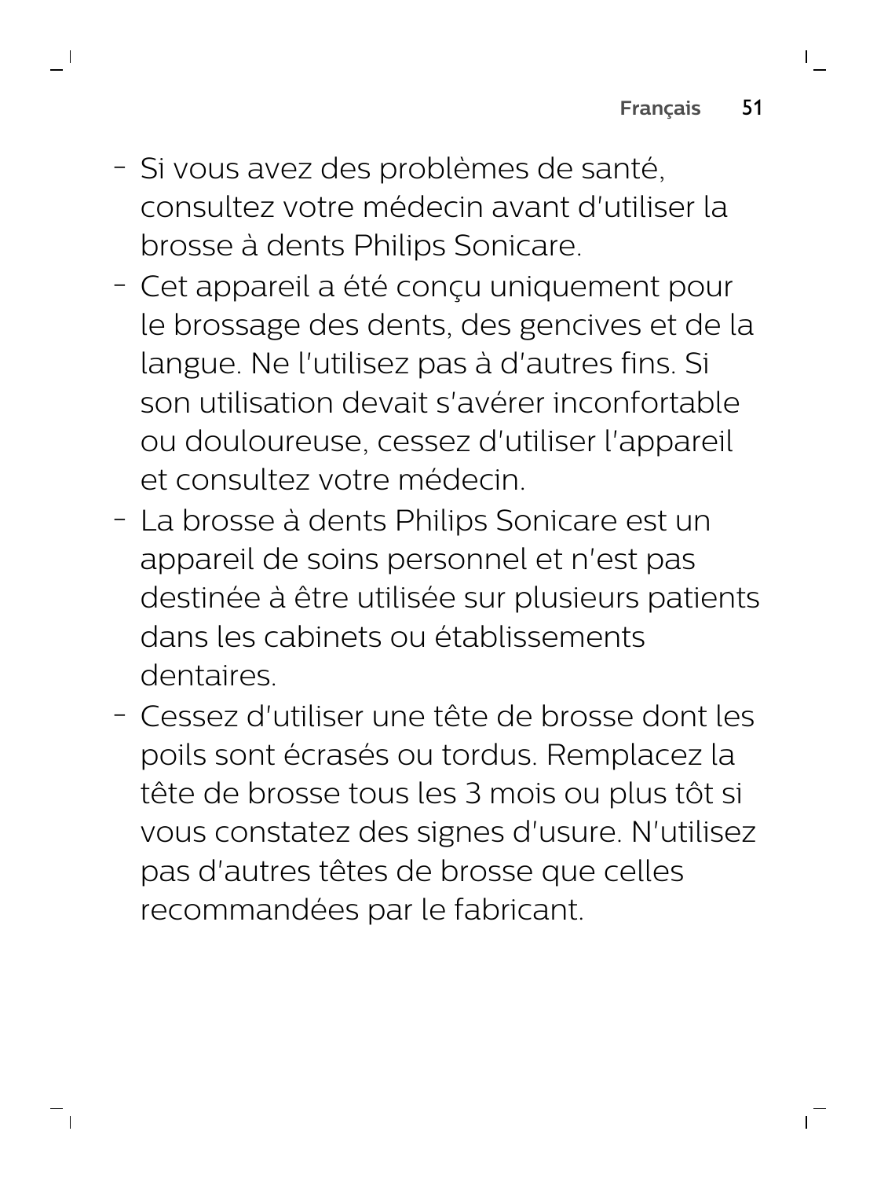- Si vous avez des problèmes de santé, consultez votre médecin avant d'utiliser la brosse à dents Philips Sonicare.
- Cet appareil a été conçu uniquement pour le brossage des dents, des gencives et de la langue. Ne l'utilisez pas à d'autres fins. Si son utilisation devait s'avérer inconfortable ou douloureuse, cessez d'utiliser l'appareil et consultez votre médecin.
- La brosse à dents Philips Sonicare est un appareil de soins personnel et n'est pas destinée à être utilisée sur plusieurs patients dans les cabinets ou établissements dentaires.
- Cessez d'utiliser une tête de brosse dont les poils sont écrasés ou tordus. Remplacez la tête de brosse tous les 3 mois ou plus tôt si vous constatez des signes d'usure. N'utilisez pas d'autres têtes de brosse que celles recommandées par le fabricant.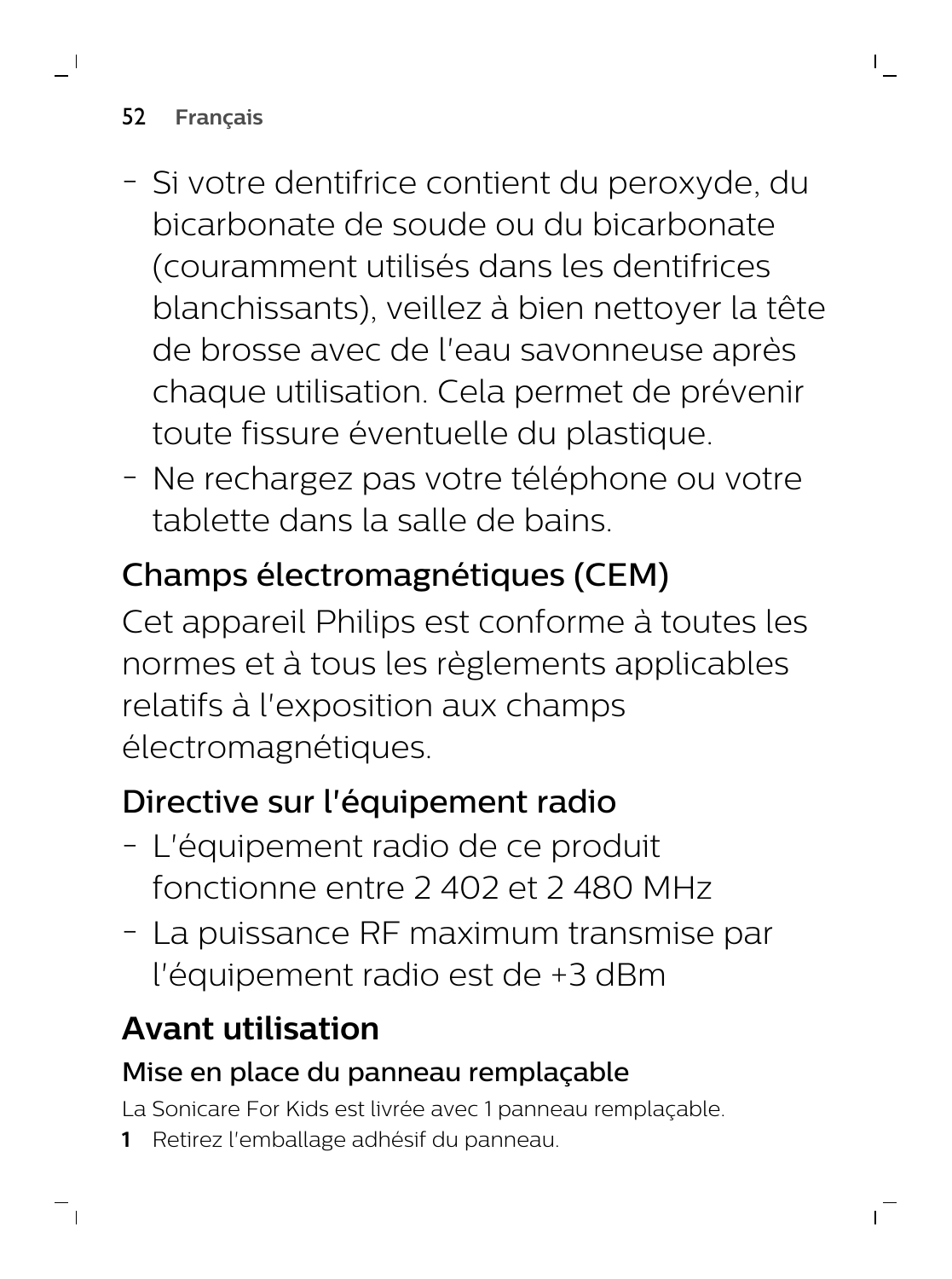- Si votre dentifrice contient du peroxyde, du bicarbonate de soude ou du bicarbonate (couramment utilisés dans les dentifrices blanchissants), veillez à bien nettoyer la tête de brosse avec de l'eau savonneuse après chaque utilisation. Cela permet de prévenir toute fissure éventuelle du plastique.
- Ne rechargez pas votre téléphone ou votre tablette dans la salle de bains.

### Champs électromagnétiques (CEM)

Cet appareil Philips est conforme à toutes les normes et à tous les règlements applicables relatifs à l'exposition aux champs électromagnétiques.

### Directive sur l'équipement radio

- L'équipement radio de ce produit fonctionne entre 2 402 et 2 480 MHz
- La puissance RF maximum transmise par l'équipement radio est de +3 dBm

## Avant utilisation

### Mise en place du panneau remplaçable

La Sonicare For Kids est livrée avec 1 panneau remplaçable.

1 Retirez l'emballage adhésif du panneau.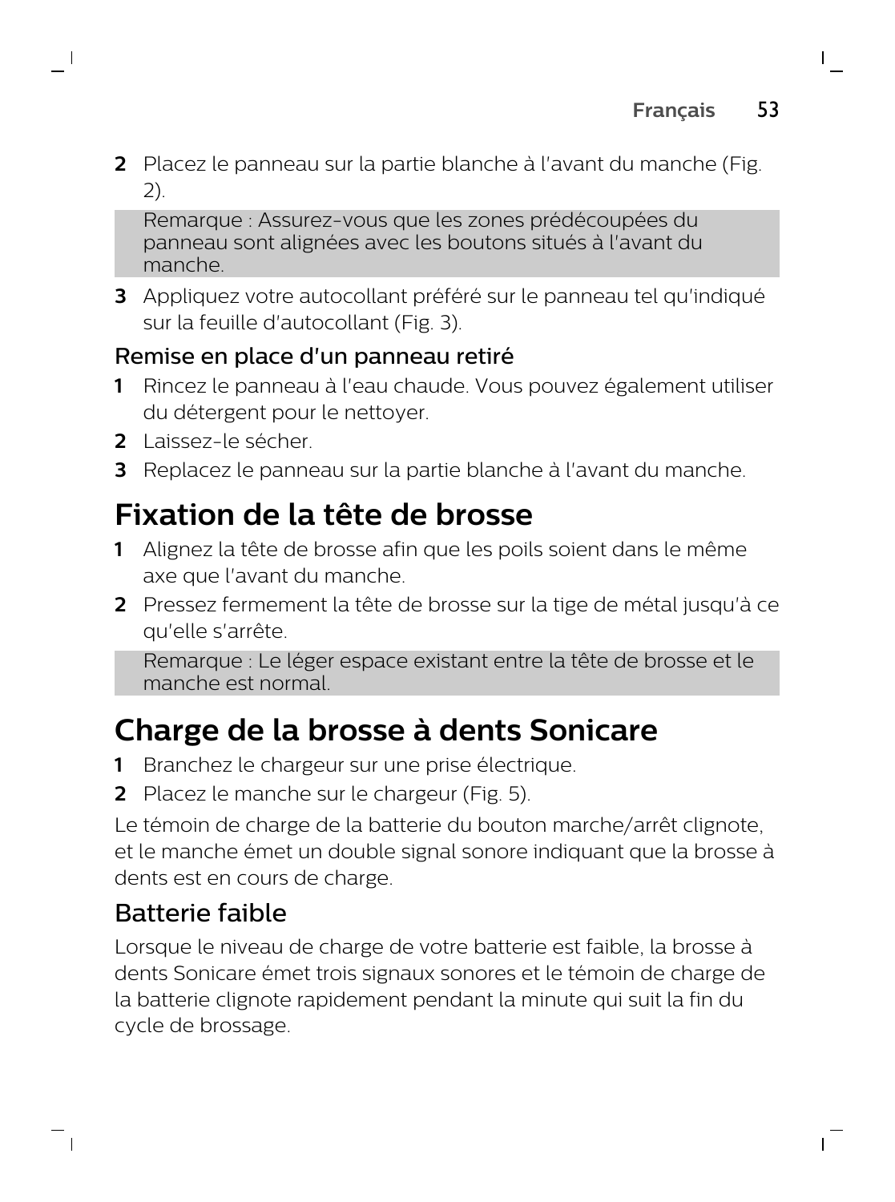2. Placez le panneau sur la partie blanche à l'avant du manche (Fig. 2).

   Remarque : Assurez-vous que les zones prédécoupées du panneau sont alignées avec les boutons situés à l'avant du manche.

3. Appliquez votre autocollant préféré sur le panneau tel qu'indiqué sur la feuille d'autocollant (Fig. 3).

### Remise en place d'un panneau retiré

1. Rincez le panneau à l'eau chaude. Vous pouvez également utiliser du détergent pour le nettoyer.
2. Laissez-le sécher.
3. Replacez le panneau sur la partie blanche à l'avant du manche.

## Fixation de la tête de brosse

1. Alignez la tête de brosse afin que les poils soient dans le même axe que l'avant du manche.
2. Pressez fermement la tête de brosse sur la tige de métal jusqu'à ce qu'elle s'arrête.

   Remarque : Le léger espace existant entre la tête de brosse et le manche est normal.

## Charge de la brosse à dents Sonicare

1. Branchez le chargeur sur une prise électrique.
2. Placez le manche sur le chargeur (Fig. 5).

Le témoin de charge de la batterie du bouton marche/arrêt clignote, et le manche émet un double signal sonore indiquant que la brosse à dents est en cours de charge.

### Batterie faible

Lorsque le niveau de charge de votre batterie est faible, la brosse à dents Sonicare émet trois signaux sonores et le témoin de charge de la batterie clignote rapidement pendant la minute qui suit la fin du cycle de brossage.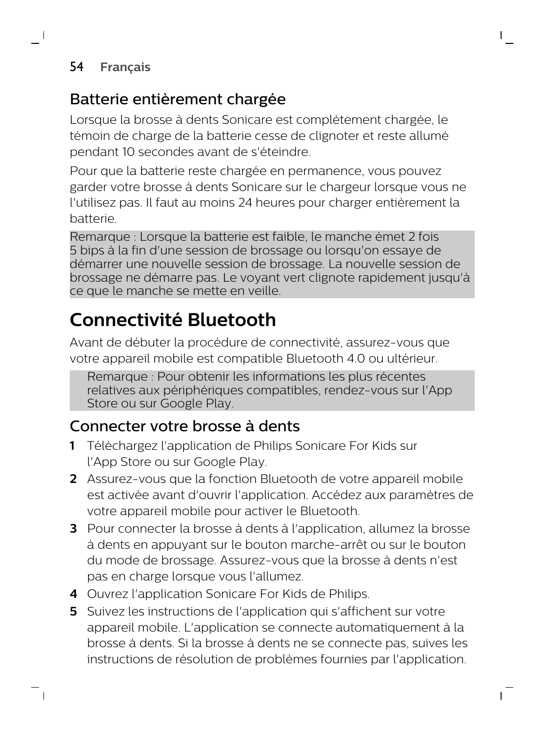### Batterie entièrement chargée

Lorsque la brosse à dents Sonicare est complètement chargée, le témoin de charge de la batterie cesse de clignoter et reste allumé pendant 10 secondes avant de s'éteindre.

Pour que la batterie reste chargée en permanence, vous pouvez garder votre brosse à dents Sonicare sur le chargeur lorsque vous ne l'utilisez pas. Il faut au moins 24 heures pour charger entièrement la batterie.

Remarque : Lorsque la batterie est faible, le manche émet 2 fois 5 bips à la fin d'une session de brossage ou lorsqu'on essaye de démarrer une nouvelle session de brossage. La nouvelle session de brossage ne démarre pas. Le voyant vert clignote rapidement jusqu'à ce que le manche se mette en veille.

## Connectivité Bluetooth

Avant de débuter la procédure de connectivité, assurez-vous que votre appareil mobile est compatible Bluetooth 4.0 ou ultérieur.

Remarque : Pour obtenir les informations les plus récentes relatives aux périphériques compatibles, rendez-vous sur l'App Store ou sur Google Play.

### Connecter votre brosse à dents

1. Téléchargez l'application de Philips Sonicare For Kids sur l'App Store ou sur Google Play.
2. Assurez-vous que la fonction Bluetooth de votre appareil mobile est activée avant d'ouvrir l'application. Accédez aux paramètres de votre appareil mobile pour activer le Bluetooth.
3. Pour connecter la brosse à dents à l'application, allumez la brosse à dents en appuyant sur le bouton marche-arrêt ou sur le bouton du mode de brossage. Assurez-vous que la brosse à dents n'est pas en charge lorsque vous l'allumez.
4. Ouvrez l'application Sonicare For Kids de Philips.
5. Suivez les instructions de l'application qui s'affichent sur votre appareil mobile. L'application se connecte automatiquement à la brosse à dents. Si la brosse à dents ne se connecte pas, suives les instructions de résolution de problèmes fournies par l'application.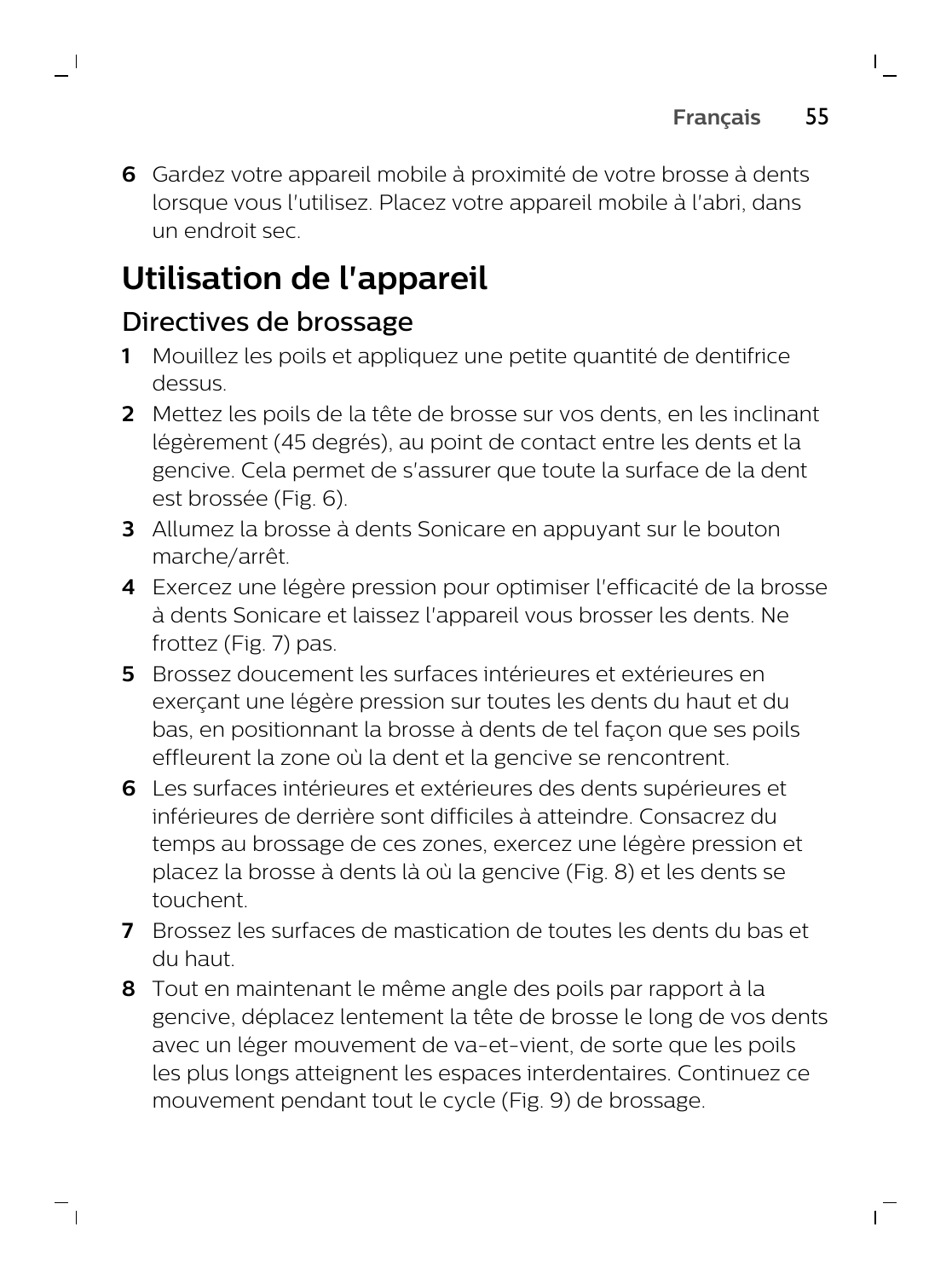6 Gardez votre appareil mobile à proximité de votre brosse à dents lorsque vous l'utilisez. Placez votre appareil mobile à l'abri, dans un endroit sec.

# Utilisation de l'appareil

## Directives de brossage

1 Mouillez les poils et appliquez une petite quantité de dentifrice dessus.
2 Mettez les poils de la tête de brosse sur vos dents, en les inclinant légèrement (45 degrés), au point de contact entre les dents et la gencive. Cela permet de s'assurer que toute la surface de la dent est brossée (Fig. 6).
3 Allumez la brosse à dents Sonicare en appuyant sur le bouton marche/arrêt.
4 Exercez une légère pression pour optimiser l'efficacité de la brosse à dents Sonicare et laissez l'appareil vous brosser les dents. Ne frottez (Fig. 7) pas.
5 Brossez doucement les surfaces intérieures et extérieures en exerçant une légère pression sur toutes les dents du haut et du bas, en positionnant la brosse à dents de tel façon que ses poils effleurent la zone où la dent et la gencive se rencontrent.
6 Les surfaces intérieures et extérieures des dents supérieures et inférieures de derrière sont difficiles à atteindre. Consacrez du temps au brossage de ces zones, exercez une légère pression et placez la brosse à dents là où la gencive (Fig. 8) et les dents se touchent.
7 Brossez les surfaces de mastication de toutes les dents du bas et du haut.
8 Tout en maintenant le même angle des poils par rapport à la gencive, déplacez lentement la tête de brosse le long de vos dents avec un léger mouvement de va-et-vient, de sorte que les poils les plus longs atteignent les espaces interdentaires. Continuez ce mouvement pendant tout le cycle (Fig. 9) de brossage.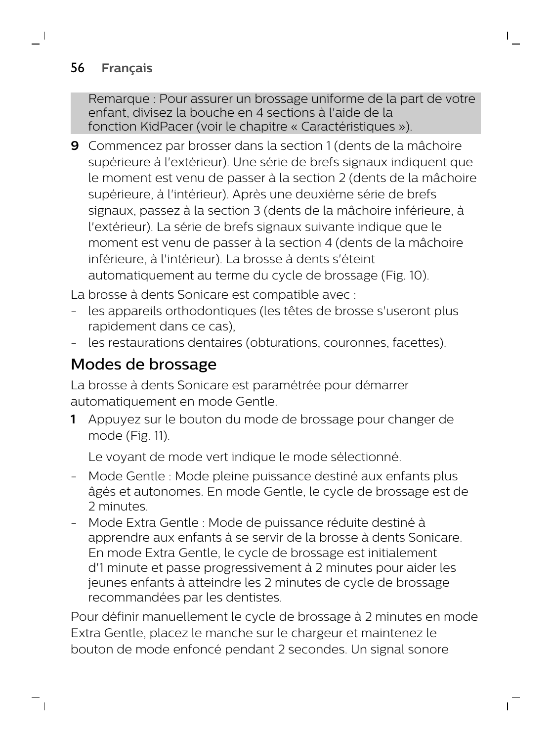Remarque : Pour assurer un brossage uniforme de la part de votre enfant, divisez la bouche en 4 sections à l'aide de la fonction KidPacer (voir le chapitre « Caractéristiques »).

9 Commencez par brosser dans la section 1 (dents de la mâchoire supérieure à l'extérieur). Une série de brefs signaux indiquent que le moment est venu de passer à la section 2 (dents de la mâchoire supérieure, à l'intérieur). Après une deuxième série de brefs signaux, passez à la section 3 (dents de la mâchoire inférieure, à l'extérieur). La série de brefs signaux suivante indique que le moment est venu de passer à la section 4 (dents de la mâchoire inférieure, à l'intérieur). La brosse à dents s'éteint automatiquement au terme du cycle de brossage (Fig. 10).

La brosse à dents Sonicare est compatible avec :

- les appareils orthodontiques (les têtes de brosse s'useront plus rapidement dans ce cas),
- les restaurations dentaires (obturations, couronnes, facettes).

## Modes de brossage

La brosse à dents Sonicare est paramétrée pour démarrer automatiquement en mode Gentle.

1 Appuyez sur le bouton du mode de brossage pour changer de mode (Fig. 11).

Le voyant de mode vert indique le mode sélectionné.

- Mode Gentle : Mode pleine puissance destiné aux enfants plus âgés et autonomes. En mode Gentle, le cycle de brossage est de 2 minutes.
- Mode Extra Gentle : Mode de puissance réduite destiné à apprendre aux enfants à se servir de la brosse à dents Sonicare. En mode Extra Gentle, le cycle de brossage est initialement d'1 minute et passe progressivement à 2 minutes pour aider les jeunes enfants à atteindre les 2 minutes de cycle de brossage recommandées par les dentistes.

Pour définir manuellement le cycle de brossage à 2 minutes en mode Extra Gentle, placez le manche sur le chargeur et maintenez le bouton de mode enfoncé pendant 2 secondes. Un signal sonore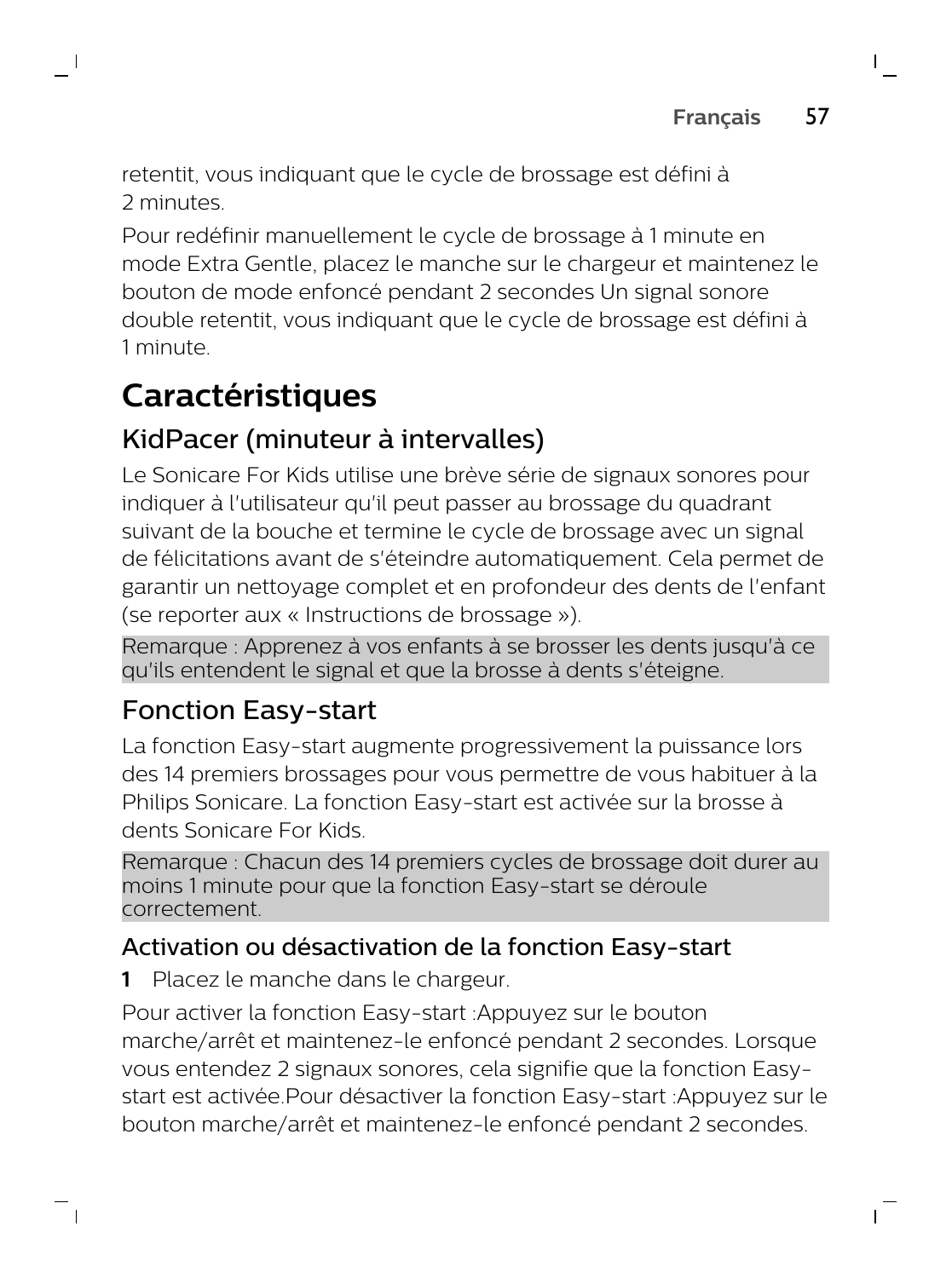retentit, vous indiquant que le cycle de brossage est défini à 2 minutes.

Pour redéfinir manuellement le cycle de brossage à 1 minute en mode Extra Gentle, placez le manche sur le chargeur et maintenez le bouton de mode enfoncé pendant 2 secondes Un signal sonore double retentit, vous indiquant que le cycle de brossage est défini à 1 minute.

# Caractéristiques

## KidPacer (minuteur à intervalles)

Le Sonicare For Kids utilise une brève série de signaux sonores pour indiquer à l'utilisateur qu'il peut passer au brossage du quadrant suivant de la bouche et termine le cycle de brossage avec un signal de félicitations avant de s'éteindre automatiquement. Cela permet de garantir un nettoyage complet et en profondeur des dents de l'enfant (se reporter aux « Instructions de brossage »).

Remarque : Apprenez à vos enfants à se brosser les dents jusqu'à ce qu'ils entendent le signal et que la brosse à dents s'éteigne.

## Fonction Easy-start

La fonction Easy-start augmente progressivement la puissance lors des 14 premiers brossages pour vous permettre de vous habituer à la Philips Sonicare. La fonction Easy-start est activée sur la brosse à dents Sonicare For Kids.

Remarque : Chacun des 14 premiers cycles de brossage doit durer au moins 1 minute pour que la fonction Easy-start se déroule correctement.

### Activation ou désactivation de la fonction Easy-start

**1** Placez le manche dans le chargeur.

Pour activer la fonction Easy-start :Appuyez sur le bouton marche/arrêt et maintenez-le enfoncé pendant 2 secondes. Lorsque vous entendez 2 signaux sonores, cela signifie que la fonction Easy-start est activée.Pour désactiver la fonction Easy-start :Appuyez sur le bouton marche/arrêt et maintenez-le enfoncé pendant 2 secondes.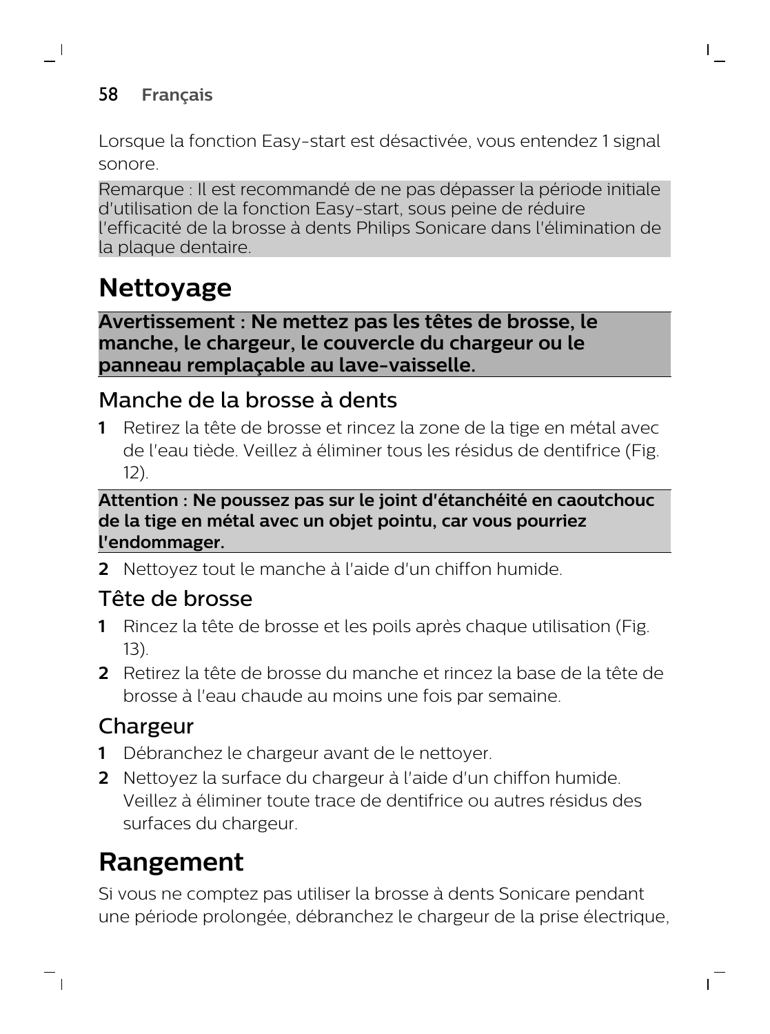Lorsque la fonction Easy-start est désactivée, vous entendez 1 signal sonore.

Remarque : Il est recommandé de ne pas dépasser la période initiale d'utilisation de la fonction Easy-start, sous peine de réduire l'efficacité de la brosse à dents Philips Sonicare dans l'élimination de la plaque dentaire.

# Nettoyage

**Avertissement : Ne mettez pas les têtes de brosse, le manche, le chargeur, le couvercle du chargeur ou le panneau remplaçable au lave-vaisselle.**

## Manche de la brosse à dents

1. Retirez la tête de brosse et rincez la zone de la tige en métal avec de l'eau tiède. Veillez à éliminer tous les résidus de dentifrice (Fig. 12).

**Attention : Ne poussez pas sur le joint d'étanchéité en caoutchouc de la tige en métal avec un objet pointu, car vous pourriez l'endommager.**

2. Nettoyez tout le manche à l'aide d'un chiffon humide.

## Tête de brosse

1. Rincez la tête de brosse et les poils après chaque utilisation (Fig. 13).
2. Retirez la tête de brosse du manche et rincez la base de la tête de brosse à l'eau chaude au moins une fois par semaine.

## Chargeur

1. Débranchez le chargeur avant de le nettoyer.
2. Nettoyez la surface du chargeur à l'aide d'un chiffon humide. Veillez à éliminer toute trace de dentifrice ou autres résidus des surfaces du chargeur.

# Rangement

Si vous ne comptez pas utiliser la brosse à dents Sonicare pendant une période prolongée, débranchez le chargeur de la prise électrique,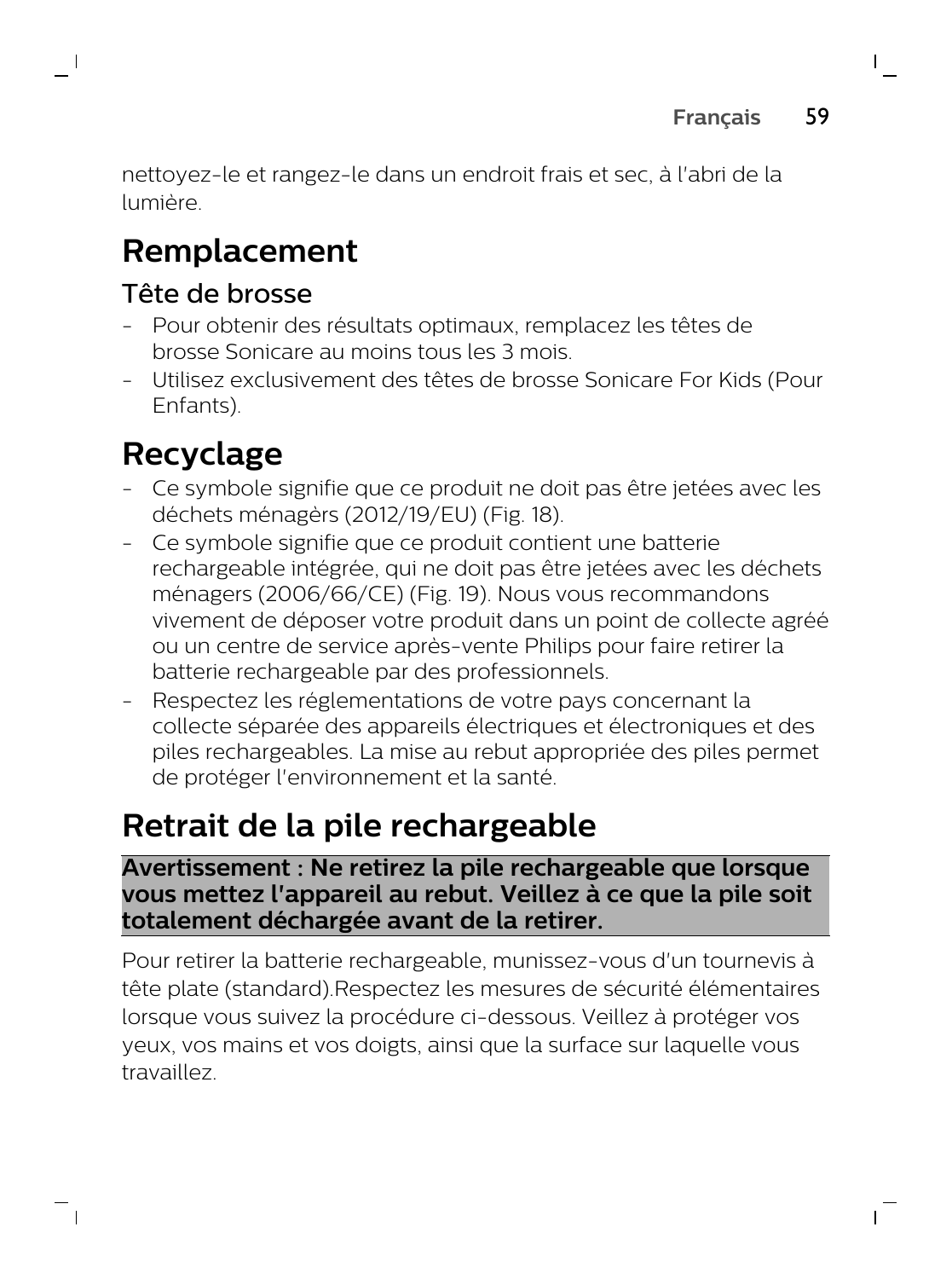nettoyez-le et rangez-le dans un endroit frais et sec, à l'abri de la lumière.

# Remplacement

## Tête de brosse

- Pour obtenir des résultats optimaux, remplacez les têtes de brosse Sonicare au moins tous les 3 mois.
- Utilisez exclusivement des têtes de brosse Sonicare For Kids (Pour Enfants).

# Recyclage

- Ce symbole signifie que ce produit ne doit pas être jetées avec les déchets ménagèrs (2012/19/EU) (Fig. 18).
- Ce symbole signifie que ce produit contient une batterie rechargeable intégrée, qui ne doit pas être jetées avec les déchets ménagers (2006/66/CE) (Fig. 19). Nous vous recommandons vivement de déposer votre produit dans un point de collecte agréé ou un centre de service après-vente Philips pour faire retirer la batterie rechargeable par des professionnels.
- Respectez les réglementations de votre pays concernant la collecte séparée des appareils électriques et électroniques et des piles rechargeables. La mise au rebut appropriée des piles permet de protéger l'environnement et la santé.

# Retrait de la pile rechargeable

**Avertissement : Ne retirez la pile rechargeable que lorsque vous mettez l'appareil au rebut. Veillez à ce que la pile soit totalement déchargée avant de la retirer.**

Pour retirer la batterie rechargeable, munissez-vous d'un tournevis à tête plate (standard).Respectez les mesures de sécurité élémentaires lorsque vous suivez la procédure ci-dessous. Veillez à protéger vos yeux, vos mains et vos doigts, ainsi que la surface sur laquelle vous travaillez.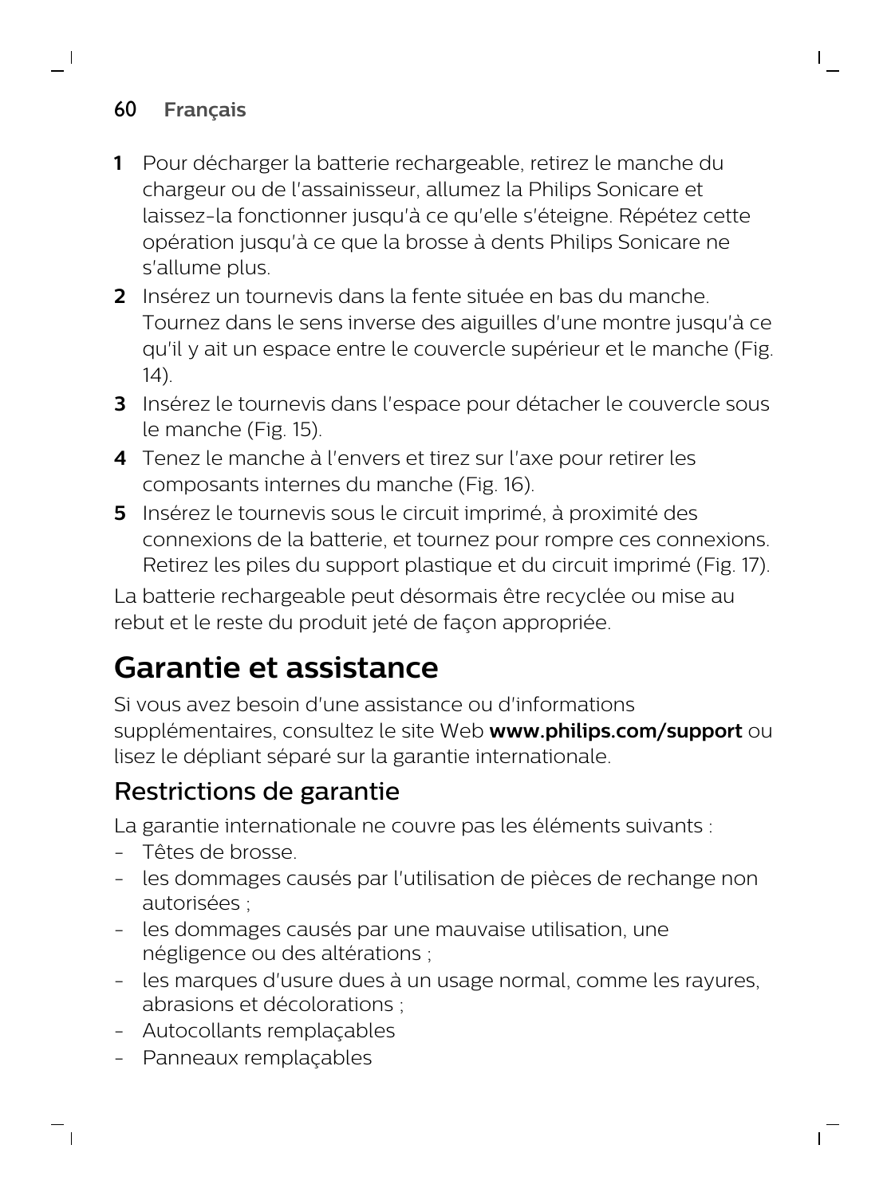1. Pour décharger la batterie rechargeable, retirez le manche du chargeur ou de l'assainisseur, allumez la Philips Sonicare et laissez-la fonctionner jusqu'à ce qu'elle s'éteigne. Répétez cette opération jusqu'à ce que la brosse à dents Philips Sonicare ne s'allume plus.
2. Insérez un tournevis dans la fente située en bas du manche. Tournez dans le sens inverse des aiguilles d'une montre jusqu'à ce qu'il y ait un espace entre le couvercle supérieur et le manche (Fig. 14).
3. Insérez le tournevis dans l'espace pour détacher le couvercle sous le manche (Fig. 15).
4. Tenez le manche à l'envers et tirez sur l'axe pour retirer les composants internes du manche (Fig. 16).
5. Insérez le tournevis sous le circuit imprimé, à proximité des connexions de la batterie, et tournez pour rompre ces connexions. Retirez les piles du support plastique et du circuit imprimé (Fig. 17).

La batterie rechargeable peut désormais être recyclée ou mise au rebut et le reste du produit jeté de façon appropriée.

# Garantie et assistance

Si vous avez besoin d'une assistance ou d'informations supplémentaires, consultez le site Web **www.philips.com/support** ou lisez le dépliant séparé sur la garantie internationale.

## Restrictions de garantie

La garantie internationale ne couvre pas les éléments suivants :

- Têtes de brosse.
- les dommages causés par l'utilisation de pièces de rechange non autorisées ;
- les dommages causés par une mauvaise utilisation, une négligence ou des altérations ;
- les marques d'usure dues à un usage normal, comme les rayures, abrasions et décolorations ;
- Autocollants remplaçables
- Panneaux remplaçables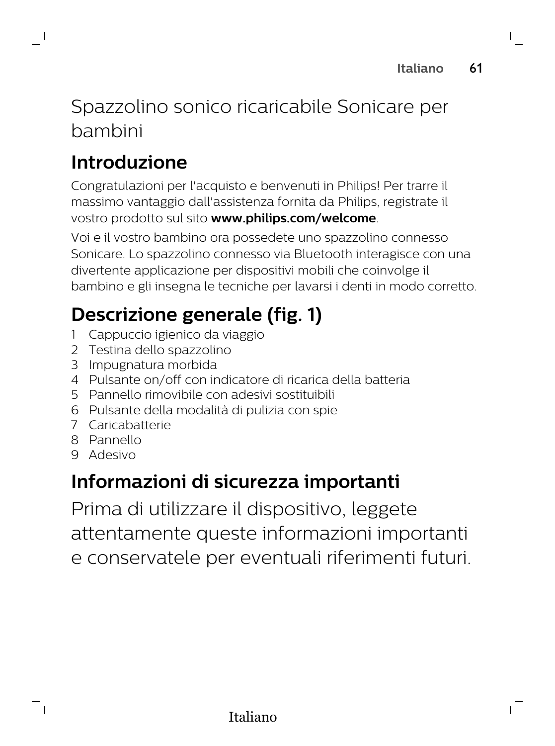# Spazzolino sonico ricaricabile Sonicare per bambini

## Introduzione

Congratulazioni per l'acquisto e benvenuti in Philips! Per trarre il massimo vantaggio dall'assistenza fornita da Philips, registrate il vostro prodotto sul sito **www.philips.com/welcome**.

Voi e il vostro bambino ora possedete uno spazzolino connesso Sonicare. Lo spazzolino connesso via Bluetooth interagisce con una divertente applicazione per dispositivi mobili che coinvolge il bambino e gli insegna le tecniche per lavarsi i denti in modo corretto.

## Descrizione generale (fig. 1)

1. Cappuccio igienico da viaggio
2. Testina dello spazzolino
3. Impugnatura morbida
4. Pulsante on/off con indicatore di ricarica della batteria
5. Pannello rimovibile con adesivi sostituibili
6. Pulsante della modalità di pulizia con spie
7. Caricabatterie
8. Pannello
9. Adesivo

## Informazioni di sicurezza importanti

Prima di utilizzare il dispositivo, leggete attentamente queste informazioni importanti e conservatele per eventuali riferimenti futuri.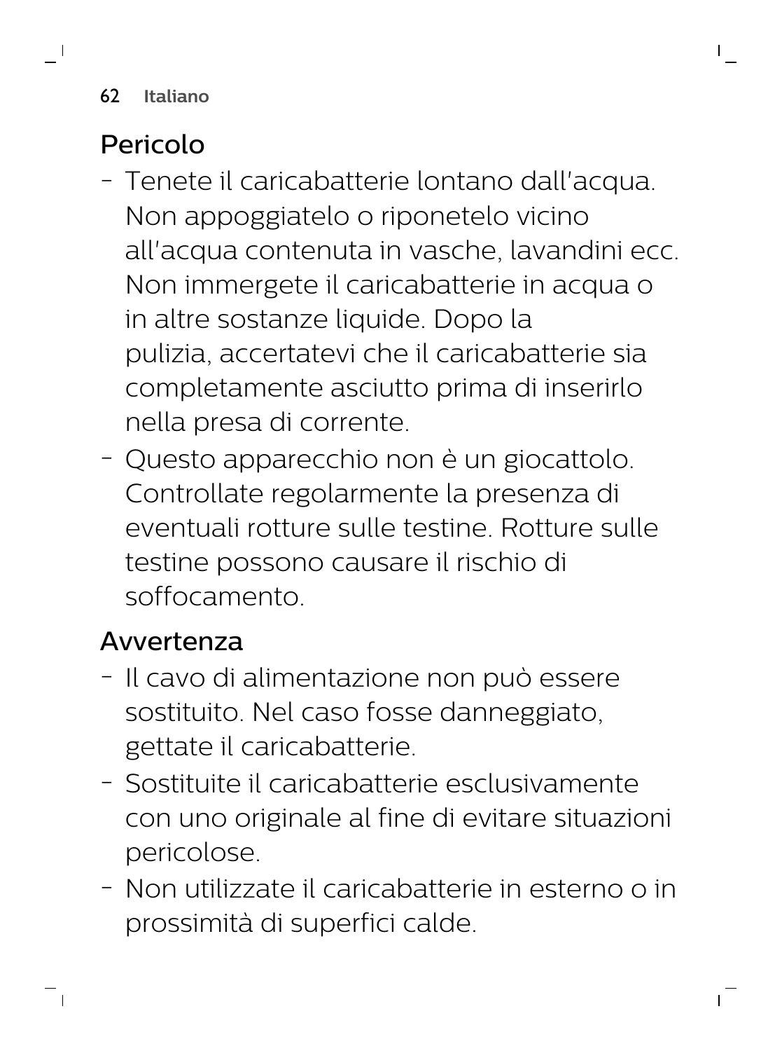## Pericolo

- Tenete il caricabatterie lontano dall'acqua. Non appoggiatelo o riponetelo vicino all'acqua contenuta in vasche, lavandini ecc. Non immergete il caricabatterie in acqua o in altre sostanze liquide. Dopo la pulizia, accertatevi che il caricabatterie sia completamente asciutto prima di inserirlo nella presa di corrente.
- Questo apparecchio non è un giocattolo. Controllate regolarmente la presenza di eventuali rotture sulle testine. Rotture sulle testine possono causare il rischio di soffocamento.

## Avvertenza

- Il cavo di alimentazione non può essere sostituito. Nel caso fosse danneggiato, gettate il caricabatterie.
- Sostituite il caricabatterie esclusivamente con uno originale al fine di evitare situazioni pericolose.
- Non utilizzate il caricabatterie in esterno o in prossimità di superfici calde.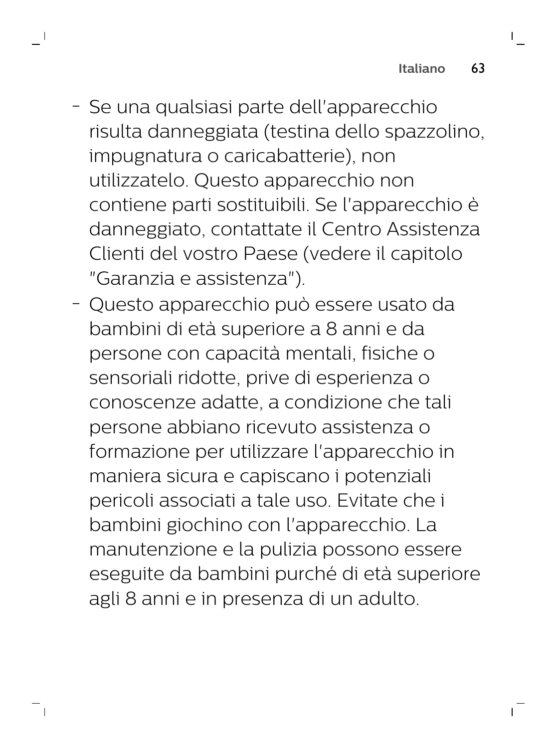- Se una qualsiasi parte dell'apparecchio risulta danneggiata (testina dello spazzolino, impugnatura o caricabatterie), non utilizzatelo. Questo apparecchio non contiene parti sostituibili. Se l'apparecchio è danneggiato, contattate il Centro Assistenza Clienti del vostro Paese (vedere il capitolo "Garanzia e assistenza").
- Questo apparecchio può essere usato da bambini di età superiore a 8 anni e da persone con capacità mentali, fisiche o sensoriali ridotte, prive di esperienza o conoscenze adatte, a condizione che tali persone abbiano ricevuto assistenza o formazione per utilizzare l'apparecchio in maniera sicura e capiscano i potenziali pericoli associati a tale uso. Evitate che i bambini giochino con l'apparecchio. La manutenzione e la pulizia possono essere eseguite da bambini purché di età superiore agli 8 anni e in presenza di un adulto.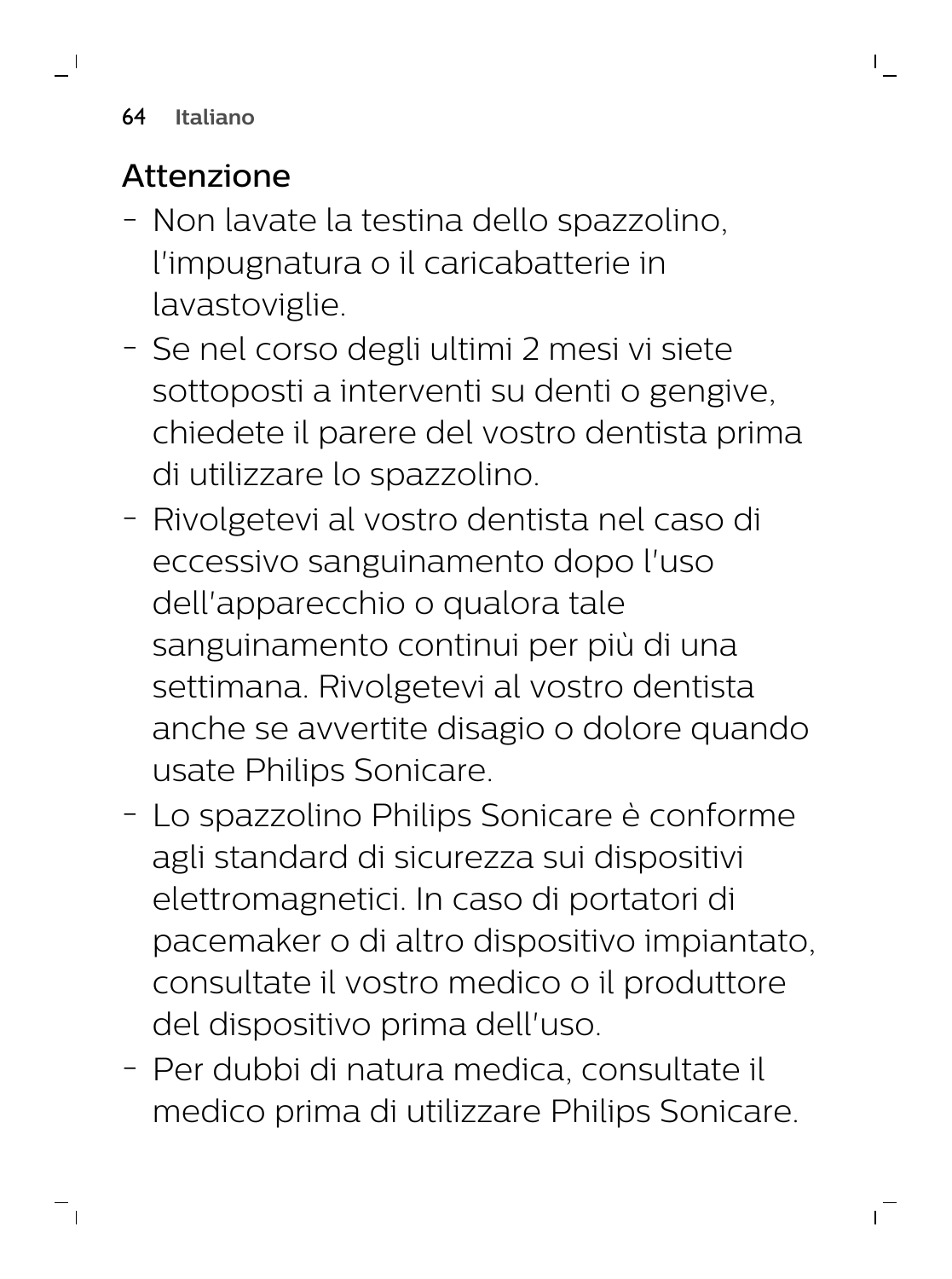## Attenzione

- Non lavate la testina dello spazzolino, l'impugnatura o il caricabatterie in lavastoviglie.
- Se nel corso degli ultimi 2 mesi vi siete sottoposti a interventi su denti o gengive, chiedete il parere del vostro dentista prima di utilizzare lo spazzolino.
- Rivolgetevi al vostro dentista nel caso di eccessivo sanguinamento dopo l'uso dell'apparecchio o qualora tale sanguinamento continui per più di una settimana. Rivolgetevi al vostro dentista anche se avvertite disagio o dolore quando usate Philips Sonicare.
- Lo spazzolino Philips Sonicare è conforme agli standard di sicurezza sui dispositivi elettromagnetici. In caso di portatori di pacemaker o di altro dispositivo impiantato, consultate il vostro medico o il produttore del dispositivo prima dell'uso.
- Per dubbi di natura medica, consultate il medico prima di utilizzare Philips Sonicare.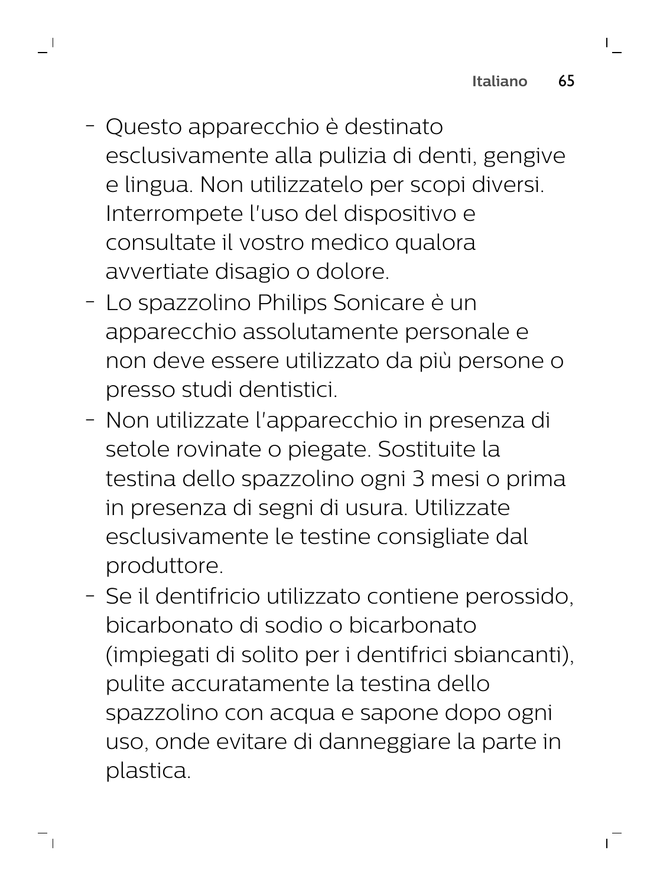- Questo apparecchio è destinato esclusivamente alla pulizia di denti, gengive e lingua. Non utilizzatelo per scopi diversi. Interrompete l'uso del dispositivo e consultate il vostro medico qualora avvertiate disagio o dolore.
- Lo spazzolino Philips Sonicare è un apparecchio assolutamente personale e non deve essere utilizzato da più persone o presso studi dentistici.
- Non utilizzate l'apparecchio in presenza di setole rovinate o piegate. Sostituite la testina dello spazzolino ogni 3 mesi o prima in presenza di segni di usura. Utilizzate esclusivamente le testine consigliate dal produttore.
- Se il dentifricio utilizzato contiene perossido, bicarbonato di sodio o bicarbonato (impiegati di solito per i dentifrici sbiancanti), pulite accuratamente la testina dello spazzolino con acqua e sapone dopo ogni uso, onde evitare di danneggiare la parte in plastica.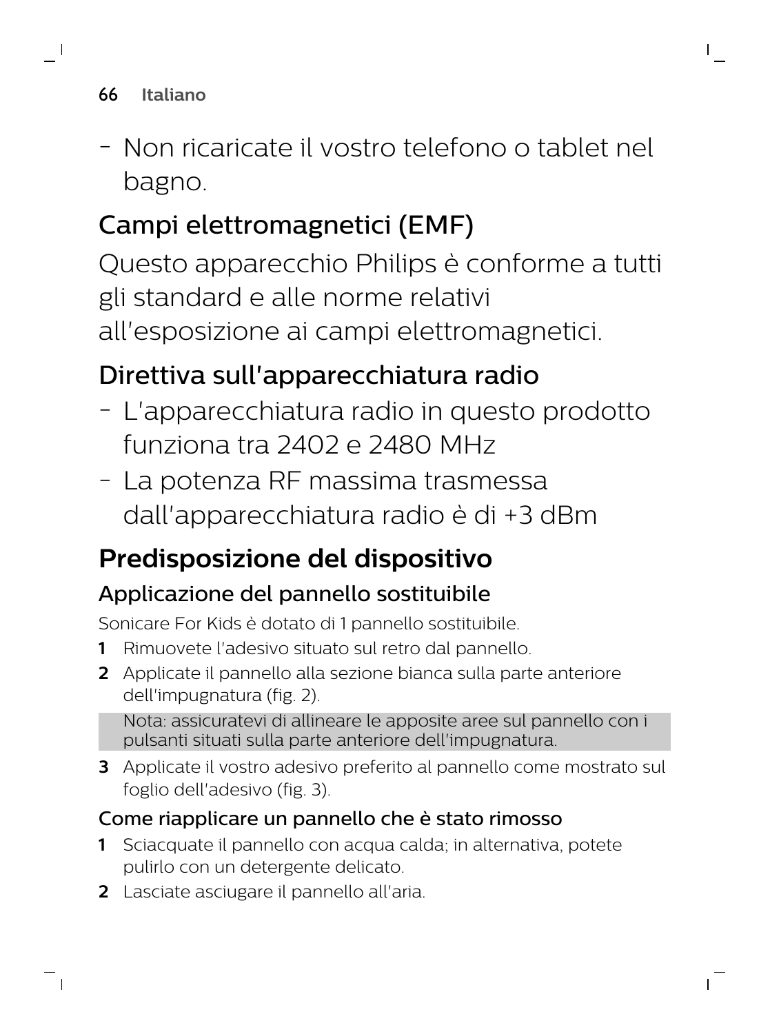- Non ricaricate il vostro telefono o tablet nel bagno.

## Campi elettromagnetici (EMF)

Questo apparecchio Philips è conforme a tutti gli standard e alle norme relativi all'esposizione ai campi elettromagnetici.

## Direttiva sull'apparecchiatura radio

- L'apparecchiatura radio in questo prodotto funziona tra 2402 e 2480 MHz
- La potenza RF massima trasmessa dall'apparecchiatura radio è di +3 dBm

# Predisposizione del dispositivo

## Applicazione del pannello sostituibile

Sonicare For Kids è dotato di 1 pannello sostituibile.

1. Rimuovete l'adesivo situato sul retro dal pannello.
2. Applicate il pannello alla sezione bianca sulla parte anteriore dell'impugnatura (fig. 2).

   Nota: assicuratevi di allineare le apposite aree sul pannello con i pulsanti situati sulla parte anteriore dell'impugnatura.

3. Applicate il vostro adesivo preferito al pannello come mostrato sul foglio dell'adesivo (fig. 3).

### Come riapplicare un pannello che è stato rimosso

1. Sciacquate il pannello con acqua calda; in alternativa, potete pulirlo con un detergente delicato.
2. Lasciate asciugare il pannello all'aria.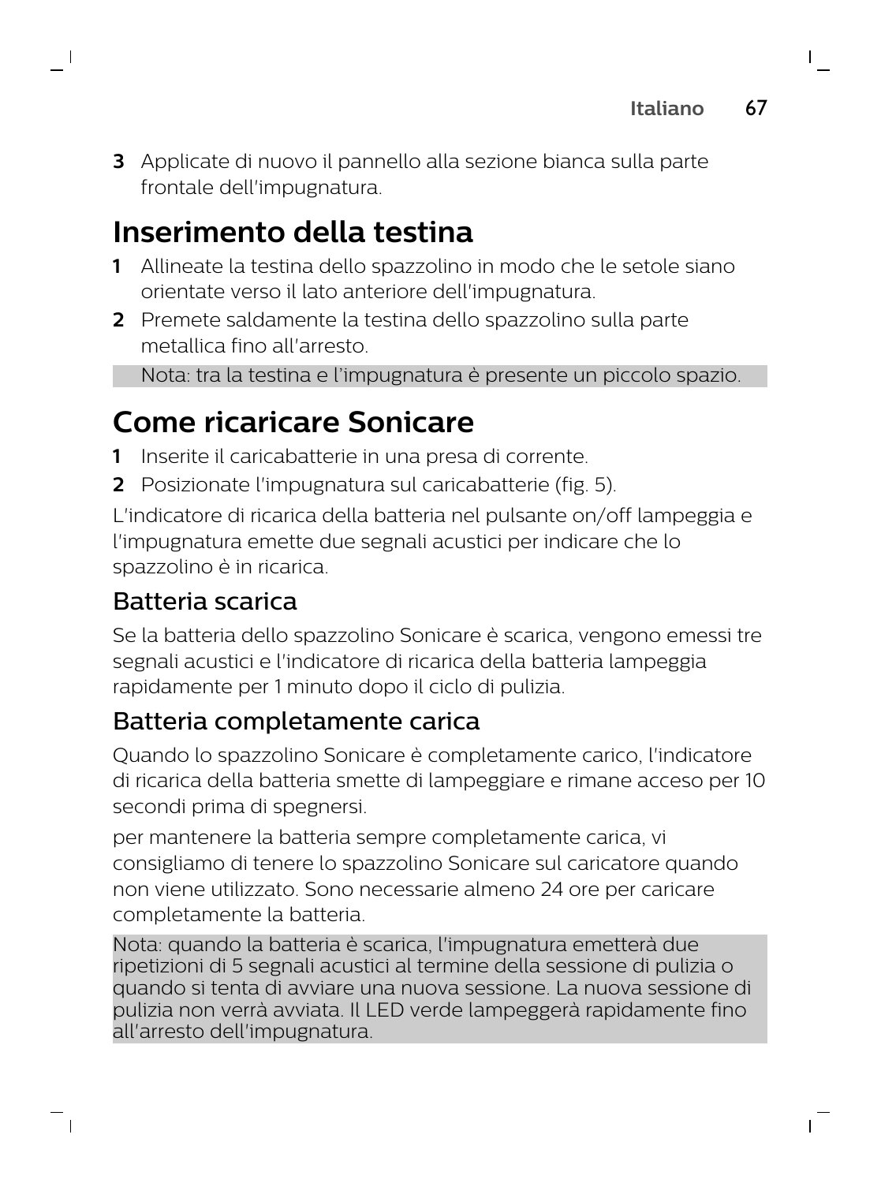3 Applicate di nuovo il pannello alla sezione bianca sulla parte frontale dell'impugnatura.

# Inserimento della testina

1 Allineate la testina dello spazzolino in modo che le setole siano orientate verso il lato anteriore dell'impugnatura.
2 Premete saldamente la testina dello spazzolino sulla parte metallica fino all'arresto.

Nota: tra la testina e l'impugnatura è presente un piccolo spazio.

# Come ricaricare Sonicare

1 Inserite il caricabatterie in una presa di corrente.
2 Posizionate l'impugnatura sul caricabatterie (fig. 5).

L'indicatore di ricarica della batteria nel pulsante on/off lampeggia e l'impugnatura emette due segnali acustici per indicare che lo spazzolino è in ricarica.

## Batteria scarica

Se la batteria dello spazzolino Sonicare è scarica, vengono emessi tre segnali acustici e l'indicatore di ricarica della batteria lampeggia rapidamente per 1 minuto dopo il ciclo di pulizia.

## Batteria completamente carica

Quando lo spazzolino Sonicare è completamente carico, l'indicatore di ricarica della batteria smette di lampeggiare e rimane acceso per 10 secondi prima di spegnersi.

per mantenere la batteria sempre completamente carica, vi consigliamo di tenere lo spazzolino Sonicare sul caricatore quando non viene utilizzato. Sono necessarie almeno 24 ore per caricare completamente la batteria.

Nota: quando la batteria è scarica, l'impugnatura emetterà due ripetizioni di 5 segnali acustici al termine della sessione di pulizia o quando si tenta di avviare una nuova sessione. La nuova sessione di pulizia non verrà avviata. Il LED verde lampeggerà rapidamente fino all'arresto dell'impugnatura.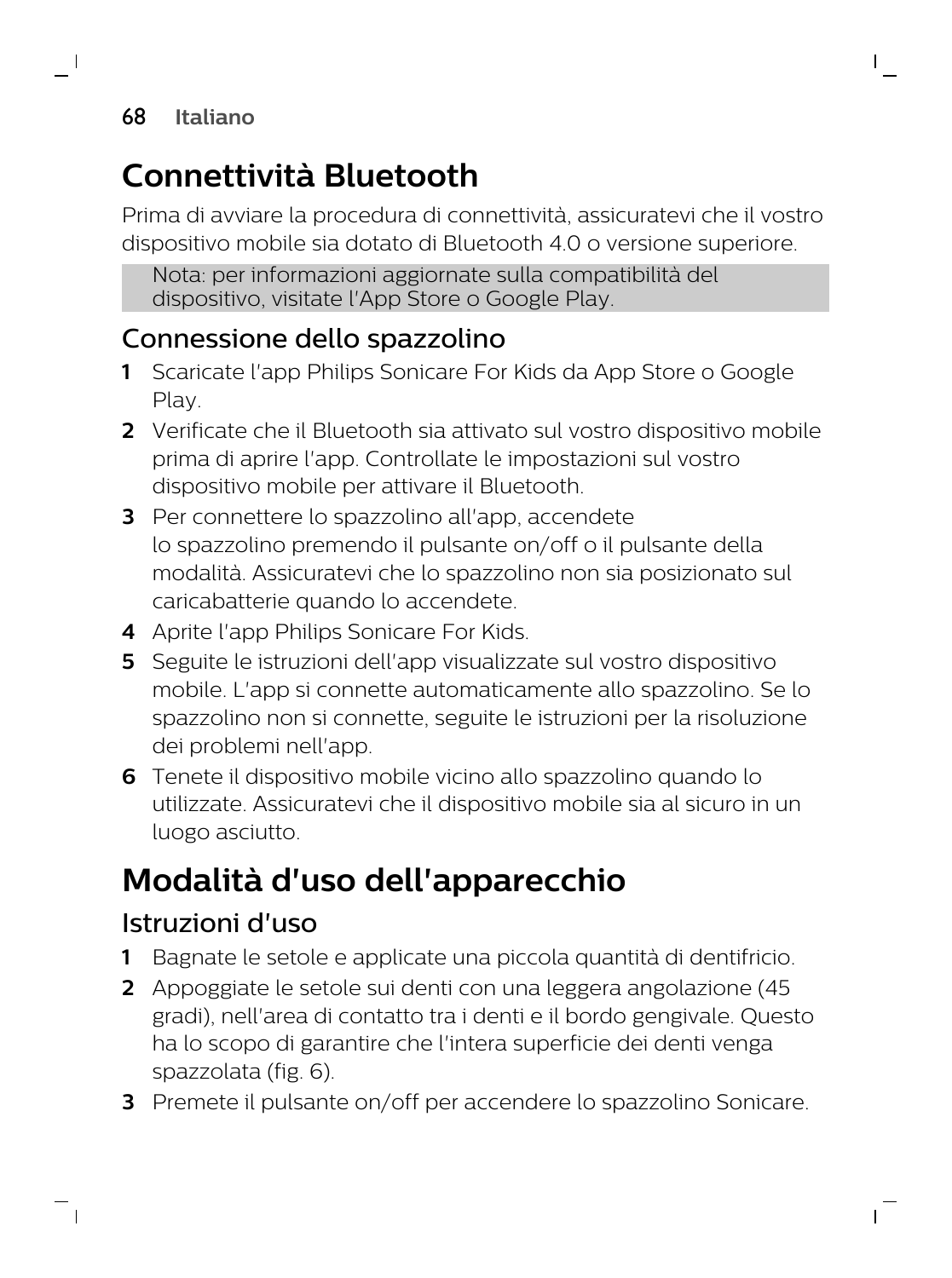# Connettività Bluetooth

Prima di avviare la procedura di connettività, assicuratevi che il vostro dispositivo mobile sia dotato di Bluetooth 4.0 o versione superiore.

> Nota: per informazioni aggiornate sulla compatibilità del dispositivo, visitate l'App Store o Google Play.

## Connessione dello spazzolino

1. Scaricate l'app Philips Sonicare For Kids da App Store o Google Play.
2. Verificate che il Bluetooth sia attivato sul vostro dispositivo mobile prima di aprire l'app. Controllate le impostazioni sul vostro dispositivo mobile per attivare il Bluetooth.
3. Per connettere lo spazzolino all'app, accendete lo spazzolino premendo il pulsante on/off o il pulsante della modalità. Assicuratevi che lo spazzolino non sia posizionato sul caricabatterie quando lo accendete.
4. Aprite l'app Philips Sonicare For Kids.
5. Seguite le istruzioni dell'app visualizzate sul vostro dispositivo mobile. L'app si connette automaticamente allo spazzolino. Se lo spazzolino non si connette, seguite le istruzioni per la risoluzione dei problemi nell'app.
6. Tenete il dispositivo mobile vicino allo spazzolino quando lo utilizzate. Assicuratevi che il dispositivo mobile sia al sicuro in un luogo asciutto.

# Modalità d'uso dell'apparecchio

## Istruzioni d'uso

1. Bagnate le setole e applicate una piccola quantità di dentifricio.
2. Appoggiate le setole sui denti con una leggera angolazione (45 gradi), nell'area di contatto tra i denti e il bordo gengivale. Questo ha lo scopo di garantire che l'intera superficie dei denti venga spazzolata (fig. 6).
3. Premete il pulsante on/off per accendere lo spazzolino Sonicare.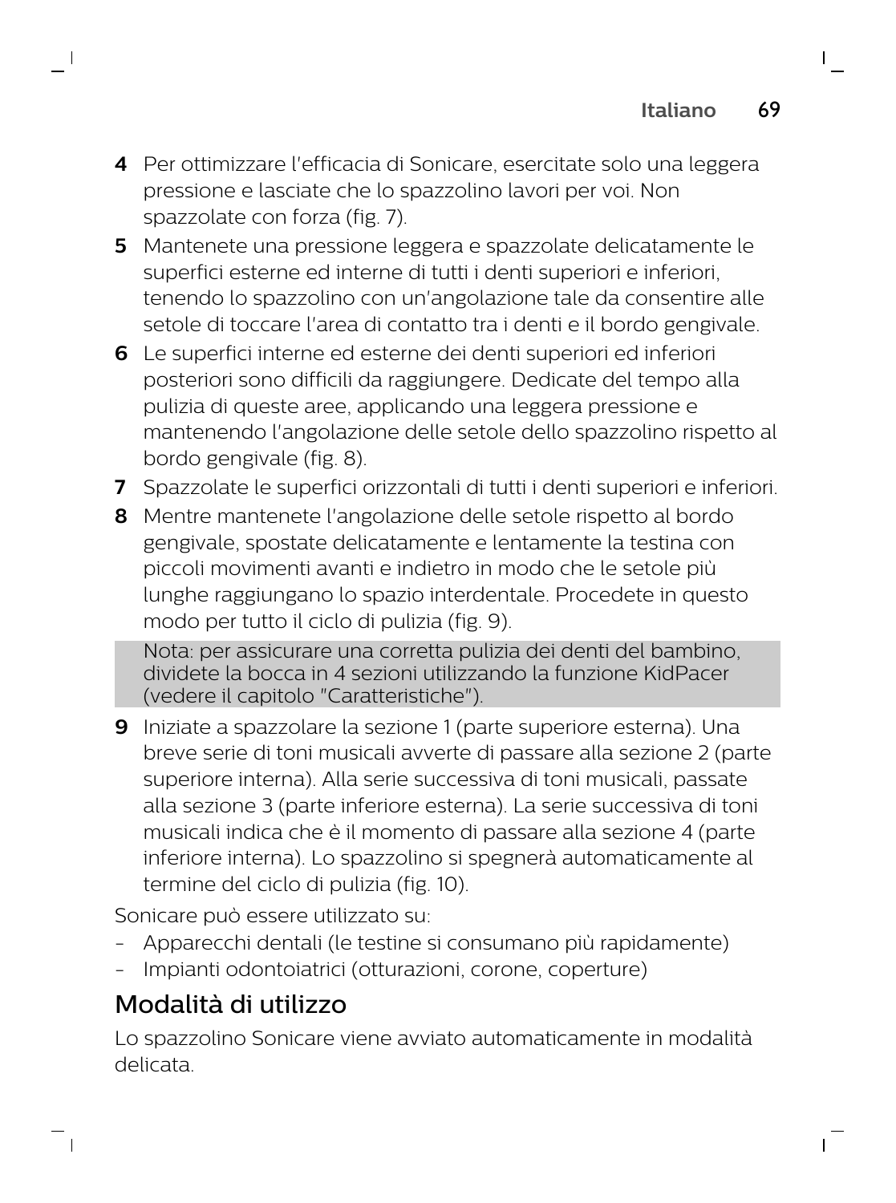4 Per ottimizzare l'efficacia di Sonicare, esercitate solo una leggera pressione e lasciate che lo spazzolino lavori per voi. Non spazzolate con forza (fig. 7).

5 Mantenete una pressione leggera e spazzolate delicatamente le superfici esterne ed interne di tutti i denti superiori e inferiori, tenendo lo spazzolino con un'angolazione tale da consentire alle setole di toccare l'area di contatto tra i denti e il bordo gengivale.

6 Le superfici interne ed esterne dei denti superiori ed inferiori posteriori sono difficili da raggiungere. Dedicate del tempo alla pulizia di queste aree, applicando una leggera pressione e mantenendo l'angolazione delle setole dello spazzolino rispetto al bordo gengivale (fig. 8).

7 Spazzolate le superfici orizzontali di tutti i denti superiori e inferiori.

8 Mentre mantenete l'angolazione delle setole rispetto al bordo gengivale, spostate delicatamente e lentamente la testina con piccoli movimenti avanti e indietro in modo che le setole più lunghe raggiungano lo spazio interdentale. Procedete in questo modo per tutto il ciclo di pulizia (fig. 9).

Nota: per assicurare una corretta pulizia dei denti del bambino, dividete la bocca in 4 sezioni utilizzando la funzione KidPacer (vedere il capitolo "Caratteristiche").

9 Iniziate a spazzolare la sezione 1 (parte superiore esterna). Una breve serie di toni musicali avverte di passare alla sezione 2 (parte superiore interna). Alla serie successiva di toni musicali, passate alla sezione 3 (parte inferiore esterna). La serie successiva di toni musicali indica che è il momento di passare alla sezione 4 (parte inferiore interna). Lo spazzolino si spegnerà automaticamente al termine del ciclo di pulizia (fig. 10).

Sonicare può essere utilizzato su:

- Apparecchi dentali (le testine si consumano più rapidamente)
- Impianti odontoiatrici (otturazioni, corone, coperture)

## Modalità di utilizzo

Lo spazzolino Sonicare viene avviato automaticamente in modalità delicata.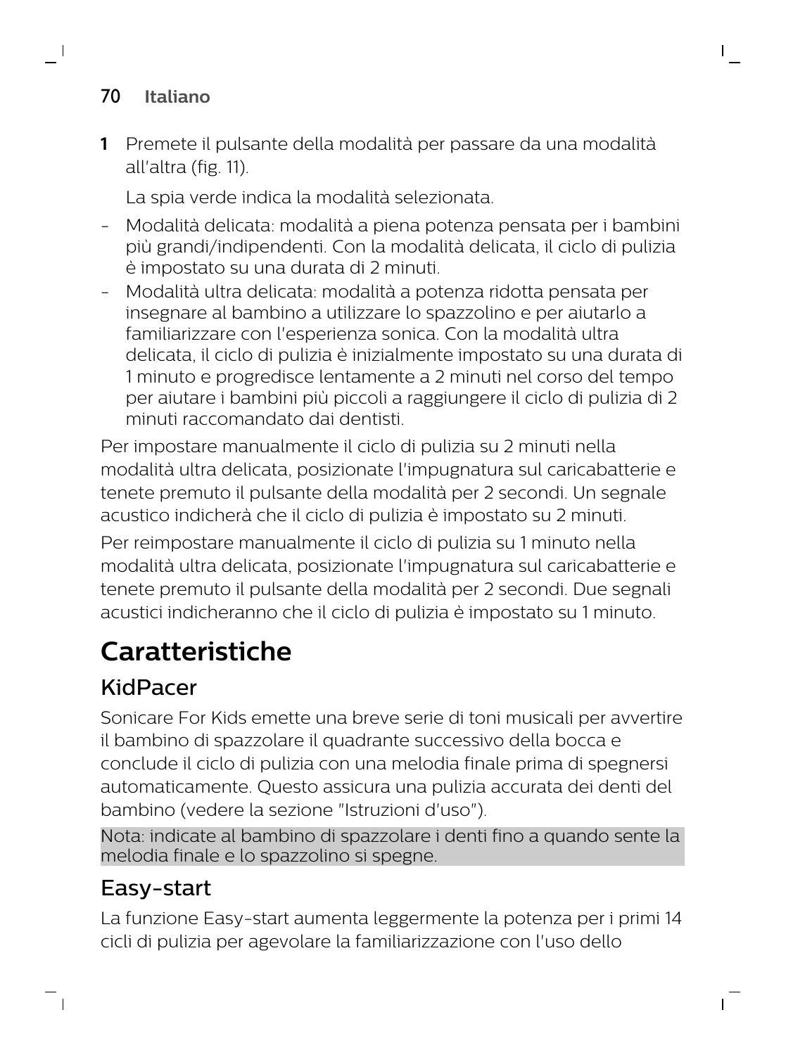1 Premete il pulsante della modalità per passare da una modalità all'altra (fig. 11).

   La spia verde indica la modalità selezionata.

- Modalità delicata: modalità a piena potenza pensata per i bambini più grandi/indipendenti. Con la modalità delicata, il ciclo di pulizia è impostato su una durata di 2 minuti.
- Modalità ultra delicata: modalità a potenza ridotta pensata per insegnare al bambino a utilizzare lo spazzolino e per aiutarlo a familiarizzare con l'esperienza sonica. Con la modalità ultra delicata, il ciclo di pulizia è inizialmente impostato su una durata di 1 minuto e progredisce lentamente a 2 minuti nel corso del tempo per aiutare i bambini più piccoli a raggiungere il ciclo di pulizia di 2 minuti raccomandato dai dentisti.

Per impostare manualmente il ciclo di pulizia su 2 minuti nella modalità ultra delicata, posizionate l'impugnatura sul caricabatterie e tenete premuto il pulsante della modalità per 2 secondi. Un segnale acustico indicherà che il ciclo di pulizia è impostato su 2 minuti.

Per reimpostare manualmente il ciclo di pulizia su 1 minuto nella modalità ultra delicata, posizionate l'impugnatura sul caricabatterie e tenete premuto il pulsante della modalità per 2 secondi. Due segnali acustici indicheranno che il ciclo di pulizia è impostato su 1 minuto.

# Caratteristiche

## KidPacer

Sonicare For Kids emette una breve serie di toni musicali per avvertire il bambino di spazzolare il quadrante successivo della bocca e conclude il ciclo di pulizia con una melodia finale prima di spegnersi automaticamente. Questo assicura una pulizia accurata dei denti del bambino (vedere la sezione "Istruzioni d'uso").

Nota: indicate al bambino di spazzolare i denti fino a quando sente la melodia finale e lo spazzolino si spegne.

## Easy-start

La funzione Easy-start aumenta leggermente la potenza per i primi 14 cicli di pulizia per agevolare la familiarizzazione con l'uso dello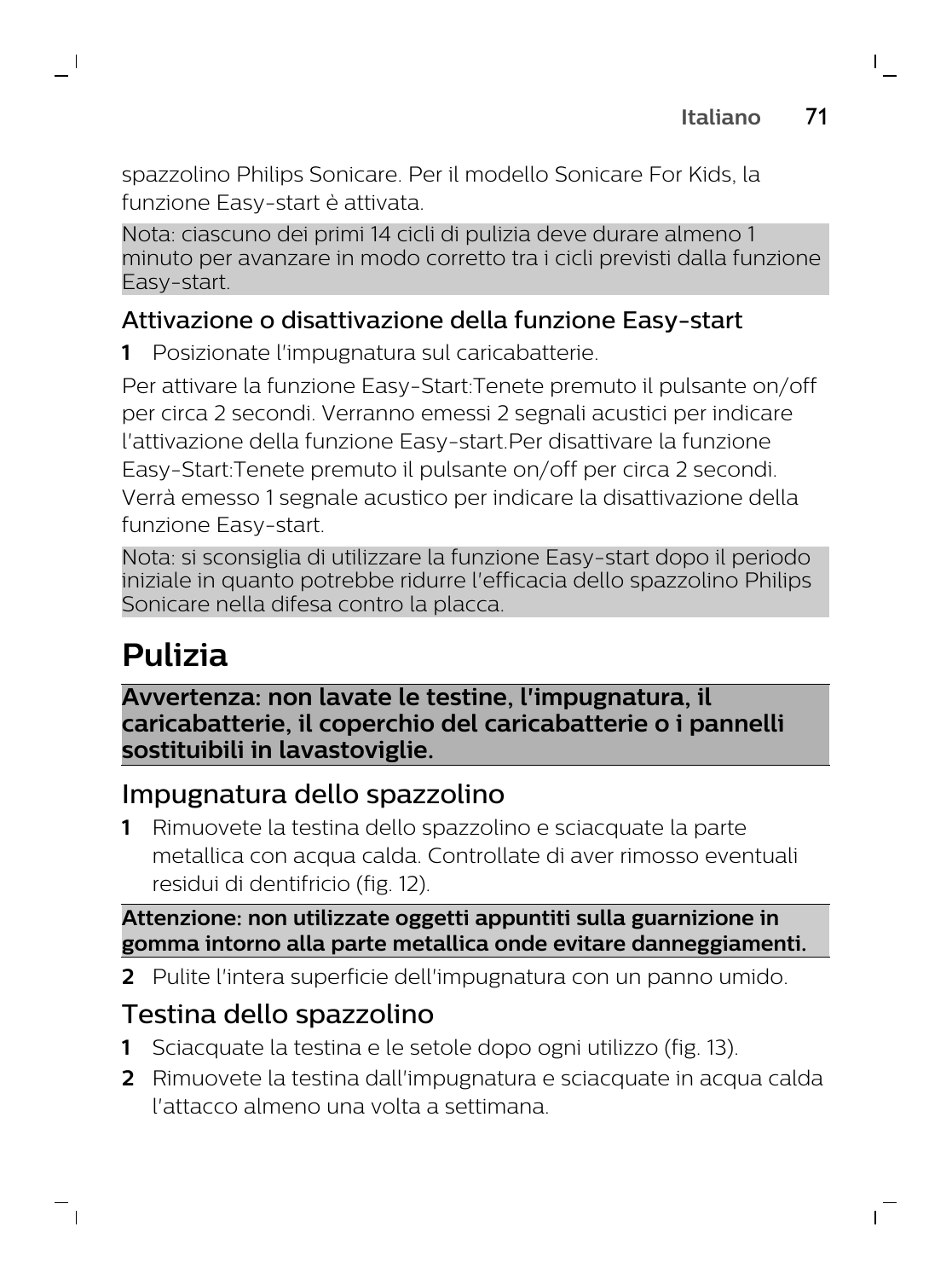spazzolino Philips Sonicare. Per il modello Sonicare For Kids, la funzione Easy-start è attivata.

Nota: ciascuno dei primi 14 cicli di pulizia deve durare almeno 1 minuto per avanzare in modo corretto tra i cicli previsti dalla funzione Easy-start.

### Attivazione o disattivazione della funzione Easy-start

1 Posizionate l'impugnatura sul caricabatterie.

Per attivare la funzione Easy-Start:Tenete premuto il pulsante on/off per circa 2 secondi. Verranno emessi 2 segnali acustici per indicare l'attivazione della funzione Easy-start.Per disattivare la funzione Easy-Start:Tenete premuto il pulsante on/off per circa 2 secondi. Verrà emesso 1 segnale acustico per indicare la disattivazione della funzione Easy-start.

Nota: si sconsiglia di utilizzare la funzione Easy-start dopo il periodo iniziale in quanto potrebbe ridurre l'efficacia dello spazzolino Philips Sonicare nella difesa contro la placca.

# Pulizia

**Avvertenza: non lavate le testine, l'impugnatura, il caricabatterie, il coperchio del caricabatterie o i pannelli sostituibili in lavastoviglie.**

## Impugnatura dello spazzolino

1 Rimuovete la testina dello spazzolino e sciacquate la parte metallica con acqua calda. Controllate di aver rimosso eventuali residui di dentifricio (fig. 12).

**Attenzione: non utilizzate oggetti appuntiti sulla guarnizione in gomma intorno alla parte metallica onde evitare danneggiamenti.**

2 Pulite l'intera superficie dell'impugnatura con un panno umido.

## Testina dello spazzolino

1 Sciacquate la testina e le setole dopo ogni utilizzo (fig. 13).

2 Rimuovete la testina dall'impugnatura e sciacquate in acqua calda l'attacco almeno una volta a settimana.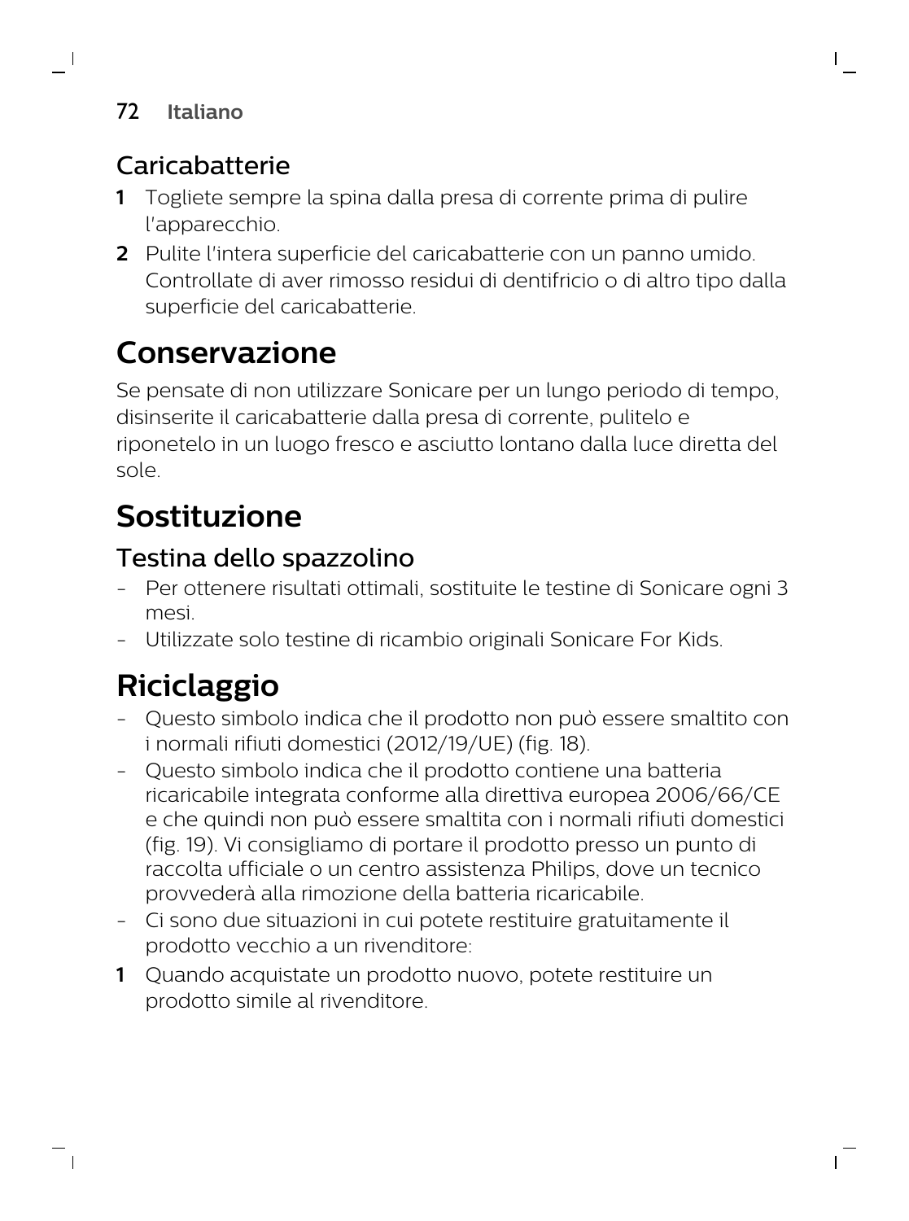### Caricabatterie

1 Togliete sempre la spina dalla presa di corrente prima di pulire l'apparecchio.
2 Pulite l'intera superficie del caricabatterie con un panno umido. Controllate di aver rimosso residui di dentifricio o di altro tipo dalla superficie del caricabatterie.

## Conservazione

Se pensate di non utilizzare Sonicare per un lungo periodo di tempo, disinserite il caricabatterie dalla presa di corrente, pulitelo e riponetelo in un luogo fresco e asciutto lontano dalla luce diretta del sole.

## Sostituzione

### Testina dello spazzolino

- Per ottenere risultati ottimali, sostituite le testine di Sonicare ogni 3 mesi.
- Utilizzate solo testine di ricambio originali Sonicare For Kids.

## Riciclaggio

- Questo simbolo indica che il prodotto non può essere smaltito con i normali rifiuti domestici (2012/19/UE) (fig. 18).
- Questo simbolo indica che il prodotto contiene una batteria ricaricabile integrata conforme alla direttiva europea 2006/66/CE e che quindi non può essere smaltita con i normali rifiuti domestici (fig. 19). Vi consigliamo di portare il prodotto presso un punto di raccolta ufficiale o un centro assistenza Philips, dove un tecnico provvederà alla rimozione della batteria ricaricabile.
- Ci sono due situazioni in cui potete restituire gratuitamente il prodotto vecchio a un rivenditore:

1 Quando acquistate un prodotto nuovo, potete restituire un prodotto simile al rivenditore.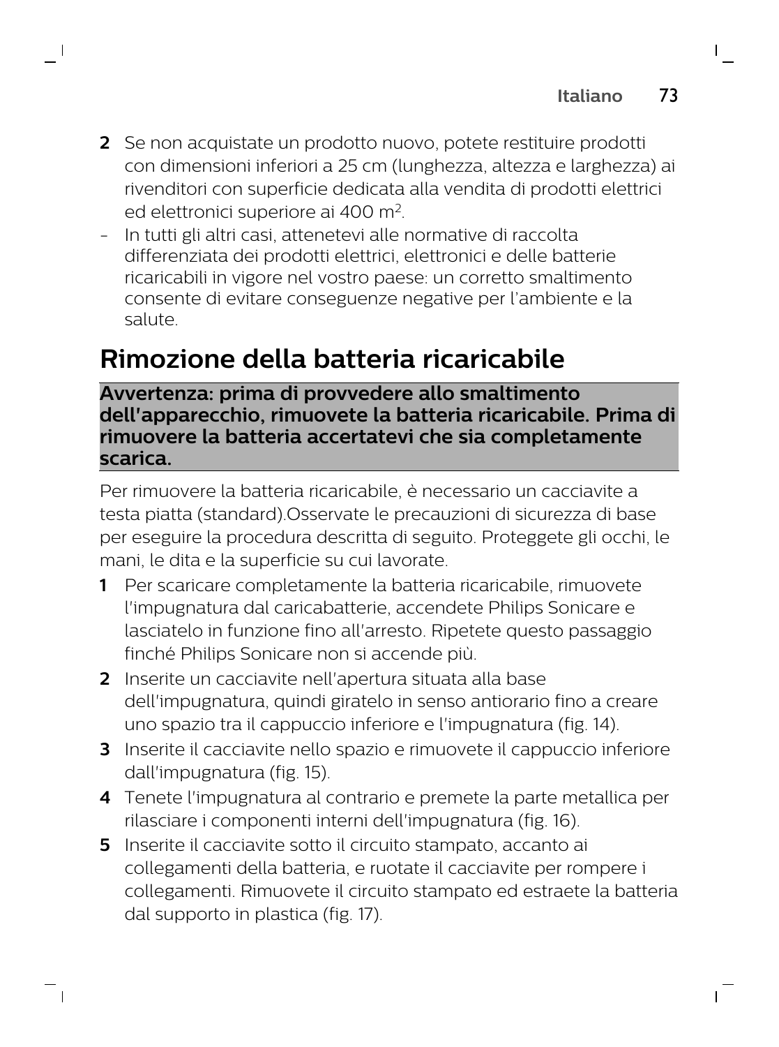2 Se non acquistate un prodotto nuovo, potete restituire prodotti con dimensioni inferiori a 25 cm (lunghezza, altezza e larghezza) ai rivenditori con superficie dedicata alla vendita di prodotti elettrici ed elettronici superiore ai 400 $m^2$.

- In tutti gli altri casi, attenetevi alle normative di raccolta differenziata dei prodotti elettrici, elettronici e delle batterie ricaricabili in vigore nel vostro paese: un corretto smaltimento consente di evitare conseguenze negative per l'ambiente e la salute.

# Rimozione della batteria ricaricabile

**Avvertenza: prima di provvedere allo smaltimento dell'apparecchio, rimuovete la batteria ricaricabile. Prima di rimuovere la batteria accertatevi che sia completamente scarica.**

Per rimuovere la batteria ricaricabile, è necessario un cacciavite a testa piatta (standard).Osservate le precauzioni di sicurezza di base per eseguire la procedura descritta di seguito. Proteggete gli occhi, le mani, le dita e la superficie su cui lavorate.

1 Per scaricare completamente la batteria ricaricabile, rimuovete l'impugnatura dal caricabatterie, accendete Philips Sonicare e lasciatelo in funzione fino all'arresto. Ripetete questo passaggio finché Philips Sonicare non si accende più.

2 Inserite un cacciavite nell'apertura situata alla base dell'impugnatura, quindi giratelo in senso antiorario fino a creare uno spazio tra il cappuccio inferiore e l'impugnatura (fig. 14).

3 Inserite il cacciavite nello spazio e rimuovete il cappuccio inferiore dall'impugnatura (fig. 15).

4 Tenete l'impugnatura al contrario e premete la parte metallica per rilasciare i componenti interni dell'impugnatura (fig. 16).

5 Inserite il cacciavite sotto il circuito stampato, accanto ai collegamenti della batteria, e ruotate il cacciavite per rompere i collegamenti. Rimuovete il circuito stampato ed estraete la batteria dal supporto in plastica (fig. 17).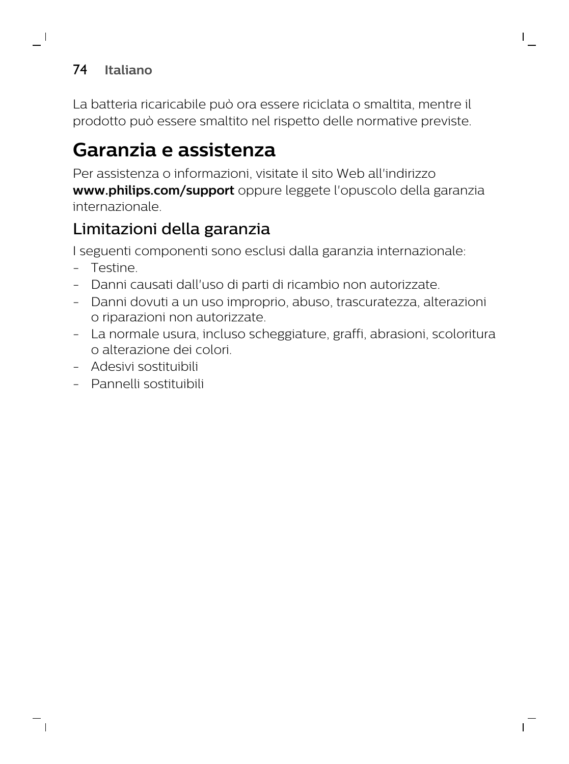La batteria ricaricabile può ora essere riciclata o smaltita, mentre il prodotto può essere smaltito nel rispetto delle normative previste.

# Garanzia e assistenza

Per assistenza o informazioni, visitate il sito Web all'indirizzo **www.philips.com/support** oppure leggete l'opuscolo della garanzia internazionale.

## Limitazioni della garanzia

I seguenti componenti sono esclusi dalla garanzia internazionale:

- Testine.
- Danni causati dall'uso di parti di ricambio non autorizzate.
- Danni dovuti a un uso improprio, abuso, trascuratezza, alterazioni o riparazioni non autorizzate.
- La normale usura, incluso scheggiature, graffi, abrasioni, scoloritura o alterazione dei colori.
- Adesivi sostituibili
- Pannelli sostituibili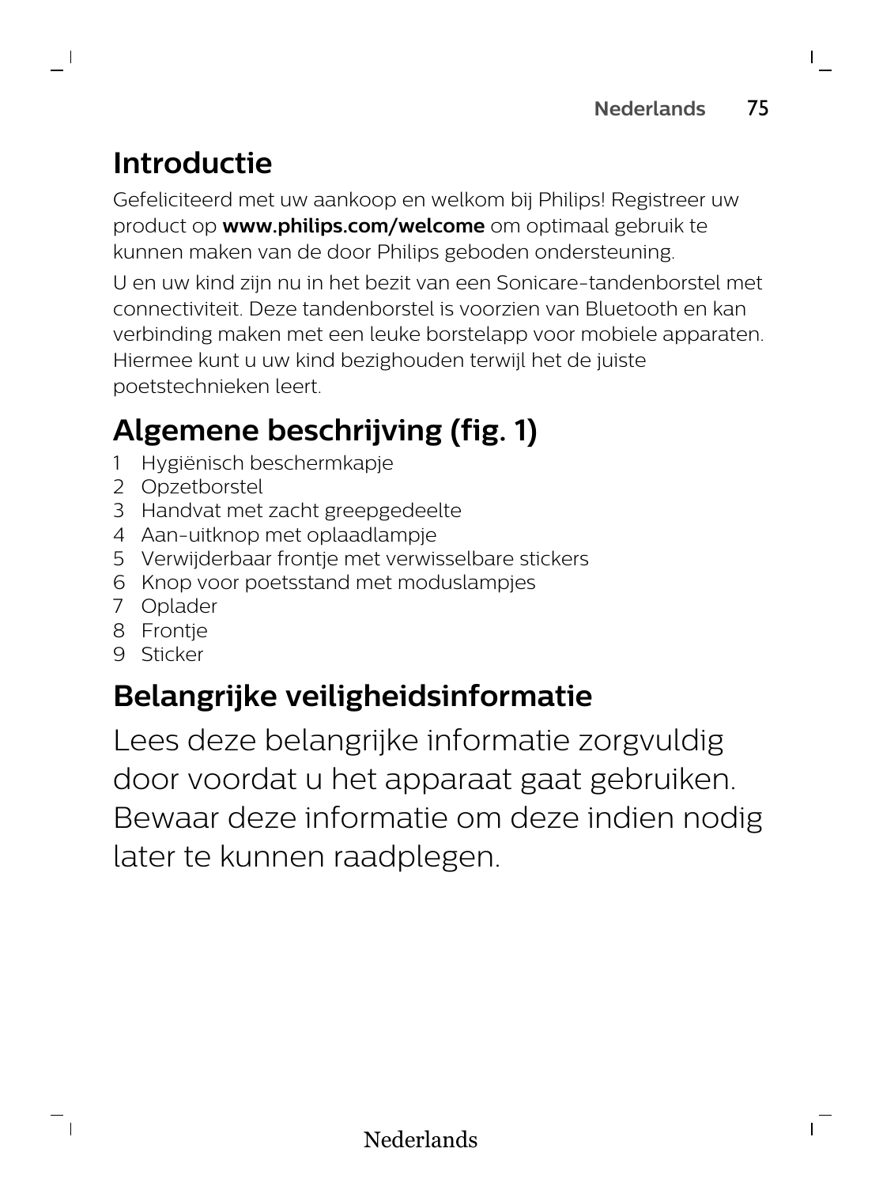## Introductie

Gefeliciteerd met uw aankoop en welkom bij Philips! Registreer uw product op **www.philips.com/welcome** om optimaal gebruik te kunnen maken van de door Philips geboden ondersteuning.

U en uw kind zijn nu in het bezit van een Sonicare-tandenborstel met connectiviteit. Deze tandenborstel is voorzien van Bluetooth en kan verbinding maken met een leuke borstelapp voor mobiele apparaten. Hiermee kunt u uw kind bezighouden terwijl het de juiste poetstechnieken leert.

## Algemene beschrijving (fig. 1)

1. Hygiënisch beschermkapje
2. Opzetborstel
3. Handvat met zacht greepgedeelte
4. Aan-uitknop met oplaadlampje
5. Verwijderbaar frontje met verwisselbare stickers
6. Knop voor poetsstand met moduslampjes
7. Oplader
8. Frontje
9. Sticker

## Belangrijke veiligheidsinformatie

Lees deze belangrijke informatie zorgvuldig door voordat u het apparaat gaat gebruiken. Bewaar deze informatie om deze indien nodig later te kunnen raadplegen.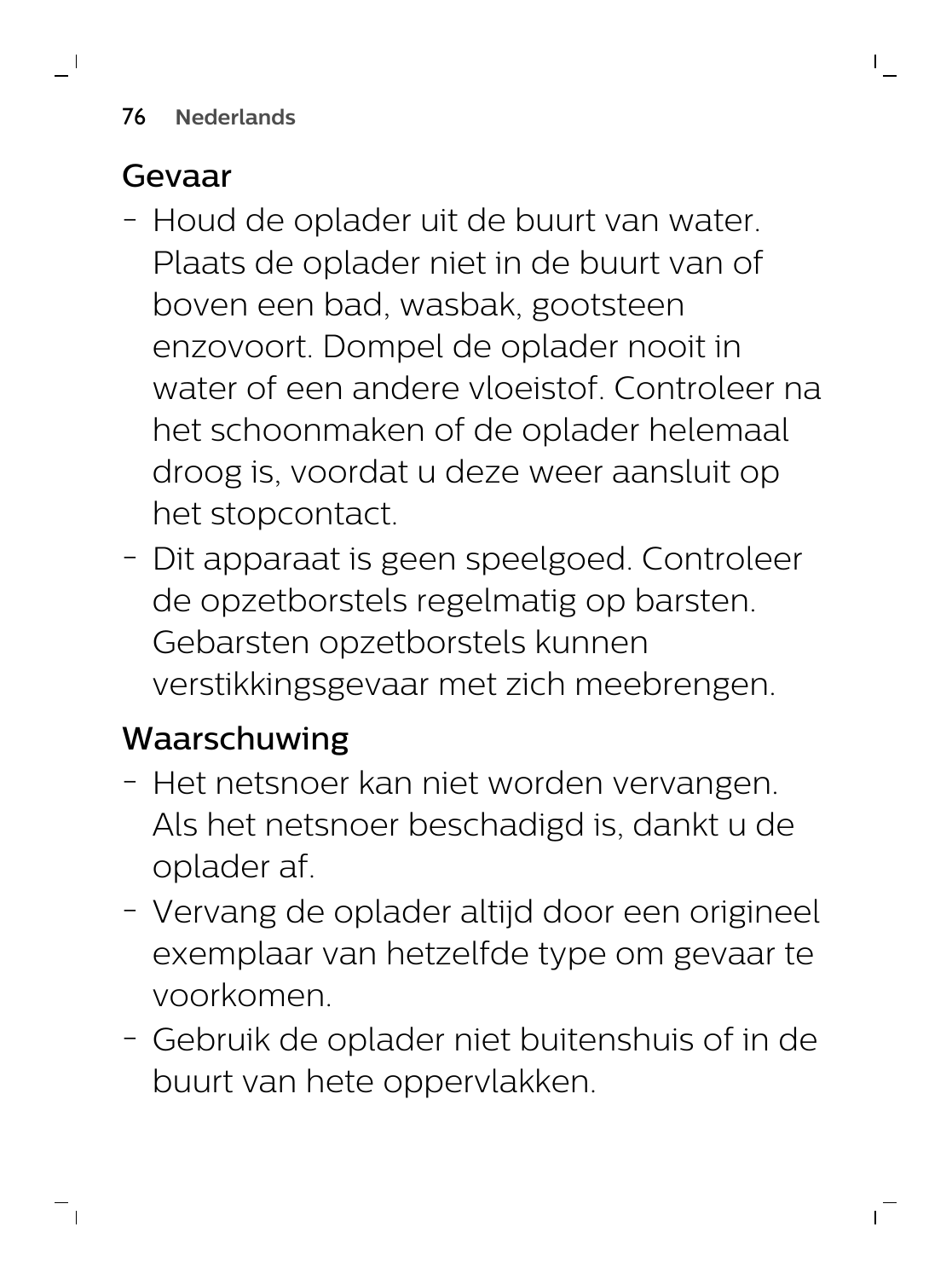## Gevaar

- Houd de oplader uit de buurt van water. Plaats de oplader niet in de buurt van of boven een bad, wasbak, gootsteen enzovoort. Dompel de oplader nooit in water of een andere vloeistof. Controleer na het schoonmaken of de oplader helemaal droog is, voordat u deze weer aansluit op het stopcontact.
- Dit apparaat is geen speelgoed. Controleer de opzetborstels regelmatig op barsten. Gebarsten opzetborstels kunnen verstikkingsgevaar met zich meebrengen.

## Waarschuwing

- Het netsnoer kan niet worden vervangen. Als het netsnoer beschadigd is, dankt u de oplader af.
- Vervang de oplader altijd door een origineel exemplaar van hetzelfde type om gevaar te voorkomen.
- Gebruik de oplader niet buitenshuis of in de buurt van hete oppervlakken.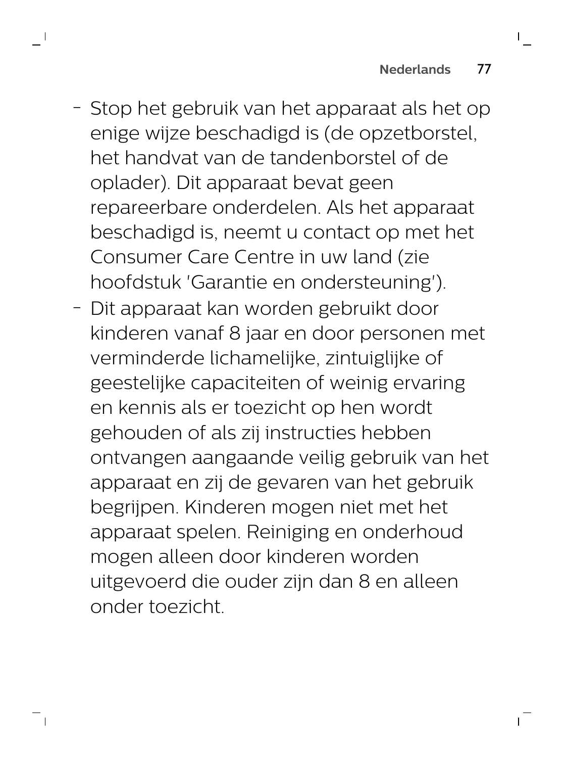- Stop het gebruik van het apparaat als het op enige wijze beschadigd is (de opzetborstel, het handvat van de tandenborstel of de oplader). Dit apparaat bevat geen repareerbare onderdelen. Als het apparaat beschadigd is, neemt u contact op met het Consumer Care Centre in uw land (zie hoofdstuk 'Garantie en ondersteuning').
- Dit apparaat kan worden gebruikt door kinderen vanaf 8 jaar en door personen met verminderde lichamelijke, zintuiglijke of geestelijke capaciteiten of weinig ervaring en kennis als er toezicht op hen wordt gehouden of als zij instructies hebben ontvangen aangaande veilig gebruik van het apparaat en zij de gevaren van het gebruik begrijpen. Kinderen mogen niet met het apparaat spelen. Reiniging en onderhoud mogen alleen door kinderen worden uitgevoerd die ouder zijn dan 8 en alleen onder toezicht.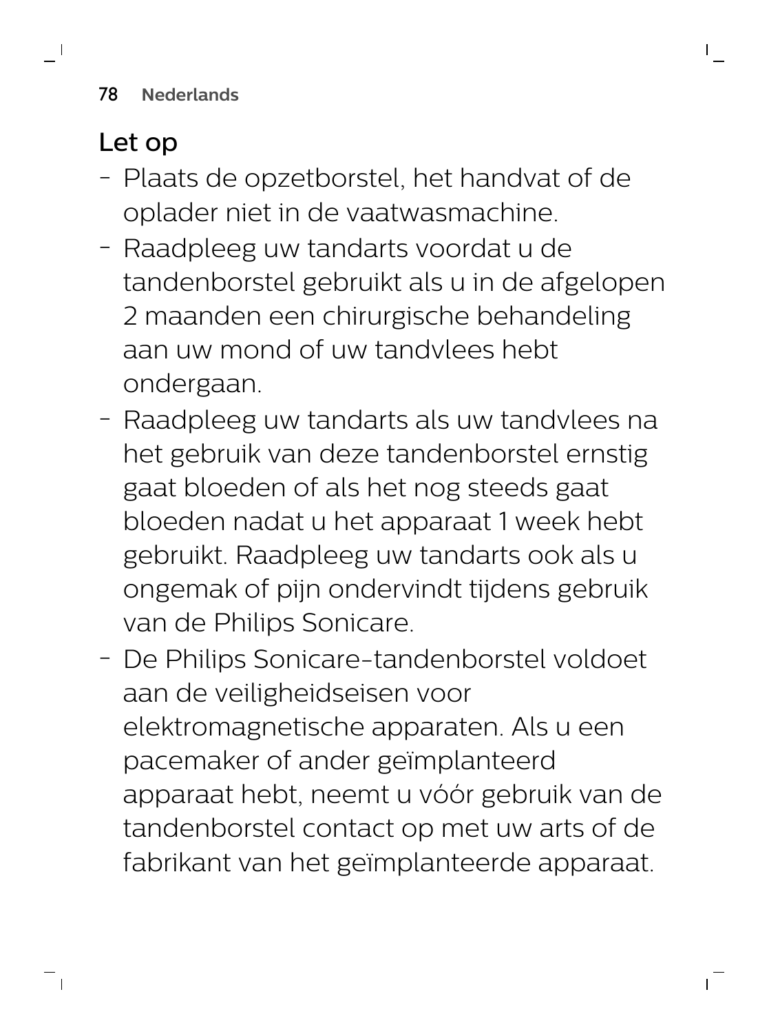## Let op

- Plaats de opzetborstel, het handvat of de oplader niet in de vaatwasmachine.
- Raadpleeg uw tandarts voordat u de tandenborstel gebruikt als u in de afgelopen 2 maanden een chirurgische behandeling aan uw mond of uw tandvlees hebt ondergaan.
- Raadpleeg uw tandarts als uw tandvlees na het gebruik van deze tandenborstel ernstig gaat bloeden of als het nog steeds gaat bloeden nadat u het apparaat 1 week hebt gebruikt. Raadpleeg uw tandarts ook als u ongemak of pijn ondervindt tijdens gebruik van de Philips Sonicare.
- De Philips Sonicare-tandenborstel voldoet aan de veiligheidseisen voor elektromagnetische apparaten. Als u een pacemaker of ander geïmplanteerd apparaat hebt, neemt u vóór gebruik van de tandenborstel contact op met uw arts of de fabrikant van het geïmplanteerde apparaat.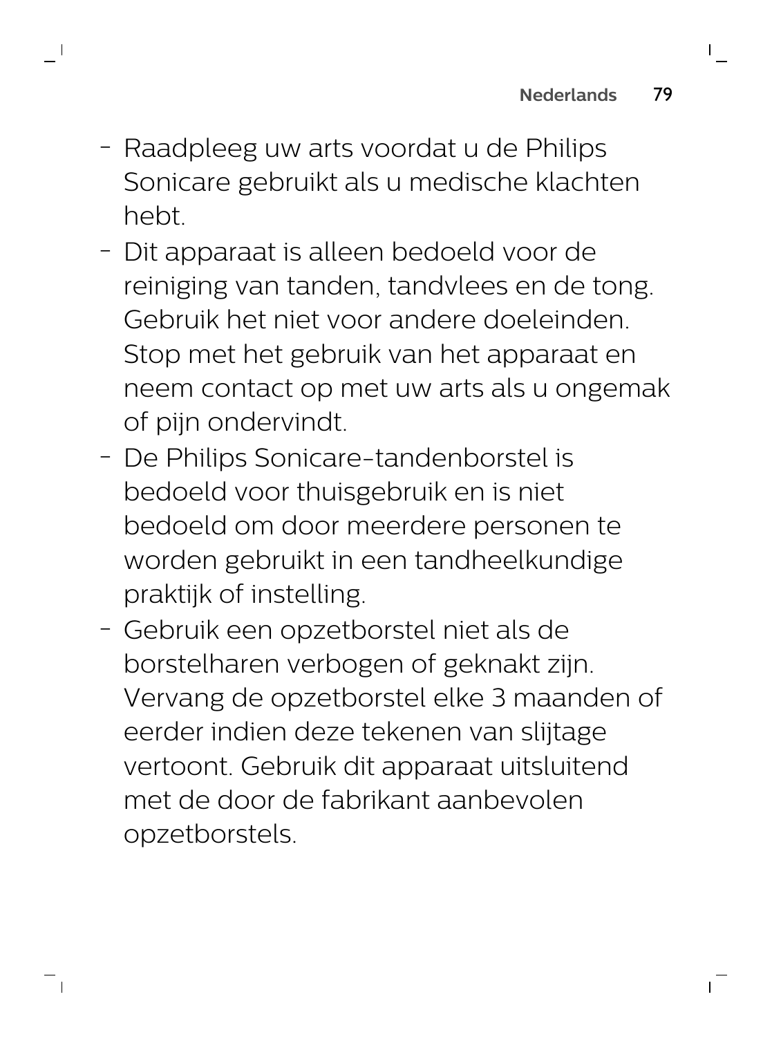- Raadpleeg uw arts voordat u de Philips Sonicare gebruikt als u medische klachten hebt.
- Dit apparaat is alleen bedoeld voor de reiniging van tanden, tandvlees en de tong. Gebruik het niet voor andere doeleinden. Stop met het gebruik van het apparaat en neem contact op met uw arts als u ongemak of pijn ondervindt.
- De Philips Sonicare-tandenborstel is bedoeld voor thuisgebruik en is niet bedoeld om door meerdere personen te worden gebruikt in een tandheelkundige praktijk of instelling.
- Gebruik een opzetborstel niet als de borstelharen verbogen of geknakt zijn. Vervang de opzetborstel elke 3 maanden of eerder indien deze tekenen van slijtage vertoont. Gebruik dit apparaat uitsluitend met de door de fabrikant aanbevolen opzetborstels.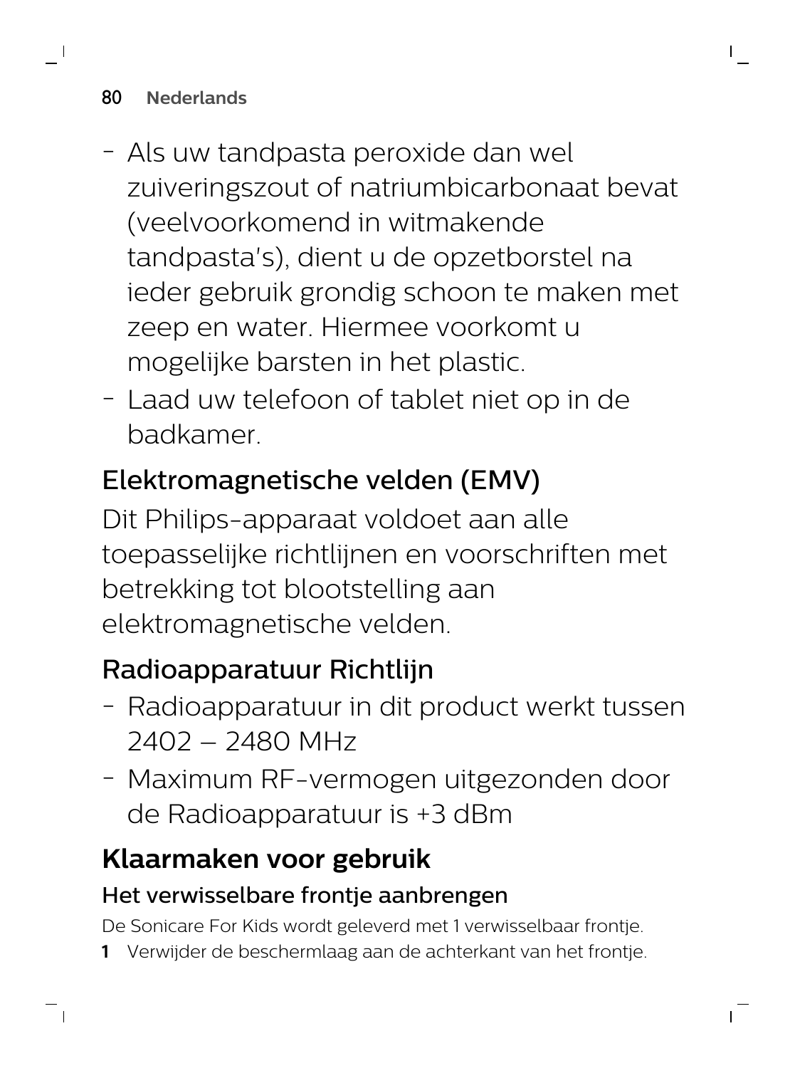- Als uw tandpasta peroxide dan wel zuiveringszout of natriumbicarbonaat bevat (veelvoorkomend in witmakende tandpasta's), dient u de opzetborstel na ieder gebruik grondig schoon te maken met zeep en water. Hiermee voorkomt u mogelijke barsten in het plastic.
- Laad uw telefoon of tablet niet op in de badkamer.

## Elektromagnetische velden (EMV)

Dit Philips-apparaat voldoet aan alle toepasselijke richtlijnen en voorschriften met betrekking tot blootstelling aan elektromagnetische velden.

## Radioapparatuur Richtlijn

- Radioapparatuur in dit product werkt tussen 2402 – 2480 MHz
- Maximum RF-vermogen uitgezonden door de Radioapparatuur is +3 dBm

# Klaarmaken voor gebruik

### Het verwisselbare frontje aanbrengen

De Sonicare For Kids wordt geleverd met 1 verwisselbaar frontje.

1 Verwijder de beschermlaag aan de achterkant van het frontje.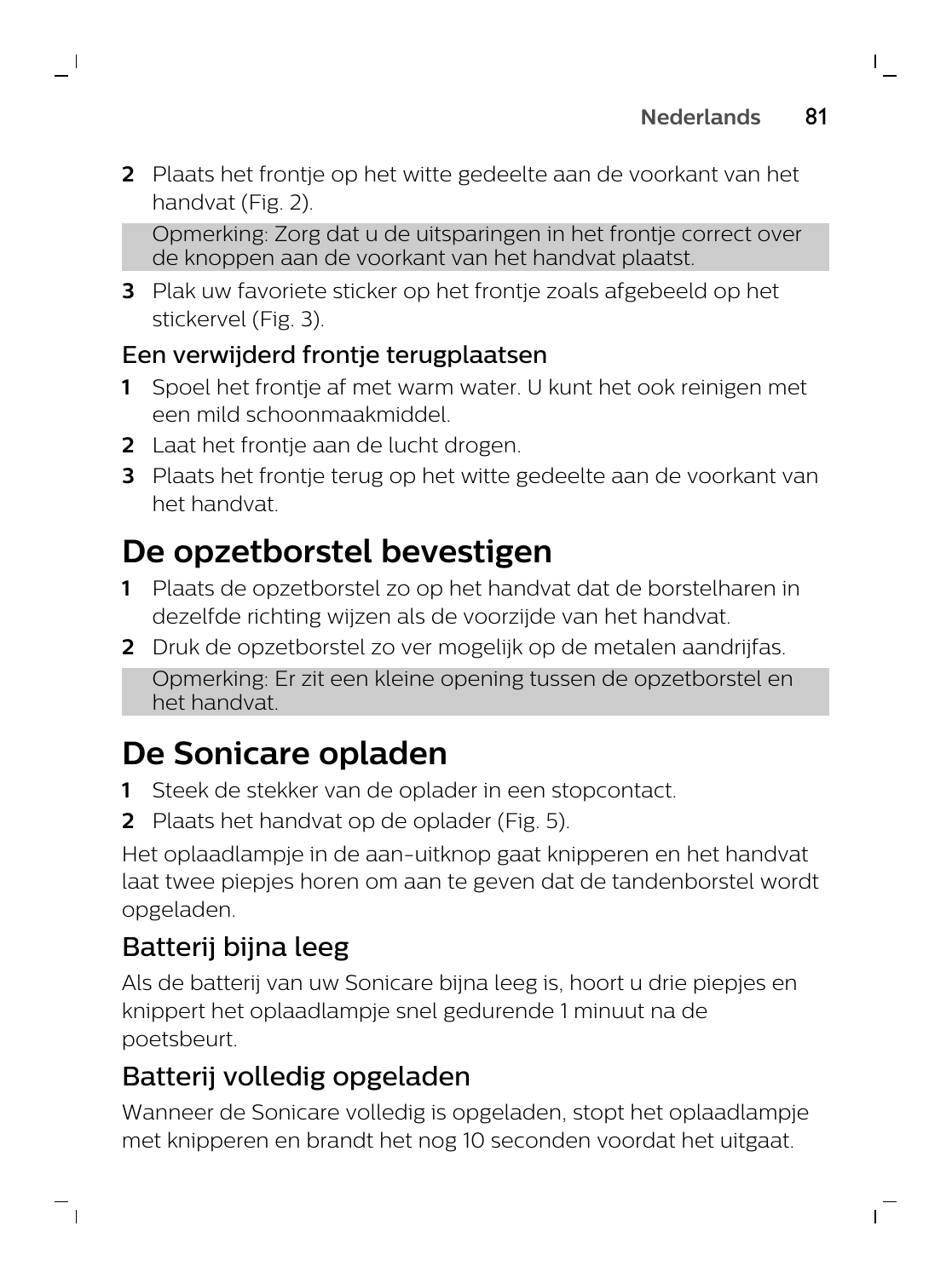2 Plaats het frontje op het witte gedeelte aan de voorkant van het handvat (Fig. 2).

> Opmerking: Zorg dat u de uitsparingen in het frontje correct over de knoppen aan de voorkant van het handvat plaatst.

3 Plak uw favoriete sticker op het frontje zoals afgebeeld op het stickervel (Fig. 3).

### Een verwijderd frontje terugplaatsen

1 Spoel het frontje af met warm water. U kunt het ook reinigen met een mild schoonmaakmiddel.

2 Laat het frontje aan de lucht drogen.

3 Plaats het frontje terug op het witte gedeelte aan de voorkant van het handvat.

## De opzetborstel bevestigen

1 Plaats de opzetborstel zo op het handvat dat de borstelharen in dezelfde richting wijzen als de voorzijde van het handvat.

2 Druk de opzetborstel zo ver mogelijk op de metalen aandrijfas.

> Opmerking: Er zit een kleine opening tussen de opzetborstel en het handvat.

## De Sonicare opladen

1 Steek de stekker van de oplader in een stopcontact.

2 Plaats het handvat op de oplader (Fig. 5).

Het oplaadlampje in de aan-uitknop gaat knipperen en het handvat laat twee piepjes horen om aan te geven dat de tandenborstel wordt opgeladen.

### Batterij bijna leeg

Als de batterij van uw Sonicare bijna leeg is, hoort u drie piepjes en knippert het oplaadlampje snel gedurende 1 minuut na de poetsbeurt.

### Batterij volledig opgeladen

Wanneer de Sonicare volledig is opgeladen, stopt het oplaadlampje met knipperen en brandt het nog 10 seconden voordat het uitgaat.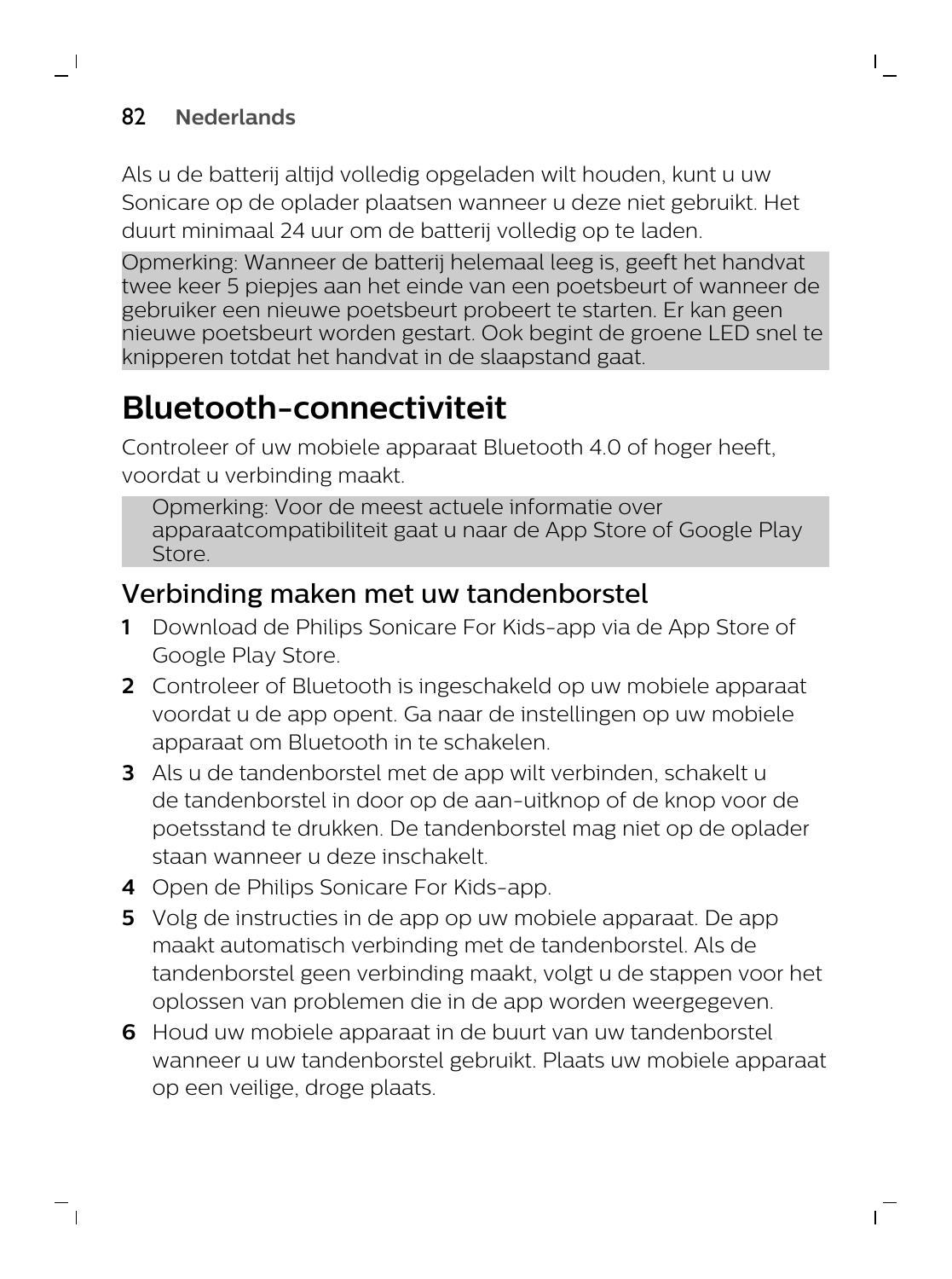Als u de batterij altijd volledig opgeladen wilt houden, kunt u uw Sonicare op de oplader plaatsen wanneer u deze niet gebruikt. Het duurt minimaal 24 uur om de batterij volledig op te laden.

Opmerking: Wanneer de batterij helemaal leeg is, geeft het handvat twee keer 5 piepjes aan het einde van een poetsbeurt of wanneer de gebruiker een nieuwe poetsbeurt probeert te starten. Er kan geen nieuwe poetsbeurt worden gestart. Ook begint de groene LED snel te knipperen totdat het handvat in de slaapstand gaat.

# Bluetooth-connectiviteit

Controleer of uw mobiele apparaat Bluetooth 4.0 of hoger heeft, voordat u verbinding maakt.

Opmerking: Voor de meest actuele informatie over apparaatcompatibiliteit gaat u naar de App Store of Google Play Store.

## Verbinding maken met uw tandenborstel

1. Download de Philips Sonicare For Kids-app via de App Store of Google Play Store.
2. Controleer of Bluetooth is ingeschakeld op uw mobiele apparaat voordat u de app opent. Ga naar de instellingen op uw mobiele apparaat om Bluetooth in te schakelen.
3. Als u de tandenborstel met de app wilt verbinden, schakelt u de tandenborstel in door op de aan-uitknop of de knop voor de poetsstand te drukken. De tandenborstel mag niet op de oplader staan wanneer u deze inschakelt.
4. Open de Philips Sonicare For Kids-app.
5. Volg de instructies in de app op uw mobiele apparaat. De app maakt automatisch verbinding met de tandenborstel. Als de tandenborstel geen verbinding maakt, volgt u de stappen voor het oplossen van problemen die in de app worden weergegeven.
6. Houd uw mobiele apparaat in de buurt van uw tandenborstel wanneer u uw tandenborstel gebruikt. Plaats uw mobiele apparaat op een veilige, droge plaats.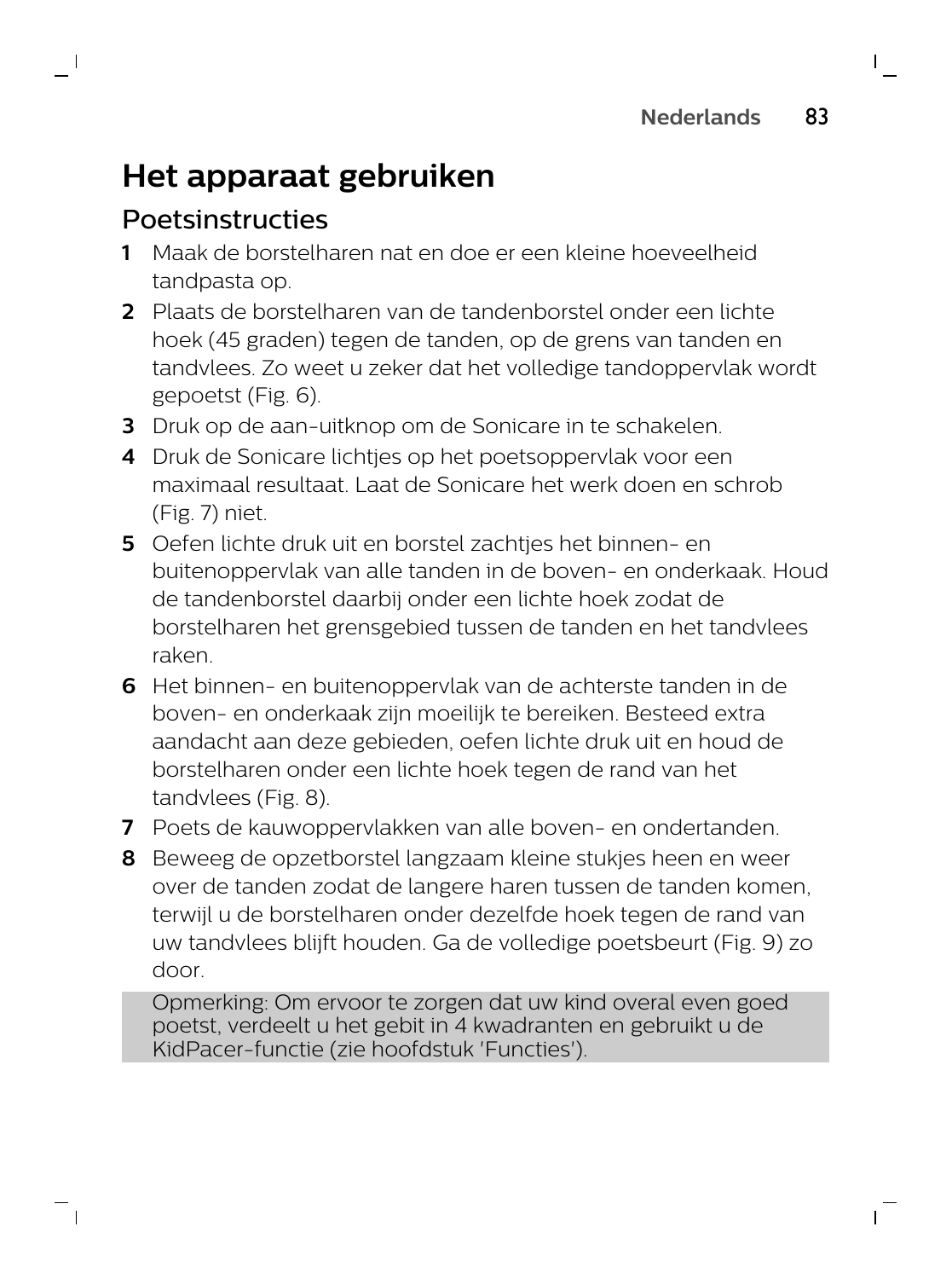# Het apparaat gebruiken

## Poetsinstructies

1. Maak de borstelharen nat en doe er een kleine hoeveelheid tandpasta op.
2. Plaats de borstelharen van de tandenborstel onder een lichte hoek (45 graden) tegen de tanden, op de grens van tanden en tandvlees. Zo weet u zeker dat het volledige tandoppervlak wordt gepoetst (Fig. 6).
3. Druk op de aan-uitknop om de Sonicare in te schakelen.
4. Druk de Sonicare lichtjes op het poetsoppervlak voor een maximaal resultaat. Laat de Sonicare het werk doen en schrob (Fig. 7) niet.
5. Oefen lichte druk uit en borstel zachtjes het binnen- en buitenoppervlak van alle tanden in de boven- en onderkaak. Houd de tandenborstel daarbij onder een lichte hoek zodat de borstelharen het grensgebied tussen de tanden en het tandvlees raken.
6. Het binnen- en buitenoppervlak van de achterste tanden in de boven- en onderkaak zijn moeilijk te bereiken. Besteed extra aandacht aan deze gebieden, oefen lichte druk uit en houd de borstelharen onder een lichte hoek tegen de rand van het tandvlees (Fig. 8).
7. Poets de kauwoppervlakken van alle boven- en ondertanden.
8. Beweeg de opzetborstel langzaam kleine stukjes heen en weer over de tanden zodat de langere haren tussen de tanden komen, terwijl u de borstelharen onder dezelfde hoek tegen de rand van uw tandvlees blijft houden. Ga de volledige poetsbeurt (Fig. 9) zo door.

Opmerking: Om ervoor te zorgen dat uw kind overal even goed poetst, verdeelt u het gebit in 4 kwadranten en gebruikt u de KidPacer-functie (zie hoofdstuk 'Functies').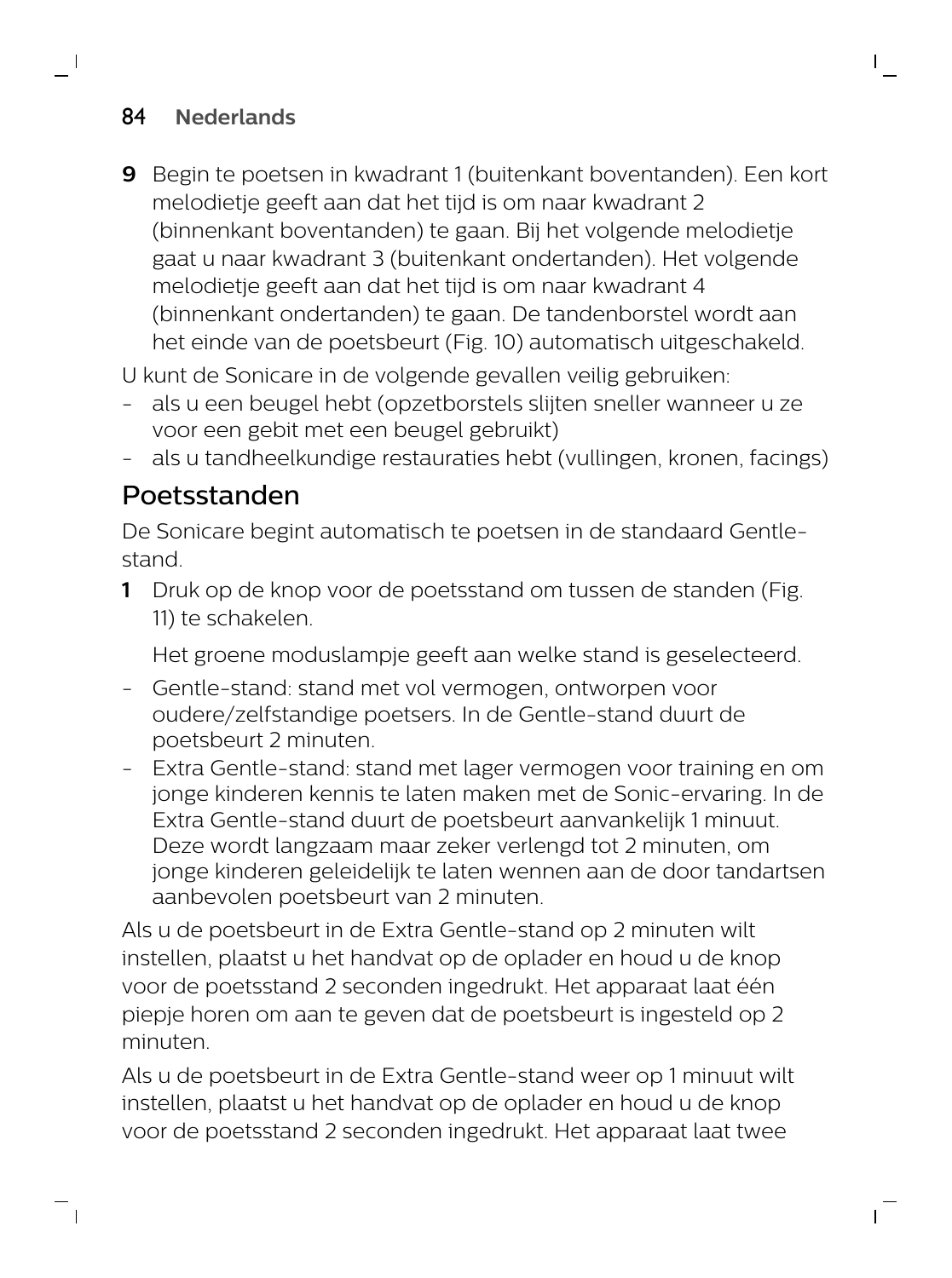9 Begin te poetsen in kwadrant 1 (buitenkant boventanden). Een kort melodietje geeft aan dat het tijd is om naar kwadrant 2 (binnenkant boventanden) te gaan. Bij het volgende melodietje gaat u naar kwadrant 3 (buitenkant ondertanden). Het volgende melodietje geeft aan dat het tijd is om naar kwadrant 4 (binnenkant ondertanden) te gaan. De tandenborstel wordt aan het einde van de poetsbeurt (Fig. 10) automatisch uitgeschakeld.

U kunt de Sonicare in de volgende gevallen veilig gebruiken:

- als u een beugel hebt (opzetborstels slijten sneller wanneer u ze voor een gebit met een beugel gebruikt)
- als u tandheelkundige restauraties hebt (vullingen, kronen, facings)

## Poetsstanden

De Sonicare begint automatisch te poetsen in de standaard Gentle-stand.

1 Druk op de knop voor de poetsstand om tussen de standen (Fig. 11) te schakelen.

Het groene moduslampje geeft aan welke stand is geselecteerd.

- Gentle-stand: stand met vol vermogen, ontworpen voor oudere/zelfstandige poetsers. In de Gentle-stand duurt de poetsbeurt 2 minuten.
- Extra Gentle-stand: stand met lager vermogen voor training en om jonge kinderen kennis te laten maken met de Sonic-ervaring. In de Extra Gentle-stand duurt de poetsbeurt aanvankelijk 1 minuut. Deze wordt langzaam maar zeker verlengd tot 2 minuten, om jonge kinderen geleidelijk te laten wennen aan de door tandartsen aanbevolen poetsbeurt van 2 minuten.

Als u de poetsbeurt in de Extra Gentle-stand op 2 minuten wilt instellen, plaatst u het handvat op de oplader en houd u de knop voor de poetsstand 2 seconden ingedrukt. Het apparaat laat één piepje horen om aan te geven dat de poetsbeurt is ingesteld op 2 minuten.

Als u de poetsbeurt in de Extra Gentle-stand weer op 1 minuut wilt instellen, plaatst u het handvat op de oplader en houd u de knop voor de poetsstand 2 seconden ingedrukt. Het apparaat laat twee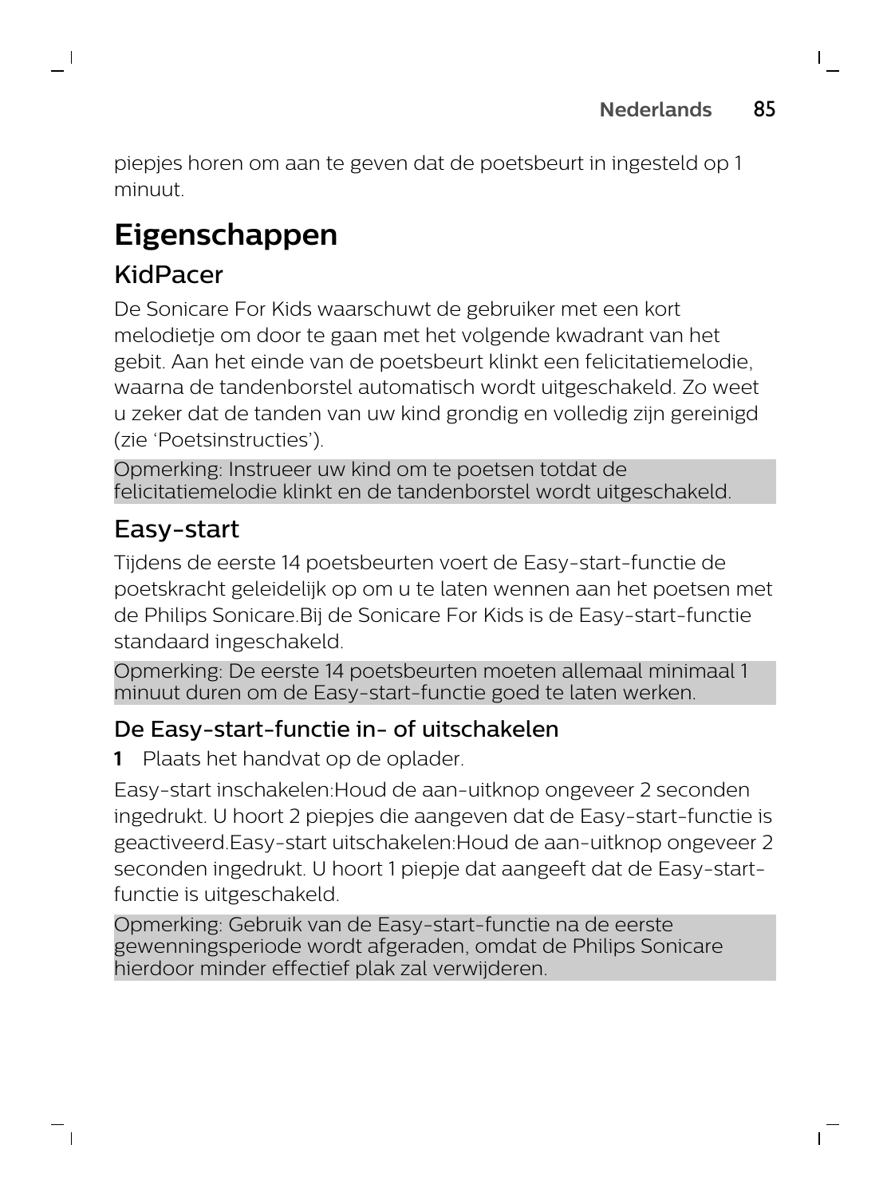piepjes horen om aan te geven dat de poetsbeurt in ingesteld op 1 minuut.

# Eigenschappen

## KidPacer

De Sonicare For Kids waarschuwt de gebruiker met een kort melodietje om door te gaan met het volgende kwadrant van het gebit. Aan het einde van de poetsbeurt klinkt een felicitatiemelodie, waarna de tandenborstel automatisch wordt uitgeschakeld. Zo weet u zeker dat de tanden van uw kind grondig en volledig zijn gereinigd (zie ‘Poetsinstructies’).

Opmerking: Instrueer uw kind om te poetsen totdat de felicitatiemelodie klinkt en de tandenborstel wordt uitgeschakeld.

## Easy-start

Tijdens de eerste 14 poetsbeurten voert de Easy-start-functie de poetskracht geleidelijk op om u te laten wennen aan het poetsen met de Philips Sonicare.Bij de Sonicare For Kids is de Easy-start-functie standaard ingeschakeld.

Opmerking: De eerste 14 poetsbeurten moeten allemaal minimaal 1 minuut duren om de Easy-start-functie goed te laten werken.

### De Easy-start-functie in- of uitschakelen

**1** Plaats het handvat op de oplader.

Easy-start inschakelen:Houd de aan-uitknop ongeveer 2 seconden ingedrukt. U hoort 2 piepjes die aangeven dat de Easy-start-functie is geactiveerd.Easy-start uitschakelen:Houd de aan-uitknop ongeveer 2 seconden ingedrukt. U hoort 1 piepje dat aangeeft dat de Easy-start-functie is uitgeschakeld.

Opmerking: Gebruik van de Easy-start-functie na de eerste gewenningsperiode wordt afgeraden, omdat de Philips Sonicare hierdoor minder effectief plak zal verwijderen.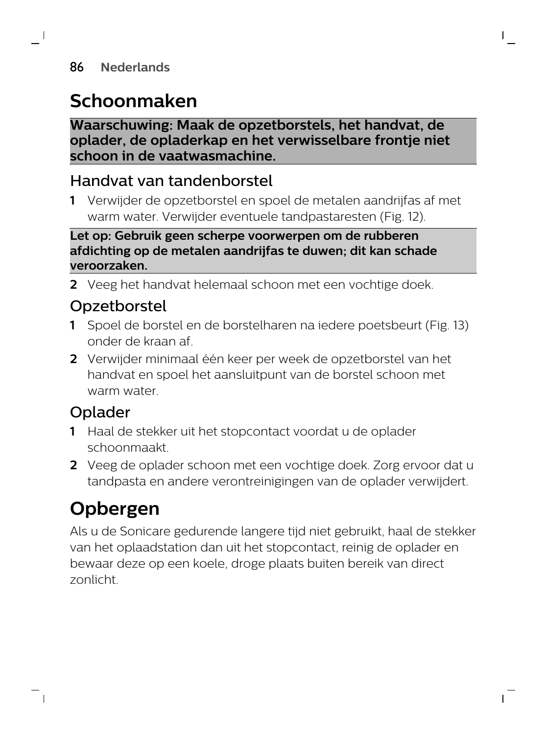# Schoonmaken

**Waarschuwing: Maak de opzetborstels, het handvat, de oplader, de opladerkap en het verwisselbare frontje niet schoon in de vaatwasmachine.**

## Handvat van tandenborstel

1. Verwijder de opzetborstel en spoel de metalen aandrijfas af met warm water. Verwijder eventuele tandpastaresten (Fig. 12).

**Let op: Gebruik geen scherpe voorwerpen om de rubberen afdichting op de metalen aandrijfas te duwen; dit kan schade veroorzaken.**

2. Veeg het handvat helemaal schoon met een vochtige doek.

## Opzetborstel

1. Spoel de borstel en de borstelharen na iedere poetsbeurt (Fig. 13) onder de kraan af.
2. Verwijder minimaal één keer per week de opzetborstel van het handvat en spoel het aansluitpunt van de borstel schoon met warm water.

## Oplader

1. Haal de stekker uit het stopcontact voordat u de oplader schoonmaakt.
2. Veeg de oplader schoon met een vochtige doek. Zorg ervoor dat u tandpasta en andere verontreinigingen van de oplader verwijdert.

# Opbergen

Als u de Sonicare gedurende langere tijd niet gebruikt, haal de stekker van het oplaadstation dan uit het stopcontact, reinig de oplader en bewaar deze op een koele, droge plaats buiten bereik van direct zonlicht.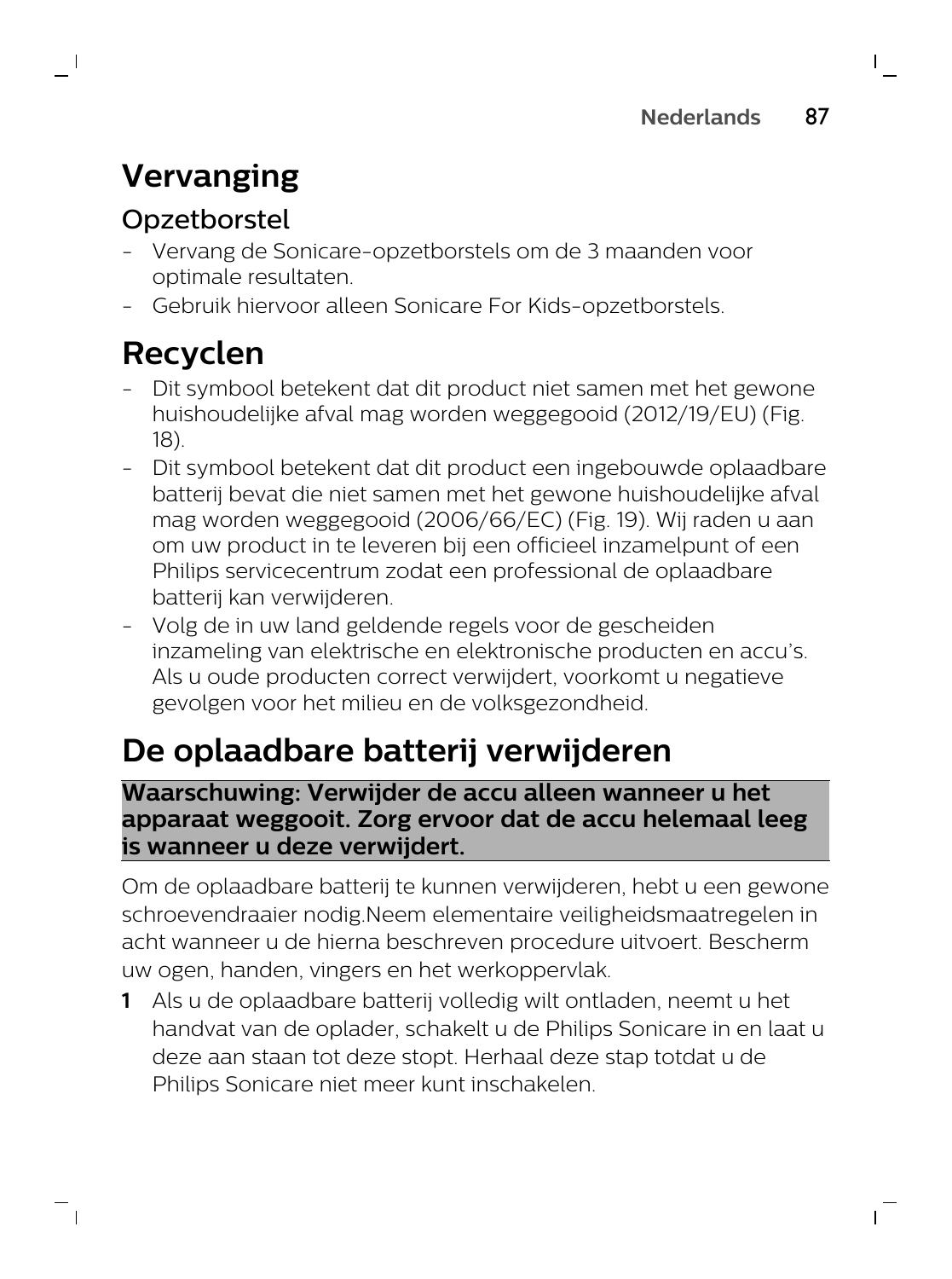# Vervanging

## Opzetborstel

- Vervang de Sonicare-opzetborstels om de 3 maanden voor optimale resultaten.
- Gebruik hiervoor alleen Sonicare For Kids-opzetborstels.

# Recyclen

- Dit symbool betekent dat dit product niet samen met het gewone huishoudelijke afval mag worden weggegooid (2012/19/EU) (Fig. 18).
- Dit symbool betekent dat dit product een ingebouwde oplaadbare batterij bevat die niet samen met het gewone huishoudelijke afval mag worden weggegooid (2006/66/EC) (Fig. 19). Wij raden u aan om uw product in te leveren bij een officieel inzamelpunt of een Philips servicecentrum zodat een professional de oplaadbare batterij kan verwijderen.
- Volg de in uw land geldende regels voor de gescheiden inzameling van elektrische en elektronische producten en accu's. Als u oude producten correct verwijdert, voorkomt u negatieve gevolgen voor het milieu en de volksgezondheid.

# De oplaadbare batterij verwijderen

**Waarschuwing: Verwijder de accu alleen wanneer u het apparaat weggooit. Zorg ervoor dat de accu helemaal leeg is wanneer u deze verwijdert.**

Om de oplaadbare batterij te kunnen verwijderen, hebt u een gewone schroevendraaier nodig.Neem elementaire veiligheidsmaatregelen in acht wanneer u de hierna beschreven procedure uitvoert. Bescherm uw ogen, handen, vingers en het werkoppervlak.

1. Als u de oplaadbare batterij volledig wilt ontladen, neemt u het handvat van de oplader, schakelt u de Philips Sonicare in en laat u deze aan staan tot deze stopt. Herhaal deze stap totdat u de Philips Sonicare niet meer kunt inschakelen.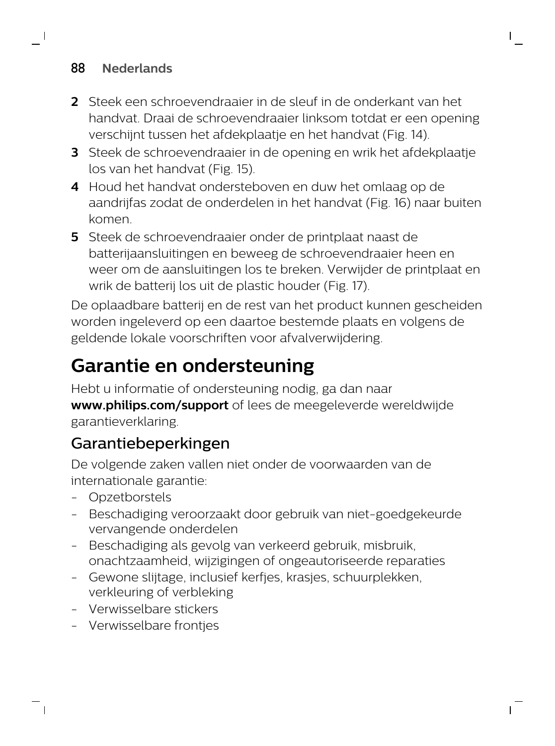2. Steek een schroevendraaier in de sleuf in de onderkant van het handvat. Draai de schroevendraaier linksom totdat er een opening verschijnt tussen het afdekplaatje en het handvat (Fig. 14).
3. Steek de schroevendraaier in de opening en wrik het afdekplaatje los van het handvat (Fig. 15).
4. Houd het handvat ondersteboven en duw het omlaag op de aandrijfas zodat de onderdelen in het handvat (Fig. 16) naar buiten komen.
5. Steek de schroevendraaier onder de printplaat naast de batterijaansluitingen en beweeg de schroevendraaier heen en weer om de aansluitingen los te breken. Verwijder de printplaat en wrik de batterij los uit de plastic houder (Fig. 17).

De oplaadbare batterij en de rest van het product kunnen gescheiden worden ingeleverd op een daartoe bestemde plaats en volgens de geldende lokale voorschriften voor afvalverwijdering.

# Garantie en ondersteuning

Hebt u informatie of ondersteuning nodig, ga dan naar **www.philips.com/support** of lees de meegeleverde wereldwijde garantieverklaring.

## Garantiebeperkingen

De volgende zaken vallen niet onder de voorwaarden van de internationale garantie:

- Opzetborstels
- Beschadiging veroorzaakt door gebruik van niet-goedgekeurde vervangende onderdelen
- Beschadiging als gevolg van verkeerd gebruik, misbruik, onachtzaamheid, wijzigingen of ongeautoriseerde reparaties
- Gewone slijtage, inclusief kerfjes, krasjes, schuurplekken, verkleuring of verbleking
- Verwisselbare stickers
- Verwisselbare frontjes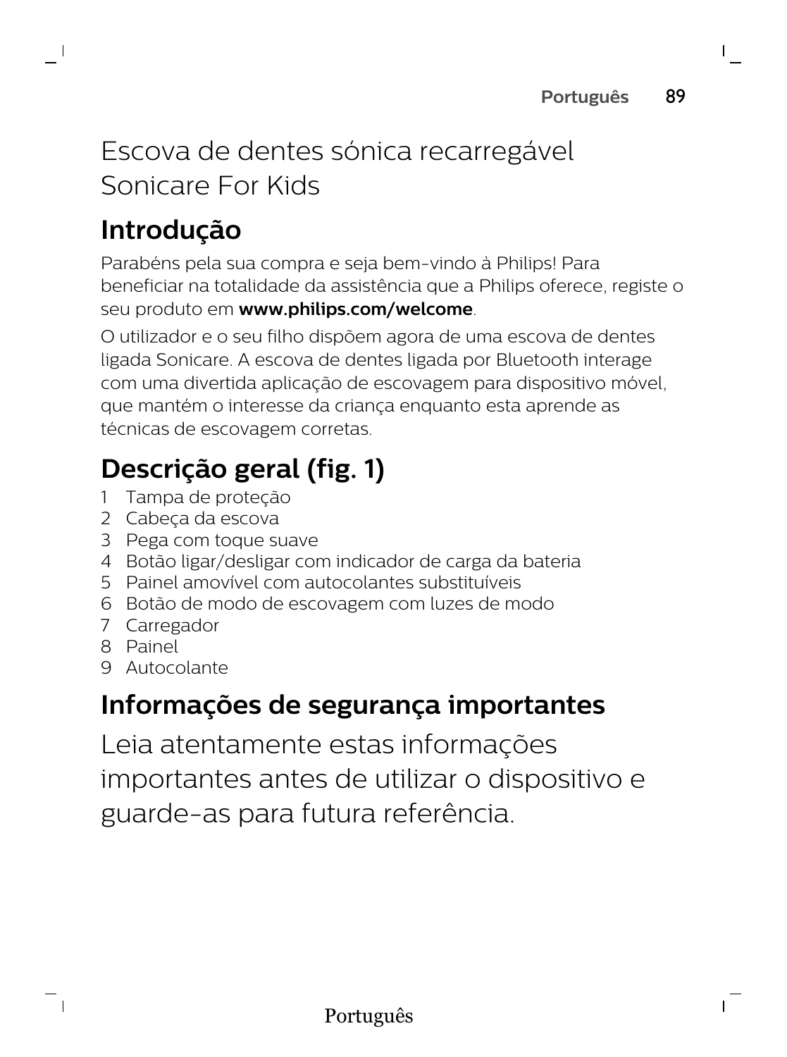# Escova de dentes sónica recarregável Sonicare For Kids

## Introdução

Parabéns pela sua compra e seja bem-vindo à Philips! Para beneficiar na totalidade da assistência que a Philips oferece, registe o seu produto em **www.philips.com/welcome**.

O utilizador e o seu filho dispõem agora de uma escova de dentes ligada Sonicare. A escova de dentes ligada por Bluetooth interage com uma divertida aplicação de escovagem para dispositivo móvel, que mantém o interesse da criança enquanto esta aprende as técnicas de escovagem corretas.

## Descrição geral (fig. 1)

1. Tampa de proteção
2. Cabeça da escova
3. Pega com toque suave
4. Botão ligar/desligar com indicador de carga da bateria
5. Painel amovível com autocolantes substituíveis
6. Botão de modo de escovagem com luzes de modo
7. Carregador
8. Painel
9. Autocolante

## Informações de segurança importantes

Leia atentamente estas informações importantes antes de utilizar o dispositivo e guarde-as para futura referência.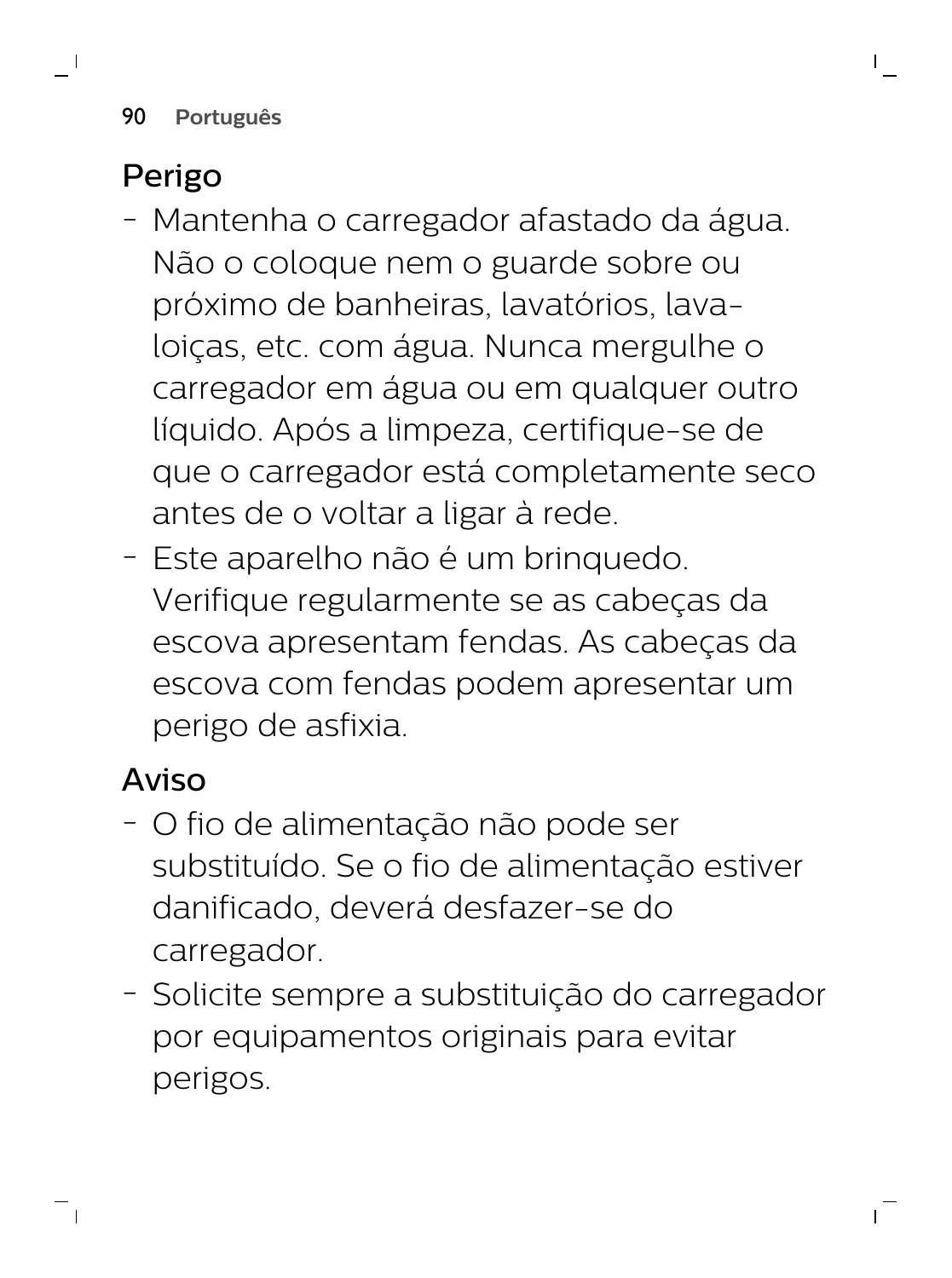## Perigo

- Mantenha o carregador afastado da água. Não o coloque nem o guarde sobre ou próximo de banheiras, lavatórios, lava-loiças, etc. com água. Nunca mergulhe o carregador em água ou em qualquer outro líquido. Após a limpeza, certifique-se de que o carregador está completamente seco antes de o voltar a ligar à rede.
- Este aparelho não é um brinquedo. Verifique regularmente se as cabeças da escova apresentam fendas. As cabeças da escova com fendas podem apresentar um perigo de asfixia.

## Aviso

- O fio de alimentação não pode ser substituído. Se o fio de alimentação estiver danificado, deverá desfazer-se do carregador.
- Solicite sempre a substituição do carregador por equipamentos originais para evitar perigos.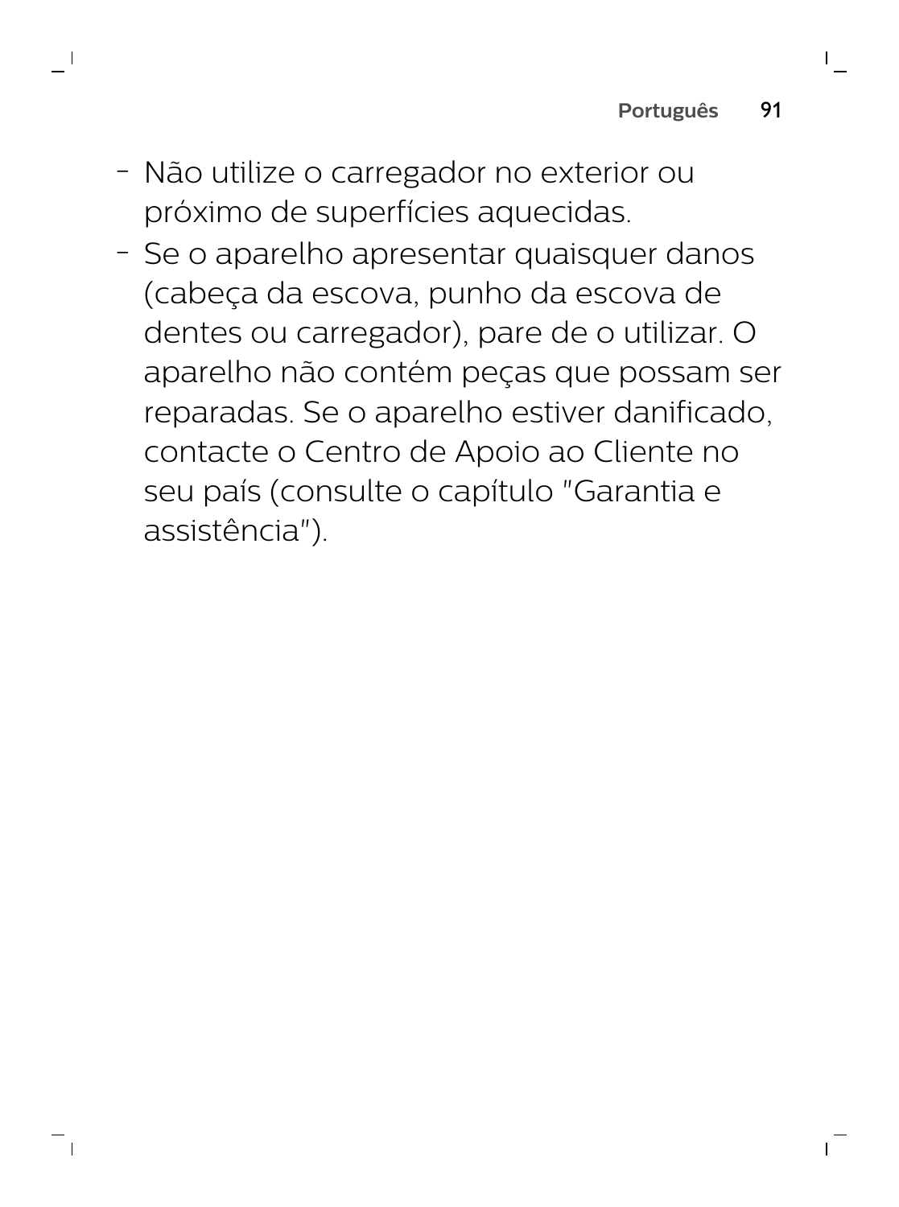- Não utilize o carregador no exterior ou próximo de superfícies aquecidas.
- Se o aparelho apresentar quaisquer danos (cabeça da escova, punho da escova de dentes ou carregador), pare de o utilizar. O aparelho não contém peças que possam ser reparadas. Se o aparelho estiver danificado, contacte o Centro de Apoio ao Cliente no seu país (consulte o capítulo "Garantia e assistência").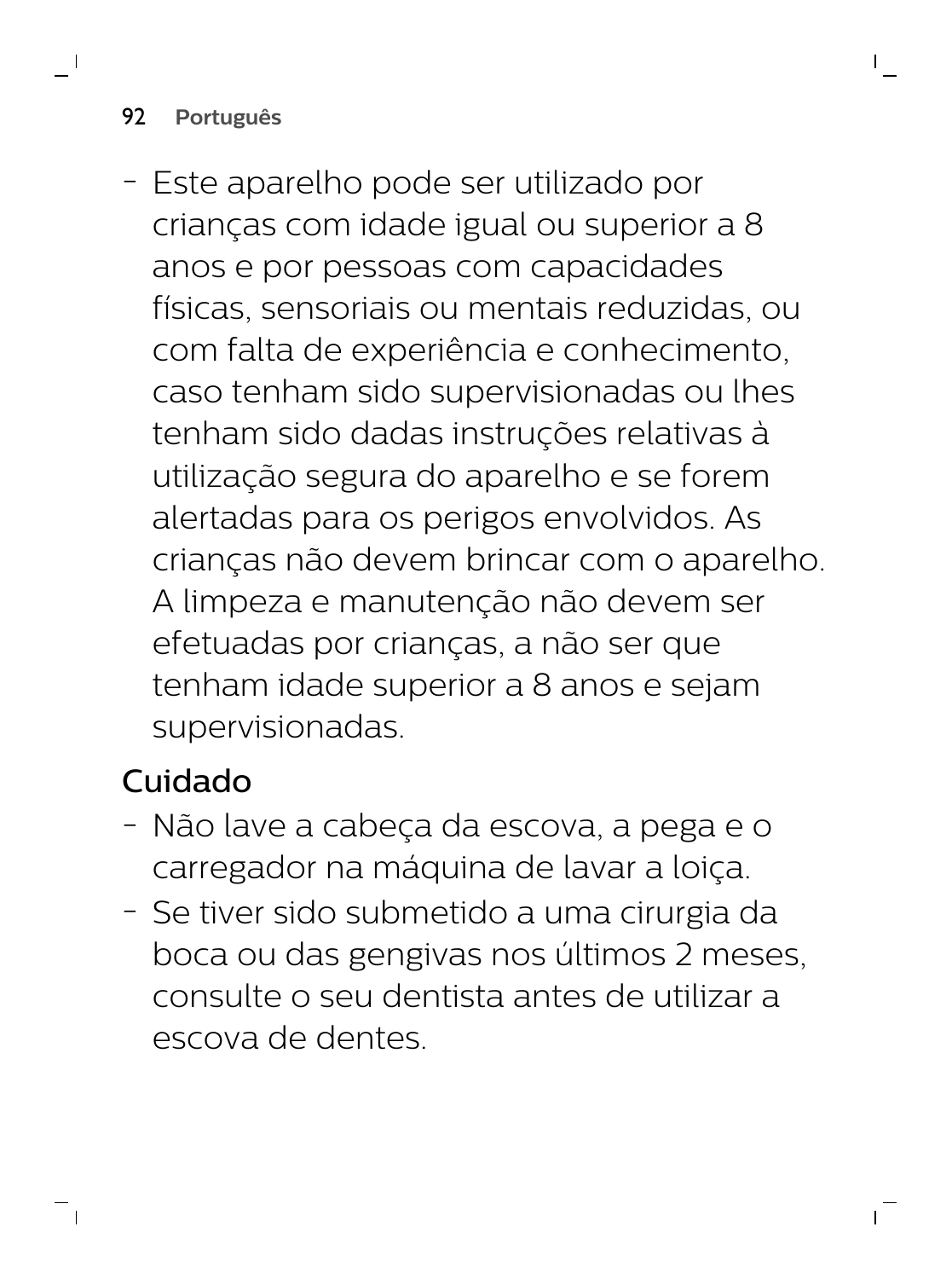- Este aparelho pode ser utilizado por crianças com idade igual ou superior a 8 anos e por pessoas com capacidades físicas, sensoriais ou mentais reduzidas, ou com falta de experiência e conhecimento, caso tenham sido supervisionadas ou lhes tenham sido dadas instruções relativas à utilização segura do aparelho e se forem alertadas para os perigos envolvidos. As crianças não devem brincar com o aparelho. A limpeza e manutenção não devem ser efetuadas por crianças, a não ser que tenham idade superior a 8 anos e sejam supervisionadas.

## Cuidado

- Não lave a cabeça da escova, a pega e o carregador na máquina de lavar a loiça.
- Se tiver sido submetido a uma cirurgia da boca ou das gengivas nos últimos 2 meses, consulte o seu dentista antes de utilizar a escova de dentes.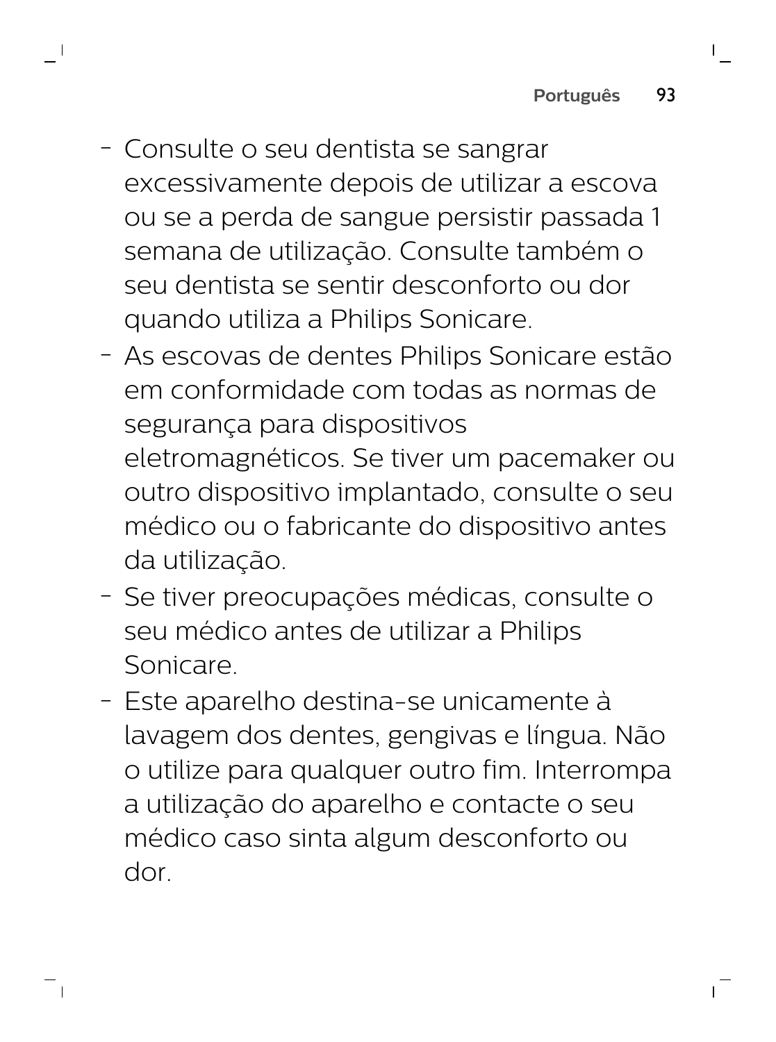- Consulte o seu dentista se sangrar excessivamente depois de utilizar a escova ou se a perda de sangue persistir passada 1 semana de utilização. Consulte também o seu dentista se sentir desconforto ou dor quando utiliza a Philips Sonicare.
- As escovas de dentes Philips Sonicare estão em conformidade com todas as normas de segurança para dispositivos eletromagnéticos. Se tiver um pacemaker ou outro dispositivo implantado, consulte o seu médico ou o fabricante do dispositivo antes da utilização.
- Se tiver preocupações médicas, consulte o seu médico antes de utilizar a Philips Sonicare.
- Este aparelho destina-se unicamente à lavagem dos dentes, gengivas e língua. Não o utilize para qualquer outro fim. Interrompa a utilização do aparelho e contacte o seu médico caso sinta algum desconforto ou dor.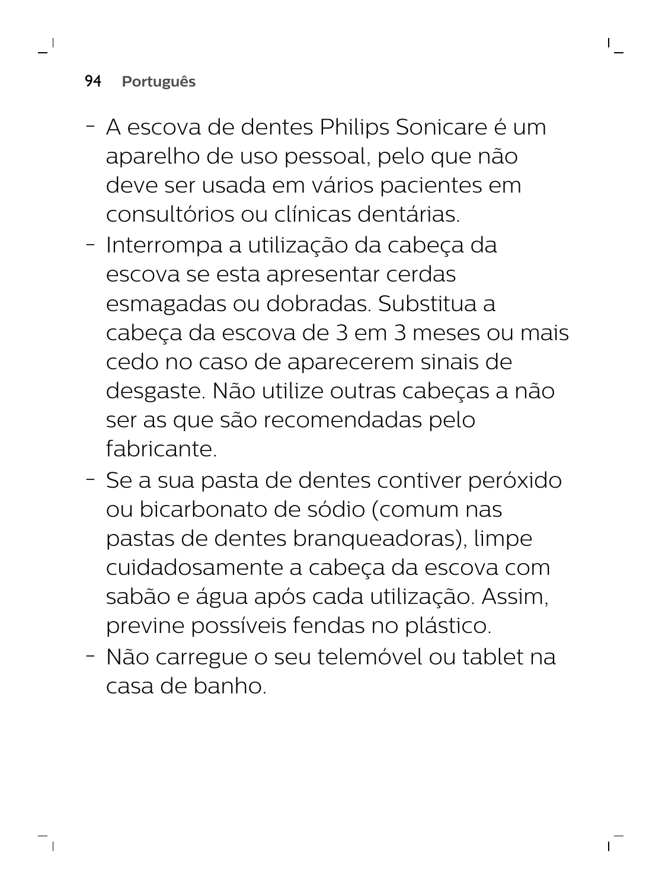- A escova de dentes Philips Sonicare é um aparelho de uso pessoal, pelo que não deve ser usada em vários pacientes em consultórios ou clínicas dentárias.
- Interrompa a utilização da cabeça da escova se esta apresentar cerdas esmagadas ou dobradas. Substitua a cabeça da escova de 3 em 3 meses ou mais cedo no caso de aparecerem sinais de desgaste. Não utilize outras cabeças a não ser as que são recomendadas pelo fabricante.
- Se a sua pasta de dentes contiver peróxido ou bicarbonato de sódio (comum nas pastas de dentes branqueadoras), limpe cuidadosamente a cabeça da escova com sabão e água após cada utilização. Assim, previne possíveis fendas no plástico.
- Não carregue o seu telemóvel ou tablet na casa de banho.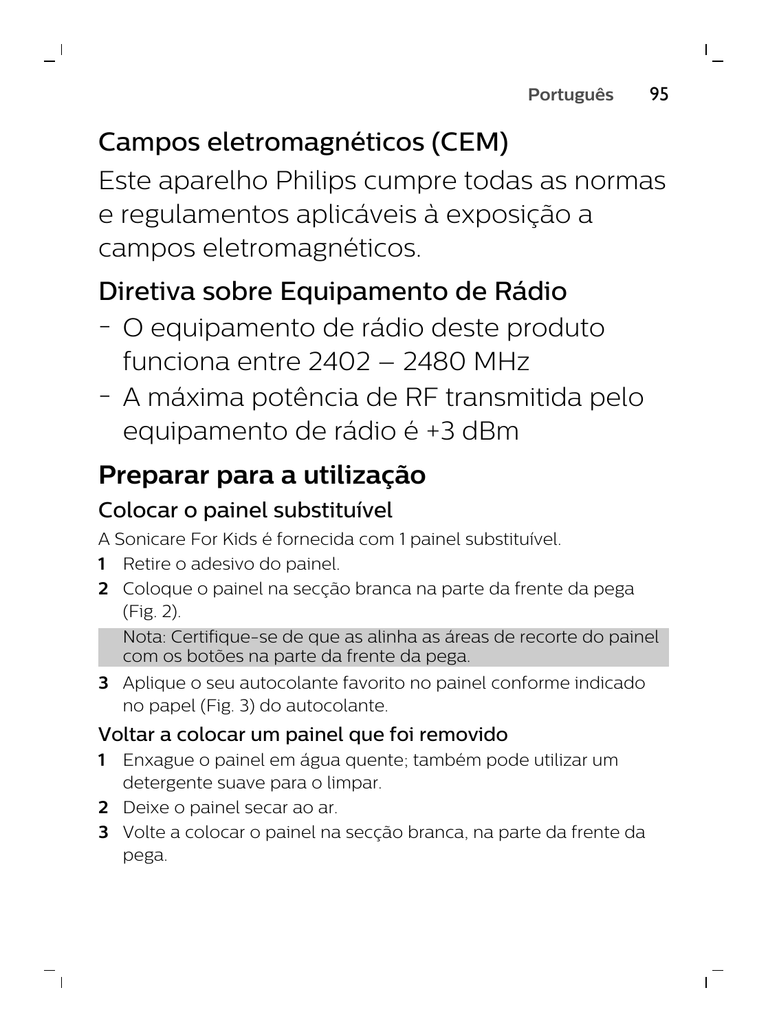## Campos eletromagnéticos (CEM)

Este aparelho Philips cumpre todas as normas e regulamentos aplicáveis à exposição a campos eletromagnéticos.

## Diretiva sobre Equipamento de Rádio

- O equipamento de rádio deste produto funciona entre 2402 – 2480 MHz
- A máxima potência de RF transmitida pelo equipamento de rádio é +3 dBm

# Preparar para a utilização

### Colocar o painel substituível

A Sonicare For Kids é fornecida com 1 painel substituível.

1. Retire o adesivo do painel.
2. Coloque o painel na secção branca na parte da frente da pega (Fig. 2).

   Nota: Certifique-se de que as alinha as áreas de recorte do painel com os botões na parte da frente da pega.

3. Aplique o seu autocolante favorito no painel conforme indicado no papel (Fig. 3) do autocolante.

### Voltar a colocar um painel que foi removido

1. Enxague o painel em água quente; também pode utilizar um detergente suave para o limpar.
2. Deixe o painel secar ao ar.
3. Volte a colocar o painel na secção branca, na parte da frente da pega.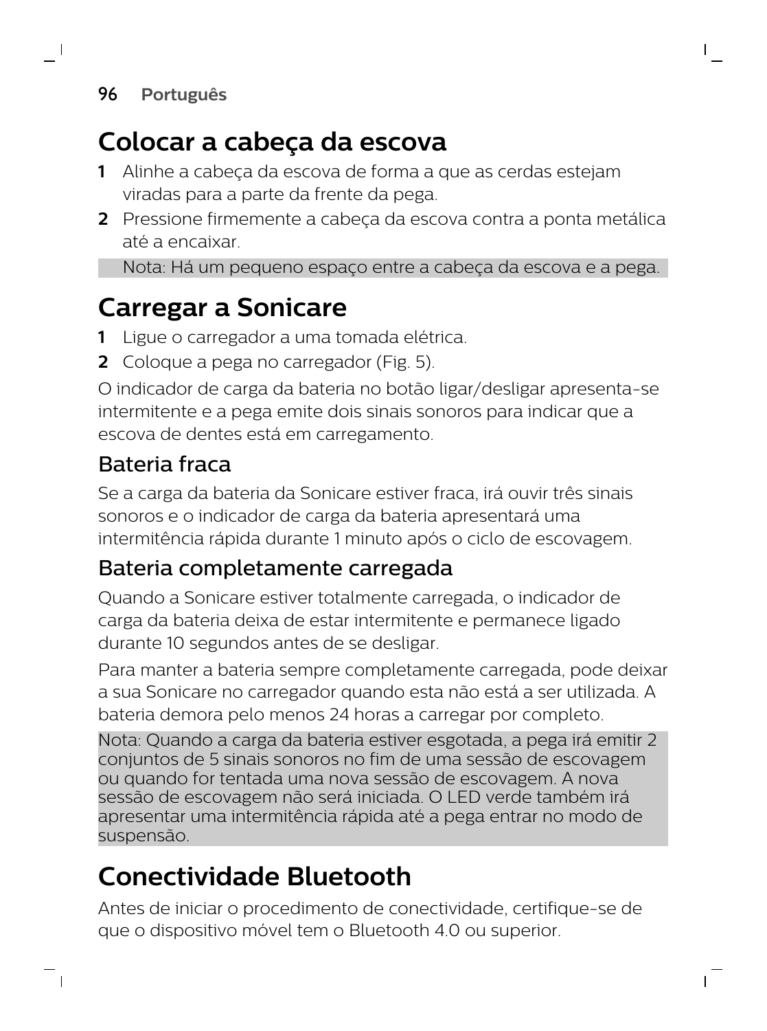# Colocar a cabeça da escova

1. Alinhe a cabeça da escova de forma a que as cerdas estejam viradas para a parte da frente da pega.
2. Pressione firmemente a cabeça da escova contra a ponta metálica até a encaixar.

Nota: Há um pequeno espaço entre a cabeça da escova e a pega.

# Carregar a Sonicare

1. Ligue o carregador a uma tomada elétrica.
2. Coloque a pega no carregador (Fig. 5).

O indicador de carga da bateria no botão ligar/desligar apresenta-se intermitente e a pega emite dois sinais sonoros para indicar que a escova de dentes está em carregamento.

## Bateria fraca

Se a carga da bateria da Sonicare estiver fraca, irá ouvir três sinais sonoros e o indicador de carga da bateria apresentará uma intermitência rápida durante 1 minuto após o ciclo de escovagem.

## Bateria completamente carregada

Quando a Sonicare estiver totalmente carregada, o indicador de carga da bateria deixa de estar intermitente e permanece ligado durante 10 segundos antes de se desligar.

Para manter a bateria sempre completamente carregada, pode deixar a sua Sonicare no carregador quando esta não está a ser utilizada. A bateria demora pelo menos 24 horas a carregar por completo.

Nota: Quando a carga da bateria estiver esgotada, a pega irá emitir 2 conjuntos de 5 sinais sonoros no fim de uma sessão de escovagem ou quando for tentada uma nova sessão de escovagem. A nova sessão de escovagem não será iniciada. O LED verde também irá apresentar uma intermitência rápida até a pega entrar no modo de suspensão.

# Conectividade Bluetooth

Antes de iniciar o procedimento de conectividade, certifique-se de que o dispositivo móvel tem o Bluetooth 4.0 ou superior.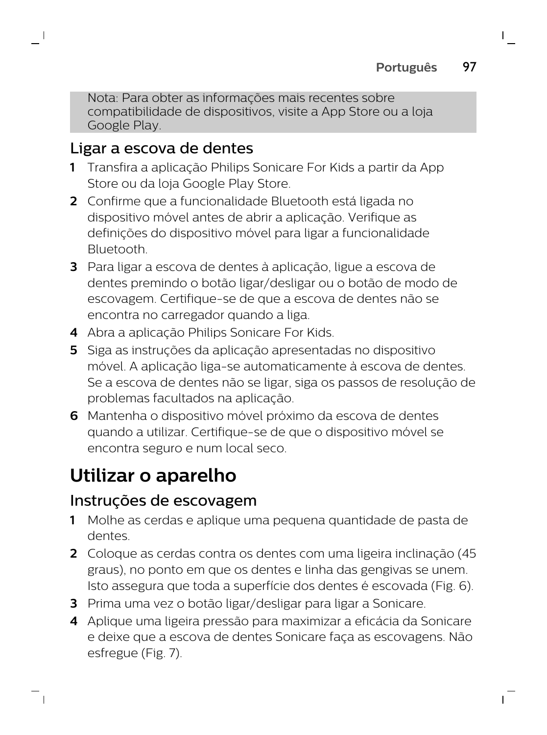Nota: Para obter as informações mais recentes sobre compatibilidade de dispositivos, visite a App Store ou a loja Google Play.

## Ligar a escova de dentes

1. Transfira a aplicação Philips Sonicare For Kids a partir da App Store ou da loja Google Play Store.
2. Confirme que a funcionalidade Bluetooth está ligada no dispositivo móvel antes de abrir a aplicação. Verifique as definições do dispositivo móvel para ligar a funcionalidade Bluetooth.
3. Para ligar a escova de dentes à aplicação, ligue a escova de dentes premindo o botão ligar/desligar ou o botão de modo de escovagem. Certifique-se de que a escova de dentes não se encontra no carregador quando a liga.
4. Abra a aplicação Philips Sonicare For Kids.
5. Siga as instruções da aplicação apresentadas no dispositivo móvel. A aplicação liga-se automaticamente à escova de dentes. Se a escova de dentes não se ligar, siga os passos de resolução de problemas facultados na aplicação.
6. Mantenha o dispositivo móvel próximo da escova de dentes quando a utilizar. Certifique-se de que o dispositivo móvel se encontra seguro e num local seco.

# Utilizar o aparelho

## Instruções de escovagem

1. Molhe as cerdas e aplique uma pequena quantidade de pasta de dentes.
2. Coloque as cerdas contra os dentes com uma ligeira inclinação (45 graus), no ponto em que os dentes e linha das gengivas se unem. Isto assegura que toda a superfície dos dentes é escovada (Fig. 6).
3. Prima uma vez o botão ligar/desligar para ligar a Sonicare.
4. Aplique uma ligeira pressão para maximizar a eficácia da Sonicare e deixe que a escova de dentes Sonicare faça as escovagens. Não esfregue (Fig. 7).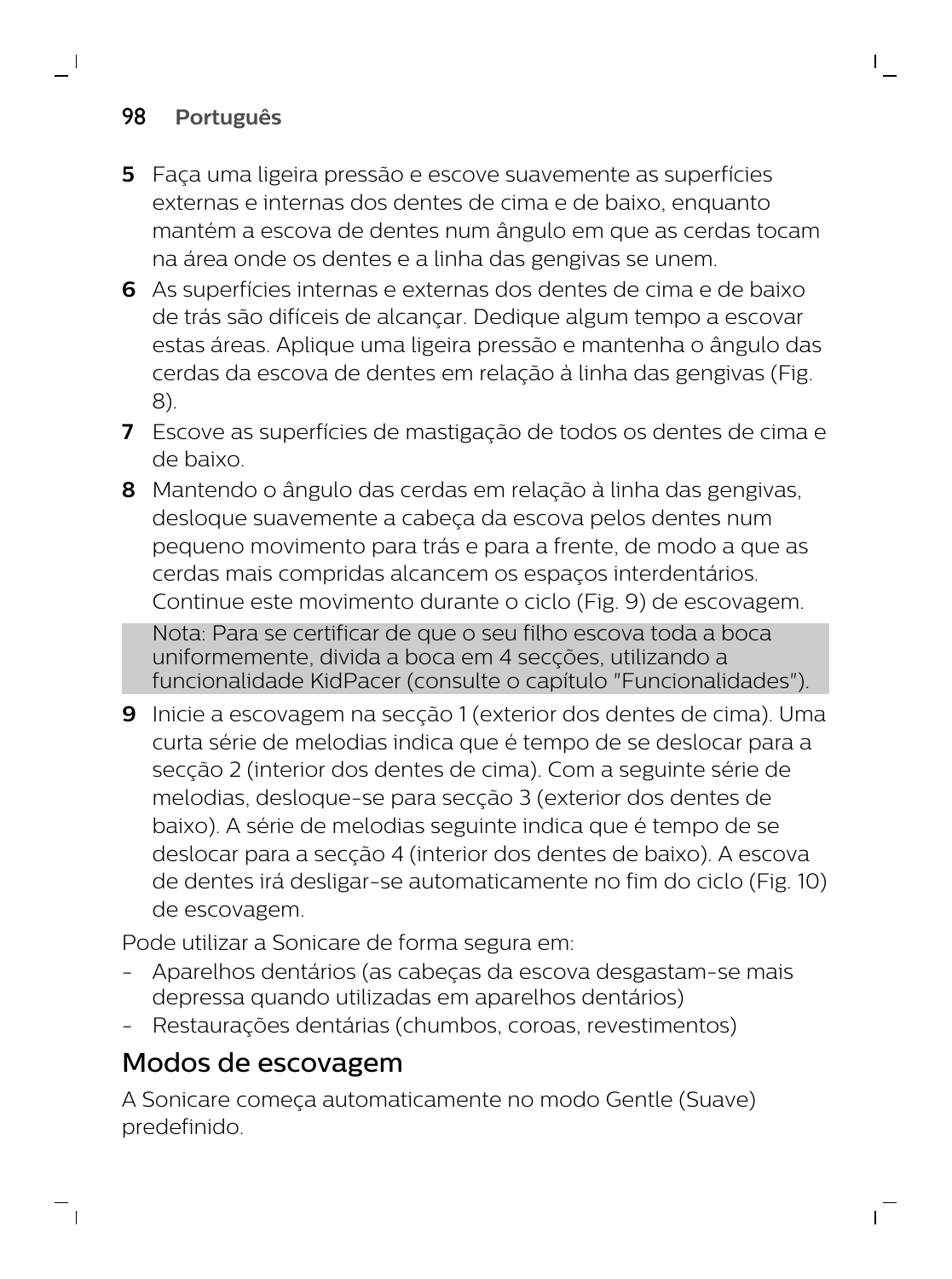5 Faça uma ligeira pressão e escove suavemente as superfícies externas e internas dos dentes de cima e de baixo, enquanto mantém a escova de dentes num ângulo em que as cerdas tocam na área onde os dentes e a linha das gengivas se unem.

6 As superfícies internas e externas dos dentes de cima e de baixo de trás são difíceis de alcançar. Dedique algum tempo a escovar estas áreas. Aplique uma ligeira pressão e mantenha o ângulo das cerdas da escova de dentes em relação à linha das gengivas (Fig. 8).

7 Escove as superfícies de mastigação de todos os dentes de cima e de baixo.

8 Mantendo o ângulo das cerdas em relação à linha das gengivas, desloque suavemente a cabeça da escova pelos dentes num pequeno movimento para trás e para a frente, de modo a que as cerdas mais compridas alcancem os espaços interdentários. Continue este movimento durante o ciclo (Fig. 9) de escovagem.

Nota: Para se certificar de que o seu filho escova toda a boca uniformemente, divida a boca em 4 secções, utilizando a funcionalidade KidPacer (consulte o capítulo "Funcionalidades").

9 Inicie a escovagem na secção 1 (exterior dos dentes de cima). Uma curta série de melodias indica que é tempo de se deslocar para a secção 2 (interior dos dentes de cima). Com a seguinte série de melodias, desloque-se para secção 3 (exterior dos dentes de baixo). A série de melodias seguinte indica que é tempo de se deslocar para a secção 4 (interior dos dentes de baixo). A escova de dentes irá desligar-se automaticamente no fim do ciclo (Fig. 10) de escovagem.

Pode utilizar a Sonicare de forma segura em:

- Aparelhos dentários (as cabeças da escova desgastam-se mais depressa quando utilizadas em aparelhos dentários)
- Restaurações dentárias (chumbos, coroas, revestimentos)

## Modos de escovagem

A Sonicare começa automaticamente no modo Gentle (Suave) predefinido.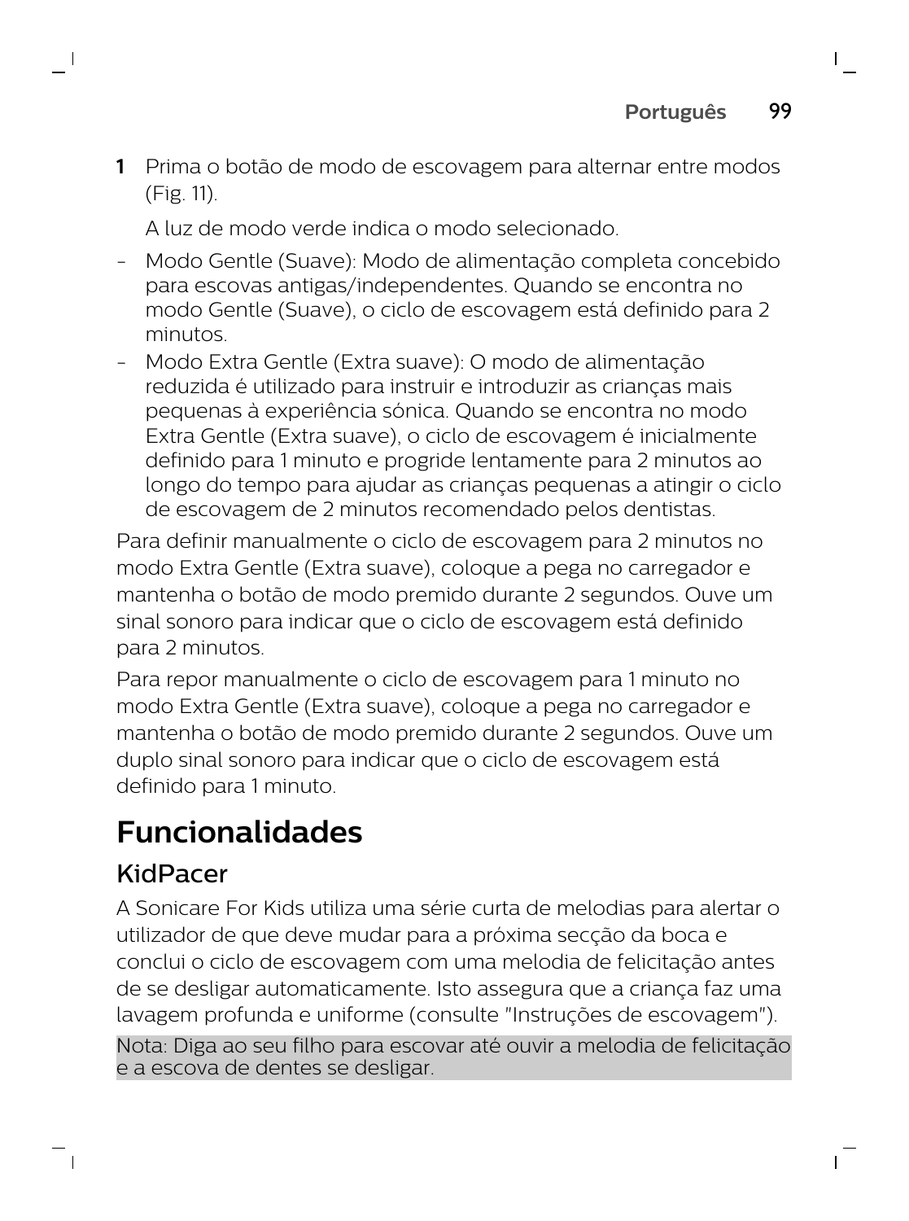1 Prima o botão de modo de escovagem para alternar entre modos (Fig. 11).

   A luz de modo verde indica o modo selecionado.

- Modo Gentle (Suave): Modo de alimentação completa concebido para escovas antigas/independentes. Quando se encontra no modo Gentle (Suave), o ciclo de escovagem está definido para 2 minutos.
- Modo Extra Gentle (Extra suave): O modo de alimentação reduzida é utilizado para instruir e introduzir as crianças mais pequenas à experiência sónica. Quando se encontra no modo Extra Gentle (Extra suave), o ciclo de escovagem é inicialmente definido para 1 minuto e progride lentamente para 2 minutos ao longo do tempo para ajudar as crianças pequenas a atingir o ciclo de escovagem de 2 minutos recomendado pelos dentistas.

Para definir manualmente o ciclo de escovagem para 2 minutos no modo Extra Gentle (Extra suave), coloque a pega no carregador e mantenha o botão de modo premido durante 2 segundos. Ouve um sinal sonoro para indicar que o ciclo de escovagem está definido para 2 minutos.

Para repor manualmente o ciclo de escovagem para 1 minuto no modo Extra Gentle (Extra suave), coloque a pega no carregador e mantenha o botão de modo premido durante 2 segundos. Ouve um duplo sinal sonoro para indicar que o ciclo de escovagem está definido para 1 minuto.

# Funcionalidades

## KidPacer

A Sonicare For Kids utiliza uma série curta de melodias para alertar o utilizador de que deve mudar para a próxima secção da boca e conclui o ciclo de escovagem com uma melodia de felicitação antes de se desligar automaticamente. Isto assegura que a criança faz uma lavagem profunda e uniforme (consulte "Instruções de escovagem").

Nota: Diga ao seu filho para escovar até ouvir a melodia de felicitação e a escova de dentes se desligar.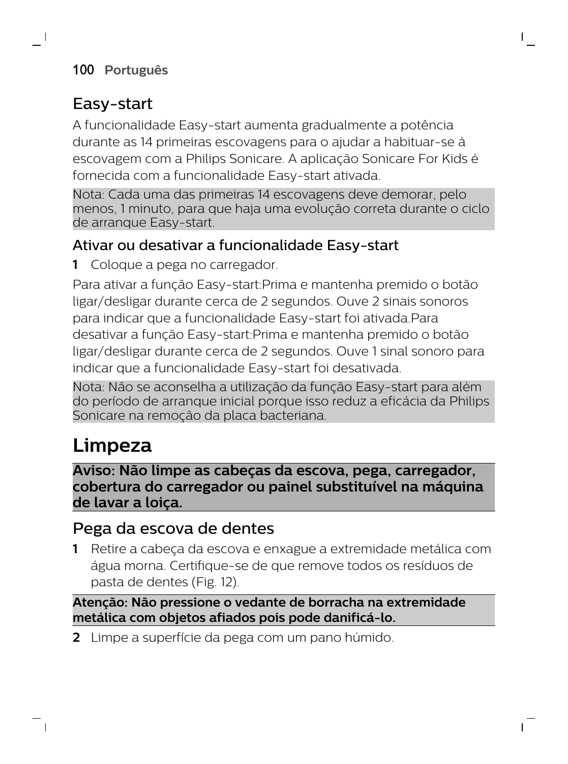## Easy-start

A funcionalidade Easy-start aumenta gradualmente a potência durante as 14 primeiras escovagens para o ajudar a habituar-se à escovagem com a Philips Sonicare. A aplicação Sonicare For Kids é fornecida com a funcionalidade Easy-start ativada.

Nota: Cada uma das primeiras 14 escovagens deve demorar, pelo menos, 1 minuto, para que haja uma evolução correta durante o ciclo de arranque Easy-start.

### Ativar ou desativar a funcionalidade Easy-start

1 Coloque a pega no carregador.

Para ativar a função Easy-start:Prima e mantenha premido o botão ligar/desligar durante cerca de 2 segundos. Ouve 2 sinais sonoros para indicar que a funcionalidade Easy-start foi ativada.Para desativar a função Easy-start:Prima e mantenha premido o botão ligar/desligar durante cerca de 2 segundos. Ouve 1 sinal sonoro para indicar que a funcionalidade Easy-start foi desativada.

Nota: Não se aconselha a utilização da função Easy-start para além do período de arranque inicial porque isso reduz a eficácia da Philips Sonicare na remoção da placa bacteriana.

# Limpeza

**Aviso: Não limpe as cabeças da escova, pega, carregador, cobertura do carregador ou painel substituível na máquina de lavar a loiça.**

## Pega da escova de dentes

1 Retire a cabeça da escova e enxague a extremidade metálica com água morna. Certifique-se de que remove todos os resíduos de pasta de dentes (Fig. 12).

**Atenção: Não pressione o vedante de borracha na extremidade metálica com objetos afiados pois pode danificá-lo.**

2 Limpe a superfície da pega com um pano húmido.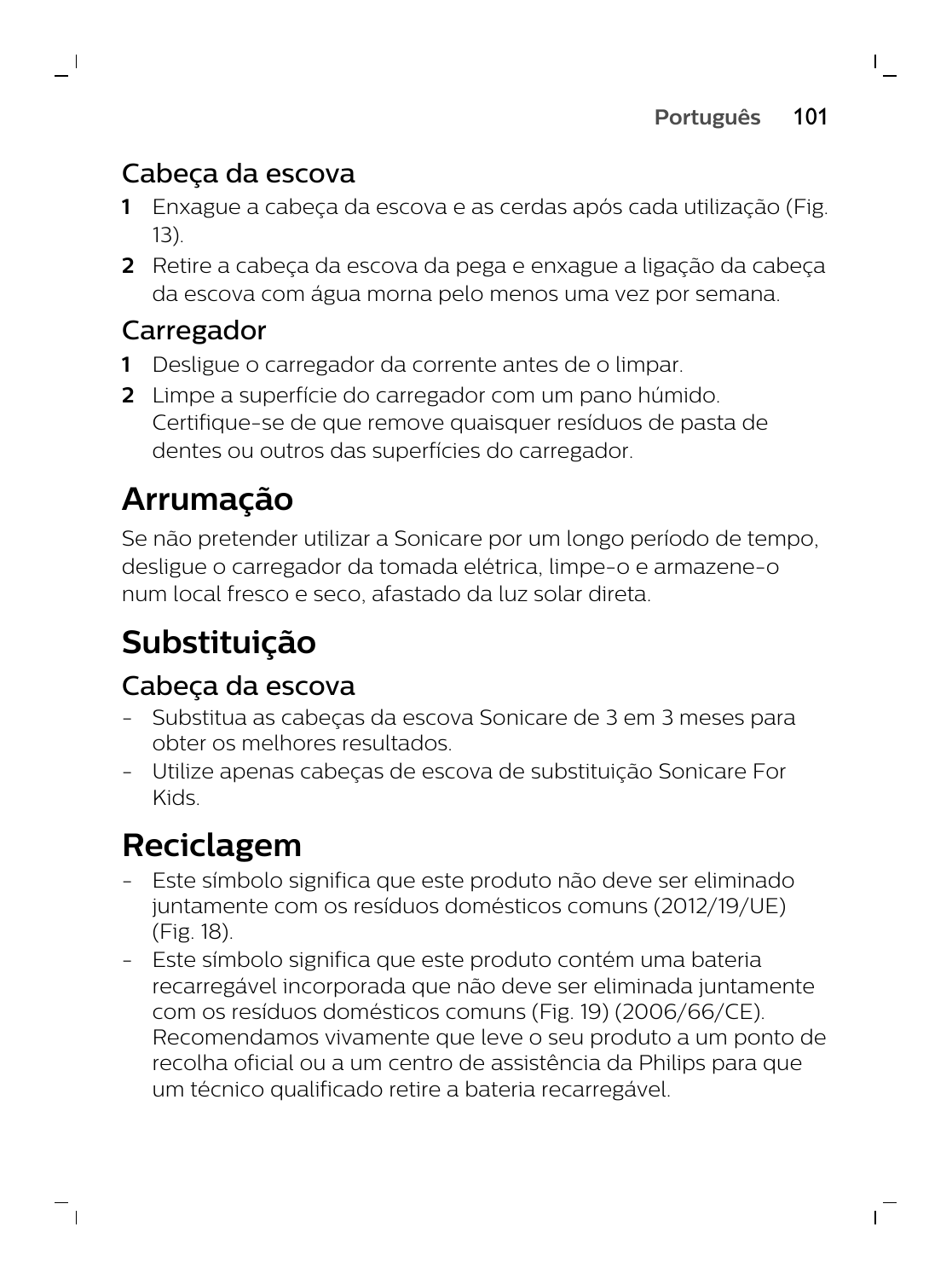### Cabeça da escova

1. Enxague a cabeça da escova e as cerdas após cada utilização (Fig. 13).
2. Retire a cabeça da escova da pega e enxague a ligação da cabeça da escova com água morna pelo menos uma vez por semana.

### Carregador

1. Desligue o carregador da corrente antes de o limpar.
2. Limpe a superfície do carregador com um pano húmido. Certifique-se de que remove quaisquer resíduos de pasta de dentes ou outros das superfícies do carregador.

## Arrumação

Se não pretender utilizar a Sonicare por um longo período de tempo, desligue o carregador da tomada elétrica, limpe-o e armazene-o num local fresco e seco, afastado da luz solar direta.

## Substituição

### Cabeça da escova

- Substitua as cabeças da escova Sonicare de 3 em 3 meses para obter os melhores resultados.
- Utilize apenas cabeças de escova de substituição Sonicare For Kids.

## Reciclagem

- Este símbolo significa que este produto não deve ser eliminado juntamente com os resíduos domésticos comuns (2012/19/UE) (Fig. 18).
- Este símbolo significa que este produto contém uma bateria recarregável incorporada que não deve ser eliminada juntamente com os resíduos domésticos comuns (Fig. 19) (2006/66/CE). Recomendamos vivamente que leve o seu produto a um ponto de recolha oficial ou a um centro de assistência da Philips para que um técnico qualificado retire a bateria recarregável.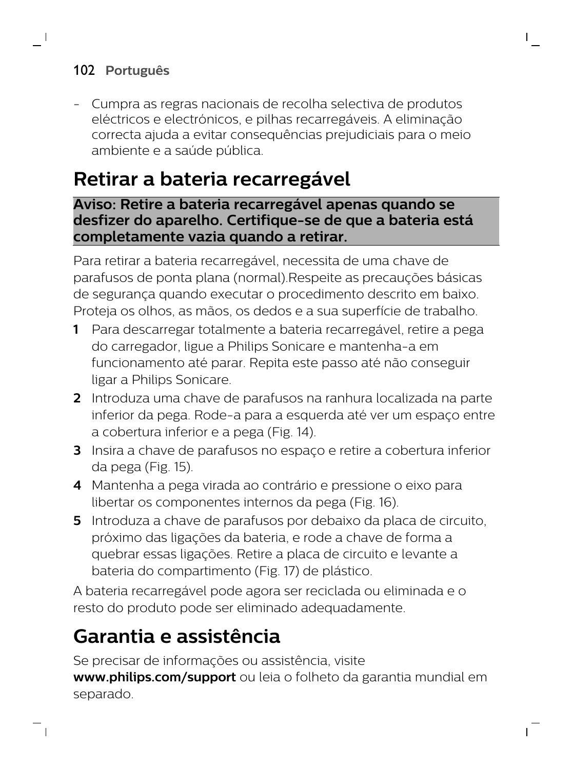- Cumpra as regras nacionais de recolha selectiva de produtos eléctricos e electrónicos, e pilhas recarregáveis. A eliminação correcta ajuda a evitar consequências prejudiciais para o meio ambiente e a saúde pública.

# Retirar a bateria recarregável

**Aviso: Retire a bateria recarregável apenas quando se desfizer do aparelho. Certifique-se de que a bateria está completamente vazia quando a retirar.**

Para retirar a bateria recarregável, necessita de uma chave de parafusos de ponta plana (normal).Respeite as precauções básicas de segurança quando executar o procedimento descrito em baixo. Proteja os olhos, as mãos, os dedos e a sua superfície de trabalho.

1. Para descarregar totalmente a bateria recarregável, retire a pega do carregador, ligue a Philips Sonicare e mantenha-a em funcionamento até parar. Repita este passo até não conseguir ligar a Philips Sonicare.
2. Introduza uma chave de parafusos na ranhura localizada na parte inferior da pega. Rode-a para a esquerda até ver um espaço entre a cobertura inferior e a pega (Fig. 14).
3. Insira a chave de parafusos no espaço e retire a cobertura inferior da pega (Fig. 15).
4. Mantenha a pega virada ao contrário e pressione o eixo para libertar os componentes internos da pega (Fig. 16).
5. Introduza a chave de parafusos por debaixo da placa de circuito, próximo das ligações da bateria, e rode a chave de forma a quebrar essas ligações. Retire a placa de circuito e levante a bateria do compartimento (Fig. 17) de plástico.

A bateria recarregável pode agora ser reciclada ou eliminada e o resto do produto pode ser eliminado adequadamente.

# Garantia e assistência

Se precisar de informações ou assistência, visite **www.philips.com/support** ou leia o folheto da garantia mundial em separado.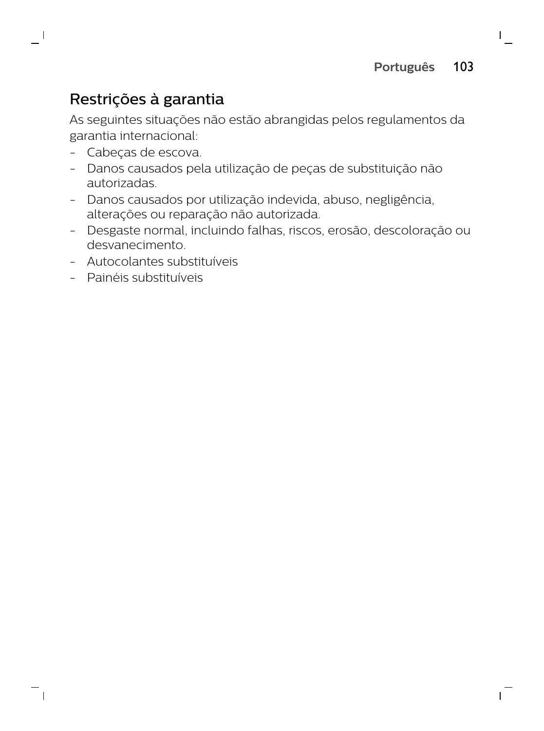## Restrições à garantia

As seguintes situações não estão abrangidas pelos regulamentos da garantia internacional:

- Cabeças de escova.
- Danos causados pela utilização de peças de substituição não autorizadas.
- Danos causados por utilização indevida, abuso, negligência, alterações ou reparação não autorizada.
- Desgaste normal, incluindo falhas, riscos, erosão, descoloração ou desvanecimento.
- Autocolantes substituíveis
- Painéis substituíveis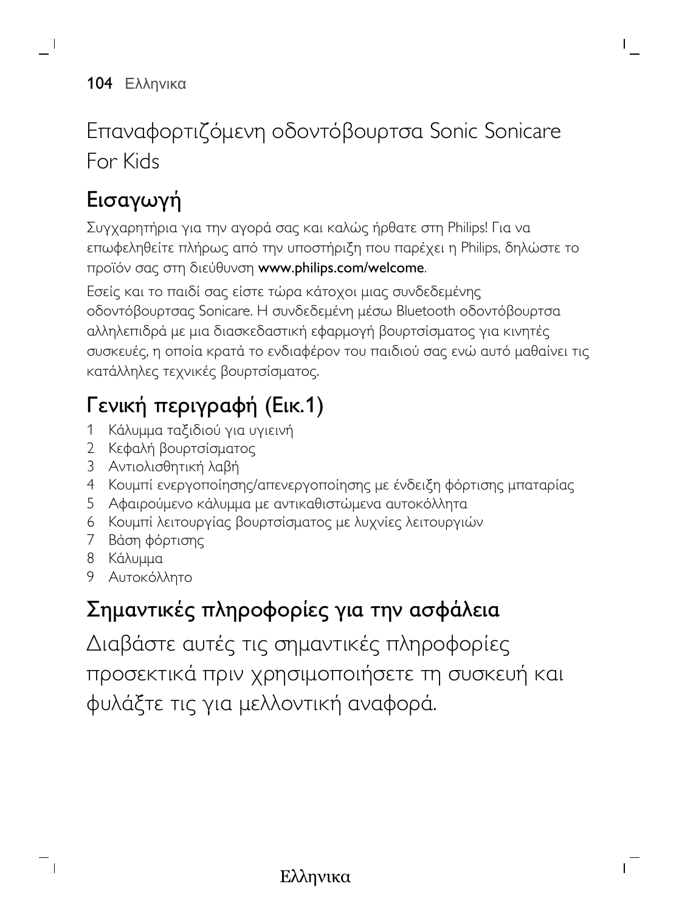# Επαναφορτιζόμενη οδοντόβουρτσα Sonic Sonicare For Kids

## Εισαγωγή

Συγχαρητήρια για την αγορά σας και καλώς ήρθατε στη Philips! Για να επωφεληθείτε πλήρως από την υποστήριξη που παρέχει η Philips, δηλώστε το προϊόν σας στη διεύθυνση **www.philips.com/welcome**.

Εσείς και το παιδί σας είστε τώρα κάτοχοι μιας συνδεδεμένης οδοντόβουρτσας Sonicare. Η συνδεδεμένη μέσω Bluetooth οδοντόβουρτσα αλληλεπιδρά με μια διασκεδαστική εφαρμογή βουρτσίσματος για κινητές συσκευές, η οποία κρατά το ενδιαφέρον του παιδιού σας ενώ αυτό μαθαίνει τις κατάλληλες τεχνικές βουρτσίσματος.

## Γενική περιγραφή (Εικ.1)

1. Κάλυμμα ταξιδιού για υγιεινή
2. Κεφαλή βουρτσίσματος
3. Αντιολισθητική λαβή
4. Κουμπί ενεργοποίησης/απενεργοποίησης με ένδειξη φόρτισης μπαταρίας
5. Αφαιρούμενο κάλυμμα με αντικαθιστώμενα αυτοκόλλητα
6. Κουμπί λειτουργίας βουρτσίσματος με λυχνίες λειτουργιών
7. Βάση φόρτισης
8. Κάλυμμα
9. Αυτοκόλλητο

## Σημαντικές πληροφορίες για την ασφάλεια

Διαβάστε αυτές τις σημαντικές πληροφορίες προσεκτικά πριν χρησιμοποιήσετε τη συσκευή και φυλάξτε τις για μελλοντική αναφορά.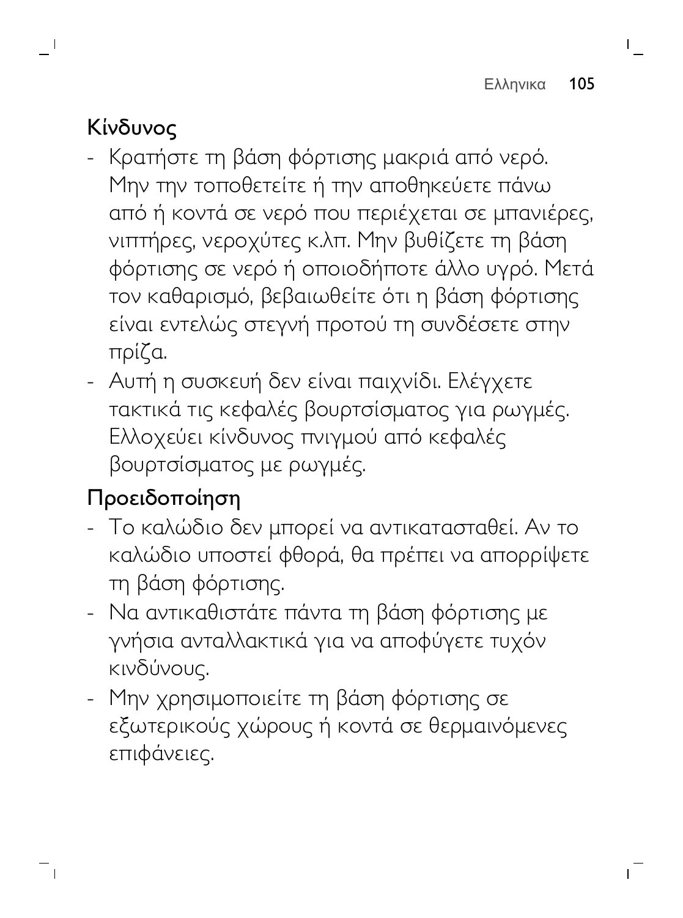## Κίνδυνος

- Κρατήστε τη βάση φόρτισης μακριά από νερό. Μην την τοποθετείτε ή την αποθηκεύετε πάνω από ή κοντά σε νερό που περιέχεται σε μπανιέρες, νιπτήρες, νεροχύτες κ.λπ. Μην βυθίζετε τη βάση φόρτισης σε νερό ή οποιοδήποτε άλλο υγρό. Μετά τον καθαρισμό, βεβαιωθείτε ότι η βάση φόρτισης είναι εντελώς στεγνή προτού τη συνδέσετε στην πρίζα.
- Αυτή η συσκευή δεν είναι παιχνίδι. Ελέγχετε τακτικά τις κεφαλές βουρτσίσματος για ρωγμές. Ελλοχεύει κίνδυνος πνιγμού από κεφαλές βουρτσίσματος με ρωγμές.

## Προειδοποίηση

- Το καλώδιο δεν μπορεί να αντικατασταθεί. Αν το καλώδιο υποστεί φθορά, θα πρέπει να απορρίψετε τη βάση φόρτισης.
- Να αντικαθιστάτε πάντα τη βάση φόρτισης με γνήσια ανταλλακτικά για να αποφύγετε τυχόν κινδύνους.
- Μην χρησιμοποιείτε τη βάση φόρτισης σε εξωτερικούς χώρους ή κοντά σε θερμαινόμενες επιφάνειες.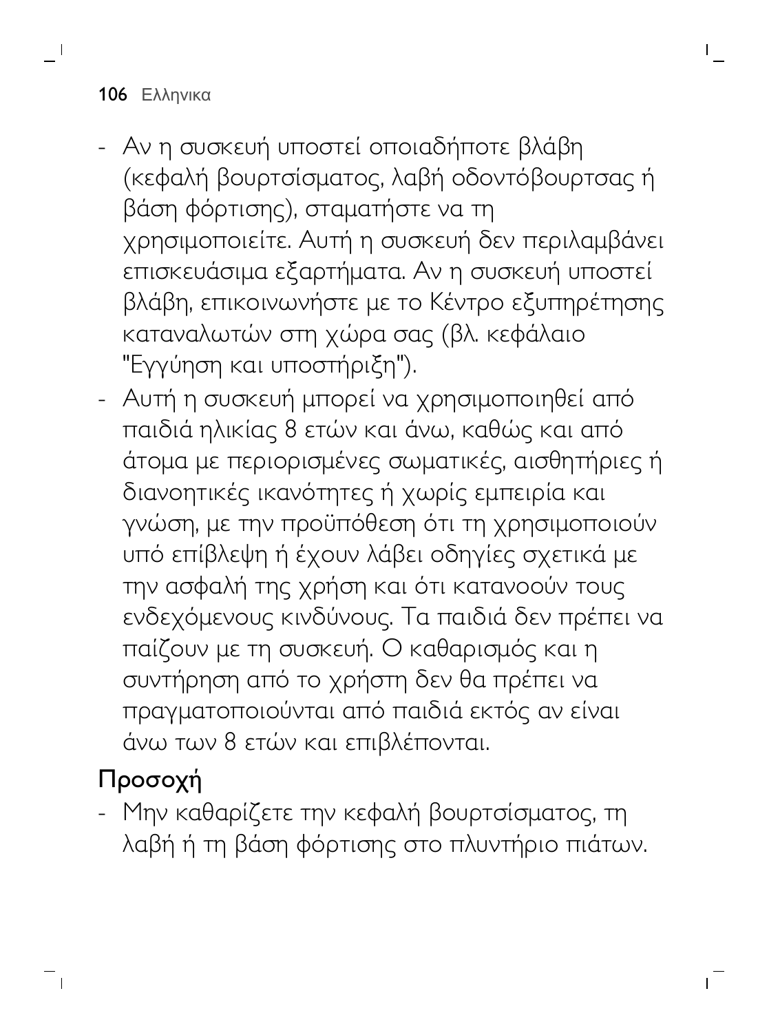- Αν η συσκευή υποστεί οποιαδήποτε βλάβη (κεφαλή βουρτσίσματος, λαβή οδοντόβουρτσας ή βάση φόρτισης), σταματήστε να τη χρησιμοποιείτε. Αυτή η συσκευή δεν περιλαμβάνει επισκευάσιμα εξαρτήματα. Αν η συσκευή υποστεί βλάβη, επικοινωνήστε με το Κέντρο εξυπηρέτησης καταναλωτών στη χώρα σας (βλ. κεφάλαιο "Εγγύηση και υποστήριξη").
- Αυτή η συσκευή μπορεί να χρησιμοποιηθεί από παιδιά ηλικίας 8 ετών και άνω, καθώς και από άτομα με περιορισμένες σωματικές, αισθητήριες ή διανοητικές ικανότητες ή χωρίς εμπειρία και γνώση, με την προϋπόθεση ότι τη χρησιμοποιούν υπό επίβλεψη ή έχουν λάβει οδηγίες σχετικά με την ασφαλή της χρήση και ότι κατανοούν τους ενδεχόμενους κινδύνους. Τα παιδιά δεν πρέπει να παίζουν με τη συσκευή. Ο καθαρισμός και η συντήρηση από το χρήστη δεν θα πρέπει να πραγματοποιούνται από παιδιά εκτός αν είναι άνω των 8 ετών και επιβλέπονται.

## Προσοχή

- Μην καθαρίζετε την κεφαλή βουρτσίσματος, τη λαβή ή τη βάση φόρτισης στο πλυντήριο πιάτων.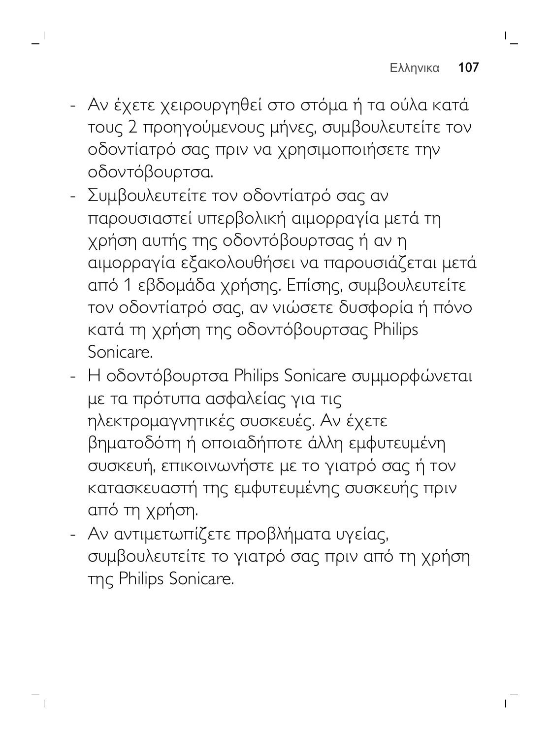- Αν έχετε χειρουργηθεί στο στόμα ή τα ούλα κατά τους 2 προηγούμενους μήνες, συμβουλευτείτε τον οδοντίατρό σας πριν να χρησιμοποιήσετε την οδοντόβουρτσα.
- Συμβουλευτείτε τον οδοντίατρό σας αν παρουσιαστεί υπερβολική αιμορραγία μετά τη χρήση αυτής της οδοντόβουρτσας ή αν η αιμορραγία εξακολουθήσει να παρουσιάζεται μετά από 1 εβδομάδα χρήσης. Επίσης, συμβουλευτείτε τον οδοντίατρό σας, αν νιώσετε δυσφορία ή πόνο κατά τη χρήση της οδοντόβουρτσας Philips Sonicare.
- Η οδοντόβουρτσα Philips Sonicare συμμορφώνεται με τα πρότυπα ασφαλείας για τις ηλεκτρομαγνητικές συσκευές. Αν έχετε βηματοδότη ή οποιαδήποτε άλλη εμφυτευμένη συσκευή, επικοινωνήστε με το γιατρό σας ή τον κατασκευαστή της εμφυτευμένης συσκευής πριν από τη χρήση.
- Αν αντιμετωπίζετε προβλήματα υγείας, συμβουλευτείτε το γιατρό σας πριν από τη χρήση της Philips Sonicare.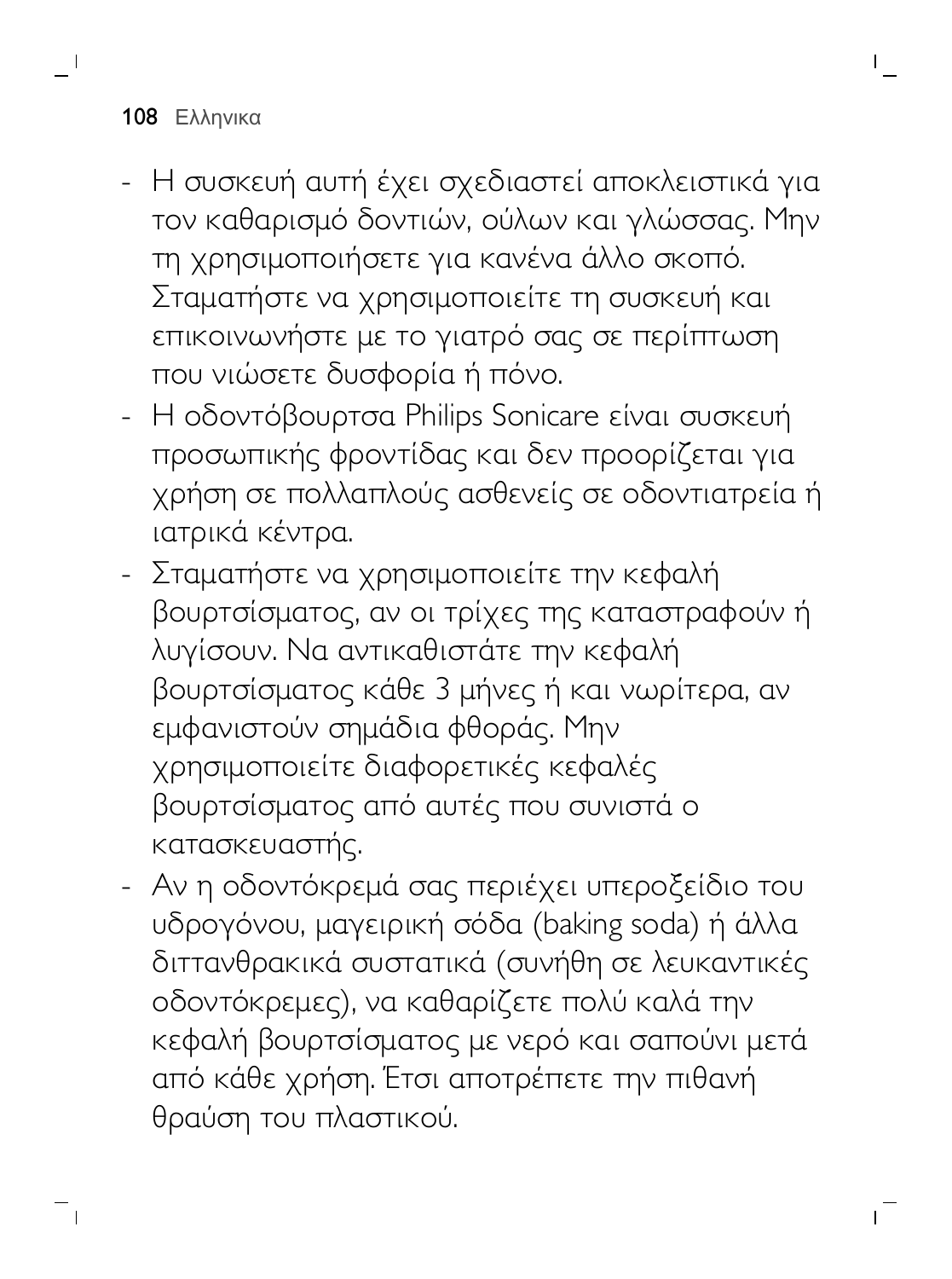- Η συσκευή αυτή έχει σχεδιαστεί αποκλειστικά για τον καθαρισμό δοντιών, ούλων και γλώσσας. Μην τη χρησιμοποιήσετε για κανένα άλλο σκοπό. Σταματήστε να χρησιμοποιείτε τη συσκευή και επικοινωνήστε με το γιατρό σας σε περίπτωση που νιώσετε δυσφορία ή πόνο.
- Η οδοντόβουρτσα Philips Sonicare είναι συσκευή προσωπικής φροντίδας και δεν προορίζεται για χρήση σε πολλαπλούς ασθενείς σε οδοντιατρεία ή ιατρικά κέντρα.
- Σταματήστε να χρησιμοποιείτε την κεφαλή βουρτσίσματος, αν οι τρίχες της καταστραφούν ή λυγίσουν. Να αντικαθιστάτε την κεφαλή βουρτσίσματος κάθε 3 μήνες ή και νωρίτερα, αν εμφανιστούν σημάδια φθοράς. Μην χρησιμοποιείτε διαφορετικές κεφαλές βουρτσίσματος από αυτές που συνιστά ο κατασκευαστής.
- Αν η οδοντόκρεμά σας περιέχει υπεροξείδιο του υδρογόνου, μαγειρική σόδα (baking soda) ή άλλα διττανθρακικά συστατικά (συνήθη σε λευκαντικές οδοντόκρεμες), να καθαρίζετε πολύ καλά την κεφαλή βουρτσίσματος με νερό και σαπούνι μετά από κάθε χρήση. Έτσι αποτρέπετε την πιθανή θραύση του πλαστικού.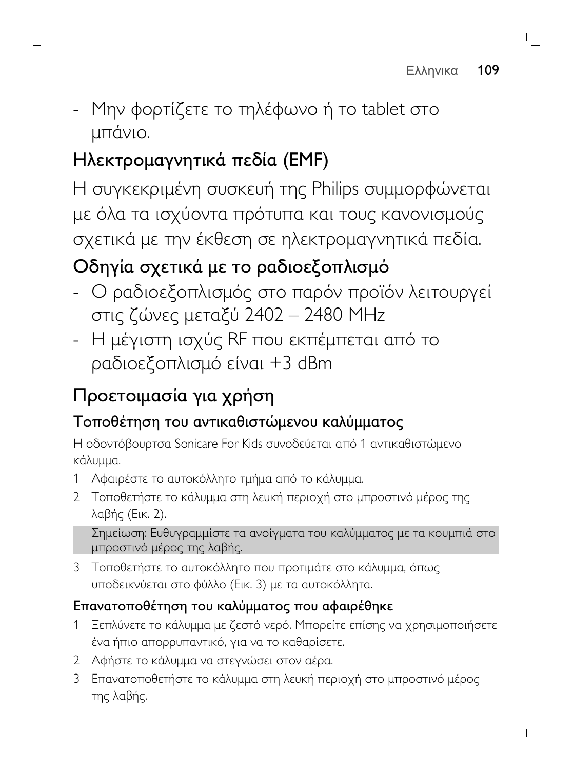- Μην φορτίζετε το τηλέφωνο ή το tablet στο μπάνιο.

## Ηλεκτρομαγνητικά πεδία (EMF)

Η συγκεκριμένη συσκευή της Philips συμμορφώνεται με όλα τα ισχύοντα πρότυπα και τους κανονισμούς σχετικά με την έκθεση σε ηλεκτρομαγνητικά πεδία.

## Οδηγία σχετικά με το ραδιοεξοπλισμό

- Ο ραδιοεξοπλισμός στο παρόν προϊόν λειτουργεί στις ζώνες μεταξύ 2402 – 2480 MHz
- Η μέγιστη ισχύς RF που εκπέμπεται από το ραδιοεξοπλισμό είναι +3 dBm

# Προετοιμασία για χρήση

### Τοποθέτηση του αντικαθιστώμενου καλύμματος

Η οδοντόβουρτσα Sonicare For Kids συνοδεύεται από 1 αντικαθιστώμενο κάλυμμα.

1. Αφαιρέστε το αυτοκόλλητο τμήμα από το κάλυμμα.
2. Τοποθετήστε το κάλυμμα στη λευκή περιοχή στο μπροστινό μέρος της λαβής (Εικ. 2).

   Σημείωση: Ευθυγραμμίστε τα ανοίγματα του καλύμματος με τα κουμπιά στο μπροστινό μέρος της λαβής.

3. Τοποθετήστε το αυτοκόλλητο που προτιμάτε στο κάλυμμα, όπως υποδεικνύεται στο φύλλο (Εικ. 3) με τα αυτοκόλλητα.

#### Επανατοποθέτηση του καλύμματος που αφαιρέθηκε

1. Ξεπλύνετε το κάλυμμα με ζεστό νερό. Μπορείτε επίσης να χρησιμοποιήσετε ένα ήπιο απορρυπαντικό, για να το καθαρίσετε.
2. Αφήστε το κάλυμμα να στεγνώσει στον αέρα.
3. Επανατοποθετήστε το κάλυμμα στη λευκή περιοχή στο μπροστινό μέρος της λαβής.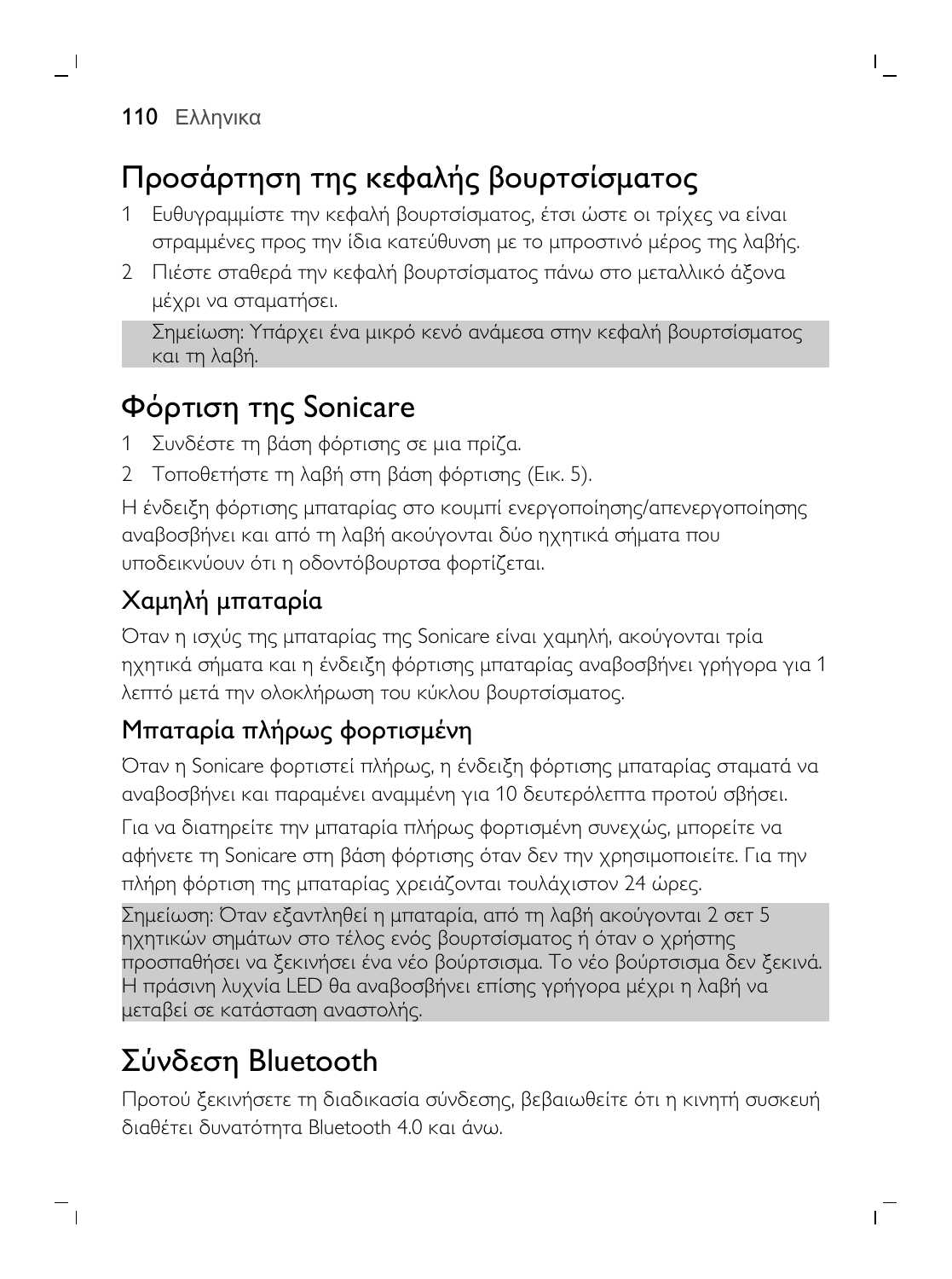## Προσάρτηση της κεφαλής βουρτσίσματος

1 Ευθυγραμμίστε την κεφαλή βουρτσίσματος, έτσι ώστε οι τρίχες να είναι στραμμένες προς την ίδια κατεύθυνση με το μπροστινό μέρος της λαβής.

2 Πιέστε σταθερά την κεφαλή βουρτσίσματος πάνω στο μεταλλικό άξονα μέχρι να σταματήσει.

Σημείωση: Υπάρχει ένα μικρό κενό ανάμεσα στην κεφαλή βουρτσίσματος και τη λαβή.

## Φόρτιση της Sonicare

1 Συνδέστε τη βάση φόρτισης σε μια πρίζα.

2 Τοποθετήστε τη λαβή στη βάση φόρτισης (Εικ. 5).

Η ένδειξη φόρτισης μπαταρίας στο κουμπί ενεργοποίησης/απενεργοποίησης αναβοσβήνει και από τη λαβή ακούγονται δύο ηχητικά σήματα που υποδεικνύουν ότι η οδοντόβουρτσα φορτίζεται.

### Χαμηλή μπαταρία

Όταν η ισχύς της μπαταρίας της Sonicare είναι χαμηλή, ακούγονται τρία ηχητικά σήματα και η ένδειξη φόρτισης μπαταρίας αναβοσβήνει γρήγορα για 1 λεπτό μετά την ολοκλήρωση του κύκλου βουρτσίσματος.

### Μπαταρία πλήρως φορτισμένη

Όταν η Sonicare φορτιστεί πλήρως, η ένδειξη φόρτισης μπαταρίας σταματά να αναβοσβήνει και παραμένει αναμμένη για 10 δευτερόλεπτα προτού σβήσει.

Για να διατηρείτε την μπαταρία πλήρως φορτισμένη συνεχώς, μπορείτε να αφήνετε τη Sonicare στη βάση φόρτισης όταν δεν την χρησιμοποιείτε. Για την πλήρη φόρτιση της μπαταρίας χρειάζονται τουλάχιστον 24 ώρες.

Σημείωση: Όταν εξαντληθεί η μπαταρία, από τη λαβή ακούγονται 2 σετ 5 ηχητικών σημάτων στο τέλος ενός βουρτσίσματος ή όταν ο χρήστης προσπαθήσει να ξεκινήσει ένα νέο βούρτσισμα. Το νέο βούρτσισμα δεν ξεκινά. Η πράσινη λυχνία LED θα αναβοσβήνει επίσης γρήγορα μέχρι η λαβή να μεταβεί σε κατάσταση αναστολής.

## Σύνδεση Bluetooth

Προτού ξεκινήσετε τη διαδικασία σύνδεσης, βεβαιωθείτε ότι η κινητή συσκευή διαθέτει δυνατότητα Bluetooth 4.0 και άνω.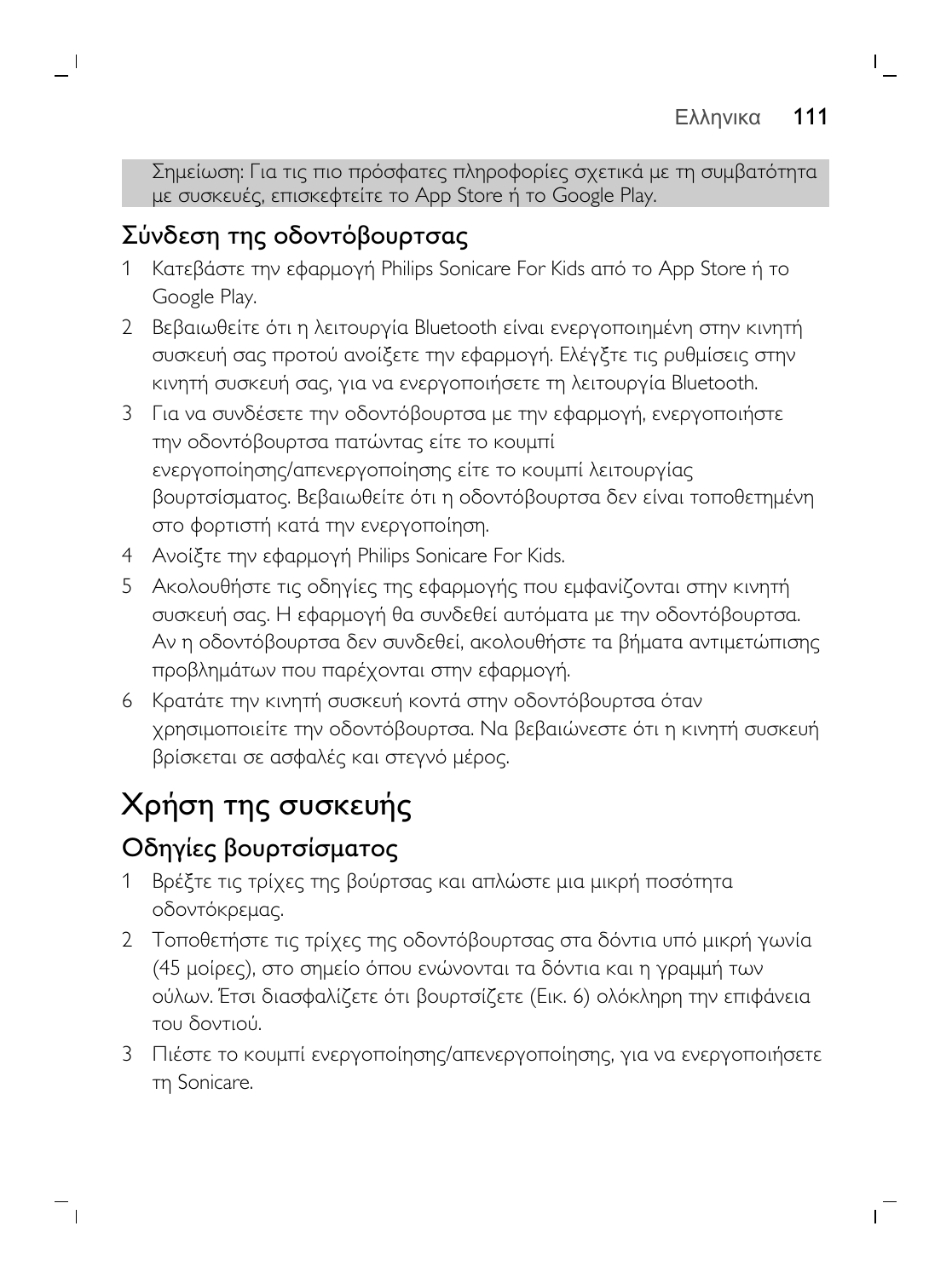Σημείωση: Για τις πιο πρόσφατες πληροφορίες σχετικά με τη συμβατότητα με συσκευές, επισκεφτείτε το App Store ή το Google Play.

## Σύνδεση της οδοντόβουρτσας

1 Κατεβάστε την εφαρμογή Philips Sonicare For Kids από το App Store ή το Google Play.

2 Βεβαιωθείτε ότι η λειτουργία Bluetooth είναι ενεργοποιημένη στην κινητή συσκευή σας προτού ανοίξετε την εφαρμογή. Ελέγξτε τις ρυθμίσεις στην κινητή συσκευή σας, για να ενεργοποιήσετε τη λειτουργία Bluetooth.

3 Για να συνδέσετε την οδοντόβουρτσα με την εφαρμογή, ενεργοποιήστε την οδοντόβουρτσα πατώντας είτε το κουμπί ενεργοποίησης/απενεργοποίησης είτε το κουμπί λειτουργίας βουρτσίσματος. Βεβαιωθείτε ότι η οδοντόβουρτσα δεν είναι τοποθετημένη στο φορτιστή κατά την ενεργοποίηση.

4 Ανοίξτε την εφαρμογή Philips Sonicare For Kids.

5 Ακολουθήστε τις οδηγίες της εφαρμογής που εμφανίζονται στην κινητή συσκευή σας. Η εφαρμογή θα συνδεθεί αυτόματα με την οδοντόβουρτσα. Αν η οδοντόβουρτσα δεν συνδεθεί, ακολουθήστε τα βήματα αντιμετώπισης προβλημάτων που παρέχονται στην εφαρμογή.

6 Κρατάτε την κινητή συσκευή κοντά στην οδοντόβουρτσα όταν χρησιμοποιείτε την οδοντόβουρτσα. Να βεβαιώνεστε ότι η κινητή συσκευή βρίσκεται σε ασφαλές και στεγνό μέρος.

# Χρήση της συσκευής

## Οδηγίες βουρτσίσματος

1 Βρέξτε τις τρίχες της βούρτσας και απλώστε μια μικρή ποσότητα οδοντόκρεμας.

2 Τοποθετήστε τις τρίχες της οδοντόβουρτσας στα δόντια υπό μικρή γωνία (45 μοίρες), στο σημείο όπου ενώνονται τα δόντια και η γραμμή των ούλων. Έτσι διασφαλίζετε ότι βουρτσίζετε (Εικ. 6) ολόκληρη την επιφάνεια του δοντιού.

3 Πιέστε το κουμπί ενεργοποίησης/απενεργοποίησης, για να ενεργοποιήσετε τη Sonicare.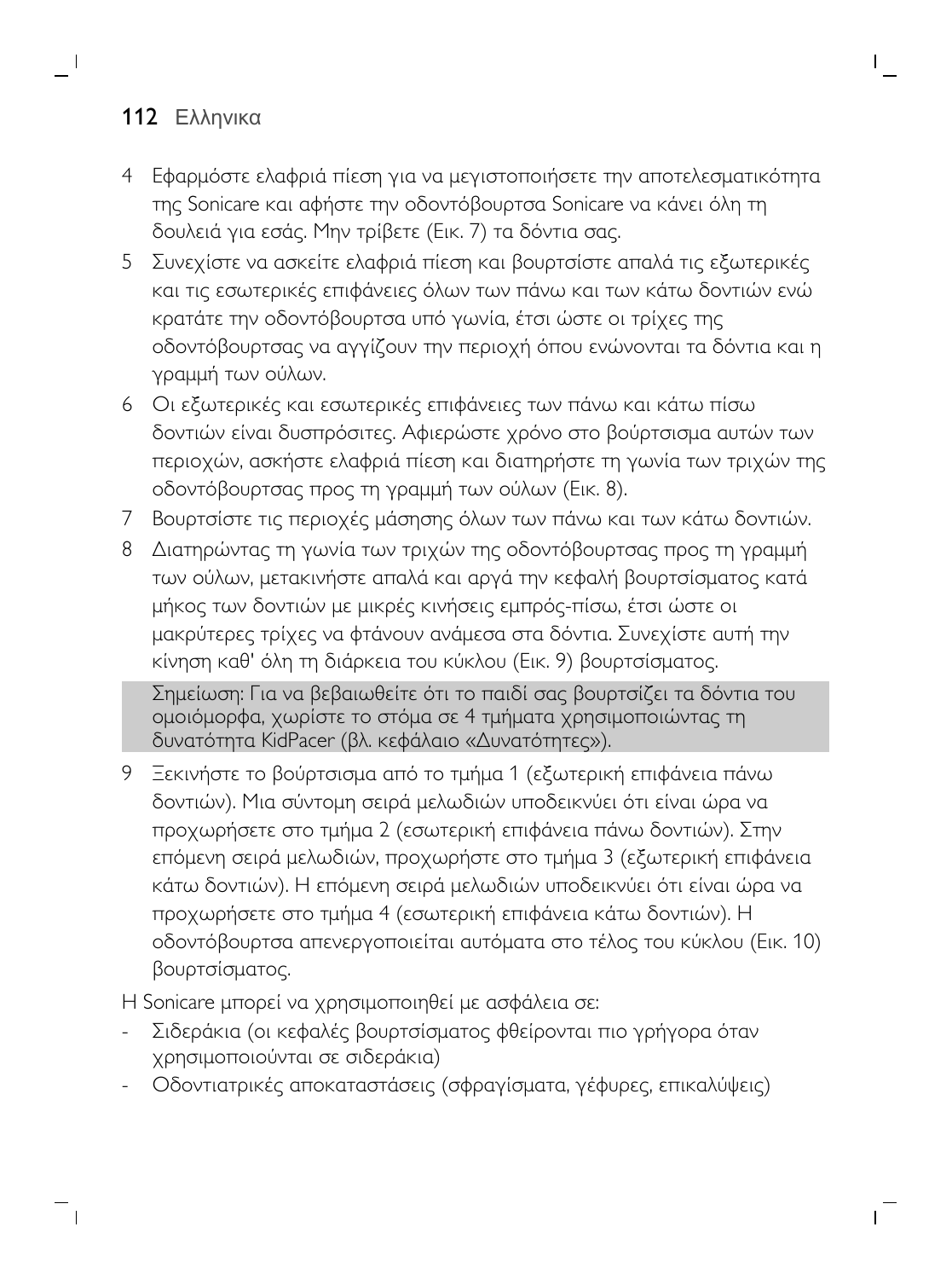4 Εφαρμόστε ελαφριά πίεση για να μεγιστοποιήσετε την αποτελεσματικότητα της Sonicare και αφήστε την οδοντόβουρτσα Sonicare να κάνει όλη τη δουλειά για εσάς. Μην τρίβετε (Εικ. 7) τα δόντια σας.

5 Συνεχίστε να ασκείτε ελαφριά πίεση και βουρτσίστε απαλά τις εξωτερικές και τις εσωτερικές επιφάνειες όλων των πάνω και των κάτω δοντιών ενώ κρατάτε την οδοντόβουρτσα υπό γωνία, έτσι ώστε οι τρίχες της οδοντόβουρτσας να αγγίζουν την περιοχή όπου ενώνονται τα δόντια και η γραμμή των ούλων.

6 Οι εξωτερικές και εσωτερικές επιφάνειες των πάνω και κάτω πίσω δοντιών είναι δυσπρόσιτες. Αφιερώστε χρόνο στο βούρτσισμα αυτών των περιοχών, ασκήστε ελαφριά πίεση και διατηρήστε τη γωνία των τριχών της οδοντόβουρτσας προς τη γραμμή των ούλων (Εικ. 8).

7 Βουρτσίστε τις περιοχές μάσησης όλων των πάνω και των κάτω δοντιών.

8 Διατηρώντας τη γωνία των τριχών της οδοντόβουρτσας προς τη γραμμή των ούλων, μετακινήστε απαλά και αργά την κεφαλή βουρτσίσματος κατά μήκος των δοντιών με μικρές κινήσεις εμπρός-πίσω, έτσι ώστε οι μακρύτερες τρίχες να φτάνουν ανάμεσα στα δόντια. Συνεχίστε αυτή την κίνηση καθ' όλη τη διάρκεια του κύκλου (Εικ. 9) βουρτσίσματος.

Σημείωση: Για να βεβαιωθείτε ότι το παιδί σας βουρτσίζει τα δόντια του ομοιόμορφα, χωρίστε το στόμα σε 4 τμήματα χρησιμοποιώντας τη δυνατότητα KidPacer (βλ. κεφάλαιο «Δυνατότητες»).

9 Ξεκινήστε το βούρτσισμα από το τμήμα 1 (εξωτερική επιφάνεια πάνω δοντιών). Μια σύντομη σειρά μελωδιών υποδεικνύει ότι είναι ώρα να προχωρήσετε στο τμήμα 2 (εσωτερική επιφάνεια πάνω δοντιών). Στην επόμενη σειρά μελωδιών, προχωρήστε στο τμήμα 3 (εξωτερική επιφάνεια κάτω δοντιών). Η επόμενη σειρά μελωδιών υποδεικνύει ότι είναι ώρα να προχωρήσετε στο τμήμα 4 (εσωτερική επιφάνεια κάτω δοντιών). Η οδοντόβουρτσα απενεργοποιείται αυτόματα στο τέλος του κύκλου (Εικ. 10) βουρτσίσματος.

Η Sonicare μπορεί να χρησιμοποιηθεί με ασφάλεια σε:

- Σιδεράκια (οι κεφαλές βουρτσίσματος φθείρονται πιο γρήγορα όταν χρησιμοποιούνται σε σιδεράκια)
- Οδοντιατρικές αποκαταστάσεις (σφραγίσματα, γέφυρες, επικαλύψεις)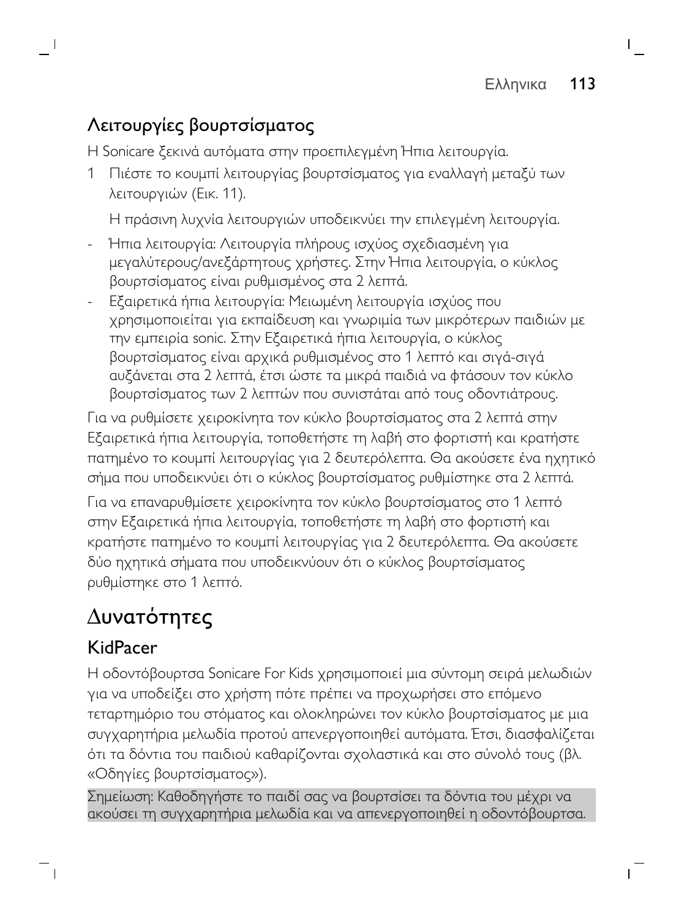## Λειτουργίες βουρτσίσματος

Η Sonicare ξεκινά αυτόματα στην προεπιλεγμένη Ήπια λειτουργία.

1 Πιέστε το κουμπί λειτουργίας βουρτσίσματος για εναλλαγή μεταξύ των λειτουργιών (Εικ. 11).

   Η πράσινη λυχνία λειτουργιών υποδεικνύει την επιλεγμένη λειτουργία.

- Ήπια λειτουργία: Λειτουργία πλήρους ισχύος σχεδιασμένη για μεγαλύτερους/ανεξάρτητους χρήστες. Στην Ήπια λειτουργία, ο κύκλος βουρτσίσματος είναι ρυθμισμένος στα 2 λεπτά.
- Εξαιρετικά ήπια λειτουργία: Μειωμένη λειτουργία ισχύος που χρησιμοποιείται για εκπαίδευση και γνωριμία των μικρότερων παιδιών με την εμπειρία sonic. Στην Εξαιρετικά ήπια λειτουργία, ο κύκλος βουρτσίσματος είναι αρχικά ρυθμισμένος στο 1 λεπτό και σιγά-σιγά αυξάνεται στα 2 λεπτά, έτσι ώστε τα μικρά παιδιά να φτάσουν τον κύκλο βουρτσίσματος των 2 λεπτών που συνιστάται από τους οδοντιάτρους.

Για να ρυθμίσετε χειροκίνητα τον κύκλο βουρτσίσματος στα 2 λεπτά στην Εξαιρετικά ήπια λειτουργία, τοποθετήστε τη λαβή στο φορτιστή και κρατήστε πατημένο το κουμπί λειτουργίας για 2 δευτερόλεπτα. Θα ακούσετε ένα ηχητικό σήμα που υποδεικνύει ότι ο κύκλος βουρτσίσματος ρυθμίστηκε στα 2 λεπτά.

Για να επαναρυθμίσετε χειροκίνητα τον κύκλο βουρτσίσματος στο 1 λεπτό στην Εξαιρετικά ήπια λειτουργία, τοποθετήστε τη λαβή στο φορτιστή και κρατήστε πατημένο το κουμπί λειτουργίας για 2 δευτερόλεπτα. Θα ακούσετε δύο ηχητικά σήματα που υποδεικνύουν ότι ο κύκλος βουρτσίσματος ρυθμίστηκε στο 1 λεπτό.

# Δυνατότητες

## KidPacer

Η οδοντόβουρτσα Sonicare For Kids χρησιμοποιεί μια σύντομη σειρά μελωδιών για να υποδείξει στο χρήστη πότε πρέπει να προχωρήσει στο επόμενο τεταρτημόριο του στόματος και ολοκληρώνει τον κύκλο βουρτσίσματος με μια συγχαρητήρια μελωδία προτού απενεργοποιηθεί αυτόματα. Έτσι, διασφαλίζεται ότι τα δόντια του παιδιού καθαρίζονται σχολαστικά και στο σύνολό τους (βλ. «Οδηγίες βουρτσίσματος»).

Σημείωση: Καθοδηγήστε το παιδί σας να βουρτσίσει τα δόντια του μέχρι να ακούσει τη συγχαρητήρια μελωδία και να απενεργοποιηθεί η οδοντόβουρτσα.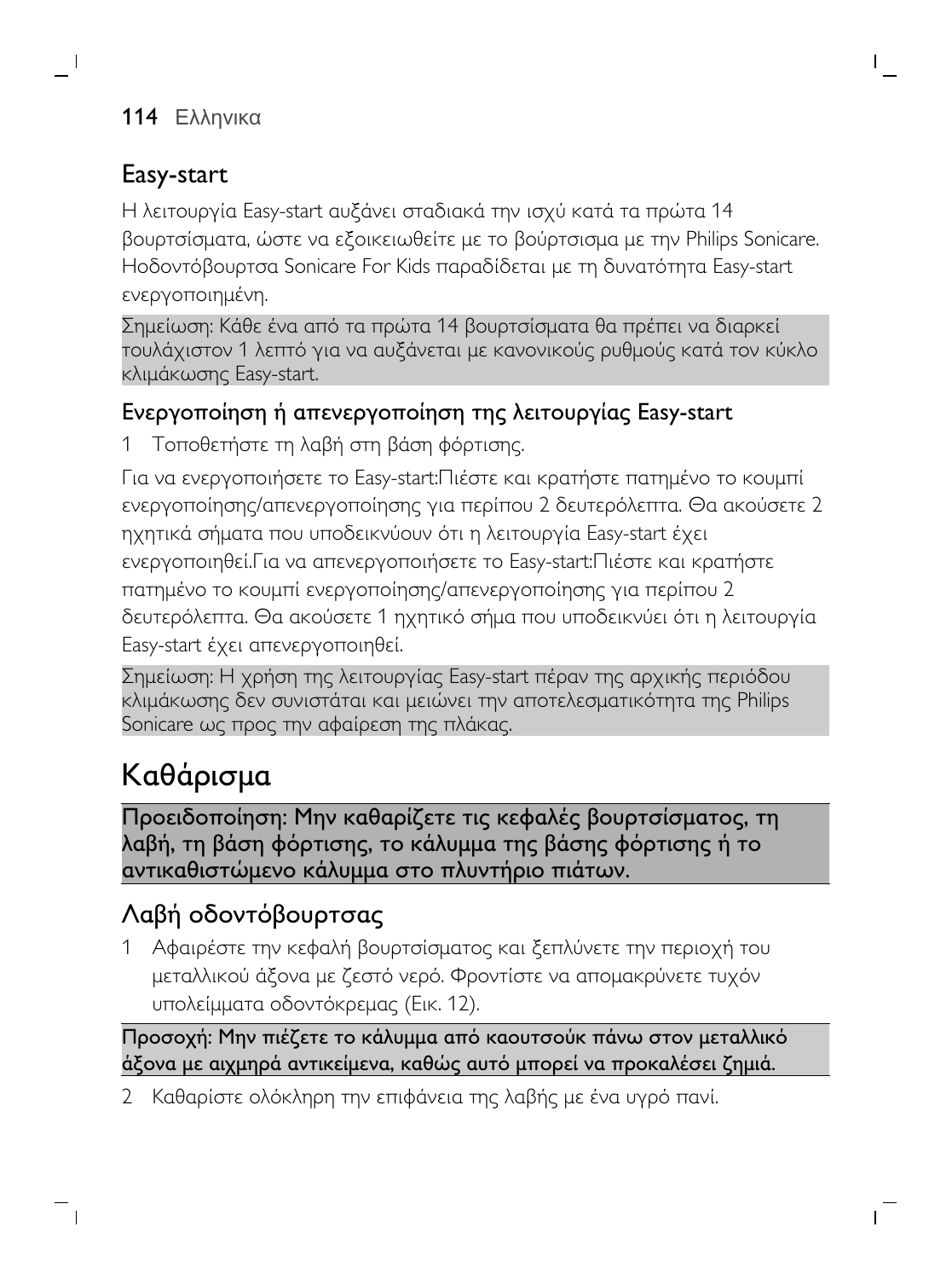## Easy-start

Η λειτουργία Easy-start αυξάνει σταδιακά την ισχύ κατά τα πρώτα 14 βουρτσίσματα, ώστε να εξοικειωθείτε με το βούρτσισμα με την Philips Sonicare. Ηοδοντόβουρτσα Sonicare For Kids παραδίδεται με τη δυνατότητα Easy-start ενεργοποιημένη.

Σημείωση: Κάθε ένα από τα πρώτα 14 βουρτσίσματα θα πρέπει να διαρκεί τουλάχιστον 1 λεπτό για να αυξάνεται με κανονικούς ρυθμούς κατά τον κύκλο κλιμάκωσης Easy-start.

### Ενεργοποίηση ή απενεργοποίηση της λειτουργίας Easy-start

1 Τοποθετήστε τη λαβή στη βάση φόρτισης.

Για να ενεργοποιήσετε το Easy-start:Πιέστε και κρατήστε πατημένο το κουμπί ενεργοποίησης/απενεργοποίησης για περίπου 2 δευτερόλεπτα. Θα ακούσετε 2 ηχητικά σήματα που υποδεικνύουν ότι η λειτουργία Easy-start έχει ενεργοποιηθεί.Για να απενεργοποιήσετε το Easy-start:Πιέστε και κρατήστε πατημένο το κουμπί ενεργοποίησης/απενεργοποίησης για περίπου 2 δευτερόλεπτα. Θα ακούσετε 1 ηχητικό σήμα που υποδεικνύει ότι η λειτουργία Easy-start έχει απενεργοποιηθεί.

Σημείωση: Η χρήση της λειτουργίας Easy-start πέραν της αρχικής περιόδου κλιμάκωσης δεν συνιστάται και μειώνει την αποτελεσματικότητα της Philips Sonicare ως προς την αφαίρεση της πλάκας.

# Καθάρισμα

**Προειδοποίηση: Μην καθαρίζετε τις κεφαλές βουρτσίσματος, τη λαβή, τη βάση φόρτισης, το κάλυμμα της βάσης φόρτισης ή το αντικαθιστώμενο κάλυμμα στο πλυντήριο πιάτων.**

## Λαβή οδοντόβουρτσας

1 Αφαιρέστε την κεφαλή βουρτσίσματος και ξεπλύνετε την περιοχή του μεταλλικού άξονα με ζεστό νερό. Φροντίστε να απομακρύνετε τυχόν υπολείμματα οδοντόκρεμας (Εικ. 12).

**Προσοχή: Μην πιέζετε το κάλυμμα από καουτσούκ πάνω στον μεταλλικό άξονα με αιχμηρά αντικείμενα, καθώς αυτό μπορεί να προκαλέσει ζημιά.**

2 Καθαρίστε ολόκληρη την επιφάνεια της λαβής με ένα υγρό πανί.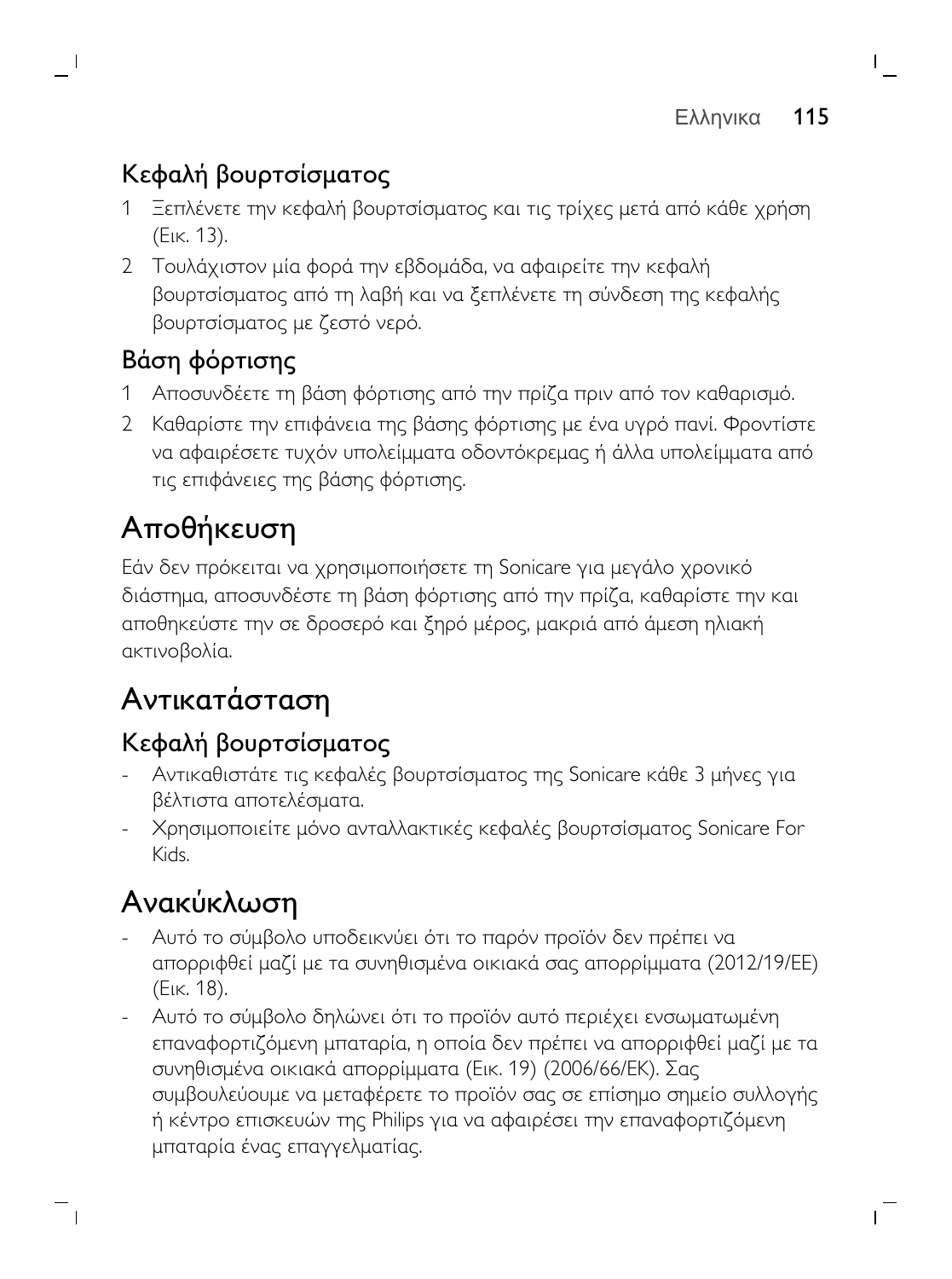## Κεφαλή βουρτσίσματος

1 Ξεπλένετε την κεφαλή βουρτσίσματος και τις τρίχες μετά από κάθε χρήση (Εικ. 13).

2 Τουλάχιστον μία φορά την εβδομάδα, να αφαιρείτε την κεφαλή βουρτσίσματος από τη λαβή και να ξεπλένετε τη σύνδεση της κεφαλής βουρτσίσματος με ζεστό νερό.

## Βάση φόρτισης

1 Αποσυνδέετε τη βάση φόρτισης από την πρίζα πριν από τον καθαρισμό.

2 Καθαρίστε την επιφάνεια της βάσης φόρτισης με ένα υγρό πανί. Φροντίστε να αφαιρέσετε τυχόν υπολείμματα οδοντόκρεμας ή άλλα υπολείμματα από τις επιφάνειες της βάσης φόρτισης.

# Αποθήκευση

Εάν δεν πρόκειται να χρησιμοποιήσετε τη Sonicare για μεγάλο χρονικό διάστημα, αποσυνδέστε τη βάση φόρτισης από την πρίζα, καθαρίστε την και αποθηκεύστε την σε δροσερό και ξηρό μέρος, μακριά από άμεση ηλιακή ακτινοβολία.

# Αντικατάσταση

## Κεφαλή βουρτσίσματος

- Αντικαθιστάτε τις κεφαλές βουρτσίσματος της Sonicare κάθε 3 μήνες για βέλτιστα αποτελέσματα.
- Χρησιμοποιείτε μόνο ανταλλακτικές κεφαλές βουρτσίσματος Sonicare For Kids.

# Ανακύκλωση

- Αυτό το σύμβολο υποδεικνύει ότι το παρόν προϊόν δεν πρέπει να απορριφθεί μαζί με τα συνηθισμένα οικιακά σας απορρίμματα (2012/19/ΕΕ) (Εικ. 18).
- Αυτό το σύμβολο δηλώνει ότι το προϊόν αυτό περιέχει ενσωματωμένη επαναφορτιζόμενη μπαταρία, η οποία δεν πρέπει να απορριφθεί μαζί με τα συνηθισμένα οικιακά απορρίμματα (Εικ. 19) (2006/66/ΕΚ). Σας συμβουλεύουμε να μεταφέρετε το προϊόν σας σε επίσημο σημείο συλλογής ή κέντρο επισκευών της Philips για να αφαιρέσει την επαναφορτιζόμενη μπαταρία ένας επαγγελματίας.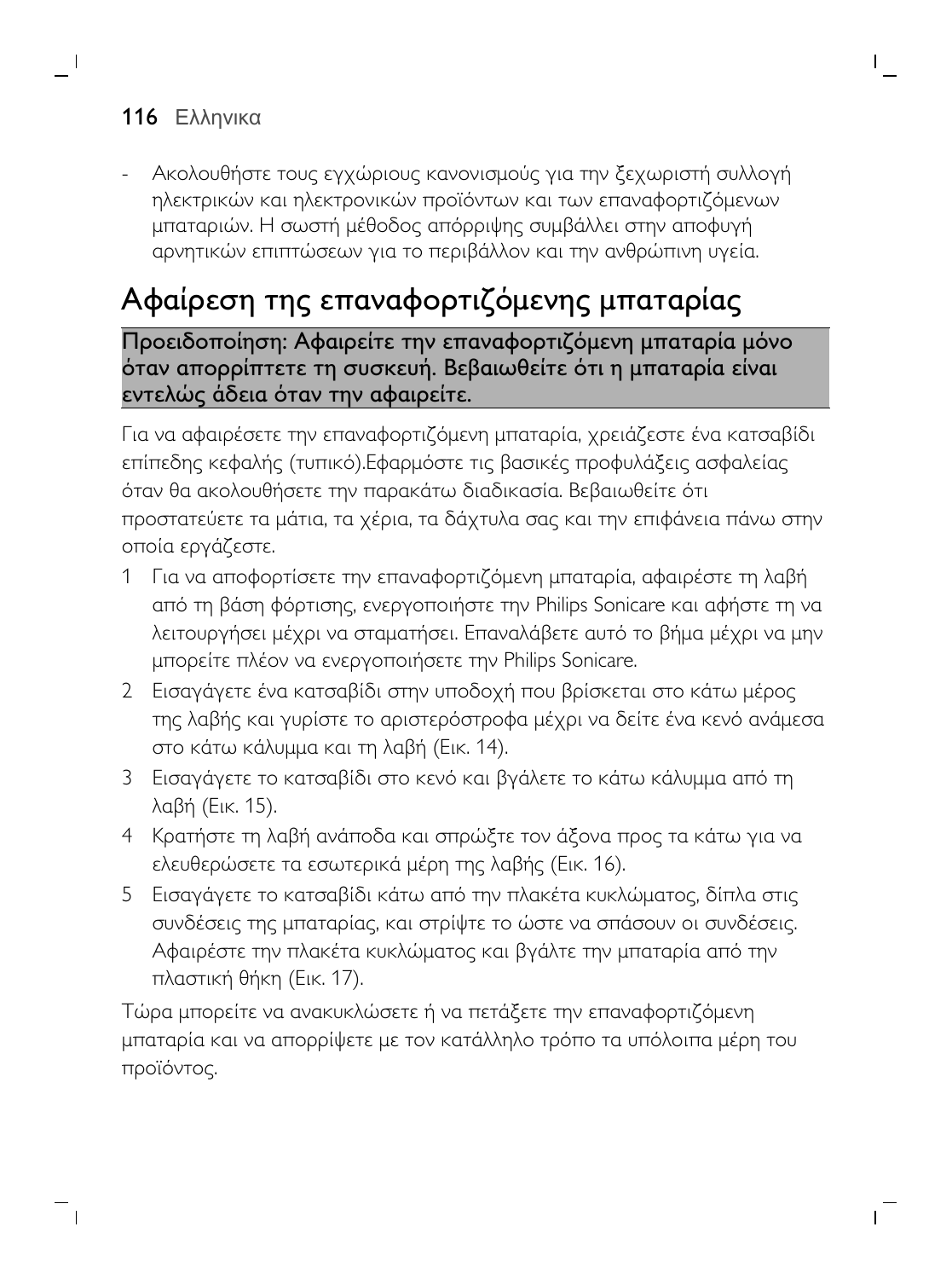- Ακολουθήστε τους εγχώριους κανονισμούς για την ξεχωριστή συλλογή ηλεκτρικών και ηλεκτρονικών προϊόντων και των επαναφορτιζόμενων μπαταριών. Η σωστή μέθοδος απόρριψης συμβάλλει στην αποφυγή αρνητικών επιπτώσεων για το περιβάλλον και την ανθρώπινη υγεία.

## Αφαίρεση της επαναφορτιζόμενης μπαταρίας

**Προειδοποίηση: Αφαιρείτε την επαναφορτιζόμενη μπαταρία μόνο όταν απορρίπτετε τη συσκευή. Βεβαιωθείτε ότι η μπαταρία είναι εντελώς άδεια όταν την αφαιρείτε.**

Για να αφαιρέσετε την επαναφορτιζόμενη μπαταρία, χρειάζεστε ένα κατσαβίδι επίπεδης κεφαλής (τυπικό).Εφαρμόστε τις βασικές προφυλάξεις ασφαλείας όταν θα ακολουθήσετε την παρακάτω διαδικασία. Βεβαιωθείτε ότι προστατεύετε τα μάτια, τα χέρια, τα δάχτυλα σας και την επιφάνεια πάνω στην οποία εργάζεστε.

1. Για να αποφορτίσετε την επαναφορτιζόμενη μπαταρία, αφαιρέστε τη λαβή από τη βάση φόρτισης, ενεργοποιήστε την Philips Sonicare και αφήστε τη να λειτουργήσει μέχρι να σταματήσει. Επαναλάβετε αυτό το βήμα μέχρι να μην μπορείτε πλέον να ενεργοποιήσετε την Philips Sonicare.
2. Εισαγάγετε ένα κατσαβίδι στην υποδοχή που βρίσκεται στο κάτω μέρος της λαβής και γυρίστε το αριστερόστροφα μέχρι να δείτε ένα κενό ανάμεσα στο κάτω κάλυμμα και τη λαβή (Εικ. 14).
3. Εισαγάγετε το κατσαβίδι στο κενό και βγάλετε το κάτω κάλυμμα από τη λαβή (Εικ. 15).
4. Κρατήστε τη λαβή ανάποδα και σπρώξτε τον άξονα προς τα κάτω για να ελευθερώσετε τα εσωτερικά μέρη της λαβής (Εικ. 16).
5. Εισαγάγετε το κατσαβίδι κάτω από την πλακέτα κυκλώματος, δίπλα στις συνδέσεις της μπαταρίας, και στρίψτε το ώστε να σπάσουν οι συνδέσεις. Αφαιρέστε την πλακέτα κυκλώματος και βγάλτε την μπαταρία από την πλαστική θήκη (Εικ. 17).

Τώρα μπορείτε να ανακυκλώσετε ή να πετάξετε την επαναφορτιζόμενη μπαταρία και να απορρίψετε με τον κατάλληλο τρόπο τα υπόλοιπα μέρη του προϊόντος.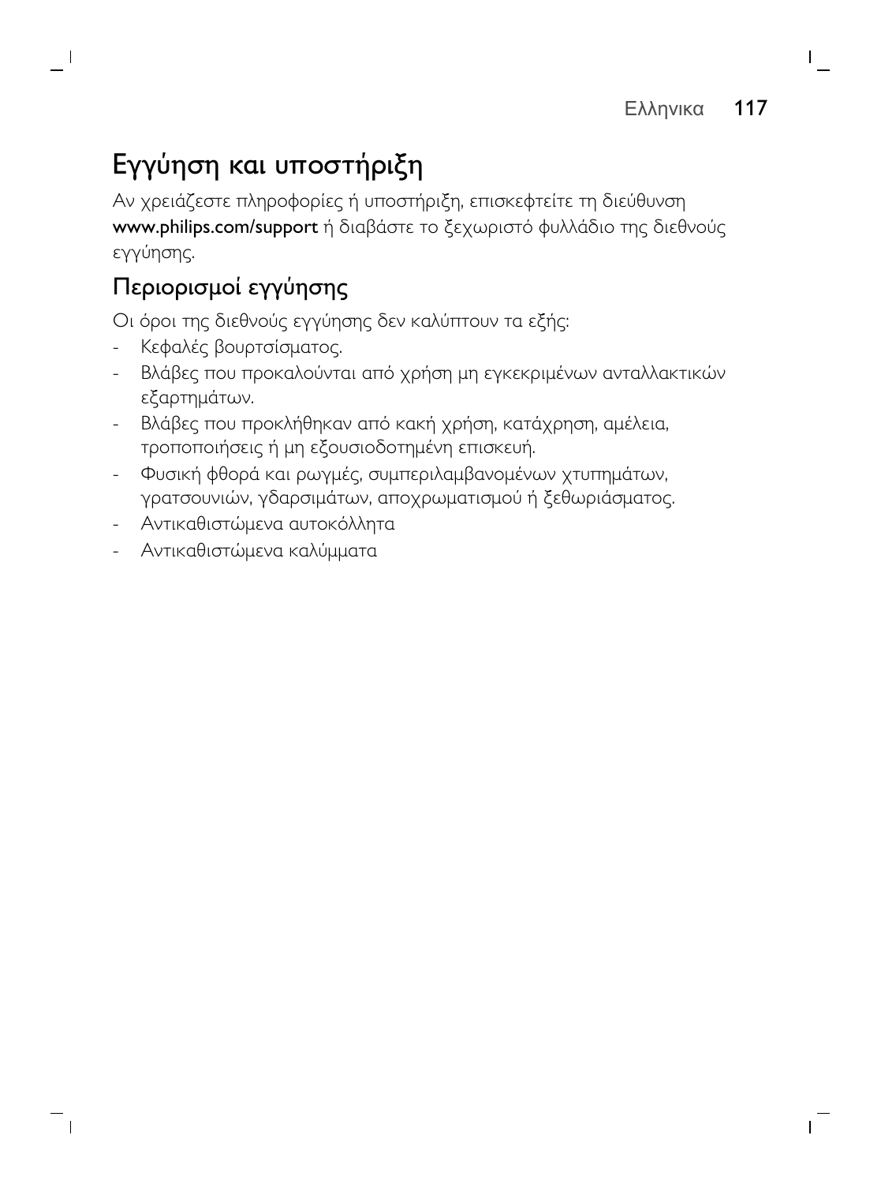# Εγγύηση και υποστήριξη

Αν χρειάζεστε πληροφορίες ή υποστήριξη, επισκεφτείτε τη διεύθυνση **www.philips.com/support** ή διαβάστε το ξεχωριστό φυλλάδιο της διεθνούς εγγύησης.

## Περιορισμοί εγγύησης

Οι όροι της διεθνούς εγγύησης δεν καλύπτουν τα εξής:

- Κεφαλές βουρτσίσματος.
- Βλάβες που προκαλούνται από χρήση μη εγκεκριμένων ανταλλακτικών εξαρτημάτων.
- Βλάβες που προκλήθηκαν από κακή χρήση, κατάχρηση, αμέλεια, τροποποιήσεις ή μη εξουσιοδοτημένη επισκευή.
- Φυσική φθορά και ρωγμές, συμπεριλαμβανομένων χτυπημάτων, γρατσουνιών, γδαρσιμάτων, αποχρωματισμού ή ξεθωριάσματος.
- Αντικαθιστώμενα αυτοκόλλητα
- Αντικαθιστώμενα καλύμματα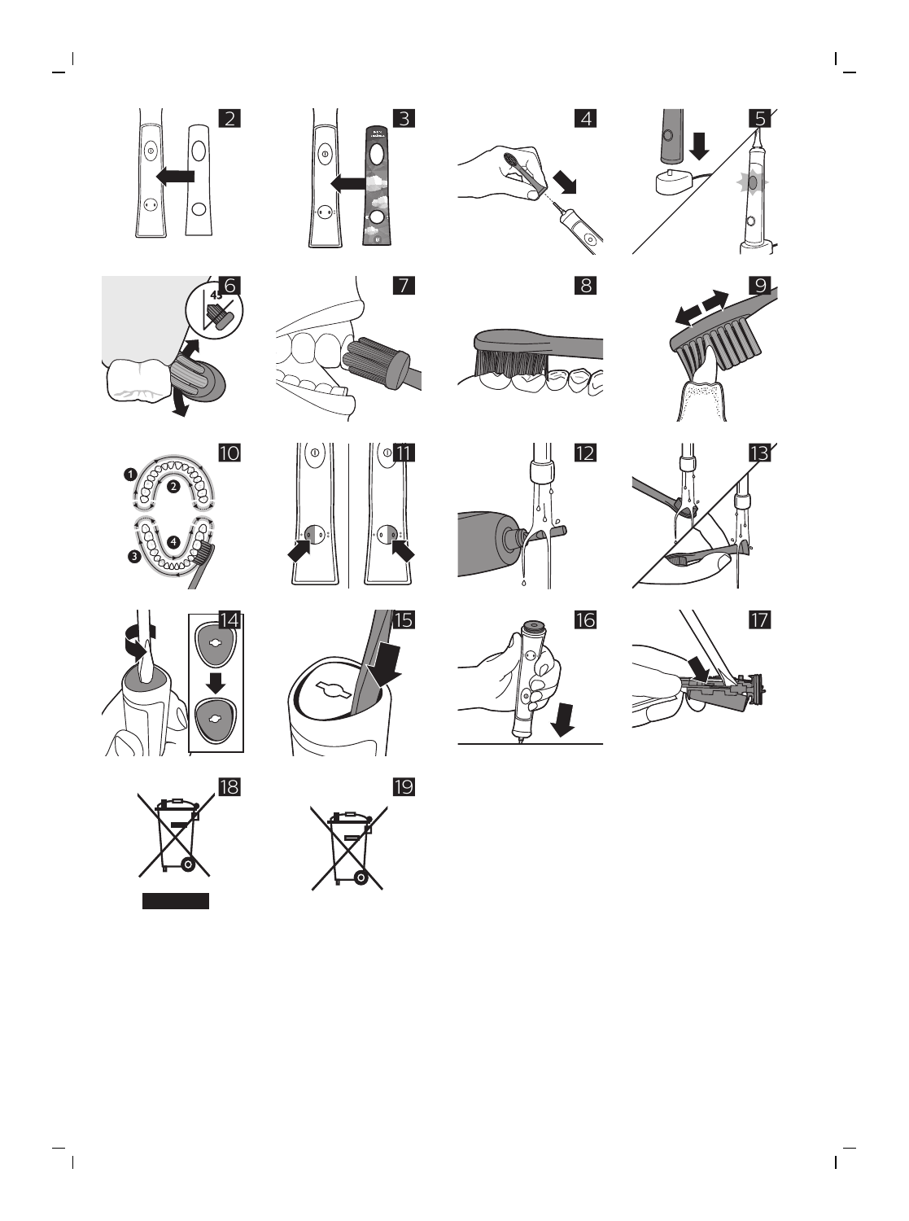2

3

4

5

6

7

8

9

10

11

12

13

14

15

16

17

18

19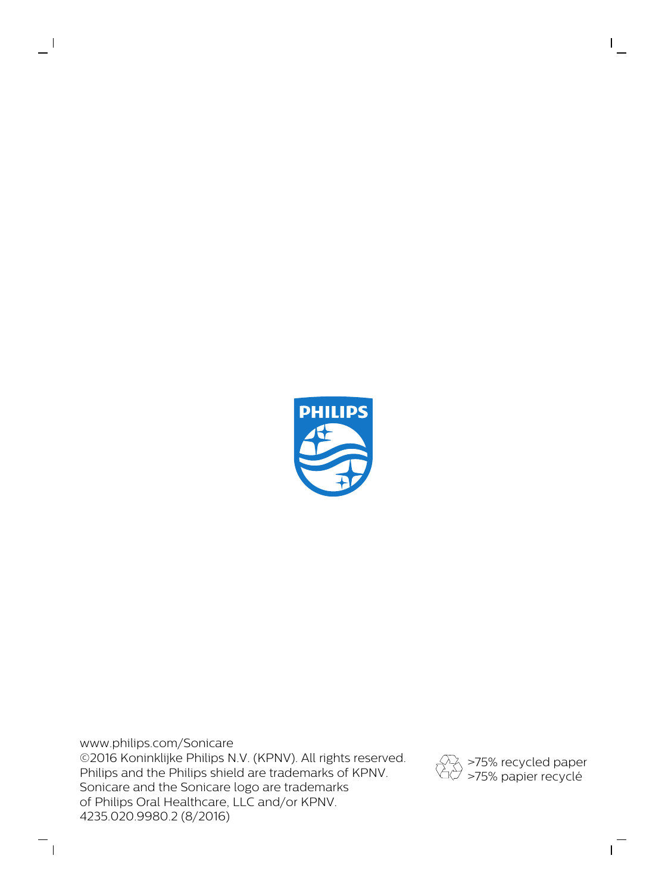PHILIPS

www.philips.com/Sonicare
©2016 Koninklijke Philips N.V. (KPNV). All rights reserved.
Philips and the Philips shield are trademarks of KPNV.
Sonicare and the Sonicare logo are trademarks
of Philips Oral Healthcare, LLC and/or KPNV.
4235.020.9980.2 (8/2016)

>75% recycled paper
>75% papier recyclé